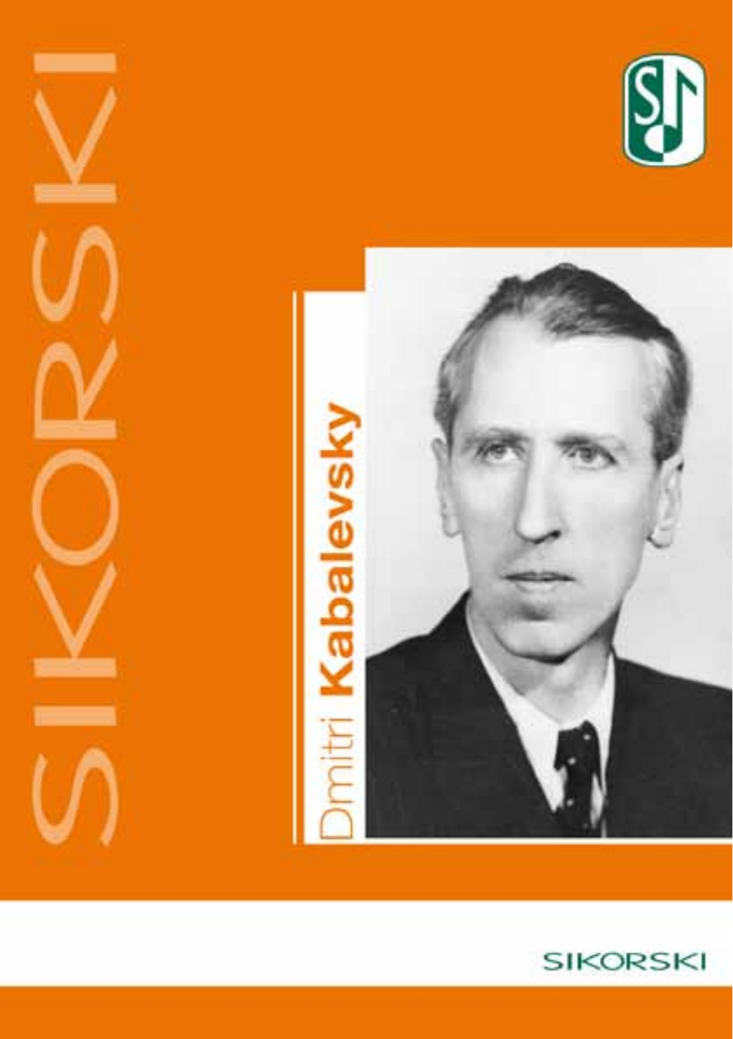# Dmitri Kabalevsky

SIKORSKI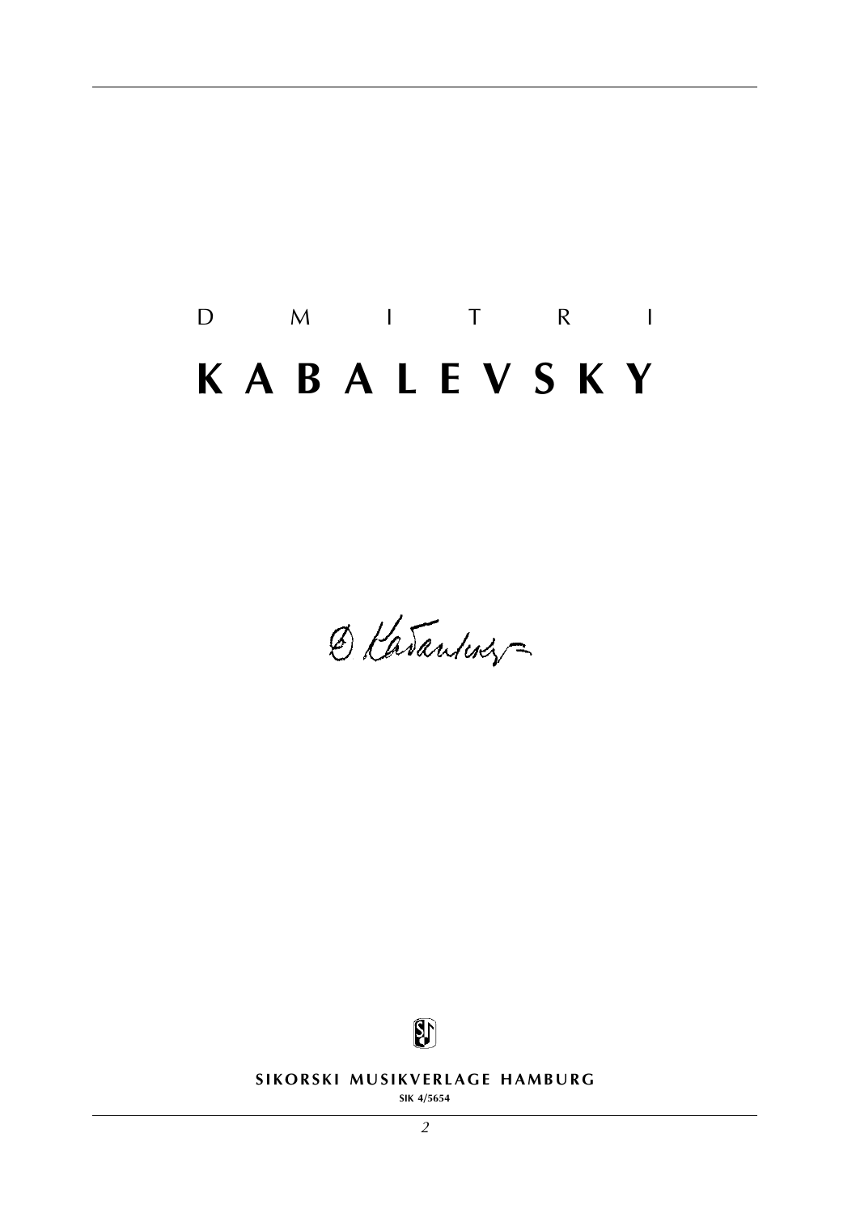D M I T R I

# K A B A L E V S K Y

**SIKORSKI MUSIKVERLAGE HAMBURG**

**SIK 4/5654**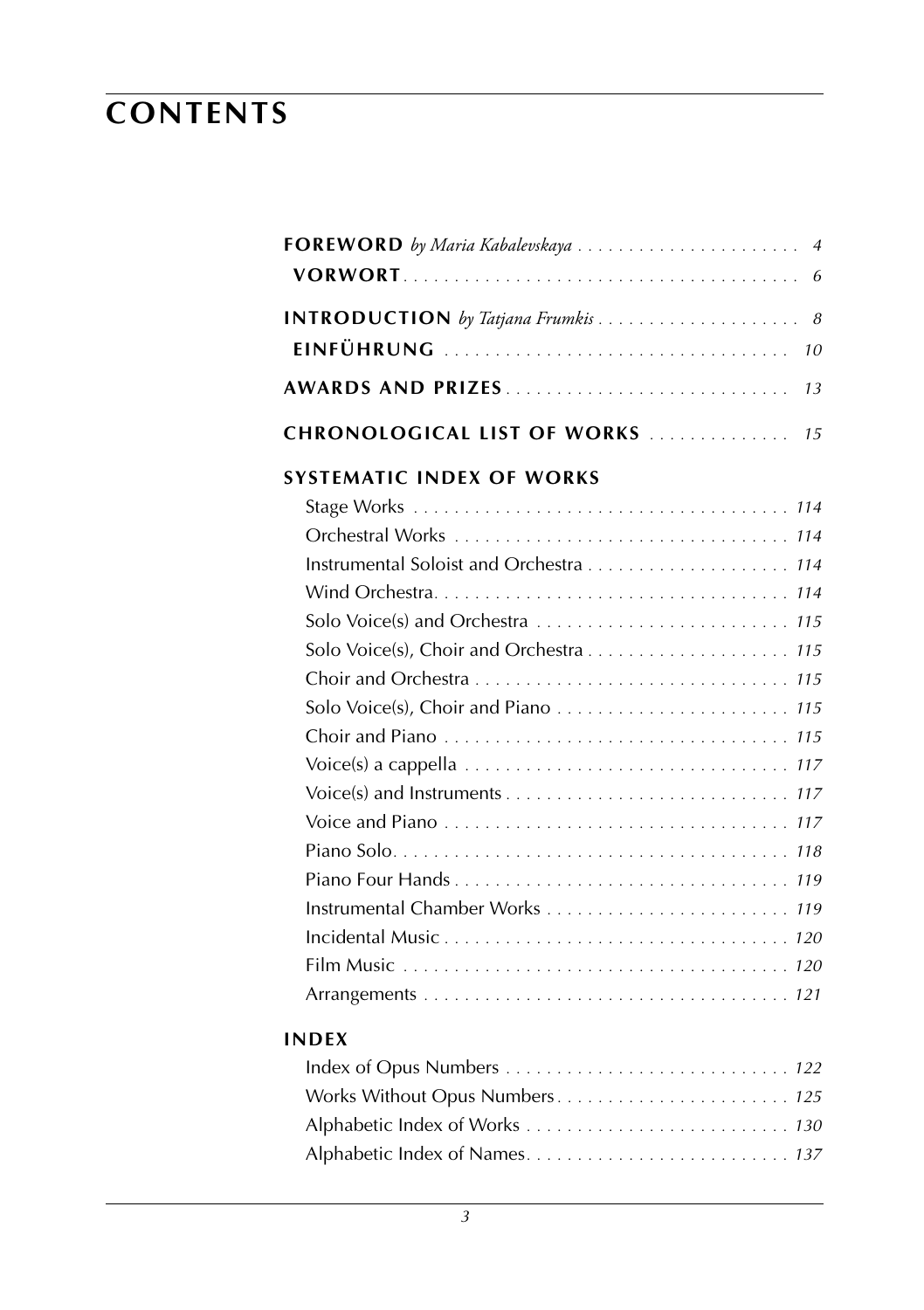# CONTENTS

**FOREWORD** *by Maria Kabalevskaya* . . . . . . . . . . . . . . . . . . . . . . *4*

**VORWORT** . . . . . . . . . . . . . . . . . . . . . . . . . . . . . . . . . . . . . . *6*

**INTRODUCTION** *by Tatjana Frumkis* . . . . . . . . . . . . . . . . . . . . *8*

**EINFÜHRUNG** . . . . . . . . . . . . . . . . . . . . . . . . . . . . . . . . . . *10*

**AWARDS AND PRIZES** . . . . . . . . . . . . . . . . . . . . . . . . . . . . *13*

**CHRONOLOGICAL LIST OF WORKS** . . . . . . . . . . . . . . *15*

**SYSTEMATIC INDEX OF WORKS**

- Stage Works . . . . . . . . . . . . . . . . . . . . . . . . . . . . . . . . . . . . . *114*
- Orchestral Works . . . . . . . . . . . . . . . . . . . . . . . . . . . . . . . . . *114*
- Instrumental Soloist and Orchestra . . . . . . . . . . . . . . . . . . . . *114*
- Wind Orchestra. . . . . . . . . . . . . . . . . . . . . . . . . . . . . . . . . . . *114*
- Solo Voice(s) and Orchestra . . . . . . . . . . . . . . . . . . . . . . . . . *115*
- Solo Voice(s), Choir and Orchestra . . . . . . . . . . . . . . . . . . . . *115*
- Choir and Orchestra . . . . . . . . . . . . . . . . . . . . . . . . . . . . . . . *115*
- Solo Voice(s), Choir and Piano . . . . . . . . . . . . . . . . . . . . . . . *115*
- Choir and Piano . . . . . . . . . . . . . . . . . . . . . . . . . . . . . . . . . . *115*
- Voice(s) a cappella . . . . . . . . . . . . . . . . . . . . . . . . . . . . . . . . *117*
- Voice(s) and Instruments . . . . . . . . . . . . . . . . . . . . . . . . . . . *117*
- Voice and Piano . . . . . . . . . . . . . . . . . . . . . . . . . . . . . . . . . . *117*
- Piano Solo. . . . . . . . . . . . . . . . . . . . . . . . . . . . . . . . . . . . . . . *118*
- Piano Four Hands . . . . . . . . . . . . . . . . . . . . . . . . . . . . . . . . . *119*
- Instrumental Chamber Works . . . . . . . . . . . . . . . . . . . . . . . . *119*
- Incidental Music . . . . . . . . . . . . . . . . . . . . . . . . . . . . . . . . . . *120*
- Film Music . . . . . . . . . . . . . . . . . . . . . . . . . . . . . . . . . . . . . . *120*
- Arrangements . . . . . . . . . . . . . . . . . . . . . . . . . . . . . . . . . . . . *121*

**INDEX**

- Index of Opus Numbers . . . . . . . . . . . . . . . . . . . . . . . . . . . . *122*
- Works Without Opus Numbers. . . . . . . . . . . . . . . . . . . . . . . *125*
- Alphabetic Index of Works . . . . . . . . . . . . . . . . . . . . . . . . . . *130*
- Alphabetic Index of Names. . . . . . . . . . . . . . . . . . . . . . . . . . *137*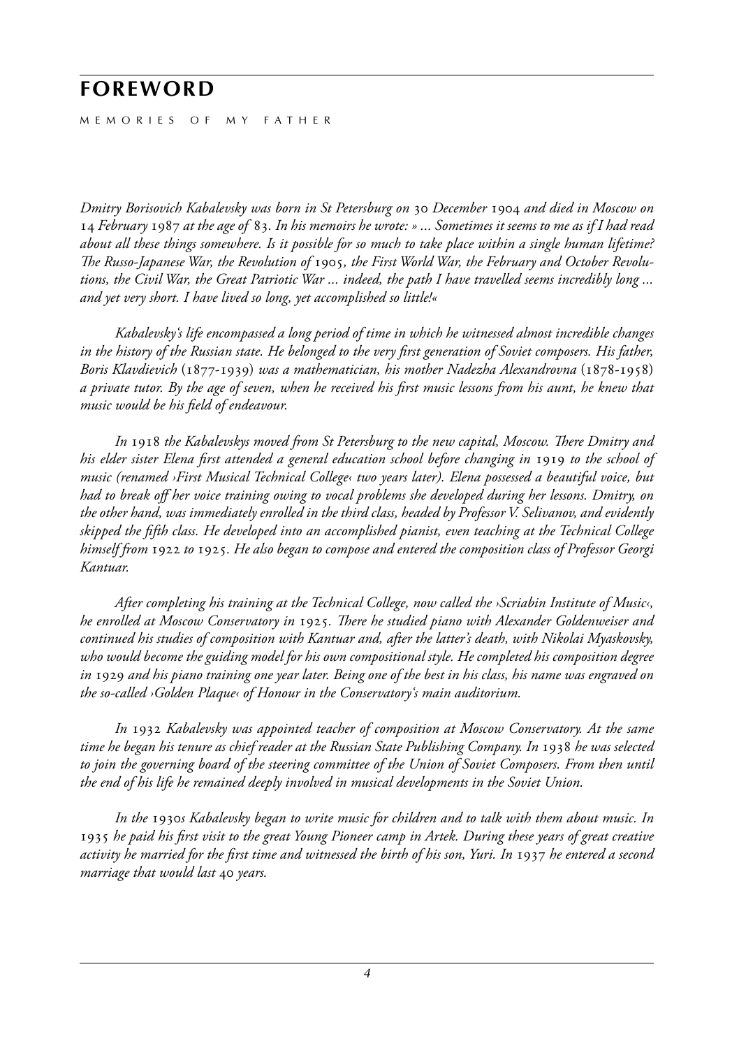# FOREWORD

MEMORIES OF MY FATHER

*Dmitry Borisovich Kabalevsky was born in St Petersburg on 30 December 1904 and died in Moscow on 14 February 1987 at the age of 83. In his memoirs he wrote: » ... Sometimes it seems to me as if I had read about all these things somewhere. Is it possible for so much to take place within a single human lifetime? The Russo-Japanese War, the Revolution of 1905, the First World War, the February and October Revolutions, the Civil War, the Great Patriotic War ... indeed, the path I have travelled seems incredibly long ... and yet very short. I have lived so long, yet accomplished so little!«*

*Kabalevsky's life encompassed a long period of time in which he witnessed almost incredible changes in the history of the Russian state. He belonged to the very first generation of Soviet composers. His father, Boris Klavdievich (1877-1939) was a mathematician, his mother Nadezha Alexandrovna (1878-1958) a private tutor. By the age of seven, when he received his first music lessons from his aunt, he knew that music would be his field of endeavour.*

*In 1918 the Kabalevskys moved from St Petersburg to the new capital, Moscow. There Dmitry and his elder sister Elena first attended a general education school before changing in 1919 to the school of music (renamed ›First Musical Technical College‹ two years later). Elena possessed a beautiful voice, but had to break off her voice training owing to vocal problems she developed during her lessons. Dmitry, on the other hand, was immediately enrolled in the third class, headed by Professor V. Selivanov, and evidently skipped the fifth class. He developed into an accomplished pianist, even teaching at the Technical College himself from 1922 to 1925. He also began to compose and entered the composition class of Professor Georgi Kantuar.*

*After completing his training at the Technical College, now called the ›Scriabin Institute of Music‹, he enrolled at Moscow Conservatory in 1925. There he studied piano with Alexander Goldenweiser and continued his studies of composition with Kantuar and, after the latter's death, with Nikolai Myaskovsky, who would become the guiding model for his own compositional style. He completed his composition degree in 1929 and his piano training one year later. Being one of the best in his class, his name was engraved on the so-called ›Golden Plaque‹ of Honour in the Conservatory's main auditorium.*

*In 1932 Kabalevsky was appointed teacher of composition at Moscow Conservatory. At the same time he began his tenure as chief reader at the Russian State Publishing Company. In 1938 he was selected to join the governing board of the steering committee of the Union of Soviet Composers. From then until the end of his life he remained deeply involved in musical developments in the Soviet Union.*

*In the 1930s Kabalevsky began to write music for children and to talk with them about music. In 1935 he paid his first visit to the great Young Pioneer camp in Artek. During these years of great creative activity he married for the first time and witnessed the birth of his son, Yuri. In 1937 he entered a second marriage that would last 40 years.*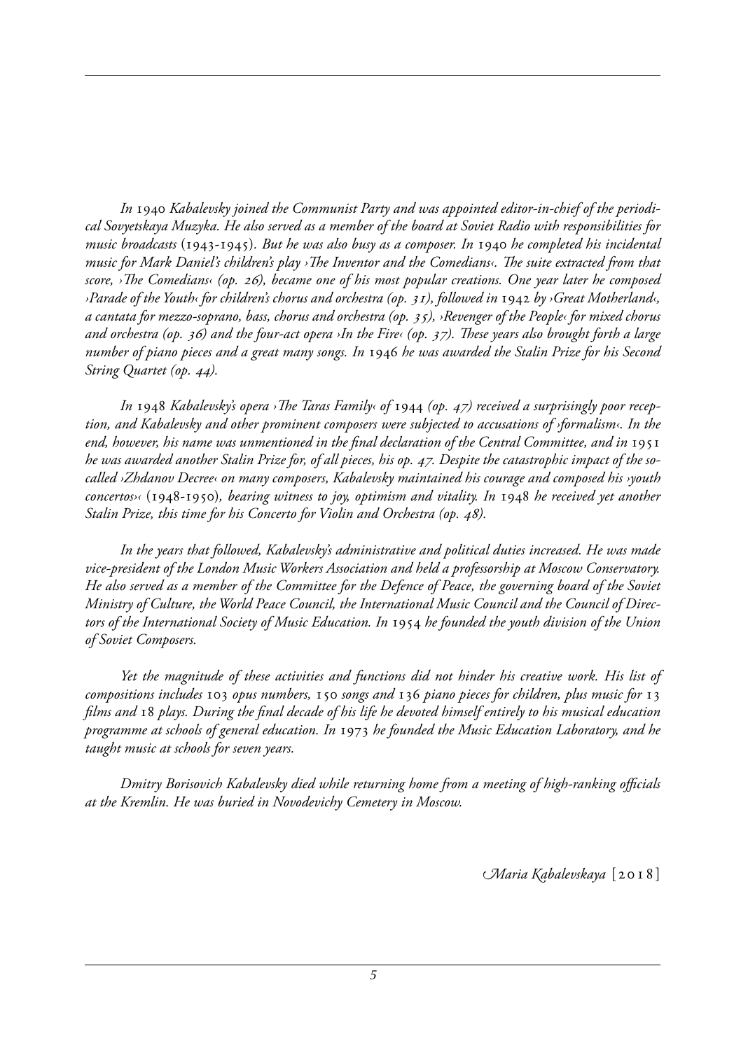*In* 1940 *Kabalevsky joined the Communist Party and was appointed editor-in-chief of the periodical Sovyetskaya Muzyka. He also served as a member of the board at Soviet Radio with responsibilities for music broadcasts* (1943-1945). *But he was also busy as a composer. In* 1940 *he completed his incidental music for Mark Daniel's children's play ›The Inventor and the Comedians‹. The suite extracted from that score, ›The Comedians‹ (op. 26), became one of his most popular creations. One year later he composed ›Parade of the Youth‹ for children's chorus and orchestra (op. 31), followed in* 1942 *by ›Great Motherland‹, a cantata for mezzo-soprano, bass, chorus and orchestra (op. 35), ›Revenger of the People‹ for mixed chorus and orchestra (op. 36) and the four-act opera ›In the Fire‹ (op. 37). These years also brought forth a large number of piano pieces and a great many songs. In* 1946 *he was awarded the Stalin Prize for his Second String Quartet (op. 44).*

*In* 1948 *Kabalevsky's opera ›The Taras Family‹ of* 1944 *(op. 47) received a surprisingly poor reception, and Kabalevsky and other prominent composers were subjected to accusations of ›formalism‹. In the end, however, his name was unmentioned in the final declaration of the Central Committee, and in* 1951 *he was awarded another Stalin Prize for, of all pieces, his op. 47. Despite the catastrophic impact of the so-called ›Zhdanov Decree‹ on many composers, Kabalevsky maintained his courage and composed his ›youth concertos‹* (1948-1950)*, bearing witness to joy, optimism and vitality. In* 1948 *he received yet another Stalin Prize, this time for his Concerto for Violin and Orchestra (op. 48).*

*In the years that followed, Kabalevsky's administrative and political duties increased. He was made vice-president of the London Music Workers Association and held a professorship at Moscow Conservatory. He also served as a member of the Committee for the Defence of Peace, the governing board of the Soviet Ministry of Culture, the World Peace Council, the International Music Council and the Council of Directors of the International Society of Music Education. In* 1954 *he founded the youth division of the Union of Soviet Composers.*

*Yet the magnitude of these activities and functions did not hinder his creative work. His list of compositions includes* 103 *opus numbers,* 150 *songs and* 136 *piano pieces for children, plus music for* 13 *films and* 18 *plays. During the final decade of his life he devoted himself entirely to his musical education programme at schools of general education. In* 1973 *he founded the Music Education Laboratory, and he taught music at schools for seven years.*

*Dmitry Borisovich Kabalevsky died while returning home from a meeting of high-ranking officials at the Kremlin. He was buried in Novodevichy Cemetery in Moscow.*

*Maria Kabalevskaya* [2018]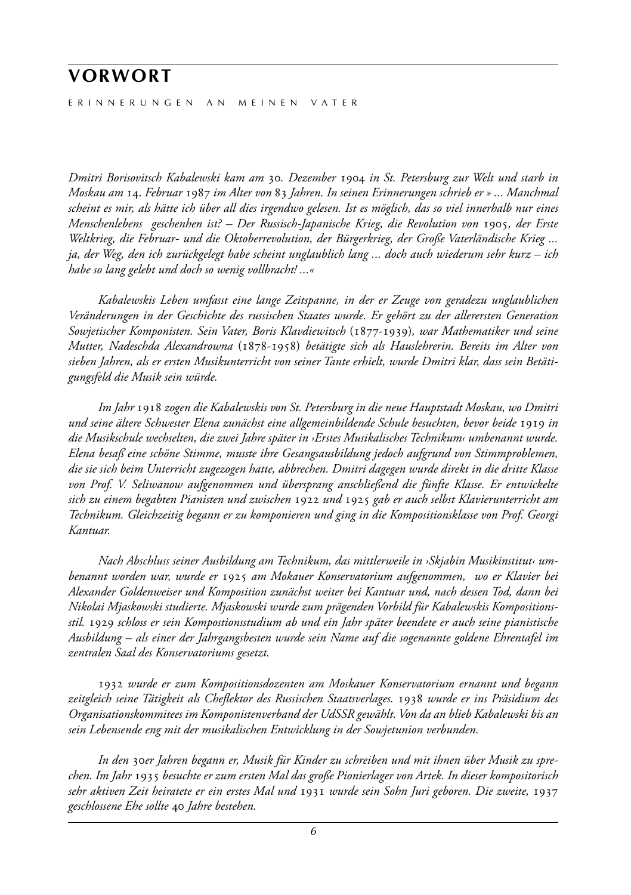# VORWORT

ERINNERUNGEN AN MEINEN VATER

*Dmitri Borisovitsch Kabalewski kam am 30. Dezember 1904 in St. Petersburg zur Welt und starb in Moskau am 14. Februar 1987 im Alter von 83 Jahren. In seinen Erinnerungen schrieb er » ... Manchmal scheint es mir, als hätte ich über all dies irgendwo gelesen. Ist es möglich, das so viel innerhalb nur eines Menschenlebens geschenhen ist? – Der Russisch-Japanische Krieg, die Revolution von 1905, der Erste Weltkrieg, die Februar- und die Oktoberrevolution, der Bürgerkrieg, der Große Vaterländische Krieg ... ja, der Weg, den ich zurückgelegt habe scheint unglaublich lang ... doch auch wiederum sehr kurz – ich habe so lang gelebt und doch so wenig vollbracht! ...«*

*Kabalewskis Leben umfasst eine lange Zeitspanne, in der er Zeuge von geradezu unglaublichen Veränderungen in der Geschichte des russischen Staates wurde. Er gehört zu der allerersten Generation Sowjetischer Komponisten. Sein Vater, Boris Klavdiewitsch (1877-1939), war Mathematiker und seine Mutter, Nadeschda Alexandrowna (1878-1958) betätigte sich als Hauslehrerin. Bereits im Alter von sieben Jahren, als er ersten Musikunterricht von seiner Tante erhielt, wurde Dmitri klar, dass sein Betätigungsfeld die Musik sein würde.*

*Im Jahr 1918 zogen die Kabalewskis von St. Petersburg in die neue Hauptstadt Moskau, wo Dmitri und seine ältere Schwester Elena zunächst eine allgemeinbildende Schule besuchten, bevor beide 1919 in die Musikschule wechselten, die zwei Jahre später in ›Erstes Musikalisches Technikum‹ umbenannt wurde. Elena besaß eine schöne Stimme, musste ihre Gesangsausbildung jedoch aufgrund von Stimmproblemen, die sie sich beim Unterricht zugezogen hatte, abbrechen. Dmitri dagegen wurde direkt in die dritte Klasse von Prof. V. Seliwanow aufgenommen und übersprang anschließend die fünfte Klasse. Er entwickelte sich zu einem begabten Pianisten und zwischen 1922 und 1925 gab er auch selbst Klavierunterricht am Technikum. Gleichzeitig begann er zu komponieren und ging in die Kompositionsklasse von Prof. Georgi Kantuar.*

*Nach Abschluss seiner Ausbildung am Technikum, das mittlerweile in ›Skjabin Musikinstitut‹ umbenannt worden war, wurde er 1925 am Mokauer Konservatorium aufgenommen, wo er Klavier bei Alexander Goldenweiser und Komposition zunächst weiter bei Kantuar und, nach dessen Tod, dann bei Nikolai Mjaskowski studierte. Mjaskowski wurde zum prägenden Vorbild für Kabalewskis Kompositionsstil. 1929 schloss er sein Kompostionsstudium ab und ein Jahr später beendete er auch seine pianistische Ausbildung – als einer der Jahrgangsbesten wurde sein Name auf die sogenannte goldene Ehrentafel im zentralen Saal des Konservatoriums gesetzt.*

*1932 wurde er zum Kompositionsdozenten am Moskauer Konservatorium ernannt und begann zeitgleich seine Tätigkeit als Cheflektor des Russischen Staatsverlages. 1938 wurde er ins Präsidium des Organisationskommitees im Komponistenverband der UdSSR gewählt. Von da an blieb Kabalewski bis an sein Lebensende eng mit der musikalischen Entwicklung in der Sowjetunion verbunden.*

*In den 30er Jahren begann er, Musik für Kinder zu schreiben und mit ihnen über Musik zu sprechen. Im Jahr 1935 besuchte er zum ersten Mal das große Pionierlager von Artek. In dieser kompositorisch sehr aktiven Zeit heiratete er ein erstes Mal und 1931 wurde sein Sohn Juri geboren. Die zweite, 1937 geschlossene Ehe sollte 40 Jahre bestehen.*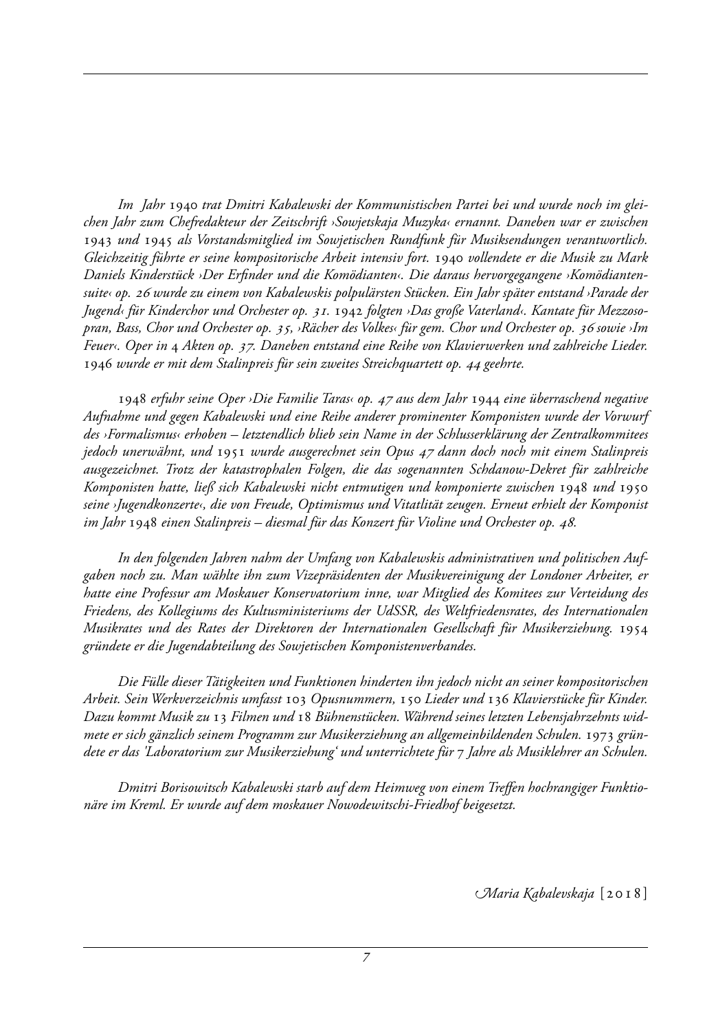*Im Jahr 1940 trat Dmitri Kabalewski der Kommunistischen Partei bei und wurde noch im gleichen Jahr zum Chefredakteur der Zeitschrift ›Sowjetskaja Muzyka‹ ernannt. Daneben war er zwischen 1943 und 1945 als Vorstandsmitglied im Sowjetischen Rundfunk für Musiksendungen verantwortlich. Gleichzeitig führte er seine kompositorische Arbeit intensiv fort. 1940 vollendete er die Musik zu Mark Daniels Kinderstück ›Der Erfinder und die Komödianten‹. Die daraus hervorgegangene ›Komödiantensuite‹ op. 26 wurde zu einem von Kabalewskis polpulärsten Stücken. Ein Jahr später entstand ›Parade der Jugend‹ für Kinderchor und Orchester op. 31. 1942 folgten ›Das große Vaterland‹. Kantate für Mezzosopran, Bass, Chor und Orchester op. 35, ›Rächer des Volkes‹ für gem. Chor und Orchester op. 36 sowie ›Im Feuer‹. Oper in 4 Akten op. 37. Daneben entstand eine Reihe von Klavierwerken und zahlreiche Lieder. 1946 wurde er mit dem Stalinpreis für sein zweites Streichquartett op. 44 geehrte.*

*1948 erfuhr seine Oper ›Die Familie Taras‹ op. 47 aus dem Jahr 1944 eine überraschend negative Aufnahme und gegen Kabalewski und eine Reihe anderer prominenter Komponisten wurde der Vorwurf des ›Formalismus‹ erhoben – letztendlich blieb sein Name in der Schlusserklärung der Zentralkommitees jedoch unerwähnt, und 1951 wurde ausgerechnet sein Opus 47 dann doch noch mit einem Stalinpreis ausgezeichnet. Trotz der katastrophalen Folgen, die das sogenannten Schdanow-Dekret für zahlreiche Komponisten hatte, ließ sich Kabalewski nicht entmutigen und komponierte zwischen 1948 und 1950 seine ›Jugendkonzerte‹, die von Freude, Optimismus und Vitatlität zeugen. Erneut erhielt der Komponist im Jahr 1948 einen Stalinpreis – diesmal für das Konzert für Violine und Orchester op. 48.*

*In den folgenden Jahren nahm der Umfang von Kabalewskis administrativen und politischen Aufgaben noch zu. Man wählte ihn zum Vizepräsidenten der Musikvereinigung der Londoner Arbeiter, er hatte eine Professur am Moskauer Konservatorium inne, war Mitglied des Komitees zur Verteidung des Friedens, des Kollegiums des Kultusministeriums der UdSSR, des Weltfriedensrates, des Internationalen Musikrates und des Rates der Direktoren der Internationalen Gesellschaft für Musikerziehung. 1954 gründete er die Jugendabteilung des Sowjetischen Komponistenverbandes.*

*Die Fülle dieser Tätigkeiten und Funktionen hinderten ihn jedoch nicht an seiner kompositorischen Arbeit. Sein Werkverzeichnis umfasst 103 Opusnummern, 150 Lieder und 136 Klavierstücke für Kinder. Dazu kommt Musik zu 13 Filmen und 18 Bühnenstücken. Während seines letzten Lebensjahrzehnts widmete er sich gänzlich seinem Programm zur Musikerziehung an allgemeinbildenden Schulen. 1973 gründete er das 'Laboratorium zur Musikerziehung' und unterrichtete für 7 Jahre als Musiklehrer an Schulen.*

*Dmitri Borisowitsch Kabalewski starb auf dem Heimweg von einem Treffen hochrangiger Funktionäre im Kreml. Er wurde auf dem moskauer Nowodewitschi-Friedhof beigesetzt.*

*Maria Kabalevskaja* [2018]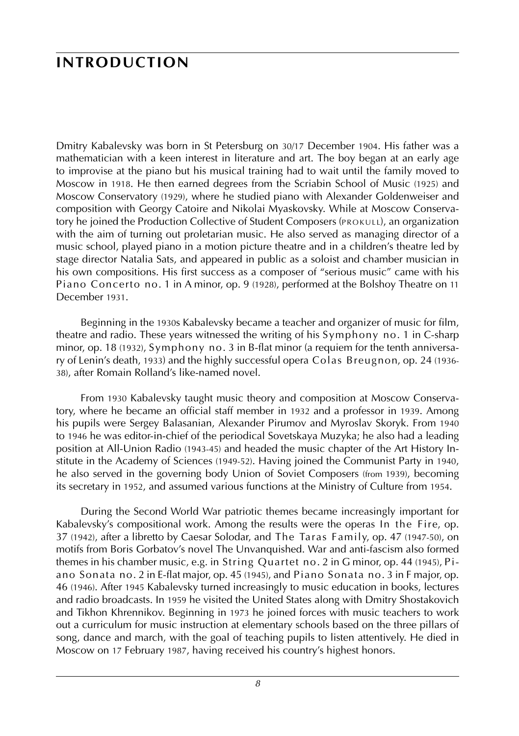# INTRODUCTION

Dmitry Kabalevsky was born in St Petersburg on 30/17 December 1904. His father was a mathematician with a keen interest in literature and art. The boy began at an early age to improvise at the piano but his musical training had to wait until the family moved to Moscow in 1918. He then earned degrees from the Scriabin School of Music (1925) and Moscow Conservatory (1929), where he studied piano with Alexander Goldenweiser and composition with Georgy Catoire and Nikolai Myaskovsky. While at Moscow Conservatory he joined the Production Collective of Student Composers (PROKULL), an organization with the aim of turning out proletarian music. He also served as managing director of a music school, played piano in a motion picture theatre and in a children's theatre led by stage director Natalia Sats, and appeared in public as a soloist and chamber musician in his own compositions. His first success as a composer of "serious music" came with his Piano Concerto no. 1 in A minor, op. 9 (1928), performed at the Bolshoy Theatre on 11 December 1931.

Beginning in the 1930s Kabalevsky became a teacher and organizer of music for film, theatre and radio. These years witnessed the writing of his Symphony no. 1 in C-sharp minor, op. 18 (1932), Symphony no. 3 in B-flat minor (a requiem for the tenth anniversary of Lenin's death, 1933) and the highly successful opera Colas Breugnon, op. 24 (1936-38), after Romain Rolland's like-named novel.

From 1930 Kabalevsky taught music theory and composition at Moscow Conservatory, where he became an official staff member in 1932 and a professor in 1939. Among his pupils were Sergey Balasanian, Alexander Pirumov and Myroslav Skoryk. From 1940 to 1946 he was editor-in-chief of the periodical Sovetskaya Muzyka; he also had a leading position at All-Union Radio (1943-45) and headed the music chapter of the Art History Institute in the Academy of Sciences (1949-52). Having joined the Communist Party in 1940, he also served in the governing body Union of Soviet Composers (from 1939), becoming its secretary in 1952, and assumed various functions at the Ministry of Culture from 1954.

During the Second World War patriotic themes became increasingly important for Kabalevsky's compositional work. Among the results were the operas In the Fire, op. 37 (1942), after a libretto by Caesar Solodar, and The Taras Family, op. 47 (1947-50), on motifs from Boris Gorbatov's novel The Unvanquished. War and anti-fascism also formed themes in his chamber music, e.g. in String Quartet no. 2 in G minor, op. 44 (1945), Piano Sonata no. 2 in E-flat major, op. 45 (1945), and Piano Sonata no. 3 in F major, op. 46 (1946). After 1945 Kabalevsky turned increasingly to music education in books, lectures and radio broadcasts. In 1959 he visited the United States along with Dmitry Shostakovich and Tikhon Khrennikov. Beginning in 1973 he joined forces with music teachers to work out a curriculum for music instruction at elementary schools based on the three pillars of song, dance and march, with the goal of teaching pupils to listen attentively. He died in Moscow on 17 February 1987, having received his country's highest honors.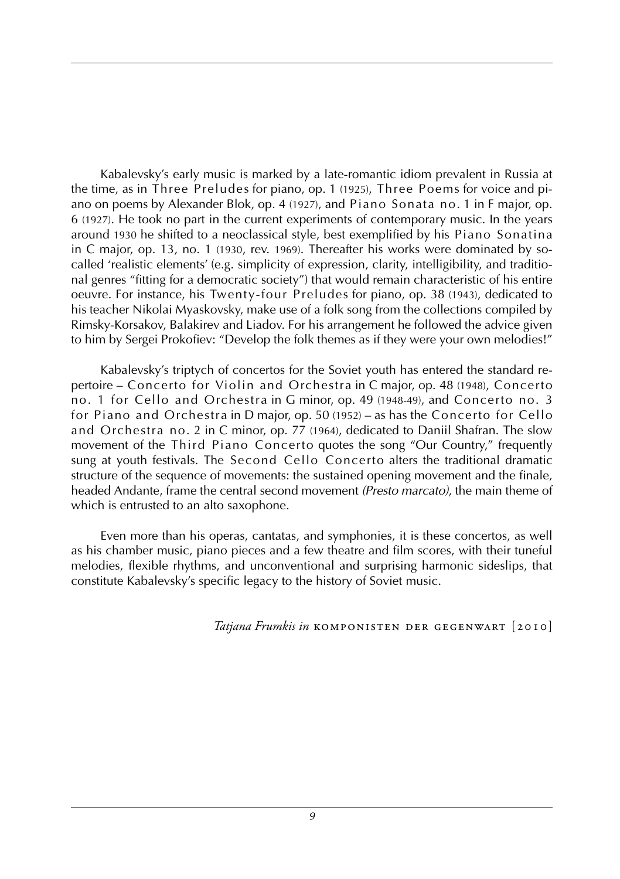Kabalevsky's early music is marked by a late-romantic idiom prevalent in Russia at the time, as in Three Preludes for piano, op. 1 (1925), Three Poems for voice and piano on poems by Alexander Blok, op. 4 (1927), and Piano Sonata no. 1 in F major, op. 6 (1927). He took no part in the current experiments of contemporary music. In the years around 1930 he shifted to a neoclassical style, best exemplified by his Piano Sonatina in C major, op. 13, no. 1 (1930, rev. 1969). Thereafter his works were dominated by so-called 'realistic elements' (e.g. simplicity of expression, clarity, intelligibility, and traditional genres "fitting for a democratic society") that would remain characteristic of his entire oeuvre. For instance, his Twenty-four Preludes for piano, op. 38 (1943), dedicated to his teacher Nikolai Myaskovsky, make use of a folk song from the collections compiled by Rimsky-Korsakov, Balakirev and Liadov. For his arrangement he followed the advice given to him by Sergei Prokofiev: "Develop the folk themes as if they were your own melodies!"

Kabalevsky's triptych of concertos for the Soviet youth has entered the standard repertoire – Concerto for Violin and Orchestra in C major, op. 48 (1948), Concerto no. 1 for Cello and Orchestra in G minor, op. 49 (1948-49), and Concerto no. 3 for Piano and Orchestra in D major, op. 50 (1952) – as has the Concerto for Cello and Orchestra no. 2 in C minor, op. 77 (1964), dedicated to Daniil Shafran. The slow movement of the Third Piano Concerto quotes the song "Our Country," frequently sung at youth festivals. The Second Cello Concerto alters the traditional dramatic structure of the sequence of movements: the sustained opening movement and the finale, headed Andante, frame the central second movement *(Presto marcato)*, the main theme of which is entrusted to an alto saxophone.

Even more than his operas, cantatas, and symphonies, it is these concertos, as well as his chamber music, piano pieces and a few theatre and film scores, with their tuneful melodies, flexible rhythms, and unconventional and surprising harmonic sideslips, that constitute Kabalevsky's specific legacy to the history of Soviet music.

*Tatjana Frumkis in* KOMPONISTEN DER GEGENWART [2010]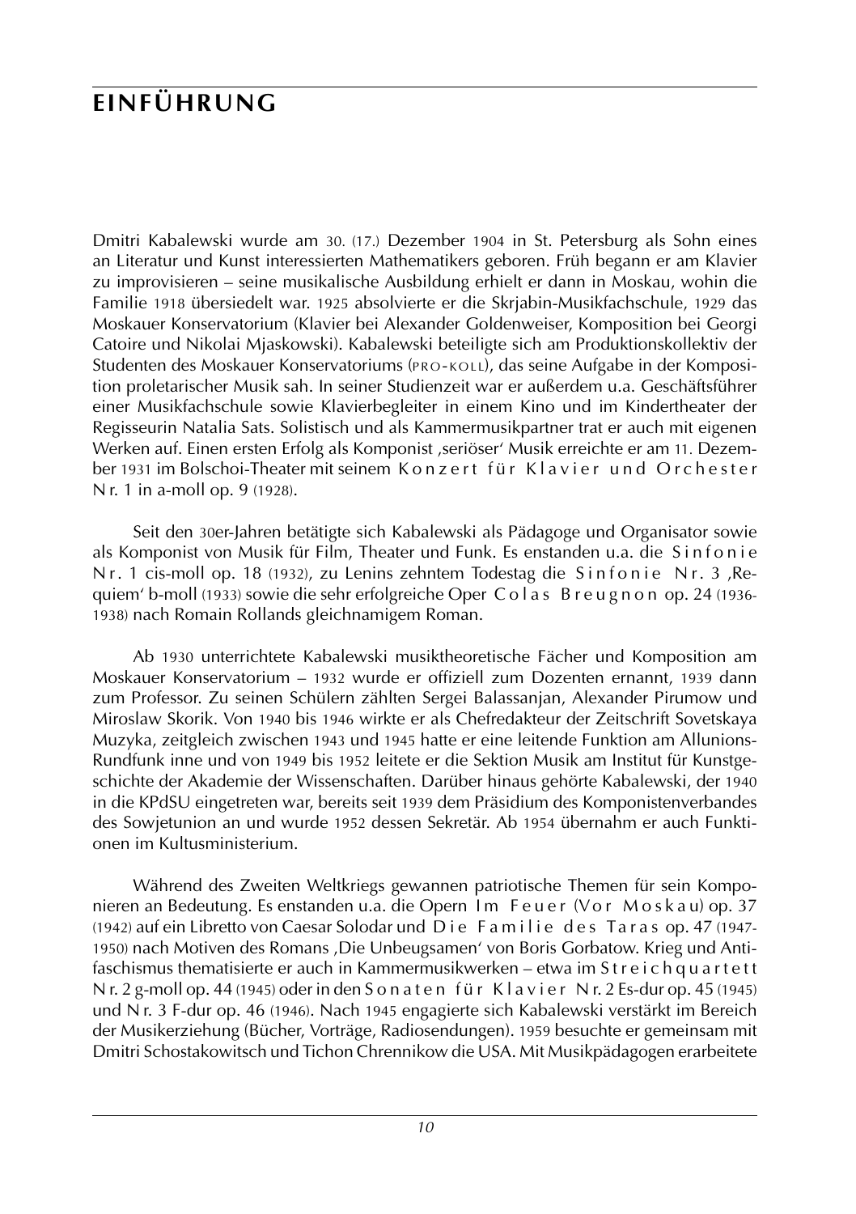# EINFÜHRUNG

Dmitri Kabalewski wurde am 30. (17.) Dezember 1904 in St. Petersburg als Sohn eines an Literatur und Kunst interessierten Mathematikers geboren. Früh begann er am Klavier zu improvisieren – seine musikalische Ausbildung erhielt er dann in Moskau, wohin die Familie 1918 übersiedelt war. 1925 absolvierte er die Skrjabin-Musikfachschule, 1929 das Moskauer Konservatorium (Klavier bei Alexander Goldenweiser, Komposition bei Georgi Catoire und Nikolai Mjaskowski). Kabalewski beteiligte sich am Produktionskollektiv der Studenten des Moskauer Konservatoriums (PRO-KOLL), das seine Aufgabe in der Komposition proletarischer Musik sah. In seiner Studienzeit war er außerdem u.a. Geschäftsführer einer Musikfachschule sowie Klavierbegleiter in einem Kino und im Kindertheater der Regisseurin Natalia Sats. Solistisch und als Kammermusikpartner trat er auch mit eigenen Werken auf. Einen ersten Erfolg als Komponist ‚seriöser' Musik erreichte er am 11. Dezember 1931 im Bolschoi-Theater mit seinem Konzert für Klavier und Orchester Nr. 1 in a-moll op. 9 (1928).

Seit den 30er-Jahren betätigte sich Kabalewski als Pädagoge und Organisator sowie als Komponist von Musik für Film, Theater und Funk. Es enstanden u.a. die Sinfonie Nr. 1 cis-moll op. 18 (1932), zu Lenins zehntem Todestag die Sinfonie Nr. 3 ‚Requiem' b-moll (1933) sowie die sehr erfolgreiche Oper Colas Breugnon op. 24 (1936-1938) nach Romain Rollands gleichnamigem Roman.

Ab 1930 unterrichtete Kabalewski musiktheoretische Fächer und Komposition am Moskauer Konservatorium – 1932 wurde er offiziell zum Dozenten ernannt, 1939 dann zum Professor. Zu seinen Schülern zählten Sergei Balassanjan, Alexander Pirumow und Miroslaw Skorik. Von 1940 bis 1946 wirkte er als Chefredakteur der Zeitschrift Sovetskaya Muzyka, zeitgleich zwischen 1943 und 1945 hatte er eine leitende Funktion am Allunions-Rundfunk inne und von 1949 bis 1952 leitete er die Sektion Musik am Institut für Kunstgeschichte der Akademie der Wissenschaften. Darüber hinaus gehörte Kabalewski, der 1940 in die KPdSU eingetreten war, bereits seit 1939 dem Präsidium des Komponistenverbandes des Sowjetunion an und wurde 1952 dessen Sekretär. Ab 1954 übernahm er auch Funktionen im Kultusministerium.

Während des Zweiten Weltkriegs gewannen patriotische Themen für sein Komponieren an Bedeutung. Es enstanden u.a. die Opern Im Feuer (Vor Moskau) op. 37 (1942) auf ein Libretto von Caesar Solodar und Die Familie des Taras op. 47 (1947-1950) nach Motiven des Romans ‚Die Unbeugsamen' von Boris Gorbatow. Krieg und Antifaschismus thematisierte er auch in Kammermusikwerken – etwa im Streichquartett Nr. 2 g-moll op. 44 (1945) oder in den Sonaten für Klavier Nr. 2 Es-dur op. 45 (1945) und Nr. 3 F-dur op. 46 (1946). Nach 1945 engagierte sich Kabalewski verstärkt im Bereich der Musikerziehung (Bücher, Vorträge, Radiosendungen). 1959 besuchte er gemeinsam mit Dmitri Schostakowitsch und Tichon Chrennikow die USA. Mit Musikpädagogen erarbeitete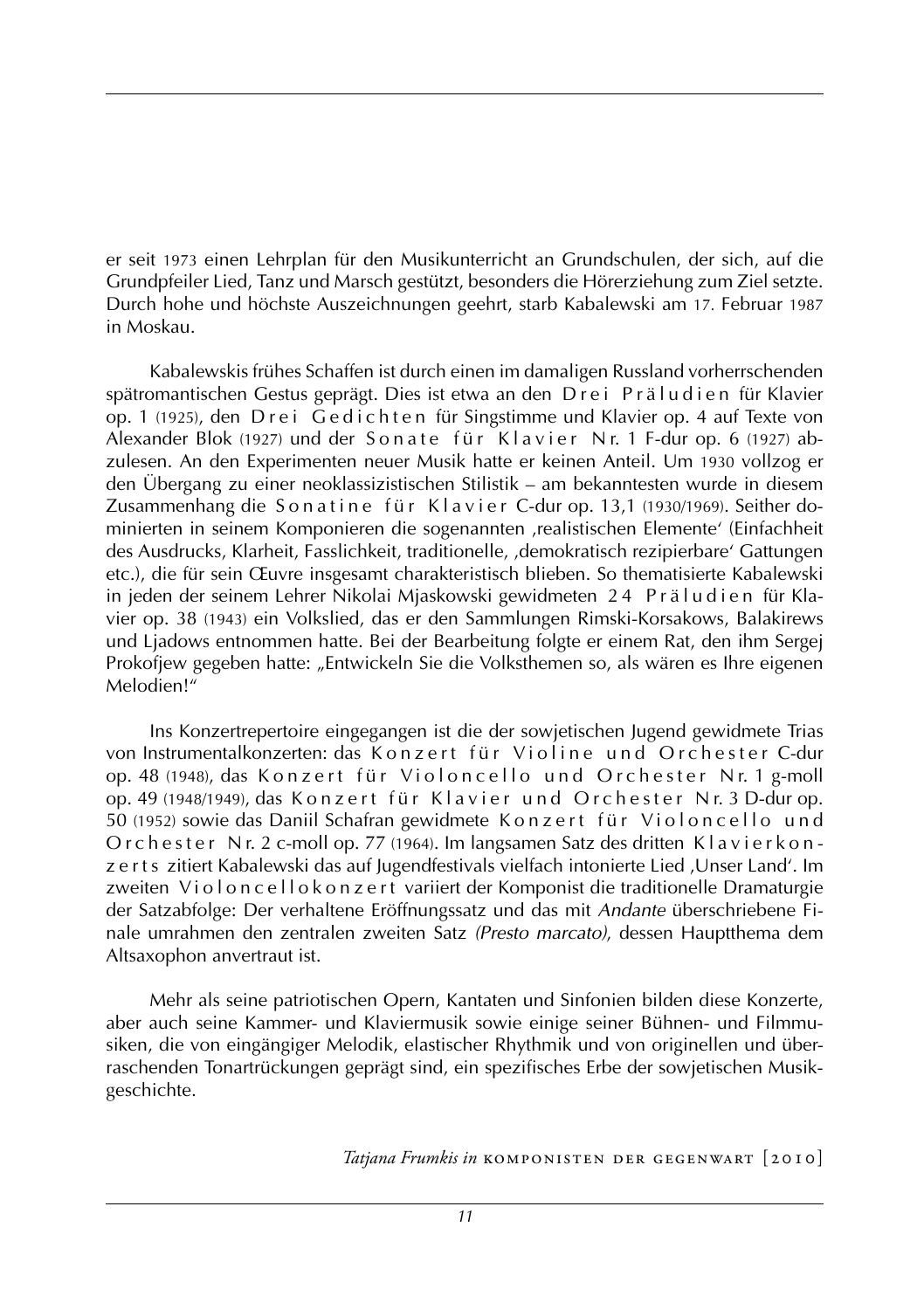er seit 1973 einen Lehrplan für den Musikunterricht an Grundschulen, der sich, auf die Grundpfeiler Lied, Tanz und Marsch gestützt, besonders die Hörerziehung zum Ziel setzte. Durch hohe und höchste Auszeichnungen geehrt, starb Kabalewski am 17. Februar 1987 in Moskau.

Kabalewskis frühes Schaffen ist durch einen im damaligen Russland vorherrschenden spätromantischen Gestus geprägt. Dies ist etwa an den Drei Präludien für Klavier op. 1 (1925), den Drei Gedichten für Singstimme und Klavier op. 4 auf Texte von Alexander Blok (1927) und der Sonate für Klavier Nr. 1 F-dur op. 6 (1927) abzulesen. An den Experimenten neuer Musik hatte er keinen Anteil. Um 1930 vollzog er den Übergang zu einer neoklassizistischen Stilistik – am bekanntesten wurde in diesem Zusammenhang die Sonatine für Klavier C-dur op. 13,1 (1930/1969). Seither dominierten in seinem Komponieren die sogenannten ‚realistischen Elemente' (Einfachheit des Ausdrucks, Klarheit, Fasslichkeit, traditionelle, ‚demokratisch rezipierbare' Gattungen etc.), die für sein Œuvre insgesamt charakteristisch blieben. So thematisierte Kabalewski in jeden der seinem Lehrer Nikolai Mjaskowski gewidmeten 24 Präludien für Klavier op. 38 (1943) ein Volkslied, das er den Sammlungen Rimski-Korsakows, Balakirews und Ljadows entnommen hatte. Bei der Bearbeitung folgte er einem Rat, den ihm Sergej Prokofjew gegeben hatte: „Entwickeln Sie die Volksthemen so, als wären es Ihre eigenen Melodien!"

Ins Konzertrepertoire eingegangen ist die der sowjetischen Jugend gewidmete Trias von Instrumentalkonzerten: das Konzert für Violine und Orchester C-dur op. 48 (1948), das Konzert für Violoncello und Orchester Nr. 1 g-moll op. 49 (1948/1949), das Konzert für Klavier und Orchester Nr. 3 D-dur op. 50 (1952) sowie das Daniil Schafran gewidmete Konzert für Violoncello und Orchester Nr. 2 c-moll op. 77 (1964). Im langsamen Satz des dritten Klavierkonzerts zitiert Kabalewski das auf Jugendfestivals vielfach intonierte Lied ‚Unser Land'. Im zweiten Violoncellokonzert variiert der Komponist die traditionelle Dramaturgie der Satzabfolge: Der verhaltene Eröffnungssatz und das mit *Andante* überschriebene Finale umrahmen den zentralen zweiten Satz *(Presto marcato)*, dessen Hauptthema dem Altsaxophon anvertraut ist.

Mehr als seine patriotischen Opern, Kantaten und Sinfonien bilden diese Konzerte, aber auch seine Kammer- und Klaviermusik sowie einige seiner Bühnen- und Filmmusiken, die von eingängiger Melodik, elastischer Rhythmik und von originellen und überraschenden Tonartrückungen geprägt sind, ein spezifisches Erbe der sowjetischen Musikgeschichte.

*Tatjana Frumkis in* KOMPONISTEN DER GEGENWART [2010]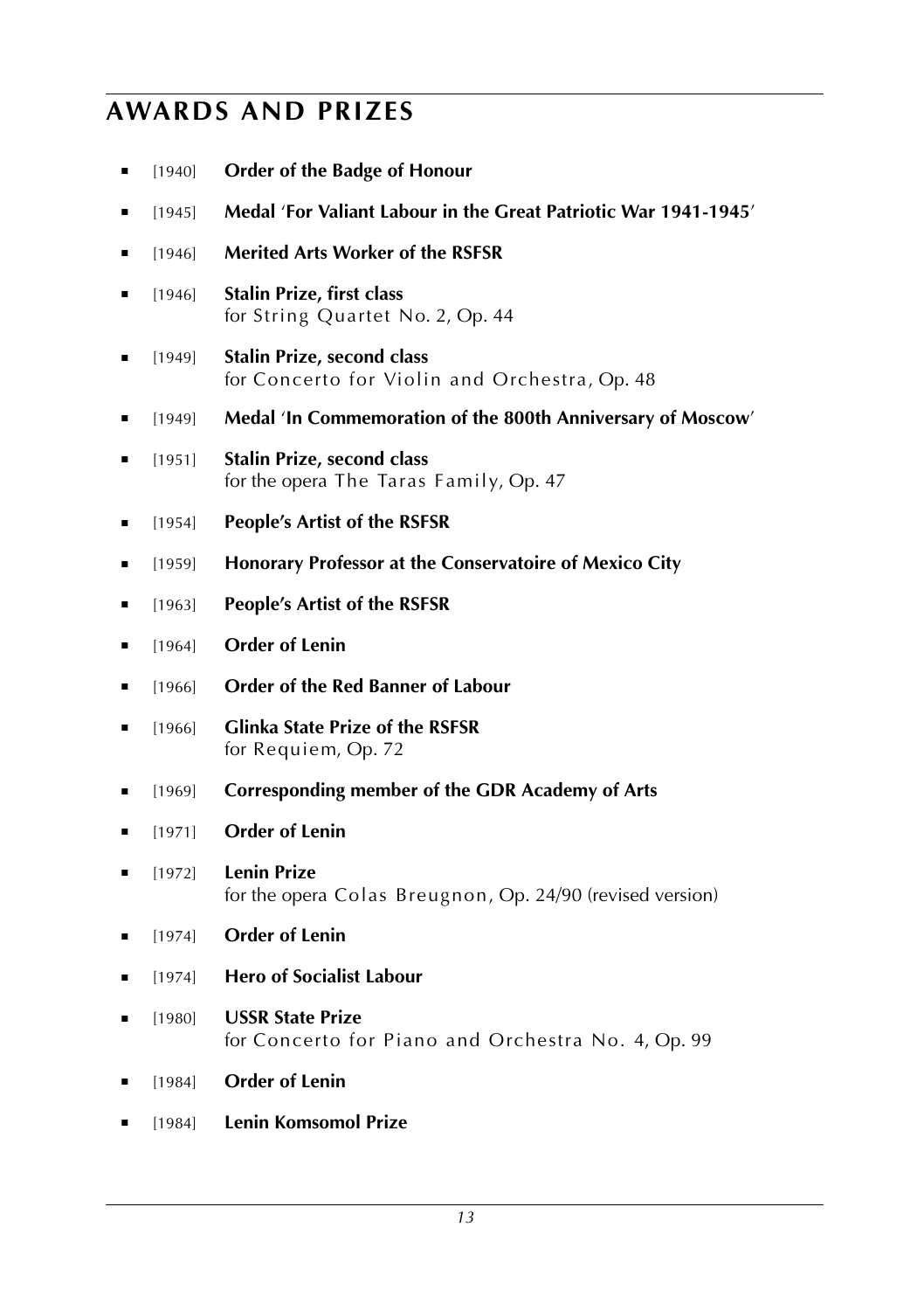## AWARDS AND PRIZES

- [1940] **Order of the Badge of Honour**
- [1945] **Medal 'For Valiant Labour in the Great Patriotic War 1941-1945'**
- [1946] **Merited Arts Worker of the RSFSR**
- [1946] **Stalin Prize, first class**
  for String Quartet No. 2, Op. 44
- [1949] **Stalin Prize, second class**
  for Concerto for Violin and Orchestra, Op. 48
- [1949] **Medal 'In Commemoration of the 800th Anniversary of Moscow'**
- [1951] **Stalin Prize, second class**
  for the opera The Taras Family, Op. 47
- [1954] **People's Artist of the RSFSR**
- [1959] **Honorary Professor at the Conservatoire of Mexico City**
- [1963] **People's Artist of the RSFSR**
- [1964] **Order of Lenin**
- [1966] **Order of the Red Banner of Labour**
- [1966] **Glinka State Prize of the RSFSR**
  for Requiem, Op. 72
- [1969] **Corresponding member of the GDR Academy of Arts**
- [1971] **Order of Lenin**
- [1972] **Lenin Prize**
  for the opera Colas Breugnon, Op. 24/90 (revised version)
- [1974] **Order of Lenin**
- [1974] **Hero of Socialist Labour**
- [1980] **USSR State Prize**
  for Concerto for Piano and Orchestra No. 4, Op. 99
- [1984] **Order of Lenin**
- [1984] **Lenin Komsomol Prize**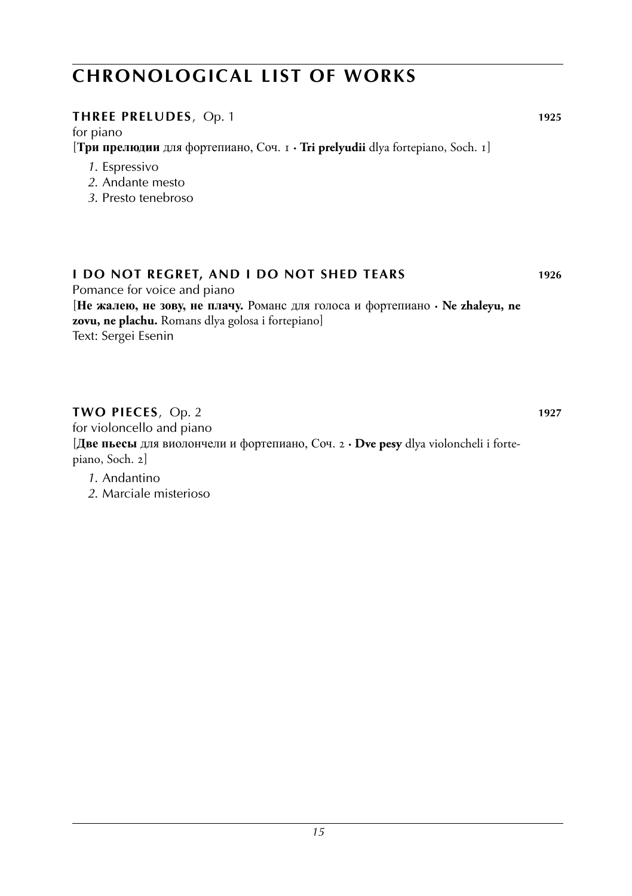# CHRONOLOGICAL LIST OF WORKS

**THREE PRELUDES**, Op. 1 **1925**

for piano

[**Три прелюдии** для фортепиано, Соч. 1 · **Tri prelyudii** dlya fortepiano, Soch. 1]

*1*. Espressivo
*2*. Andante mesto
*3*. Presto tenebroso

**I DO NOT REGRET, AND I DO NOT SHED TEARS** **1926**

Pomance for voice and piano

[**Не жалею, не зову, не плачу.** Романс для голоса и фортепиано · **Ne zhaleyu, ne zovu, ne plachu.** Romans dlya golosa i fortepiano]

Text: Sergei Esenin

**TWO PIECES**, Op. 2 **1927**

for violoncello and piano

[**Две пьесы** для виолончели и фортепиано, Соч. 2 · **Dve pesy** dlya violoncheli i fortepiano, Soch. 2]

*1*. Andantino
*2*. Marciale misterioso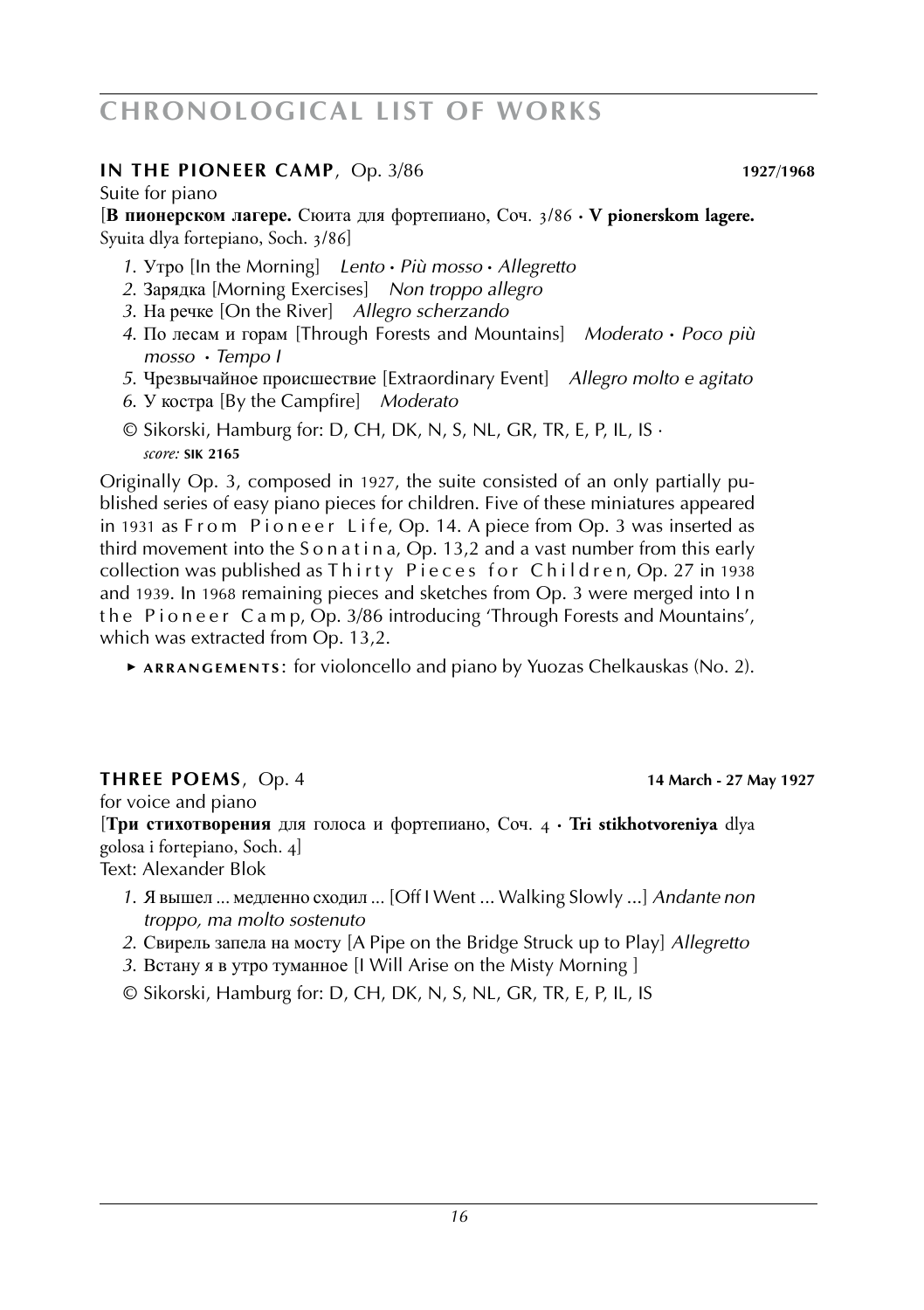# CHRONOLOGICAL LIST OF WORKS

**IN THE PIONEER CAMP**, Op. 3/86 **1927/1968**

Suite for piano

[**В пионерском лагере.** Сюита для фортепиано, Соч. 3/86 · **V pionerskom lagere.** Syuita dlya fortepiano, Soch. 3/86]

1. Утро [In the Morning] *Lento · Più mosso · Allegretto*
2. Зарядка [Morning Exercises] *Non troppo allegro*
3. На речке [On the River] *Allegro scherzando*
4. По лесам и горам [Through Forests and Mountains] *Moderato · Poco più mosso · Tempo I*
5. Чрезвычайное происшествие [Extraordinary Event] *Allegro molto e agitato*
6. У костра [By the Campfire] *Moderato*

© Sikorski, Hamburg for: D, CH, DK, N, S, NL, GR, TR, E, P, IL, IS · *score:* **SIK 2165**

Originally Op. 3, composed in 1927, the suite consisted of an only partially published series of easy piano pieces for children. Five of these miniatures appeared in 1931 as From Pioneer Life, Op. 14. A piece from Op. 3 was inserted as third movement into the Sonatina, Op. 13,2 and a vast number from this early collection was published as Thirty Pieces for Children, Op. 27 in 1938 and 1939. In 1968 remaining pieces and sketches from Op. 3 were merged into In the Pioneer Camp, Op. 3/86 introducing 'Through Forests and Mountains', which was extracted from Op. 13,2.

► **ARRANGEMENTS**: for violoncello and piano by Yuozas Chelkauskas (No. 2).

**THREE POEMS**, Op. 4 **14 March - 27 May 1927**

for voice and piano

[**Три стихотворения** для голоса и фортепиано, Соч. 4 · **Tri stikhotvoreniya** dlya golosa i fortepiano, Soch. 4]

Text: Alexander Blok

1. Я вышел ... медленно сходил ... [Off I Went ... Walking Slowly ...] *Andante non troppo, ma molto sostenuto*
2. Свирель запела на мосту [A Pipe on the Bridge Struck up to Play] *Allegretto*
3. Встану я в утро туманное [I Will Arise on the Misty Morning ]

© Sikorski, Hamburg for: D, CH, DK, N, S, NL, GR, TR, E, P, IL, IS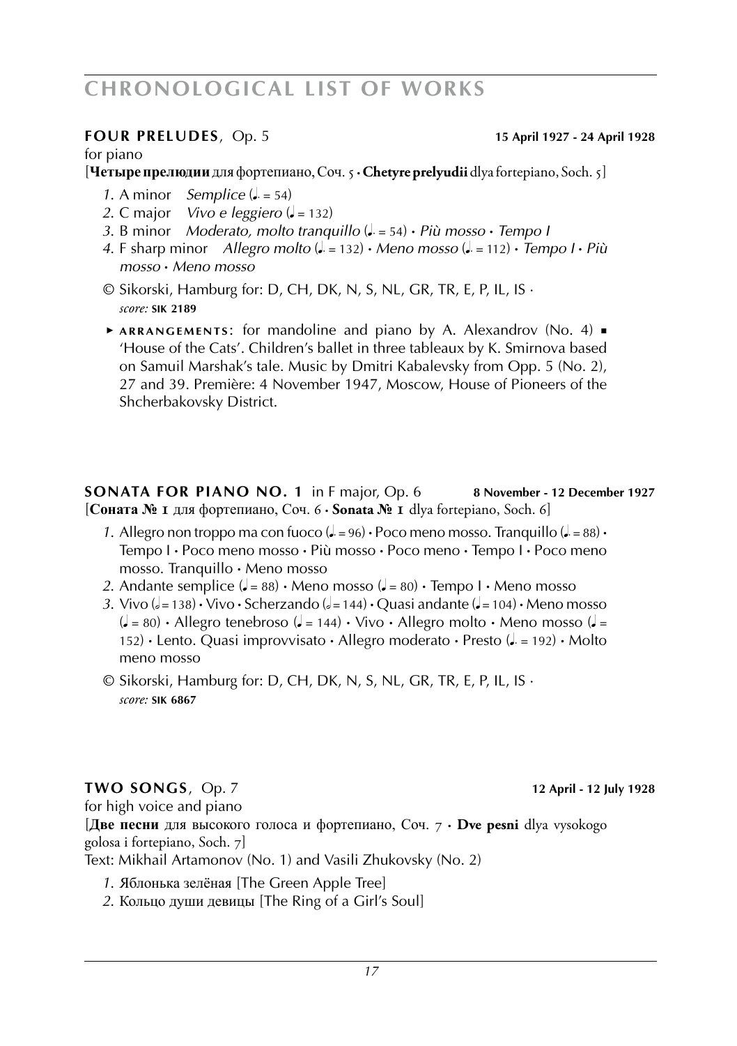**FOUR PRELUDES**, Op. 5 **15 April 1927 - 24 April 1928**

for piano

[**Четыре прелюдии** для фортепиано, Соч. 5 · **Chetyre prelyudii** dlya fortepiano, Soch. 5]

*1.* A minor *Semplice* (♩. = 54)
*2.* C major *Vivo e leggiero* (♩ = 132)
*3.* B minor *Moderato, molto tranquillo* (♩. = 54) · *Più mosso* · *Tempo I*
*4.* F sharp minor *Allegro molto* (♩. = 132) · *Meno mosso* (♩. = 112) · *Tempo I* · *Più mosso* · *Meno mosso*

© Sikorski, Hamburg for: D, CH, DK, N, S, NL, GR, TR, E, P, IL, IS ·
*score:* **SIK 2189**

▸ **ARRANGEMENTS**: for mandoline and piano by A. Alexandrov (No. 4) ▪ 'House of the Cats'. Children's ballet in three tableaux by K. Smirnova based on Samuil Marshak's tale. Music by Dmitri Kabalevsky from Opp. 5 (No. 2), 27 and 39. Première: 4 November 1947, Moscow, House of Pioneers of the Shcherbakovsky District.

**SONATA FOR PIANO NO. 1** in F major, Op. 6 **8 November - 12 December 1927**

[**Соната № 1** для фортепиано, Соч. 6 · **Sonata № 1** dlya fortepiano, Soch. 6]

*1.* Allegro non troppo ma con fuoco (♩. = 96) · Poco meno mosso. Tranquillo (♩. = 88) · Tempo I · Poco meno mosso · Più mosso · Poco meno · Tempo I · Poco meno mosso. Tranquillo · Meno mosso
*2.* Andante semplice (♩ = 88) · Meno mosso (♩ = 80) · Tempo I · Meno mosso
*3.* Vivo (𝅗𝅥 = 138) · Vivo · Scherzando (𝅗𝅥 = 144) · Quasi andante (♩ = 104) · Meno mosso (♩ = 80) · Allegro tenebroso (♩ = 144) · Vivo · Allegro molto · Meno mosso (♩ = 152) · Lento. Quasi improvvisato · Allegro moderato · Presto (♩. = 192) · Molto meno mosso

© Sikorski, Hamburg for: D, CH, DK, N, S, NL, GR, TR, E, P, IL, IS ·
*score:* **SIK 6867**

**TWO SONGS**, Op. 7 **12 April - 12 July 1928**

for high voice and piano

[**Две песни** для высокого голоса и фортепиано, Соч. 7 · **Dve pesni** dlya vysokogo golosa i fortepiano, Soch. 7]

Text: Mikhail Artamonov (No. 1) and Vasili Zhukovsky (No. 2)

*1.* Яблонька зелёная [The Green Apple Tree]
*2.* Кольцо души девицы [The Ring of a Girl's Soul]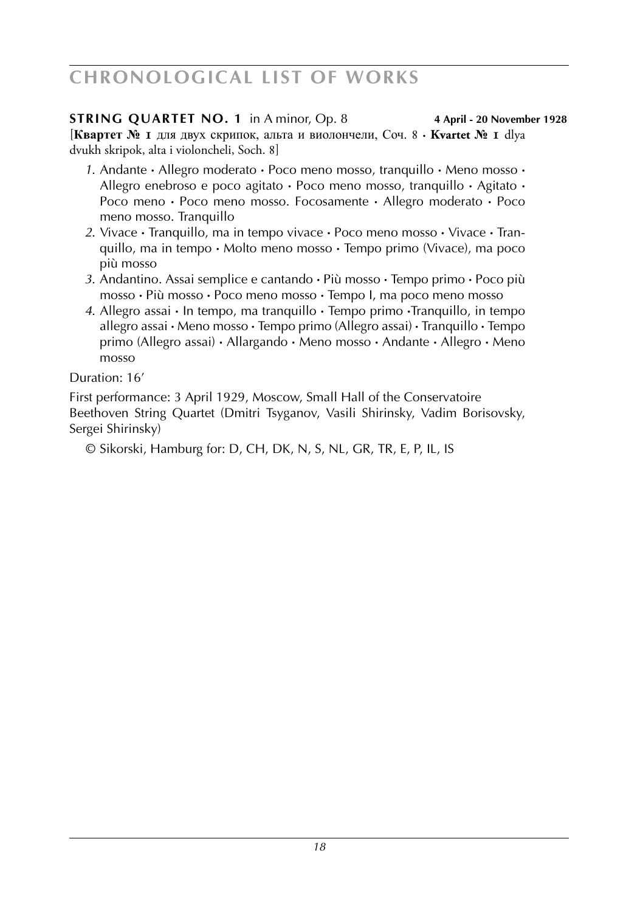# CHRONOLOGICAL LIST OF WORKS

**STRING QUARTET NO. 1** in A minor, Op. 8 **4 April - 20 November 1928**

[**Квартет № 1** для двух скрипок, альта и виолончели, Соч. 8 · **Kvartet № 1** dlya dvukh skripok, alta i violoncheli, Soch. 8]

*1.* Andante · Allegro moderato · Poco meno mosso, tranquillo · Meno mosso · Allegro enebroso e poco agitato · Poco meno mosso, tranquillo · Agitato · Poco meno · Poco meno mosso. Focosamente · Allegro moderato · Poco meno mosso. Tranquillo

*2.* Vivace · Tranquillo, ma in tempo vivace · Poco meno mosso · Vivace · Tranquillo, ma in tempo · Molto meno mosso · Tempo primo (Vivace), ma poco più mosso

*3.* Andantino. Assai semplice e cantando · Più mosso · Tempo primo · Poco più mosso · Più mosso · Poco meno mosso · Tempo I, ma poco meno mosso

*4.* Allegro assai · In tempo, ma tranquillo · Tempo primo ·Tranquillo, in tempo allegro assai · Meno mosso · Tempo primo (Allegro assai) · Tranquillo · Tempo primo (Allegro assai) · Allargando · Meno mosso · Andante · Allegro · Meno mosso

Duration: 16’

First performance: 3 April 1929, Moscow, Small Hall of the Conservatoire
Beethoven String Quartet (Dmitri Tsyganov, Vasili Shirinsky, Vadim Borisovsky, Sergei Shirinsky)

© Sikorski, Hamburg for: D, CH, DK, N, S, NL, GR, TR, E, P, IL, IS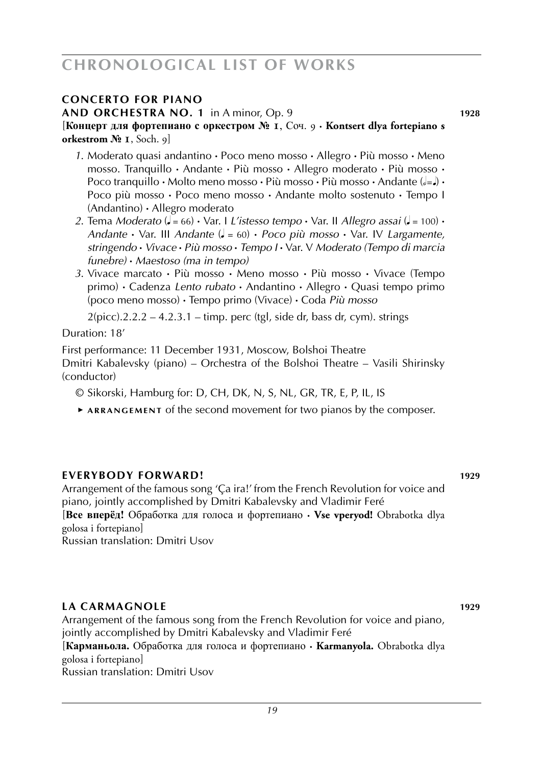# CHRONOLOGICAL LIST OF WORKS

**CONCERTO FOR PIANO AND ORCHESTRA NO. 1** in A minor, Op. 9 **1928**
[**Концерт для фортепиано с оркестром № 1**, Соч. 9 · **Kontsert dlya fortepiano s orkestrom № 1**, Soch. 9]

1. Moderato quasi andantino · Poco meno mosso · Allegro · Più mosso · Meno mosso. Tranquillo · Andante · Più mosso · Allegro moderato · Più mosso · Poco tranquillo · Molto meno mosso · Più mosso · Più mosso · Andante (𝅗𝅥=♩) · Poco più mosso · Poco meno mosso · Andante molto sostenuto · Tempo I (Andantino) · Allegro moderato
2. Tema *Moderato* (♩ = 66) · Var. I *L'istesso tempo* · Var. II *Allegro assai* (♩ = 100) · *Andante* · Var. III *Andante* (♩ = 60) · *Poco più mosso* · Var. IV *Largamente, stringendo* · *Vivace* · *Più mosso* · *Tempo I* · Var. V *Moderato (Tempo di marcia funebre)* · *Maestoso (ma in tempo)*
3. Vivace marcato · Più mosso · Meno mosso · Più mosso · Vivace (Tempo primo) · Cadenza *Lento rubato* · Andantino · Allegro · Quasi tempo primo (poco meno mosso) · Tempo primo (Vivace) · Coda *Più mosso*

   2(picc).2.2.2 – 4.2.3.1 – timp. perc (tgl, side dr, bass dr, cym). strings

Duration: 18'

First performance: 11 December 1931, Moscow, Bolshoi Theatre
Dmitri Kabalevsky (piano) – Orchestra of the Bolshoi Theatre – Vasili Shirinsky (conductor)

© Sikorski, Hamburg for: D, CH, DK, N, S, NL, GR, TR, E, P, IL, IS

► **ARRANGEMENT** of the second movement for two pianos by the composer.

**EVERYBODY FORWARD!** **1929**
Arrangement of the famous song 'Ça ira!' from the French Revolution for voice and piano, jointly accomplished by Dmitri Kabalevsky and Vladimir Feré
[**Все вперёд!** Обработка для голоса и фортепиано · **Vse vperyod!** Obrabotka dlya golosa i fortepiano]
Russian translation: Dmitri Usov

**LA CARMAGNOLE** **1929**
Arrangement of the famous song from the French Revolution for voice and piano, jointly accomplished by Dmitri Kabalevsky and Vladimir Feré
[**Карманьола.** Обработка для голоса и фортепиано · **Karmanyola.** Obrabotka dlya golosa i fortepiano]
Russian translation: Dmitri Usov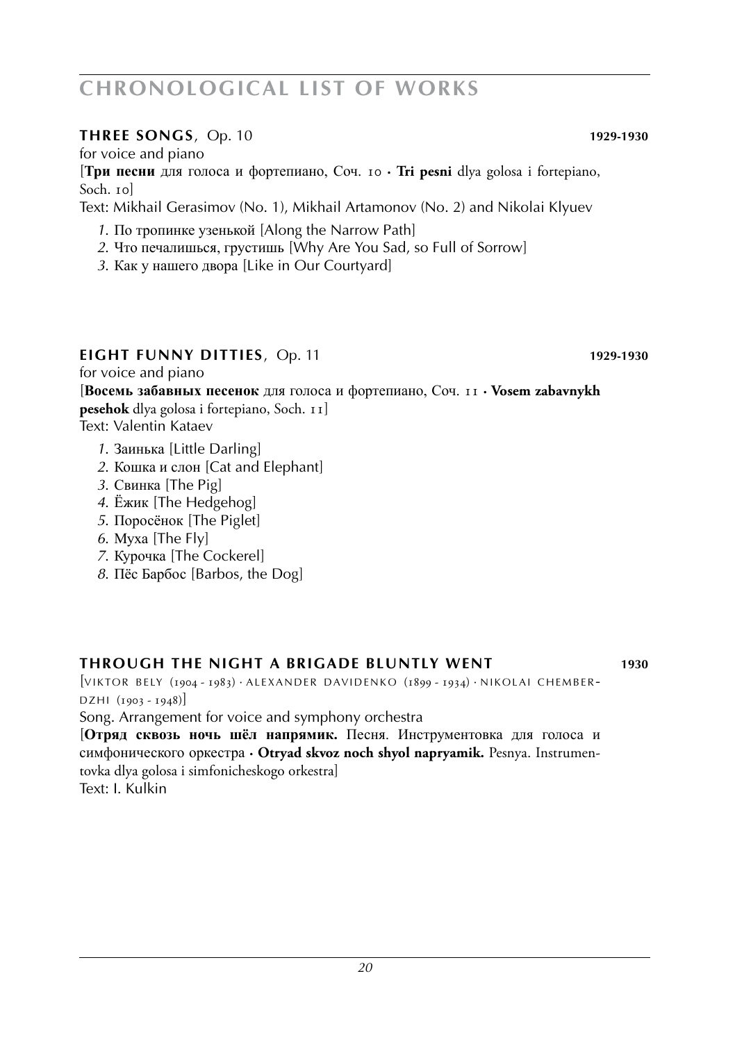# CHRONOLOGICAL LIST OF WORKS

## THREE SONGS, Op. 10 — 1929-1930

for voice and piano

[**Три песни** для голоса и фортепиано, Соч. 10 · **Tri pesni** dlya golosa i fortepiano, Soch. 10]

Text: Mikhail Gerasimov (No. 1), Mikhail Artamonov (No. 2) and Nikolai Klyuev

1. По тропинке узенькой [Along the Narrow Path]
2. Что печалишься, грустишь [Why Are You Sad, so Full of Sorrow]
3. Как у нашего двора [Like in Our Courtyard]

## EIGHT FUNNY DITTIES, Op. 11 — 1929-1930

for voice and piano

[**Восемь забавных песенок** для голоса и фортепиано, Соч. 11 · **Vosem zabavnykh pesehok** dlya golosa i fortepiano, Soch. 11]

Text: Valentin Kataev

1. Заинька [Little Darling]
2. Кошка и слон [Cat and Elephant]
3. Свинка [The Pig]
4. Ёжик [The Hedgehog]
5. Поросёнок [The Piglet]
6. Муха [The Fly]
7. Курочка [The Cockerel]
8. Пёс Барбос [Barbos, the Dog]

## THROUGH THE NIGHT A BRIGADE BLUNTLY WENT — 1930

[VIKTOR BELY (1904 - 1983) · ALEXANDER DAVIDENKO (1899 - 1934) · NIKOLAI CHEMBERDZHI (1903 - 1948)]

Song. Arrangement for voice and symphony orchestra

[**Отряд сквозь ночь шёл напрямик.** Песня. Инструментовка для голоса и симфонического оркестра · **Otryad skvoz noch shyol napryamik.** Pesnya. Instrumentovka dlya golosa i simfonicheskogo orkestra]

Text: I. Kulkin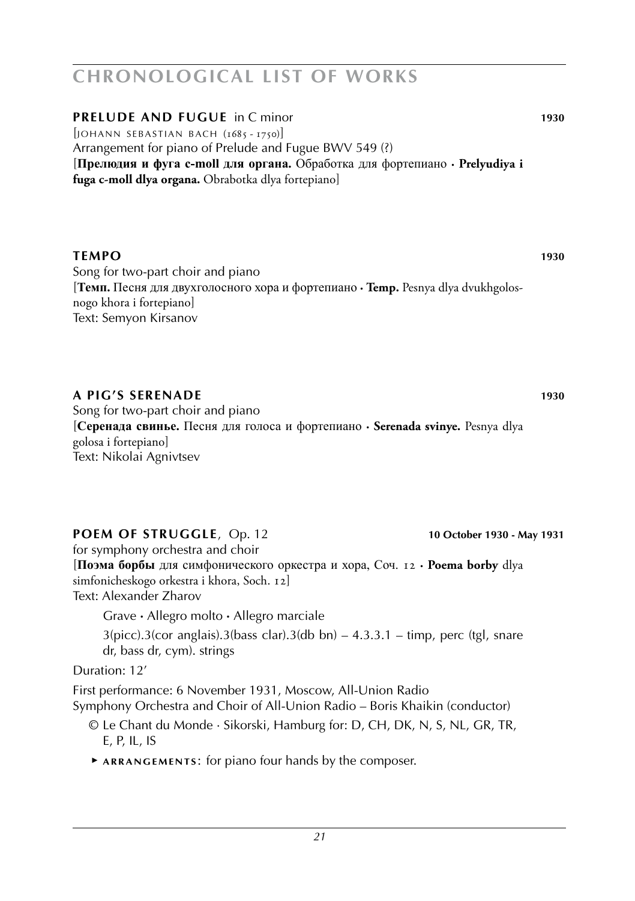**PRELUDE AND FUGUE** in C minor **1930**

[JOHANN SEBASTIAN BACH (1685 - 1750)]
Arrangement for piano of Prelude and Fugue BWV 549 (?)
[**Прелюдия и фуга c-moll для органа.** Обработка для фортепиано · **Prelyudiya i fuga c-moll dlya organa.** Obrabotka dlya fortepiano]

**TEMPO** **1930**

Song for two-part choir and piano
[**Темп.** Песня для двухголосного хора и фортепиано · **Temp.** Pesnya dlya dvukhgolosnogo khora i fortepiano]
Text: Semyon Kirsanov

**A PIG'S SERENADE** **1930**

Song for two-part choir and piano
[**Серенада свинье.** Песня для голоса и фортепиано · **Serenada svinye.** Pesnya dlya golosa i fortepiano]
Text: Nikolai Agnivtsev

**POEM OF STRUGGLE**, Op. 12 **10 October 1930 - May 1931**

for symphony orchestra and choir
[**Поэма борбы** для симфонического оркестра и хора, Соч. 12 · **Poema borby** dlya simfonicheskogo orkestra i khora, Soch. 12]
Text: Alexander Zharov

Grave · Allegro molto · Allegro marciale

3(picc).3(cor anglais).3(bass clar).3(db bn) – 4.3.3.1 – timp, perc (tgl, snare dr, bass dr, cym). strings

Duration: 12'

First performance: 6 November 1931, Moscow, All-Union Radio
Symphony Orchestra and Choir of All-Union Radio – Boris Khaikin (conductor)

© Le Chant du Monde · Sikorski, Hamburg for: D, CH, DK, N, S, NL, GR, TR, E, P, IL, IS

▸ **ARRANGEMENTS**: for piano four hands by the composer.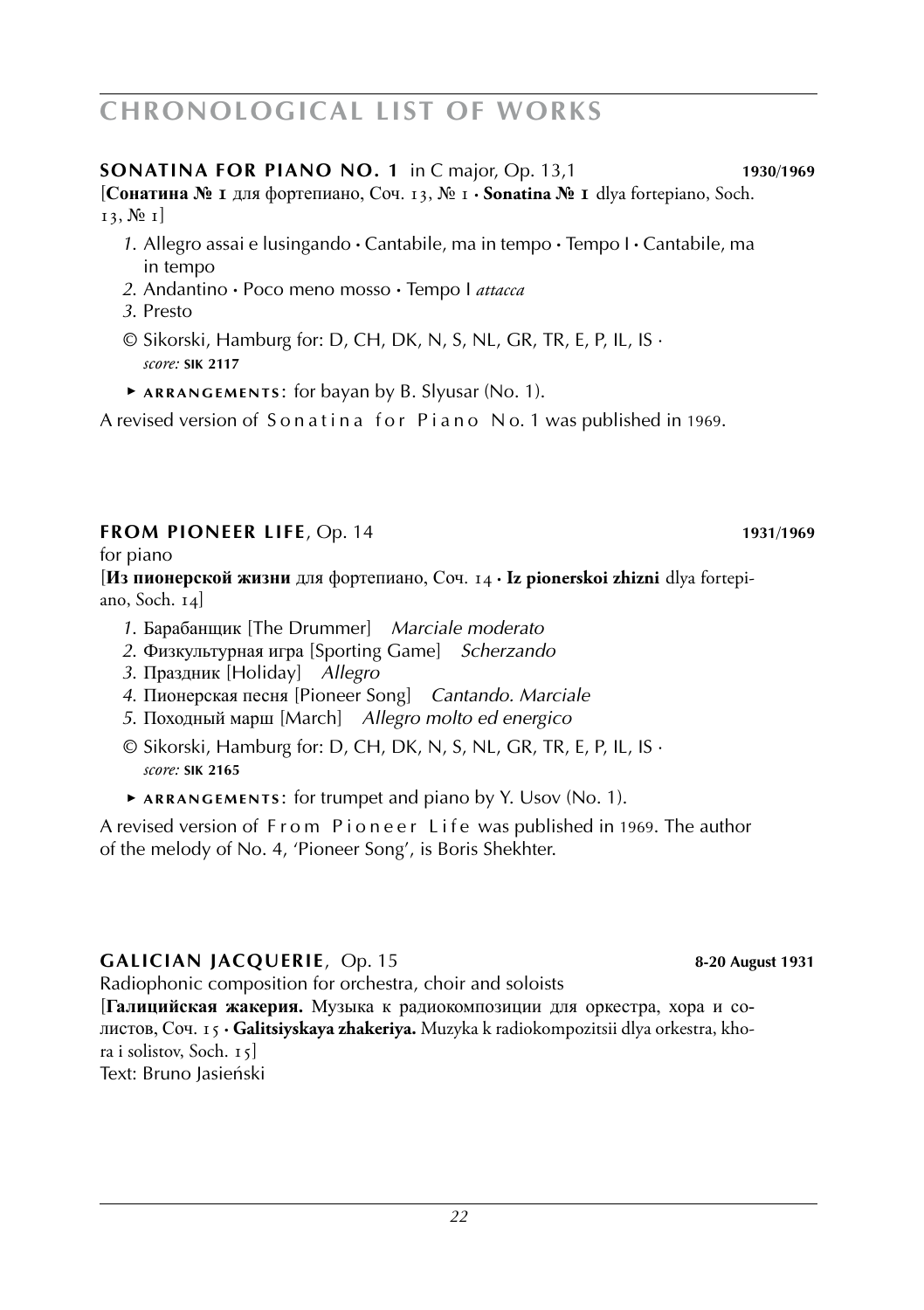# CHRONOLOGICAL LIST OF WORKS

**SONATINA FOR PIANO NO. 1** in C major, Op. 13,1 **1930/1969**

[**Сонатина № 1** для фортепиано, Соч. 13, № 1 · **Sonatina № 1** dlya fortepiano, Soch. 13, № 1]

1. Allegro assai e lusingando · Cantabile, ma in tempo · Tempo I · Cantabile, ma in tempo
2. Andantino · Poco meno mosso · Tempo I *attacca*
3. Presto

© Sikorski, Hamburg for: D, CH, DK, N, S, NL, GR, TR, E, P, IL, IS · *score:* **SIK 2117**

► **ARRANGEMENTS**: for bayan by B. Slyusar (No. 1).

A revised version of Sonatina for Piano No. 1 was published in 1969.

**FROM PIONEER LIFE**, Op. 14 **1931/1969**

for piano

[**Из пионерской жизни** для фортепиано, Соч. 14 · **Iz pionerskoi zhizni** dlya fortepiano, Soch. 14]

1. Барабанщик [The Drummer] *Marciale moderato*
2. Физкультурная игра [Sporting Game] *Scherzando*
3. Праздник [Holiday] *Allegro*
4. Пионерская песня [Pioneer Song] *Cantando. Marciale*
5. Походный марш [March] *Allegro molto ed energico*

© Sikorski, Hamburg for: D, CH, DK, N, S, NL, GR, TR, E, P, IL, IS · *score:* **SIK 2165**

► **ARRANGEMENTS**: for trumpet and piano by Y. Usov (No. 1).

A revised version of From Pioneer Life was published in 1969. The author of the melody of No. 4, 'Pioneer Song', is Boris Shekhter.

**GALICIAN JACQUERIE**, Op. 15 **8-20 August 1931**

Radiophonic composition for orchestra, choir and soloists

[**Галицийская жакерия.** Музыка к радиокомпозиции для оркестра, хора и солистов, Соч. 15 · **Galitsiyskaya zhakeriya.** Muzyka k radiokompozitsii dlya orkestra, khora i solistov, Soch. 15]

Text: Bruno Jasieński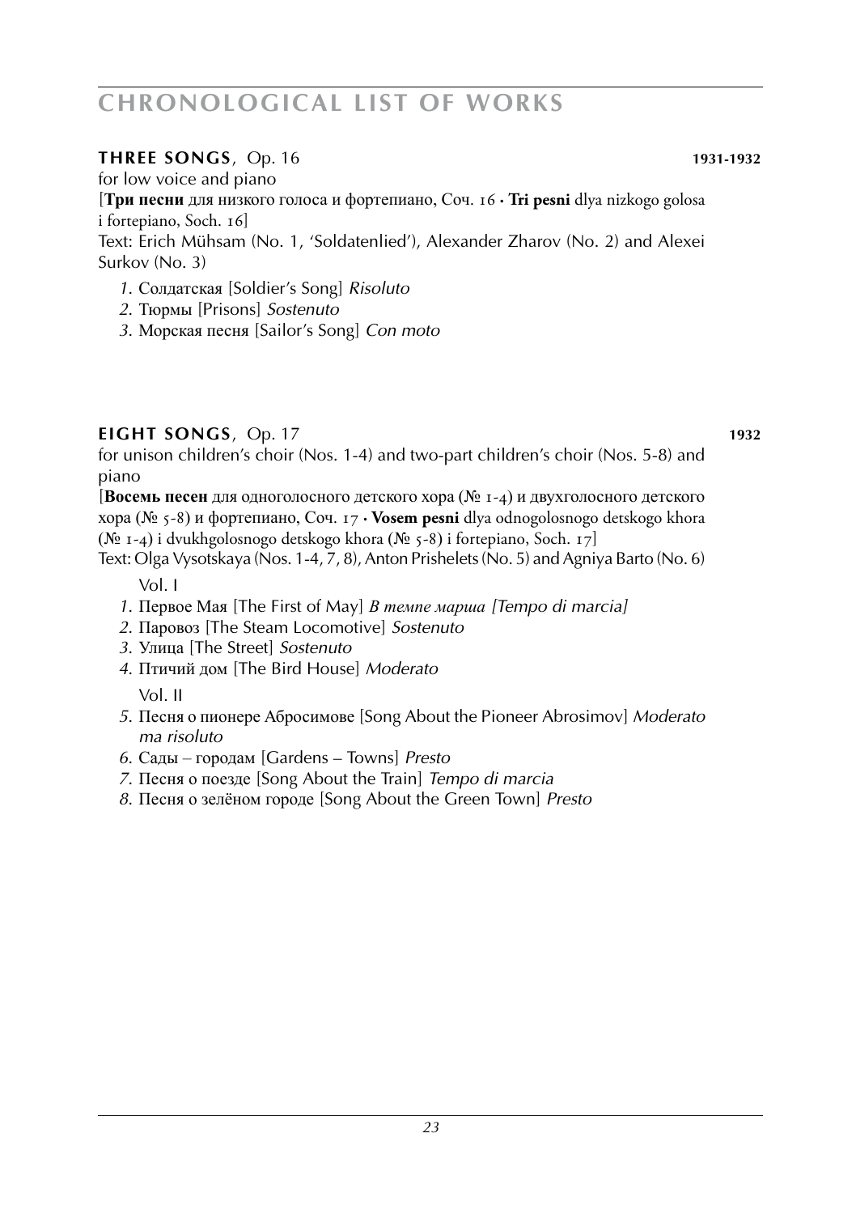# CHRONOLOGICAL LIST OF WORKS

**THREE SONGS**, Op. 16 **1931-1932**

for low voice and piano

[**Три песни** для низкого голоса и фортепиано, Соч. 16 · **Tri pesni** dlya nizkogo golosa i fortepiano, Soch. 16]

Text: Erich Mühsam (No. 1, 'Soldatenlied'), Alexander Zharov (No. 2) and Alexei Surkov (No. 3)

*1.* Солдатская [Soldier's Song] *Risoluto*
*2.* Тюрмы [Prisons] *Sostenuto*
*3.* Морская песня [Sailor's Song] *Con moto*

**EIGHT SONGS**, Op. 17 **1932**

for unison children's choir (Nos. 1-4) and two-part children's choir (Nos. 5-8) and piano

[**Восемь песен** для одноголосного детского хора (№ 1-4) и двухголосного детского хора (№ 5-8) и фортепиано, Соч. 17 · **Vosem pesni** dlya odnogolosnogo detskogo khora (№ 1-4) i dvukhgolosnogo detskogo khora (№ 5-8) i fortepiano, Soch. 17]

Text: Olga Vysotskaya (Nos. 1-4, 7, 8), Anton Prishelets (No. 5) and Agniya Barto (No. 6)

Vol. I

*1.* Первое Мая [The First of May] *В темпе марша [Tempo di marcia]*
*2.* Паровоз [The Steam Locomotive] *Sostenuto*
*3.* Улица [The Street] *Sostenuto*
*4.* Птичий дом [The Bird House] *Moderato*

Vol. II

*5.* Песня о пионере Абросимове [Song About the Pioneer Abrosimov] *Moderato ma risoluto*
*6.* Сады – городам [Gardens – Towns] *Presto*
*7.* Песня о поезде [Song About the Train] *Tempo di marcia*
*8.* Песня о зелёном городе [Song About the Green Town] *Presto*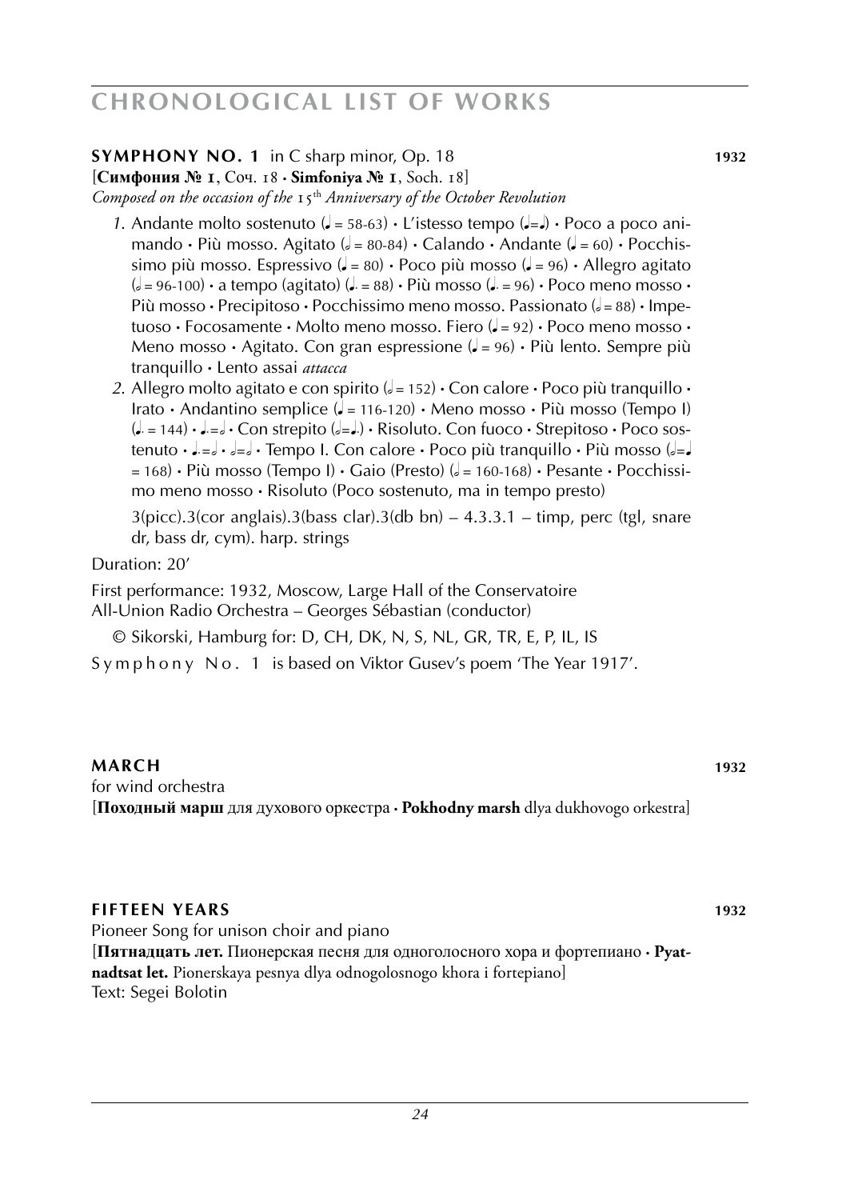## SYMPHONY NO. 1 in C sharp minor, Op. 18 — 1932

[**Симфония № 1**, Соч. 18 · **Simfoniya № 1**, Soch. 18]

*Composed on the occasion of the 15th Anniversary of the October Revolution*

1. Andante molto sostenuto (♩ = 58-63) · L'istesso tempo (♩=♩) · Poco a poco animando · Più mosso. Agitato (𝅗𝅥 = 80-84) · Calando · Andante (♩ = 60) · Pocchissimo più mosso. Espressivo (♩ = 80) · Poco più mosso (♩ = 96) · Allegro agitato (𝅗𝅥 = 96-100) · a tempo (agitato) (♩. = 88) · Più mosso (♩. = 96) · Poco meno mosso · Più mosso · Precipitoso · Pocchissimo meno mosso. Passionato (𝅗𝅥 = 88) · Impetuoso · Focosamente · Molto meno mosso. Fiero (♩ = 92) · Poco meno mosso · Meno mosso · Agitato. Con gran espressione (♩ = 96) · Più lento. Sempre più tranquillo · Lento assai *attacca*
2. Allegro molto agitato e con spirito (𝅗𝅥 = 152) · Con calore · Poco più tranquillo · Irato · Andantino semplice (♩ = 116-120) · Meno mosso · Più mosso (Tempo I) (♩. = 144) · ♩.=𝅗𝅥 · Con strepito (𝅗𝅥=♩.) · Risoluto. Con fuoco · Strepitoso · Poco sostenuto · ♩.=𝅗𝅥 · 𝅗𝅥=𝅗𝅥 · Tempo I. Con calore · Poco più tranquillo · Più mosso (𝅗𝅥=♩ = 168) · Più mosso (Tempo I) · Gaio (Presto) (𝅗𝅥 = 160-168) · Pesante · Pocchissimo meno mosso · Risoluto (Poco sostenuto, ma in tempo presto)

   3(picc).3(cor anglais).3(bass clar).3(db bn) – 4.3.3.1 – timp, perc (tgl, snare dr, bass dr, cym). harp. strings

Duration: 20'

First performance: 1932, Moscow, Large Hall of the Conservatoire
All-Union Radio Orchestra – Georges Sébastian (conductor)

© Sikorski, Hamburg for: D, CH, DK, N, S, NL, GR, TR, E, P, IL, IS

Symphony No. 1 is based on Viktor Gusev's poem 'The Year 1917'.

## MARCH — 1932

for wind orchestra

[**Походный марш** для духового оркестра · **Pokhodny marsh** dlya dukhovogo orkestra]

## FIFTEEN YEARS — 1932

Pioneer Song for unison choir and piano

[**Пятнадцать лет.** Пионерская песня для одноголосного хора и фортепиано · **Pyatnadtsat let.** Pionerskaya pesnya dlya odnogolosnogo khora i fortepiano]

Text: Segei Bolotin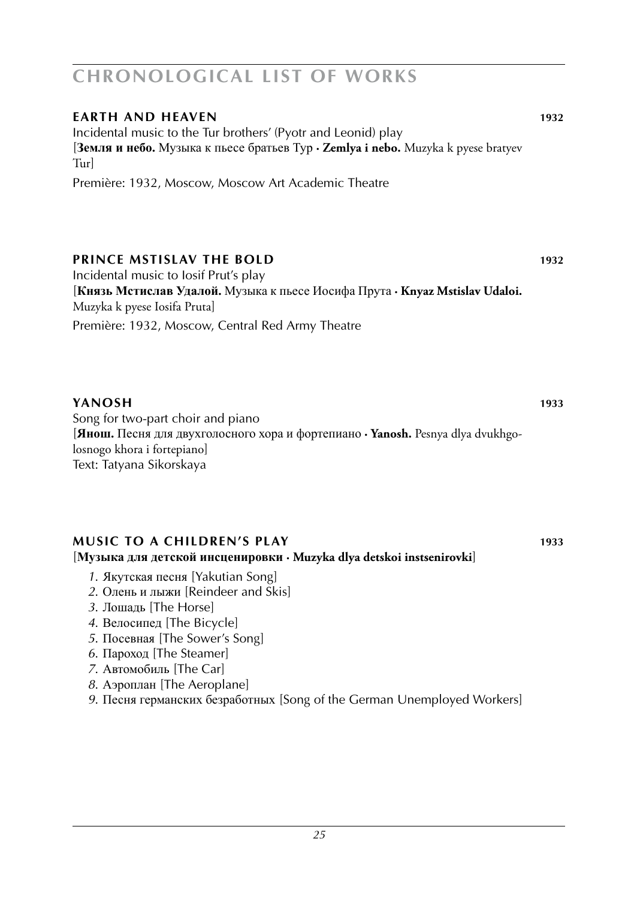# CHRONOLOGICAL LIST OF WORKS

## EARTH AND HEAVEN 1932

Incidental music to the Tur brothers' (Pyotr and Leonid) play
[**Земля и небо.** Музыка к пьесе братьев Тур · **Zemlya i nebo.** Muzyka k pyese bratyev Tur]

Première: 1932, Moscow, Moscow Art Academic Theatre

## PRINCE MSTISLAV THE BOLD 1932

Incidental music to Iosif Prut's play
[**Князь Мстислав Удалой.** Музыка к пьесе Иосифа Прута · **Knyaz Mstislav Udaloi.** Muzyka k pyese Iosifa Pruta]

Première: 1932, Moscow, Central Red Army Theatre

## YANOSH 1933

Song for two-part choir and piano
[**Янош.** Песня для двухголосного хора и фортепиано · **Yanosh.** Pesnya dlya dvukhgolosnogo khora i fortepiano]
Text: Tatyana Sikorskaya

## MUSIC TO A CHILDREN'S PLAY 1933

[**Музыка для детской инсценировки · Muzyka dlya detskoi instsenirovki**]

*1.* Якутская песня [Yakutian Song]
*2.* Олень и лыжи [Reindeer and Skis]
*3.* Лошадь [The Horse]
*4.* Велосипед [The Bicycle]
*5.* Посевная [The Sower's Song]
*6.* Пароход [The Steamer]
*7.* Автомобиль [The Car]
*8.* Аэроплан [The Aeroplane]
*9.* Песня германских безработных [Song of the German Unemployed Workers]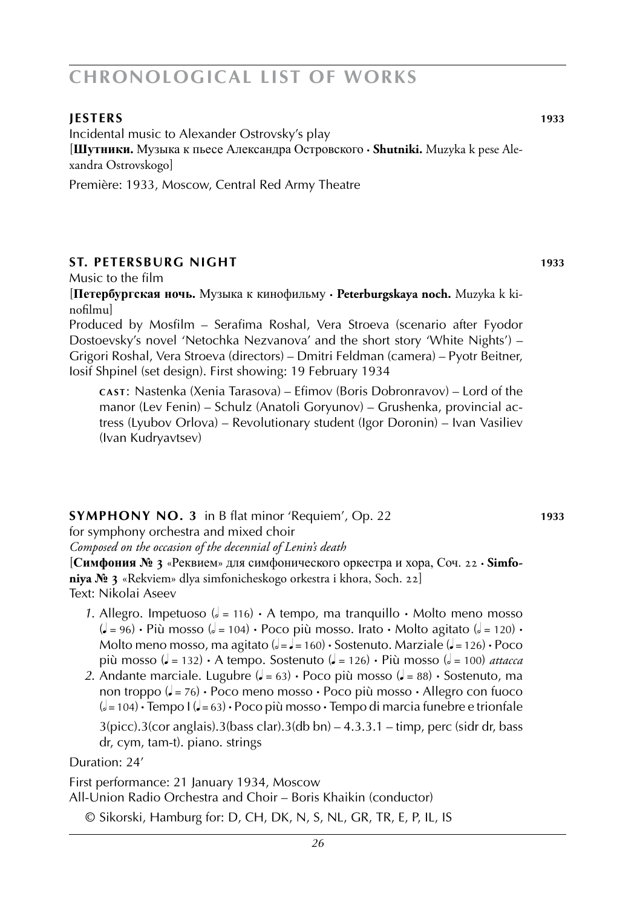# CHRONOLOGICAL LIST OF WORKS

**JESTERS** **1933**

Incidental music to Alexander Ostrovsky's play
[**Шутники.** Музыка к пьесе Александра Островского · **Shutniki.** Muzyka k pese Alexandra Ostrovskogo]

Première: 1933, Moscow, Central Red Army Theatre

**ST. PETERSBURG NIGHT** **1933**

Music to the film
[**Петербургская ночь.** Музыка к кинофильму · **Peterburgskaya noch.** Muzyka k kinofilmu]
Produced by Mosfilm – Serafima Roshal, Vera Stroeva (scenario after Fyodor Dostoevsky's novel 'Netochka Nezvanova' and the short story 'White Nights') – Grigori Roshal, Vera Stroeva (directors) – Dmitri Feldman (camera) – Pyotr Beitner, Iosif Shpinel (set design). First showing: 19 February 1934

CAST: Nastenka (Xenia Tarasova) – Efimov (Boris Dobronravov) – Lord of the manor (Lev Fenin) – Schulz (Anatoli Goryunov) – Grushenka, provincial actress (Lyubov Orlova) – Revolutionary student (Igor Doronin) – Ivan Vasiliev (Ivan Kudryavtsev)

**SYMPHONY NO. 3** in B flat minor 'Requiem', Op. 22 **1933**

for symphony orchestra and mixed choir
*Composed on the occasion of the decennial of Lenin's death*
[**Симфония № 3** «Реквием» для симфонического оркестра и хора, Соч. 22 · **Simfoniya № 3** «Rekviem» dlya simfonicheskogo orkestra i khora, Soch. 22]
Text: Nikolai Aseev

1. Allegro. Impetuoso (𝅗𝅥 = 116) · A tempo, ma tranquillo · Molto meno mosso (♩ = 96) · Più mosso (𝅗𝅥 = 104) · Poco più mosso. Irato · Molto agitato (𝅗𝅥 = 120) · Molto meno mosso, ma agitato (𝅗𝅥 = ♩ = 160) · Sostenuto. Marziale (♩ = 126) · Poco più mosso (♩ = 132) · A tempo. Sostenuto (♩ = 126) · Più mosso (𝅗𝅥 = 100) *attacca*
2. Andante marciale. Lugubre (♩ = 63) · Poco più mosso (♩ = 88) · Sostenuto, ma non troppo (♩ = 76) · Poco meno mosso · Poco più mosso · Allegro con fuoco (𝅗𝅥 = 104) · Tempo I (♩ = 63) · Poco più mosso · Tempo di marcia funebre e trionfale

   3(picc).3(cor anglais).3(bass clar).3(db bn) – 4.3.3.1 – timp, perc (sidr dr, bass dr, cym, tam-t). piano. strings

Duration: 24'

First performance: 21 January 1934, Moscow
All-Union Radio Orchestra and Choir – Boris Khaikin (conductor)

© Sikorski, Hamburg for: D, CH, DK, N, S, NL, GR, TR, E, P, IL, IS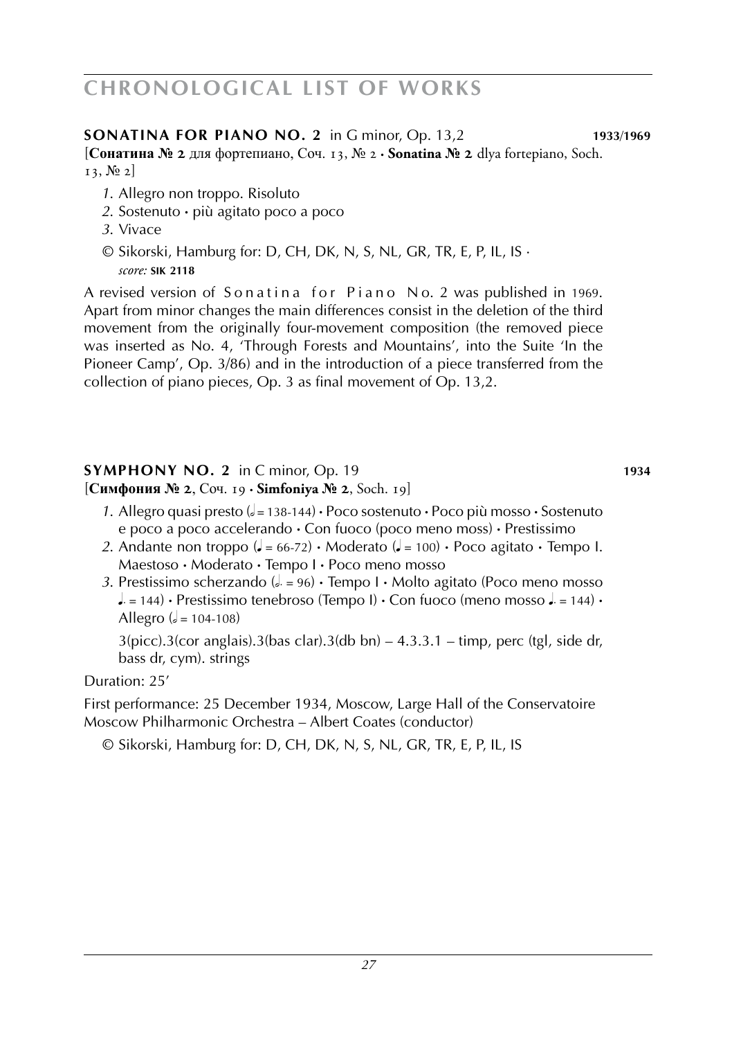# CHRONOLOGICAL LIST OF WORKS

**SONATINA FOR PIANO NO. 2** in G minor, Op. 13,2 **1933/1969**

[**Сонатина № 2** для фортепиано, Соч. 13, № 2 · **Sonatina № 2** dlya fortepiano, Soch. 13, № 2]

*1*. Allegro non troppo. Risoluto
*2*. Sostenuto · più agitato poco a poco
*3*. Vivace

© Sikorski, Hamburg for: D, CH, DK, N, S, NL, GR, TR, E, P, IL, IS ·
*score:* **SIK 2118**

A revised version of Sonatina for Piano No. 2 was published in 1969. Apart from minor changes the main differences consist in the deletion of the third movement from the originally four-movement composition (the removed piece was inserted as No. 4, 'Through Forests and Mountains', into the Suite 'In the Pioneer Camp', Op. 3/86) and in the introduction of a piece transferred from the collection of piano pieces, Op. 3 as final movement of Op. 13,2.

**SYMPHONY NO. 2** in C minor, Op. 19 **1934**

[**Симфония № 2**, Соч. 19 · **Simfoniya № 2**, Soch. 19]

*1*. Allegro quasi presto (𝅗𝅥 = 138-144) · Poco sostenuto · Poco più mosso · Sostenuto e poco a poco accelerando · Con fuoco (poco meno moss) · Prestissimo
*2*. Andante non troppo (♩ = 66-72) · Moderato (♩ = 100) · Poco agitato · Tempo I. Maestoso · Moderato · Tempo I · Poco meno mosso
*3*. Prestissimo scherzando (𝅗𝅥. = 96) · Tempo I · Molto agitato (Poco meno mosso ♩. = 144) · Prestissimo tenebroso (Tempo I) · Con fuoco (meno mosso ♩. = 144) · Allegro (𝅗𝅥 = 104-108)

3(picc).3(cor anglais).3(bas clar).3(db bn) – 4.3.3.1 – timp, perc (tgl, side dr, bass dr, cym). strings

Duration: 25'

First performance: 25 December 1934, Moscow, Large Hall of the Conservatoire
Moscow Philharmonic Orchestra – Albert Coates (conductor)

© Sikorski, Hamburg for: D, CH, DK, N, S, NL, GR, TR, E, P, IL, IS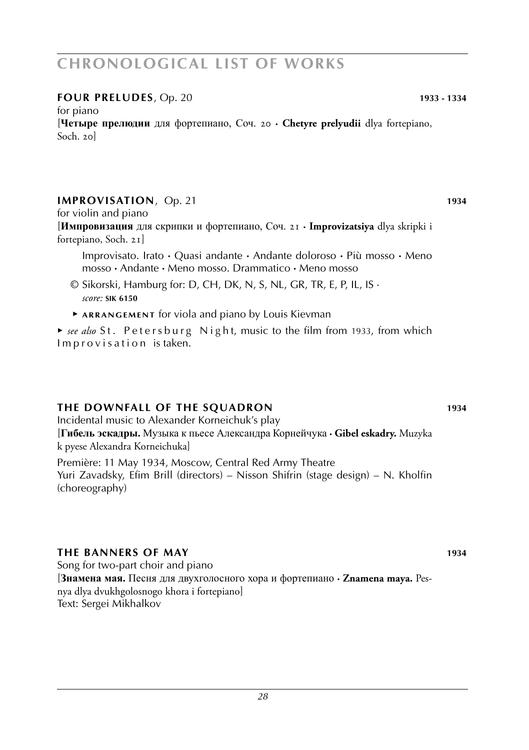## FOUR PRELUDES, Op. 20 — 1933 - 1334

for piano

[**Четыре прелюдии** для фортепиано, Соч. 20 · **Chetyre prelyudii** dlya fortepiano, Soch. 20]

## IMPROVISATION, Op. 21 — 1934

for violin and piano

[**Импровизация** для скрипки и фортепиано, Соч. 21 · **Improvizatsiya** dlya skripki i fortepiano, Soch. 21]

Improvisato. Irato · Quasi andante · Andante doloroso · Più mosso · Meno mosso · Andante · Meno mosso. Drammatico · Meno mosso

© Sikorski, Hamburg for: D, CH, DK, N, S, NL, GR, TR, E, P, IL, IS · *score:* **SIK 6150**

▸ **ARRANGEMENT** for viola and piano by Louis Kievman

▸ *see also* St. Petersburg Night, music to the film from 1933, from which Improvisation is taken.

## THE DOWNFALL OF THE SQUADRON — 1934

Incidental music to Alexander Korneichuk's play

[**Гибель эскадры.** Музыка к пьесе Александра Корнейчука · **Gibel eskadry.** Muzyka k pyese Alexandra Korneichuka]

Première: 11 May 1934, Moscow, Central Red Army Theatre
Yuri Zavadsky, Efim Brill (directors) – Nisson Shifrin (stage design) – N. Kholfin (choreography)

## THE BANNERS OF MAY — 1934

Song for two-part choir and piano

[**Знамена мая.** Песня для двухголосного хора и фортепиано · **Znamena maya.** Pesnya dlya dvukhgolosnogo khora i fortepiano]

Text: Sergei Mikhalkov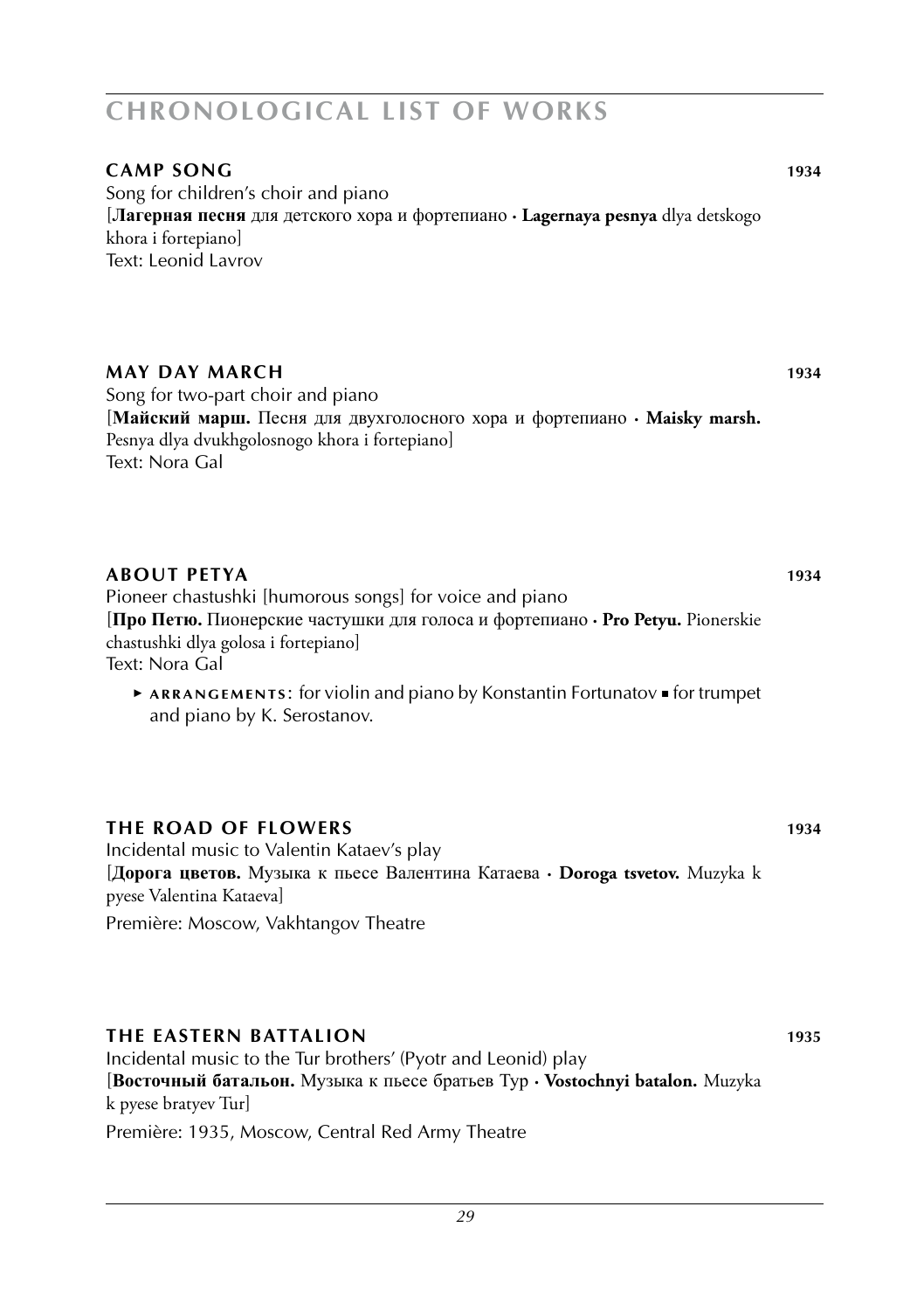# CHRONOLOGICAL LIST OF WORKS

### CAMP SONG 1934

Song for children's choir and piano
[**Лагерная песня** для детского хора и фортепиано · **Lagernaya pesnya** dlya detskogo khora i fortepiano]
Text: Leonid Lavrov

### MAY DAY MARCH 1934

Song for two-part choir and piano
[**Майский марш.** Песня для двухголосного хора и фортепиано · **Maisky marsh.** Pesnya dlya dvukhgolosnogo khora i fortepiano]
Text: Nora Gal

### ABOUT PETYA 1934

Pioneer chastushki [humorous songs] for voice and piano
[**Про Петю.** Пионерские частушки для голоса и фортепиано · **Pro Petyu.** Pionerskie chastushki dlya golosa i fortepiano]
Text: Nora Gal

- ARRANGEMENTS: for violin and piano by Konstantin Fortunatov ▪ for trumpet and piano by K. Serostanov.

### THE ROAD OF FLOWERS 1934

Incidental music to Valentin Kataev's play
[**Дорога цветов.** Музыка к пьесе Валентина Катаева · **Doroga tsvetov.** Muzyka k pyese Valentina Kataeva]
Première: Moscow, Vakhtangov Theatre

### THE EASTERN BATTALION 1935

Incidental music to the Tur brothers' (Pyotr and Leonid) play
[**Восточный батальон.** Музыка к пьесе братьев Тур · **Vostochnyi batalon.** Muzyka k pyese bratyev Tur]
Première: 1935, Moscow, Central Red Army Theatre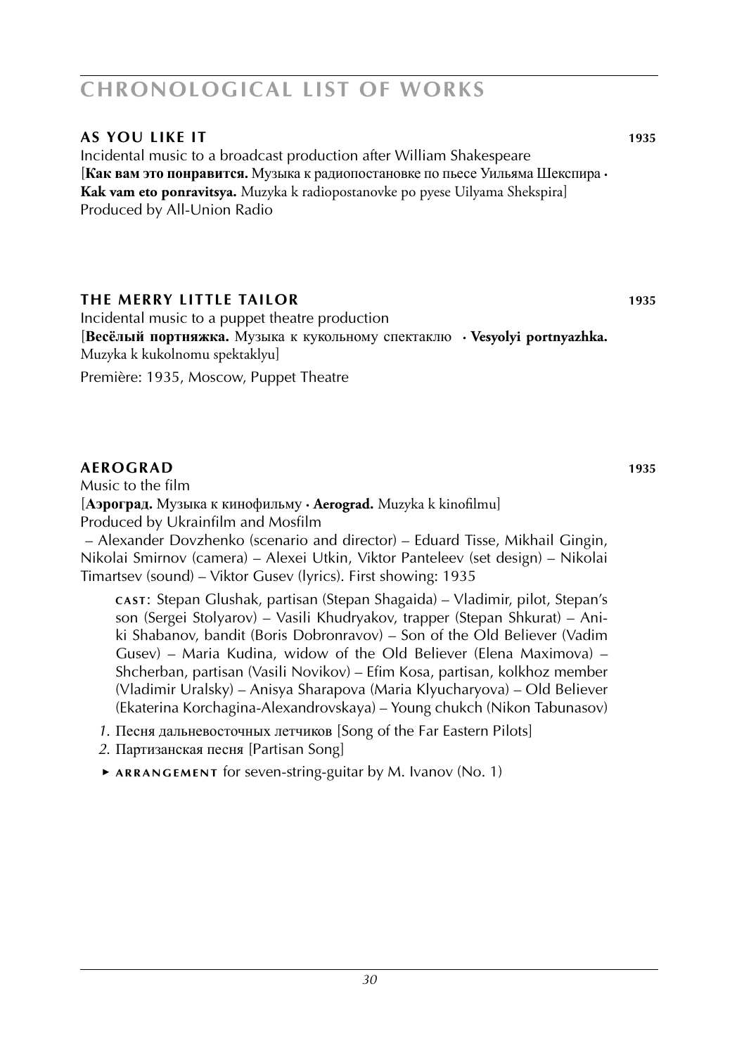# CHRONOLOGICAL LIST OF WORKS

## AS YOU LIKE IT 1935

Incidental music to a broadcast production after William Shakespeare
[**Как вам это понравится.** Музыка к радиопостановке по пьесе Уильяма Шекспира · **Kak vam eto ponravitsya.** Muzyka k radiopostanovke po pyese Uilyama Shekspira]
Produced by All-Union Radio

## THE MERRY LITTLE TAILOR 1935

Incidental music to a puppet theatre production
[**Весёлый портняжка.** Музыка к кукольному спектаклю · **Vesyolyi portnyazhka.** Muzyka k kukolnomu spektaklyu]

Première: 1935, Moscow, Puppet Theatre

## AEROGRAD 1935

Music to the film
[**Аэроград.** Музыка к кинофильму · **Aerograd.** Muzyka k kinofilmu]
Produced by Ukrainfilm and Mosfilm
– Alexander Dovzhenko (scenario and director) – Eduard Tisse, Mikhail Gingin, Nikolai Smirnov (camera) – Alexei Utkin, Viktor Panteleev (set design) – Nikolai Timartsev (sound) – Viktor Gusev (lyrics). First showing: 1935

**CAST**: Stepan Glushak, partisan (Stepan Shagaida) – Vladimir, pilot, Stepan's son (Sergei Stolyarov) – Vasili Khudryakov, trapper (Stepan Shkurat) – Aniki Shabanov, bandit (Boris Dobronravov) – Son of the Old Believer (Vadim Gusev) – Maria Kudina, widow of the Old Believer (Elena Maximova) – Shcherban, partisan (Vasili Novikov) – Efim Kosa, partisan, kolkhoz member (Vladimir Uralsky) – Anisya Sharapova (Maria Klyucharyova) – Old Believer (Ekaterina Korchagina-Alexandrovskaya) – Young chukch (Nikon Tabunasov)

*1.* Песня дальневосточных летчиков [Song of the Far Eastern Pilots]
*2.* Партизанская песня [Partisan Song]

▸ **ARRANGEMENT** for seven-string-guitar by M. Ivanov (No. 1)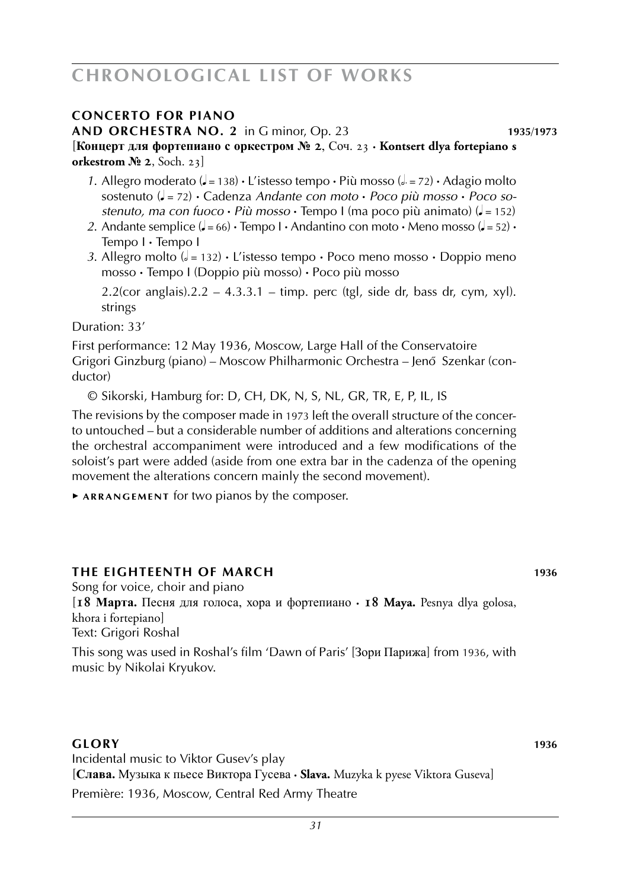## CONCERTO FOR PIANO AND ORCHESTRA NO. 2 in G minor, Op. 23 — 1935/1973

[**Концерт для фортепиано с оркестром № 2**, Соч. 23 · **Kontsert dlya fortepiano s orkestrom № 2**, Soch. 23]

1. Allegro moderato (♩ = 138) · L'istesso tempo · Più mosso (𝅗𝅥. = 72) · Adagio molto sostenuto (♩ = 72) · Cadenza *Andante con moto* · *Poco più mosso* · *Poco sostenuto, ma con fuoco* · *Più mosso* · Tempo I (ma poco più animato) (♩ = 152)
2. Andante semplice (♩ = 66) · Tempo I · Andantino con moto · Meno mosso (♩ = 52) · Tempo I · Tempo I
3. Allegro molto (𝅗𝅥 = 132) · L'istesso tempo · Poco meno mosso · Doppio meno mosso · Tempo I (Doppio più mosso) · Poco più mosso

   2.2(cor anglais).2.2 – 4.3.3.1 – timp. perc (tgl, side dr, bass dr, cym, xyl). strings

Duration: 33'

First performance: 12 May 1936, Moscow, Large Hall of the Conservatoire
Grigori Ginzburg (piano) – Moscow Philharmonic Orchestra – Jenő Szenkar (conductor)

© Sikorski, Hamburg for: D, CH, DK, N, S, NL, GR, TR, E, P, IL, IS

The revisions by the composer made in 1973 left the overall structure of the concerto untouched – but a considerable number of additions and alterations concerning the orchestral accompaniment were introduced and a few modifications of the soloist's part were added (aside from one extra bar in the cadenza of the opening movement the alterations concern mainly the second movement).

▸ **ARRANGEMENT** for two pianos by the composer.

## THE EIGHTEENTH OF MARCH — 1936

Song for voice, choir and piano
[**18 Марта.** Песня для голоса, хора и фортепиано · **18 Maya.** Pesnya dlya golosa, khora i fortepiano]
Text: Grigori Roshal

This song was used in Roshal's film 'Dawn of Paris' [Зори Парижа] from 1936, with music by Nikolai Kryukov.

## GLORY — 1936

Incidental music to Viktor Gusev's play
[**Слава.** Музыка к пьесе Виктора Гусева · **Slava.** Muzyka k pyese Viktora Guseva]
Première: 1936, Moscow, Central Red Army Theatre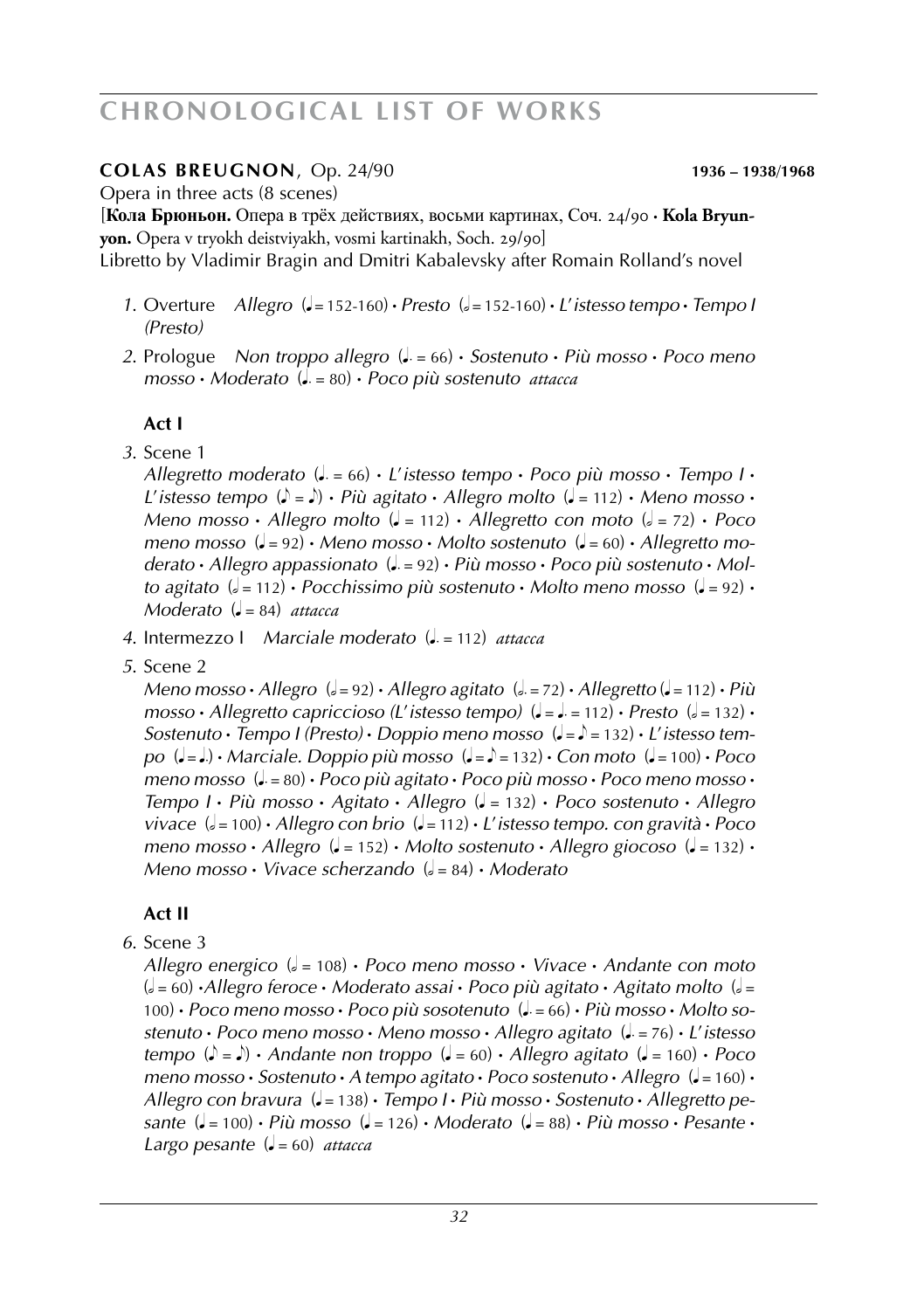**COLAS BREUGNON**, Op. 24/90 **1936 – 1938/1968**

Opera in three acts (8 scenes)

[**Кола Брюньон.** Опера в трёх действиях, восьми картинах, Соч. 24/90 · **Kola Bryunyon.** Opera v tryokh deistviyakh, vosmi kartinakh, Soch. 29/90]

Libretto by Vladimir Bragin and Dmitri Kabalevsky after Romain Rolland's novel

1. Overture *Allegro* (♩= 152-160) · *Presto* (𝅗𝅥= 152-160) · *L'istesso tempo* · *Tempo I (Presto)*
2. Prologue *Non troppo allegro* (♩. = 66) · *Sostenuto* · *Più mosso* · *Poco meno mosso* · *Moderato* (♩. = 80) · *Poco più sostenuto attacca*

**Act I**

3. Scene 1
   *Allegretto moderato* (♩. = 66) · *L'istesso tempo* · *Poco più mosso* · *Tempo I* · *L'istesso tempo* (♪ = ♩) · *Più agitato* · *Allegro molto* (♩ = 112) · *Meno mosso* · *Meno mosso* · *Allegro molto* (♩ = 112) · *Allegretto con moto* (𝅗𝅥 = 72) · *Poco meno mosso* (♩ = 92) · *Meno mosso* · *Molto sostenuto* (♩ = 60) · *Allegretto moderato* · *Allegro appassionato* (♩. = 92) · *Più mosso* · *Poco più sostenuto* · *Molto agitato* (𝅗𝅥 = 112) · *Pocchissimo più sostenuto* · *Molto meno mosso* (♩ = 92) · *Moderato* (♩ = 84) *attacca*
4. Intermezzo I *Marciale moderato* (♩. = 112) *attacca*
5. Scene 2
   *Meno mosso* · *Allegro* (𝅗𝅥 = 92) · *Allegro agitato* (𝅗𝅥. = 72) · *Allegretto* (♩ = 112) · *Più mosso* · *Allegretto capriccioso (L'istesso tempo)* (♩ = ♩. = 112) · *Presto* (𝅗𝅥 = 132) · *Sostenuto* · *Tempo I (Presto)* · *Doppio meno mosso* (♩ = ♪ = 132) · *L'istesso tempo* (♩ = ♩.) · *Marciale. Doppio più mosso* (♩ = ♪ = 132) · *Con moto* (♩ = 100) · *Poco meno mosso* (♩. = 80) · *Poco più agitato* · *Poco più mosso* · *Poco meno mosso* · *Tempo I* · *Più mosso* · *Agitato* · *Allegro* (♩ = 132) · *Poco sostenuto* · *Allegro vivace* (𝅗𝅥 = 100) · *Allegro con brio* (♩ = 112) · *L'istesso tempo. con gravità* · *Poco meno mosso* · *Allegro* (♩ = 152) · *Molto sostenuto* · *Allegro giocoso* (♩ = 132) · *Meno mosso* · *Vivace scherzando* (𝅗𝅥 = 84) · *Moderato*

**Act II**

6. Scene 3
   *Allegro energico* (𝅗𝅥 = 108) · *Poco meno mosso* · *Vivace* · *Andante con moto* (𝅗𝅥 = 60) ·*Allegro feroce* · *Moderato assai* · *Poco più agitato* · *Agitato molto* (𝅗𝅥 = 100) · *Poco meno mosso* · *Poco più sosotenuto* (♩. = 66) · *Più mosso* · *Molto sostenuto* · *Poco meno mosso* · *Meno mosso* · *Allegro agitato* (♩. = 76) · *L'istesso tempo* (♪ = ♪) · *Andante non troppo* (♩ = 60) · *Allegro agitato* (♩ = 160) · *Poco meno mosso* · *Sostenuto* · *A tempo agitato* · *Poco sostenuto* · *Allegro* (♩ = 160) · *Allegro con bravura* (♩ = 138) · *Tempo I* · *Più mosso* · *Sostenuto* · *Allegretto pesante* (♩ = 100) · *Più mosso* (♩ = 126) · *Moderato* (♩ = 88) · *Più mosso* · *Pesante* · *Largo pesante* (♩ = 60) *attacca*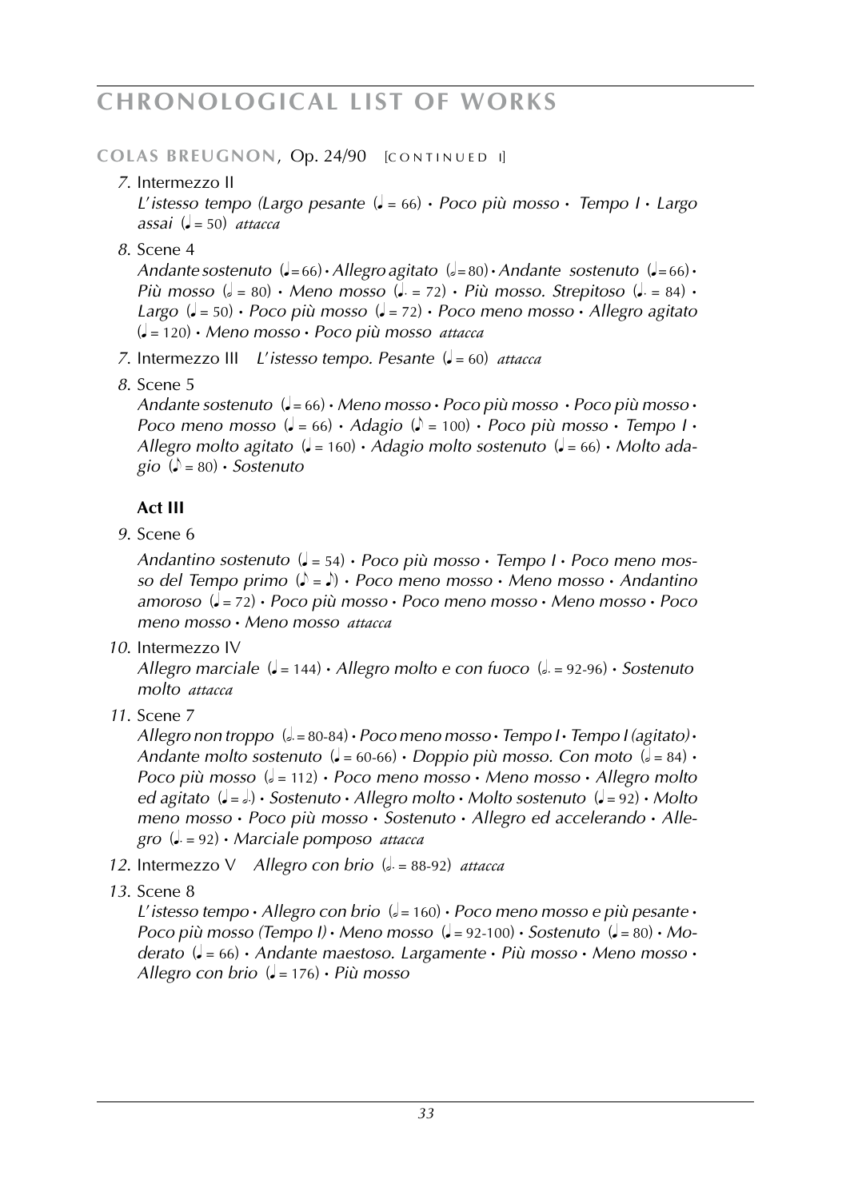# CHRONOLOGICAL LIST OF WORKS

**COLAS BREUGNON**, Op. 24/90 [CONTINUED I]

*7.* Intermezzo II
*L'istesso tempo (Largo pesante* (♩ = 66) • *Poco più mosso* • *Tempo I* • *Largo assai* (♩ = 50) *attacca*

*8.* Scene 4
*Andante sostenuto* (♩ = 66) • *Allegro agitato* (𝅗𝅥 = 80) • *Andante sostenuto* (♩ = 66) • *Più mosso* (𝅗𝅥 = 80) • *Meno mosso* (♩. = 72) • *Più mosso. Strepitoso* (♩. = 84) • *Largo* (♩ = 50) • *Poco più mosso* (♩ = 72) • *Poco meno mosso* • *Allegro agitato* (♩ = 120) • *Meno mosso* • *Poco più mosso attacca*

*7.* Intermezzo III *L'istesso tempo. Pesante* (♩ = 60) *attacca*

*8.* Scene 5
*Andante sostenuto* (♩ = 66) • *Meno mosso* • *Poco più mosso* • *Poco più mosso* • *Poco meno mosso* (♩ = 66) • *Adagio* (♪ = 100) • *Poco più mosso* • *Tempo I* • *Allegro molto agitato* (♩ = 160) • *Adagio molto sostenuto* (♩ = 66) • *Molto adagio* (♪ = 80) • *Sostenuto*

**Act III**

*9.* Scene 6
*Andantino sostenuto* (♩ = 54) • *Poco più mosso* • *Tempo I* • *Poco meno mosso del Tempo primo* (♪ = ♪) • *Poco meno mosso* • *Meno mosso* • *Andantino amoroso* (♩ = 72) • *Poco più mosso* • *Poco meno mosso* • *Meno mosso* • *Poco meno mosso* • *Meno mosso attacca*

*10.* Intermezzo IV
*Allegro marciale* (♩ = 144) • *Allegro molto e con fuoco* (𝅗𝅥. = 92-96) • *Sostenuto molto attacca*

*11.* Scene 7
*Allegro non troppo* (𝅗𝅥. = 80-84) • *Poco meno mosso* • *Tempo I* • *Tempo I (agitato)* • *Andante molto sostenuto* (♩ = 60-66) • *Doppio più mosso. Con moto* (𝅗𝅥 = 84) • *Poco più mosso* (𝅗𝅥 = 112) • *Poco meno mosso* • *Meno mosso* • *Allegro molto ed agitato* (♩ = 𝅗𝅥.) • *Sostenuto* • *Allegro molto* • *Molto sostenuto* (♩ = 92) • *Molto meno mosso* • *Poco più mosso* • *Sostenuto* • *Allegro ed accelerando* • *Allegro* (♩. = 92) • *Marciale pomposo attacca*

*12.* Intermezzo V *Allegro con brio* (𝅗𝅥. = 88-92) *attacca*

*13.* Scene 8
*L'istesso tempo* • *Allegro con brio* (𝅗𝅥 = 160) • *Poco meno mosso e più pesante* • *Poco più mosso (Tempo I)* • *Meno mosso* (♩ = 92-100) • *Sostenuto* (♩ = 80) • *Moderato* (♩ = 66) • *Andante maestoso. Largamente* • *Più mosso* • *Meno mosso* • *Allegro con brio* (♩ = 176) • *Più mosso*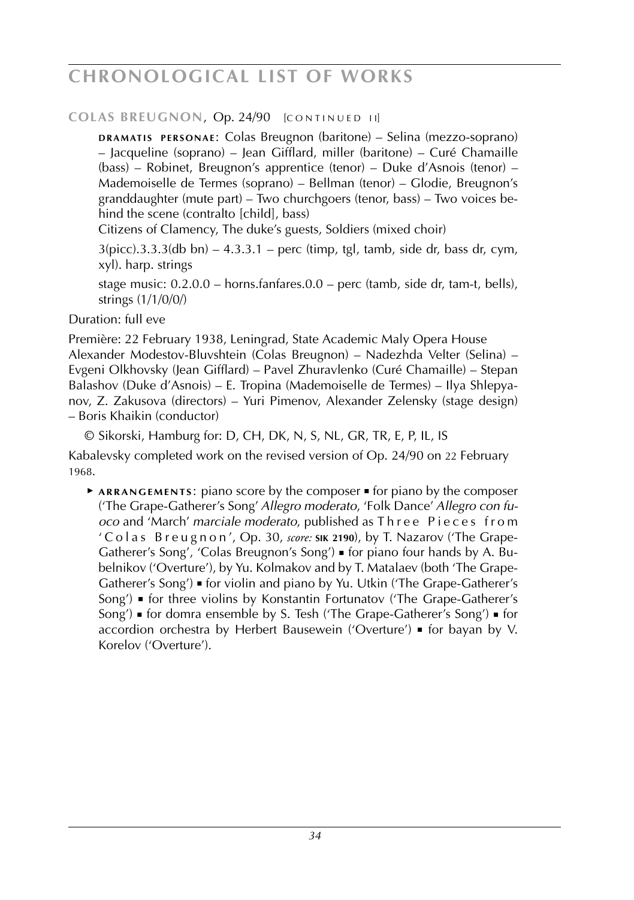## COLAS BREUGNON, Op. 24/90 [CONTINUED II]

**DRAMATIS PERSONAE**: Colas Breugnon (baritone) – Selina (mezzo-soprano) – Jacqueline (soprano) – Jean Gifflard, miller (baritone) – Curé Chamaille (bass) – Robinet, Breugnon's apprentice (tenor) – Duke d'Asnois (tenor) – Mademoiselle de Termes (soprano) – Bellman (tenor) – Glodie, Breugnon's granddaughter (mute part) – Two churchgoers (tenor, bass) – Two voices behind the scene (contralto [child], bass)

Citizens of Clamency, The duke's guests, Soldiers (mixed choir)

3(picc).3.3.3(db bn) – 4.3.3.1 – perc (timp, tgl, tamb, side dr, bass dr, cym, xyl). harp. strings

stage music: 0.2.0.0 – horns.fanfares.0.0 – perc (tamb, side dr, tam-t, bells), strings (1/1/0/0/)

Duration: full eve

Première: 22 February 1938, Leningrad, State Academic Maly Opera House
Alexander Modestov-Bluvshtein (Colas Breugnon) – Nadezhda Velter (Selina) – Evgeni Olkhovsky (Jean Gifflard) – Pavel Zhuravlenko (Curé Chamaille) – Stepan Balashov (Duke d'Asnois) – E. Tropina (Mademoiselle de Termes) – Ilya Shlepyanov, Z. Zakusova (directors) – Yuri Pimenov, Alexander Zelensky (stage design) – Boris Khaikin (conductor)

© Sikorski, Hamburg for: D, CH, DK, N, S, NL, GR, TR, E, P, IL, IS

Kabalevsky completed work on the revised version of Op. 24/90 on 22 February 1968.

► **ARRANGEMENTS**: piano score by the composer ▪ for piano by the composer ('The Grape-Gatherer's Song' *Allegro moderato*, 'Folk Dance' *Allegro con fuoco* and 'March' *marciale moderato*, published as Three Pieces from 'Colas Breugnon', Op. 30, *score:* **SIK 2190**), by T. Nazarov ('The Grape-Gatherer's Song', 'Colas Breugnon's Song') ▪ for piano four hands by A. Bubelnikov ('Overture'), by Yu. Kolmakov and by T. Matalaev (both 'The Grape-Gatherer's Song') ▪ for violin and piano by Yu. Utkin ('The Grape-Gatherer's Song') ▪ for three violins by Konstantin Fortunatov ('The Grape-Gatherer's Song') ▪ for domra ensemble by S. Tesh ('The Grape-Gatherer's Song') ▪ for accordion orchestra by Herbert Bausewein ('Overture') ▪ for bayan by V. Korelov ('Overture').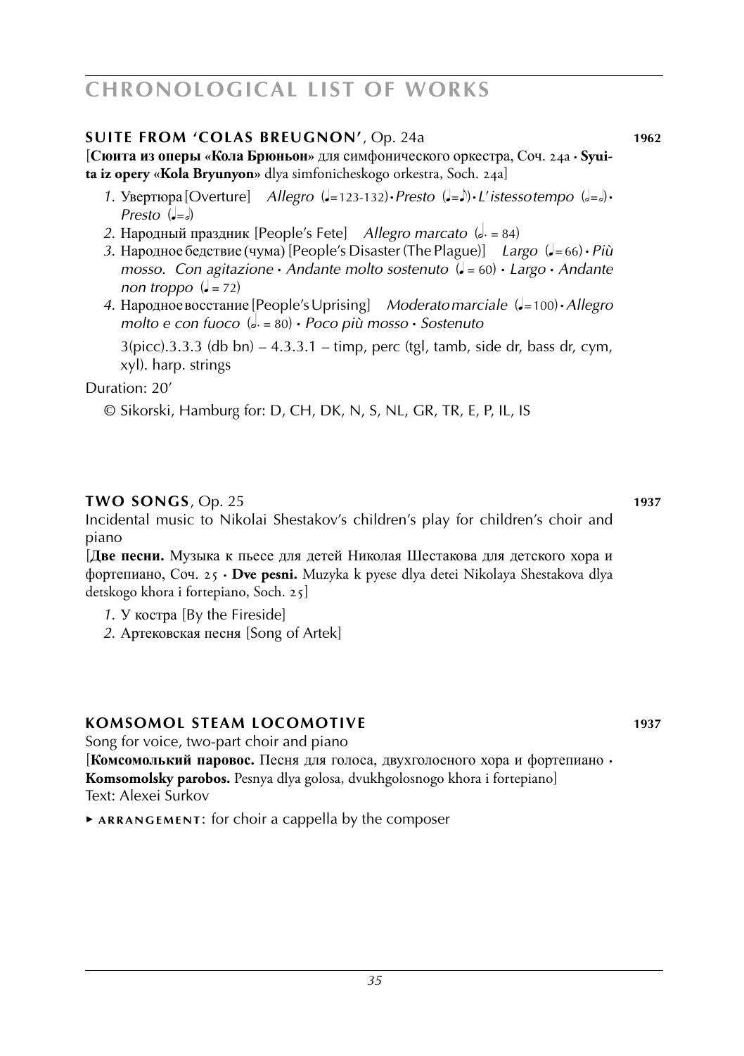# CHRONOLOGICAL LIST OF WORKS

## SUITE FROM 'COLAS BREUGNON', Op. 24a — 1962

[**Сюита из оперы «Кола Брюньон»** для симфонического оркестра, Соч. 24a · **Syuita iz opery «Kola Bryunyon»** dlya simfonicheskogo orkestra, Soch. 24a]

1. Увертюра [Overture] *Allegro* (♩=123-132) · *Presto* (♩=♪) · *L'istesso tempo* (𝅗𝅥=𝅗𝅥) · *Presto* (♩=𝅗𝅥)
2. Народный праздник [People's Fete] *Allegro marcato* (𝅗𝅥. = 84)
3. Народное бедствие (чума) [People's Disaster (The Plague)] *Largo* (♩= 66) · *Più mosso. Con agitazione* · *Andante molto sostenuto* (♩ = 60) · *Largo* · *Andante non troppo* (♩ = 72)
4. Народное восстание [People's Uprising] *Moderato marciale* (♩=100) · *Allegro molto e con fuoco* (𝅗𝅥. = 80) · *Poco più mosso* · *Sostenuto*

   3(picc).3.3.3 (db bn) – 4.3.3.1 – timp, perc (tgl, tamb, side dr, bass dr, cym, xyl). harp. strings

Duration: 20'

© Sikorski, Hamburg for: D, CH, DK, N, S, NL, GR, TR, E, P, IL, IS

## TWO SONGS, Op. 25 — 1937

Incidental music to Nikolai Shestakov's children's play for children's choir and piano

[**Две песни.** Музыка к пьесе для детей Николая Шестакова для детского хора и фортепиано, Соч. 25 · **Dve pesni.** Muzyka k pyese dlya detei Nikolaya Shestakova dlya detskogo khora i fortepiano, Soch. 25]

1. У костра [By the Fireside]
2. Артековская песня [Song of Artek]

## KOMSOMOL STEAM LOCOMOTIVE — 1937

Song for voice, two-part choir and piano

[**Комсомолький паровос.** Песня для голоса, двухголосного хора и фортепиано · **Komsomolsky parobos.** Pesnya dlya golosa, dvukhgolosnogo khora i fortepiano]

Text: Alexei Surkov

▸ **ARRANGEMENT**: for choir a cappella by the composer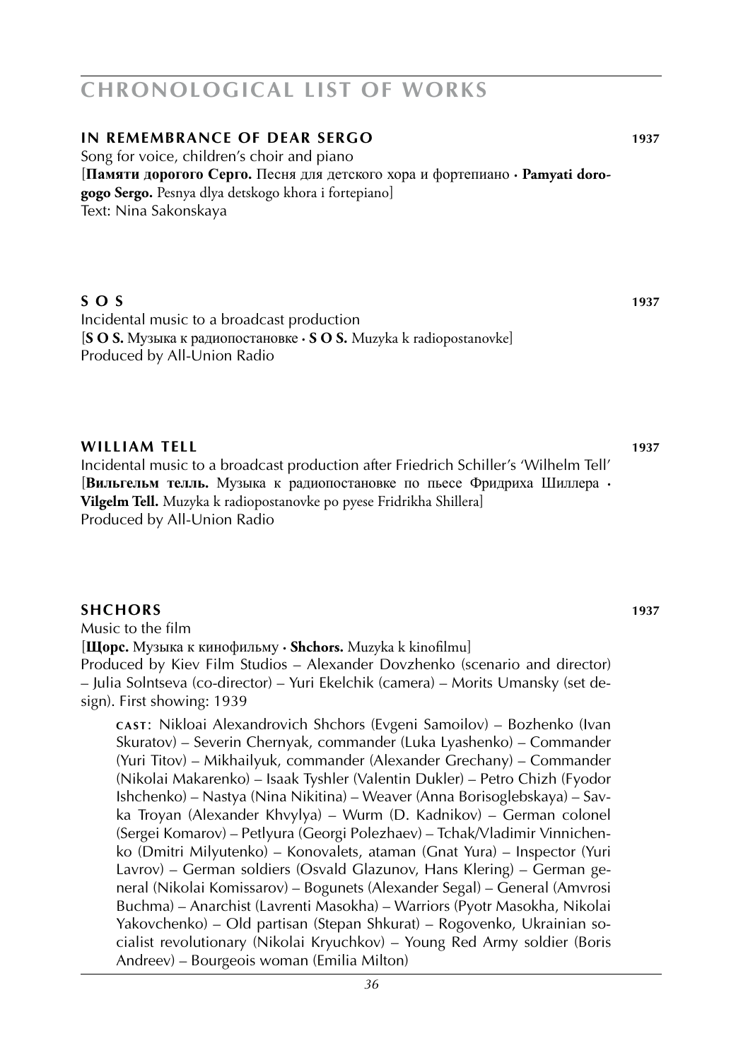# CHRONOLOGICAL LIST OF WORKS

## IN REMEMBRANCE OF DEAR SERGO 1937

Song for voice, children's choir and piano
[**Памяти дорогого Серго.** Песня для детского хора и фортепиано · **Pamyati dorogogo Sergo.** Pesnya dlya detskogo khora i fortepiano]
Text: Nina Sakonskaya

## S O S 1937

Incidental music to a broadcast production
[**S O S.** Музыка к радиопостановке · **S O S.** Muzyka k radiopostanovke]
Produced by All-Union Radio

## WILLIAM TELL 1937

Incidental music to a broadcast production after Friedrich Schiller's 'Wilhelm Tell'
[**Вильгельм телль.** Музыка к радиопостановке по пьесе Фридриха Шиллера · **Vilgelm Tell.** Muzyka k radiopostanovke po pyese Fridrikha Shillera]
Produced by All-Union Radio

## SHCHORS 1937

Music to the film
[**Щорс.** Музыка к кинофильму · **Shchors.** Muzyka k kinofilmu]
Produced by Kiev Film Studios – Alexander Dovzhenko (scenario and director) – Julia Solntseva (co-director) – Yuri Ekelchik (camera) – Morits Umansky (set design). First showing: 1939

**CAST:** Nikloai Alexandrovich Shchors (Evgeni Samoilov) – Bozhenko (Ivan Skuratov) – Severin Chernyak, commander (Luka Lyashenko) – Commander (Yuri Titov) – Mikhailyuk, commander (Alexander Grechany) – Commander (Nikolai Makarenko) – Isaak Tyshler (Valentin Dukler) – Petro Chizh (Fyodor Ishchenko) – Nastya (Nina Nikitina) – Weaver (Anna Borisoglebskaya) – Savka Troyan (Alexander Khvylya) – Wurm (D. Kadnikov) – German colonel (Sergei Komarov) – Petlyura (Georgi Polezhaev) – Tchak/Vladimir Vinnichenko (Dmitri Milyutenko) – Konovalets, ataman (Gnat Yura) – Inspector (Yuri Lavrov) – German soldiers (Osvald Glazunov, Hans Klering) – German general (Nikolai Komissarov) – Bogunets (Alexander Segal) – General (Amvrosi Buchma) – Anarchist (Lavrenti Masokha) – Warriors (Pyotr Masokha, Nikolai Yakovchenko) – Old partisan (Stepan Shkurat) – Rogovenko, Ukrainian socialist revolutionary (Nikolai Kryuchkov) – Young Red Army soldier (Boris Andreev) – Bourgeois woman (Emilia Milton)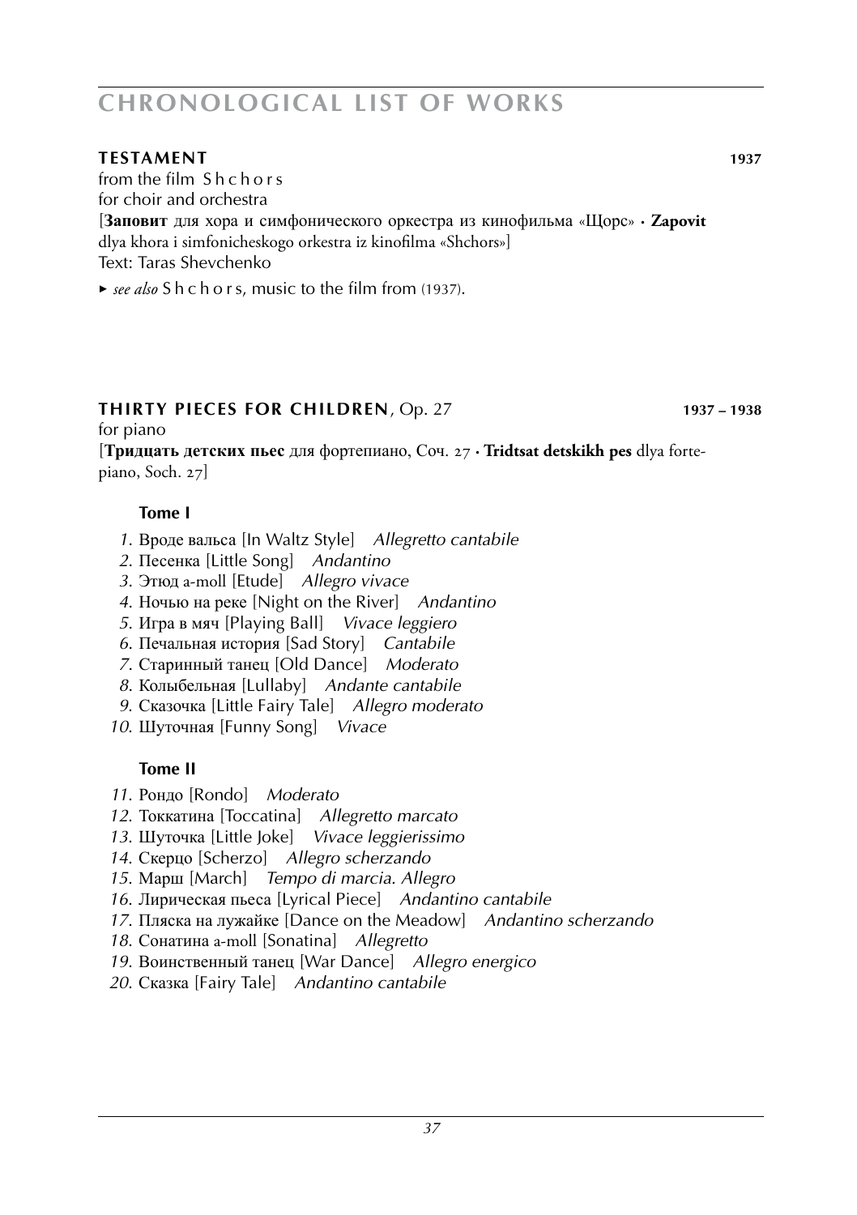**TESTAMENT** **1937**

from the film S h c h o r s
for choir and orchestra
[**Заповит** для хора и симфонического оркестра из кинофильма «Щорс» · **Zapovit** dlya khora i simfonicheskogo orkestra iz kinofilma «Shchors»]
Text: Taras Shevchenko

► *see also* S h c h o r s, music to the film from (1937).

**THIRTY PIECES FOR CHILDREN**, Op. 27 **1937 – 1938**

for piano
[**Тридцать детских пьес** для фортепиано, Соч. 27 · **Tridtsat detskikh pes** dlya fortepiano, Soch. 27]

**Tome I**

*1.* Вроде вальса [In Waltz Style] *Allegretto cantabile*
*2.* Песенка [Little Song] *Andantino*
*3.* Этюд a-moll [Etude] *Allegro vivace*
*4.* Ночью на реке [Night on the River] *Andantino*
*5.* Игра в мяч [Playing Ball] *Vivace leggiero*
*6.* Печальная история [Sad Story] *Cantabile*
*7.* Старинный танец [Old Dance] *Moderato*
*8.* Колыбельная [Lullaby] *Andante cantabile*
*9.* Сказочка [Little Fairy Tale] *Allegro moderato*
*10.* Шуточная [Funny Song] *Vivace*

**Tome II**

*11.* Рондо [Rondo] *Moderato*
*12.* Токкатина [Toccatina] *Allegretto marcato*
*13.* Шуточка [Little Joke] *Vivace leggierissimo*
*14.* Скерцо [Scherzo] *Allegro scherzando*
*15.* Марш [March] *Tempo di marcia. Allegro*
*16.* Лирическая пьеса [Lyrical Piece] *Andantino cantabile*
*17.* Пляска на лужайке [Dance on the Meadow] *Andantino scherzando*
*18.* Сонатина a-moll [Sonatina] *Allegretto*
*19.* Воинственный танец [War Dance] *Allegro energico*
*20.* Сказка [Fairy Tale] *Andantino cantabile*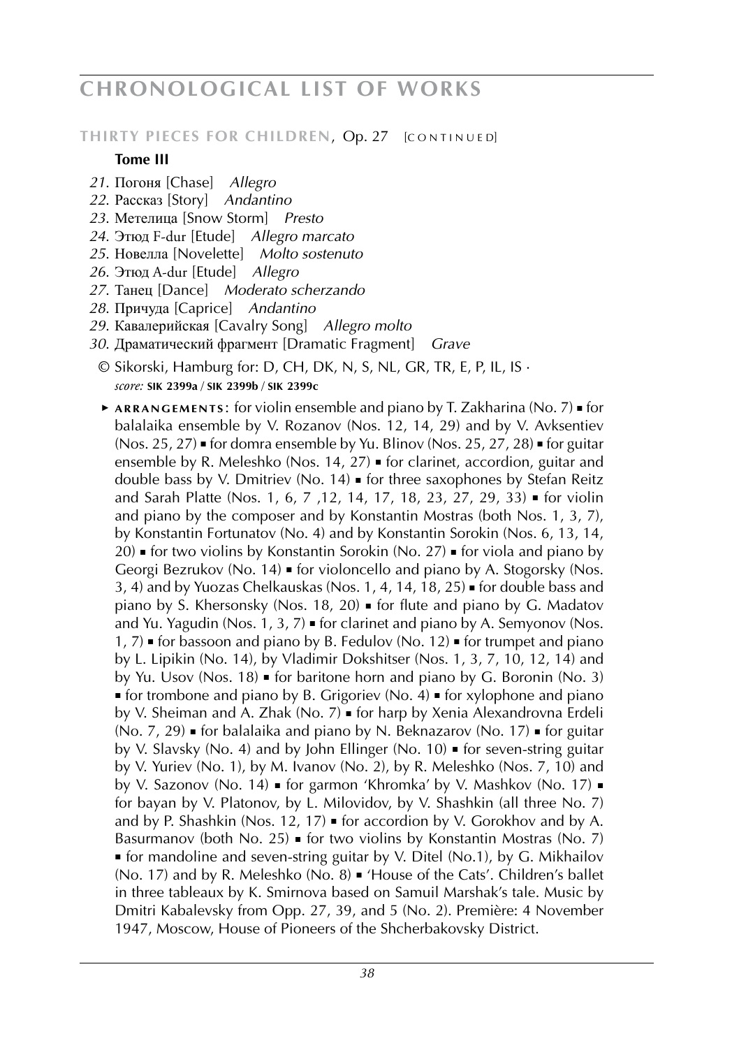# CHRONOLOGICAL LIST OF WORKS

## THIRTY PIECES FOR CHILDREN, Op. 27 [CONTINUED]

**Tome III**

*21.* Погоня [Chase] *Allegro*
*22.* Рассказ [Story] *Andantino*
*23.* Метелица [Snow Storm] *Presto*
*24.* Этюд F-dur [Etude] *Allegro marcato*
*25.* Новелла [Novelette] *Molto sostenuto*
*26.* Этюд A-dur [Etude] *Allegro*
*27.* Танец [Dance] *Moderato scherzando*
*28.* Причуда [Caprice] *Andantino*
*29.* Кавалерийская [Cavalry Song] *Allegro molto*
*30.* Драматический фрагмент [Dramatic Fragment] *Grave*

© Sikorski, Hamburg for: D, CH, DK, N, S, NL, GR, TR, E, P, IL, IS ·
*score:* **SIK 2399a / SIK 2399b / SIK 2399c**

► **ARRANGEMENTS:** for violin ensemble and piano by T. Zakharina (No. 7) ▪ for balalaika ensemble by V. Rozanov (Nos. 12, 14, 29) and by V. Avksentiev (Nos. 25, 27) ▪ for domra ensemble by Yu. Blinov (Nos. 25, 27, 28) ▪ for guitar ensemble by R. Meleshko (Nos. 14, 27) ▪ for clarinet, accordion, guitar and double bass by V. Dmitriev (No. 14) ▪ for three saxophones by Stefan Reitz and Sarah Platte (Nos. 1, 6, 7 ,12, 14, 17, 18, 23, 27, 29, 33) ▪ for violin and piano by the composer and by Konstantin Mostras (both Nos. 1, 3, 7), by Konstantin Fortunatov (No. 4) and by Konstantin Sorokin (Nos. 6, 13, 14, 20) ▪ for two violins by Konstantin Sorokin (No. 27) ▪ for viola and piano by Georgi Bezrukov (No. 14) ▪ for violoncello and piano by A. Stogorsky (Nos. 3, 4) and by Yuozas Chelkauskas (Nos. 1, 4, 14, 18, 25) ▪ for double bass and piano by S. Khersonsky (Nos. 18, 20) ▪ for flute and piano by G. Madatov and Yu. Yagudin (Nos. 1, 3, 7) ▪ for clarinet and piano by A. Semyonov (Nos. 1, 7) ▪ for bassoon and piano by B. Fedulov (No. 12) ▪ for trumpet and piano by L. Lipikin (No. 14), by Vladimir Dokshitser (Nos. 1, 3, 7, 10, 12, 14) and by Yu. Usov (Nos. 18) ▪ for baritone horn and piano by G. Boronin (No. 3) ▪ for trombone and piano by B. Grigoriev (No. 4) ▪ for xylophone and piano by V. Sheiman and A. Zhak (No. 7) ▪ for harp by Xenia Alexandrovna Erdeli (No. 7, 29) ▪ for balalaika and piano by N. Beknazarov (No. 17) ▪ for guitar by V. Slavsky (No. 4) and by John Ellinger (No. 10) ▪ for seven-string guitar by V. Yuriev (No. 1), by M. Ivanov (No. 2), by R. Meleshko (Nos. 7, 10) and by V. Sazonov (No. 14) ▪ for garmon 'Khromka' by V. Mashkov (No. 17) ▪ for bayan by V. Platonov, by L. Milovidov, by V. Shashkin (all three No. 7) and by P. Shashkin (Nos. 12, 17) ▪ for accordion by V. Gorokhov and by A. Basurmanov (both No. 25) ▪ for two violins by Konstantin Mostras (No. 7) ▪ for mandoline and seven-string guitar by V. Ditel (No.1), by G. Mikhailov (No. 17) and by R. Meleshko (No. 8) ▪ 'House of the Cats'. Children's ballet in three tableaux by K. Smirnova based on Samuil Marshak's tale. Music by Dmitri Kabalevsky from Opp. 27, 39, and 5 (No. 2). Première: 4 November 1947, Moscow, House of Pioneers of the Shcherbakovsky District.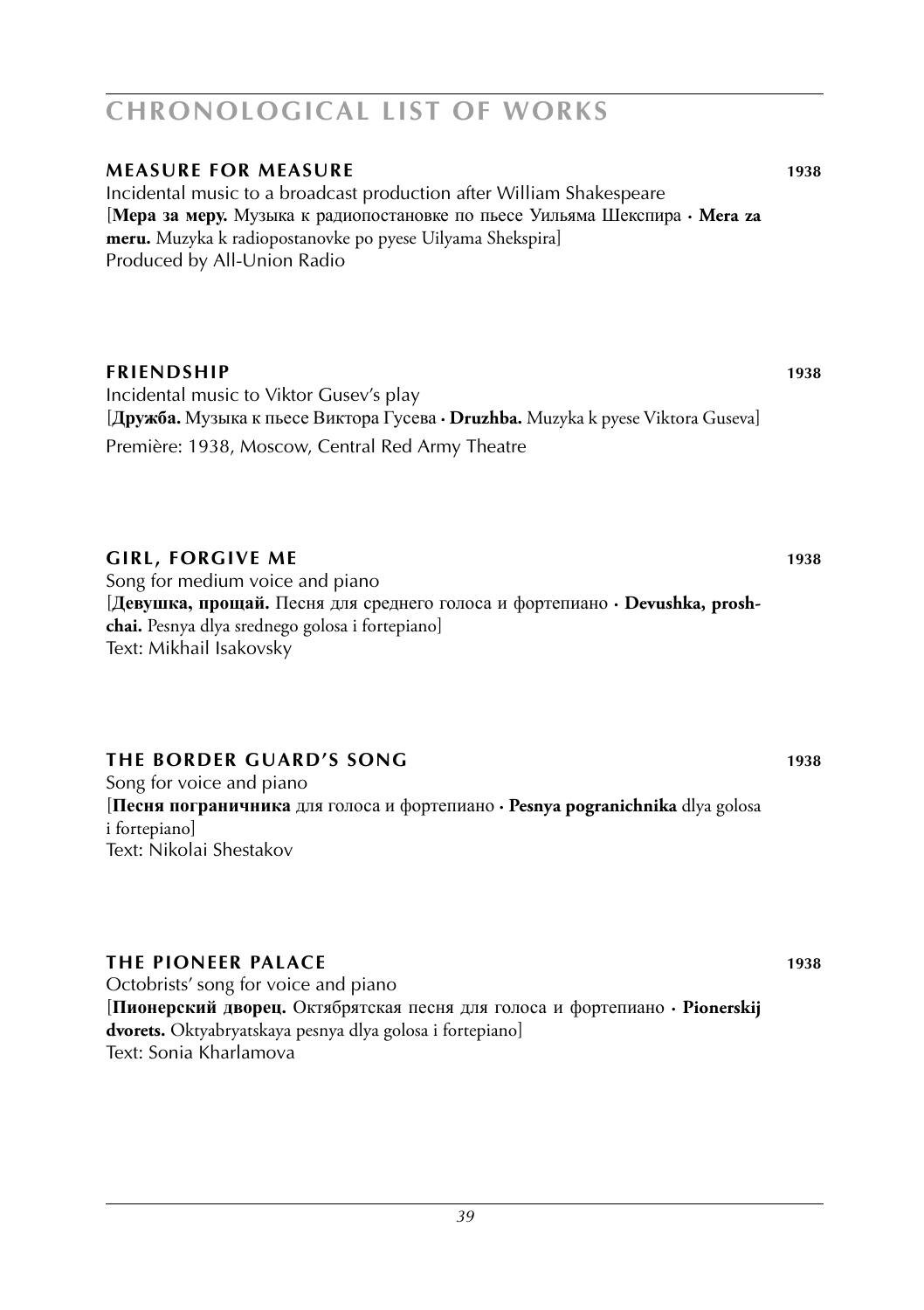# CHRONOLOGICAL LIST OF WORKS

## MEASURE FOR MEASURE 1938

Incidental music to a broadcast production after William Shakespeare
[**Мера за меру.** Музыка к радиопостановке по пьесе Уильяма Шекспира · **Mera za meru.** Muzyka k radiopostanovke po pyese Uilyama Shekspira]
Produced by All-Union Radio

## FRIENDSHIP 1938

Incidental music to Viktor Gusev's play
[**Дружба.** Музыка к пьесе Виктора Гусева · **Druzhba.** Muzyka k pyese Viktora Guseva]
Première: 1938, Moscow, Central Red Army Theatre

## GIRL, FORGIVE ME 1938

Song for medium voice and piano
[**Девушка, прощай.** Песня для среднего голоса и фортепиано · **Devushka, proshchai.** Pesnya dlya srednego golosa i fortepiano]
Text: Mikhail Isakovsky

## THE BORDER GUARD'S SONG 1938

Song for voice and piano
[**Песня пограничника** для голоса и фортепиано · **Pesnya pogranichnika** dlya golosa i fortepiano]
Text: Nikolai Shestakov

## THE PIONEER PALACE 1938

Octobrists' song for voice and piano
[**Пионерский дворец.** Октябрятская песня для голоса и фортепиано · **Pionerskij dvorets.** Oktyabryatskaya pesnya dlya golosa i fortepiano]
Text: Sonia Kharlamova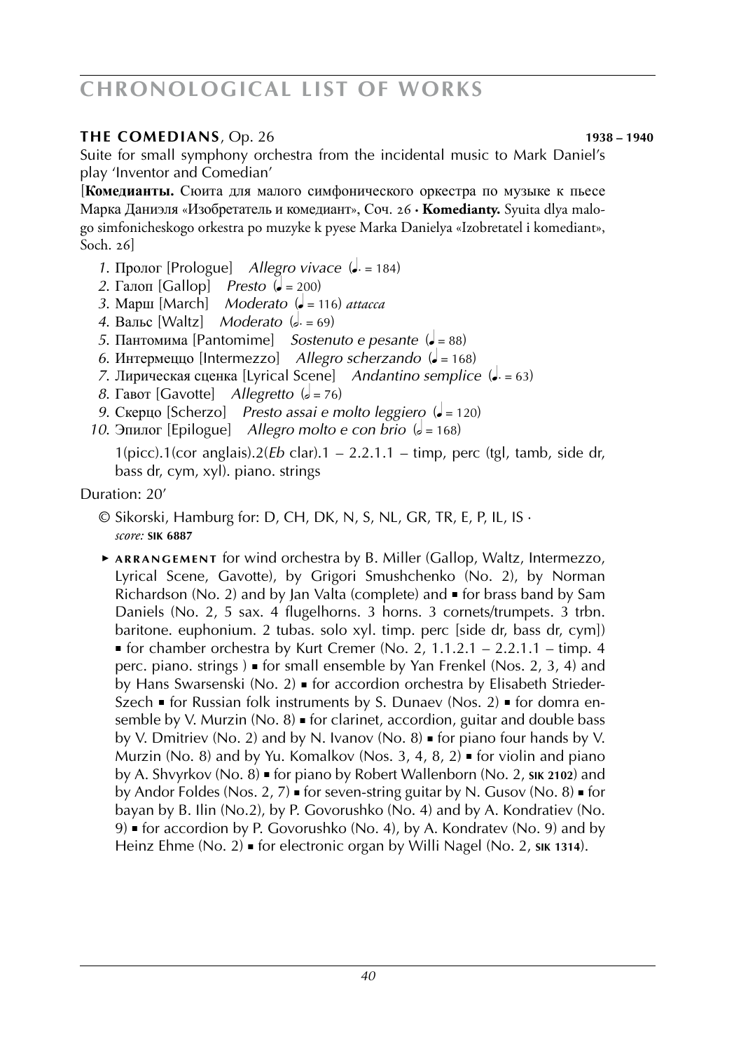# CHRONOLOGICAL LIST OF WORKS

**THE COMEDIANS**, Op. 26 **1938 – 1940**

Suite for small symphony orchestra from the incidental music to Mark Daniel's play 'Inventor and Comedian'

[**Комедианты.** Сюита для малого симфонического оркестра по музыке к пьесе Марка Даниэля «Изобретатель и комедиант», Соч. 26 · **Komedianty.** Syuita dlya malogo simfonicheskogo orkestra po muzyke k pyese Marka Danielya «Izobretatel i komediant», Soch. 26]

1. Пролог [Prologue] *Allegro vivace* (♩. = 184)
2. Галоп [Gallop] *Presto* (♩ = 200)
3. Марш [March] *Moderato* (♩ = 116) *attacca*
4. Вальс [Waltz] *Moderato* (𝅗𝅥. = 69)
5. Пантомима [Pantomime] *Sostenuto e pesante* (♩ = 88)
6. Интермеццо [Intermezzo] *Allegro scherzando* (♩ = 168)
7. Лирическая сценка [Lyrical Scene] *Andantino semplice* (♩. = 63)
8. Гавот [Gavotte] *Allegretto* (𝅗𝅥 = 76)
9. Скерцо [Scherzo] *Presto assai e molto leggiero* (♩ = 120)
10. Эпилог [Epilogue] *Allegro molto e con brio* (𝅗𝅥 = 168)

1(picc).1(cor anglais).2(*Eb* clar).1 – 2.2.1.1 – timp, perc (tgl, tamb, side dr, bass dr, cym, xyl). piano. strings

Duration: 20'

© Sikorski, Hamburg for: D, CH, DK, N, S, NL, GR, TR, E, P, IL, IS · *score:* **SIK 6887**

► **ARRANGEMENT** for wind orchestra by B. Miller (Gallop, Waltz, Intermezzo, Lyrical Scene, Gavotte), by Grigori Smushchenko (No. 2), by Norman Richardson (No. 2) and by Jan Valta (complete) and ▪ for brass band by Sam Daniels (No. 2, 5 sax. 4 flugelhorns. 3 horns. 3 cornets/trumpets. 3 trbn. baritone. euphonium. 2 tubas. solo xyl. timp. perc [side dr, bass dr, cym]) ▪ for chamber orchestra by Kurt Cremer (No. 2, 1.1.2.1 – 2.2.1.1 – timp. 4 perc. piano. strings ) ▪ for small ensemble by Yan Frenkel (Nos. 2, 3, 4) and by Hans Swarsenski (No. 2) ▪ for accordion orchestra by Elisabeth Strieder-Szech ▪ for Russian folk instruments by S. Dunaev (Nos. 2) ▪ for domra ensemble by V. Murzin (No. 8) ▪ for clarinet, accordion, guitar and double bass by V. Dmitriev (No. 2) and by N. Ivanov (No. 8) ▪ for piano four hands by V. Murzin (No. 8) and by Yu. Komalkov (Nos. 3, 4, 8, 2) ▪ for violin and piano by A. Shvyrkov (No. 8) ▪ for piano by Robert Wallenborn (No. 2, **SIK 2102**) and by Andor Foldes (Nos. 2, 7) ▪ for seven-string guitar by N. Gusov (No. 8) ▪ for bayan by B. Ilin (No.2), by P. Govorushko (No. 4) and by A. Kondratiev (No. 9) ▪ for accordion by P. Govorushko (No. 4), by A. Kondratev (No. 9) and by Heinz Ehme (No. 2) ▪ for electronic organ by Willi Nagel (No. 2, **SIK 1314**).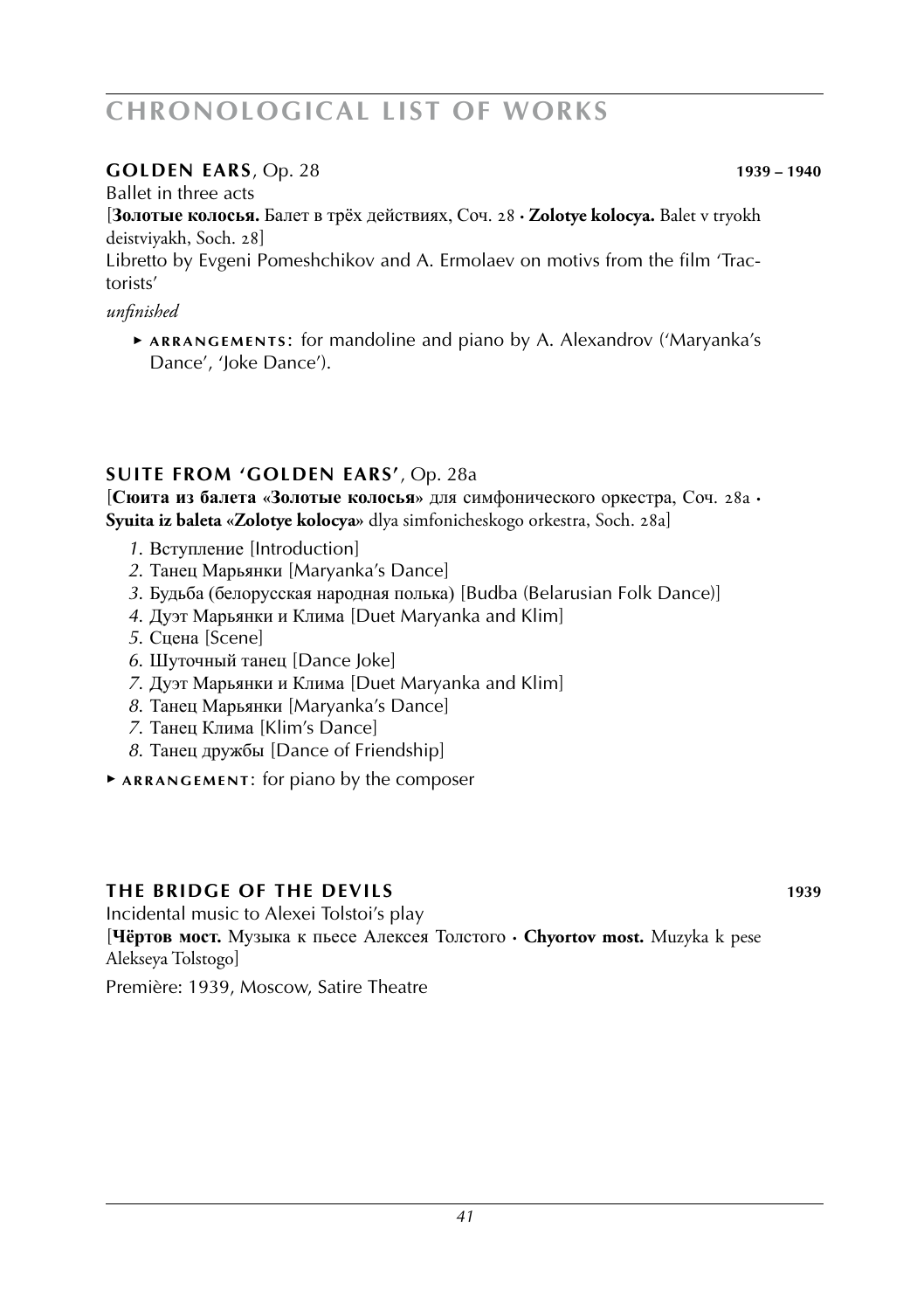# CHRONOLOGICAL LIST OF WORKS

## GOLDEN EARS, Op. 28 — 1939 – 1940

Ballet in three acts

[**Золотые колосья.** Балет в трёх действиях, Соч. 28 · **Zolotye kolocya.** Balet v tryokh deistviyakh, Soch. 28]

Libretto by Evgeni Pomeshchikov and A. Ermolaev on motivs from the film 'Tractorists'

*unfinished*

- ▸ **ARRANGEMENTS**: for mandoline and piano by A. Alexandrov ('Maryanka's Dance', 'Joke Dance').

## SUITE FROM 'GOLDEN EARS', Op. 28a

[**Сюита из балета «Золотые колосья»** для симфонического оркестра, Соч. 28a · **Syuita iz baleta «Zolotye kolocya»** dlya simfonicheskogo orkestra, Soch. 28a]

*1*. Вступление [Introduction]
*2*. Танец Марьянки [Maryanka's Dance]
*3*. Будьба (белорусская народная полька) [Budba (Belarusian Folk Dance)]
*4*. Дуэт Марьянки и Клима [Duet Maryanka and Klim]
*5*. Сцена [Scene]
*6*. Шуточный танец [Dance Joke]
*7*. Дуэт Марьянки и Клима [Duet Maryanka and Klim]
*8*. Танец Марьянки [Maryanka's Dance]
*7*. Танец Клима [Klim's Dance]
*8*. Танец дружбы [Dance of Friendship]

▸ **ARRANGEMENT**: for piano by the composer

## THE BRIDGE OF THE DEVILS — 1939

Incidental music to Alexei Tolstoi's play

[**Чёртов мост.** Музыка к пьесе Алексея Толстого · **Chyortov most.** Muzyka k pese Alekseya Tolstogo]

Première: 1939, Moscow, Satire Theatre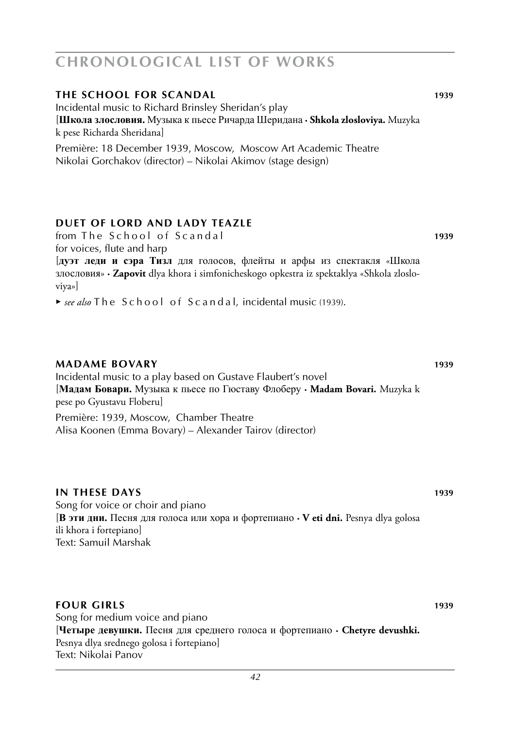# CHRONOLOGICAL LIST OF WORKS

### THE SCHOOL FOR SCANDAL **1939**

Incidental music to Richard Brinsley Sheridan's play
[**Школа злословия.** Музыка к пьесе Ричарда Шеридана · **Shkola zlosloviya.** Muzyka k pese Richarda Sheridana]

Première: 18 December 1939, Moscow, Moscow Art Academic Theatre
Nikolai Gorchakov (director) – Nikolai Akimov (stage design)

### DUET OF LORD AND LADY TEAZLE

from The School of Scandal **1939**
for voices, flute and harp
[**дуэт леди и сэра Тизл** для голосов, флейты и арфы из спектакля «Школа злословия» · **Zapovit** dlya khora i simfonicheskogo opkestra iz spektaklya «Shkola zlosloviya»]

▸ *see also* The School of Scandal, incidental music (1939).

### MADAME BOVARY **1939**

Incidental music to a play based on Gustave Flaubert's novel
[**Мадам Бовари.** Музыка к пьесе по Гюставу Флоберу · **Madam Bovari.** Muzyka k pese po Gyustavu Floberu]

Première: 1939, Moscow, Chamber Theatre
Alisa Koonen (Emma Bovary) – Alexander Tairov (director)

### IN THESE DAYS **1939**

Song for voice or choir and piano
[**В эти дни.** Песня для голоса или хора и фортепиано · **V eti dni.** Pesnya dlya golosa ili khora i fortepiano]
Text: Samuil Marshak

### FOUR GIRLS **1939**

Song for medium voice and piano
[**Четыре девушки.** Песня для среднего голоса и фортепиано · **Chetyre devushki.** Pesnya dlya srednego golosa i fortepiano]
Text: Nikolai Panov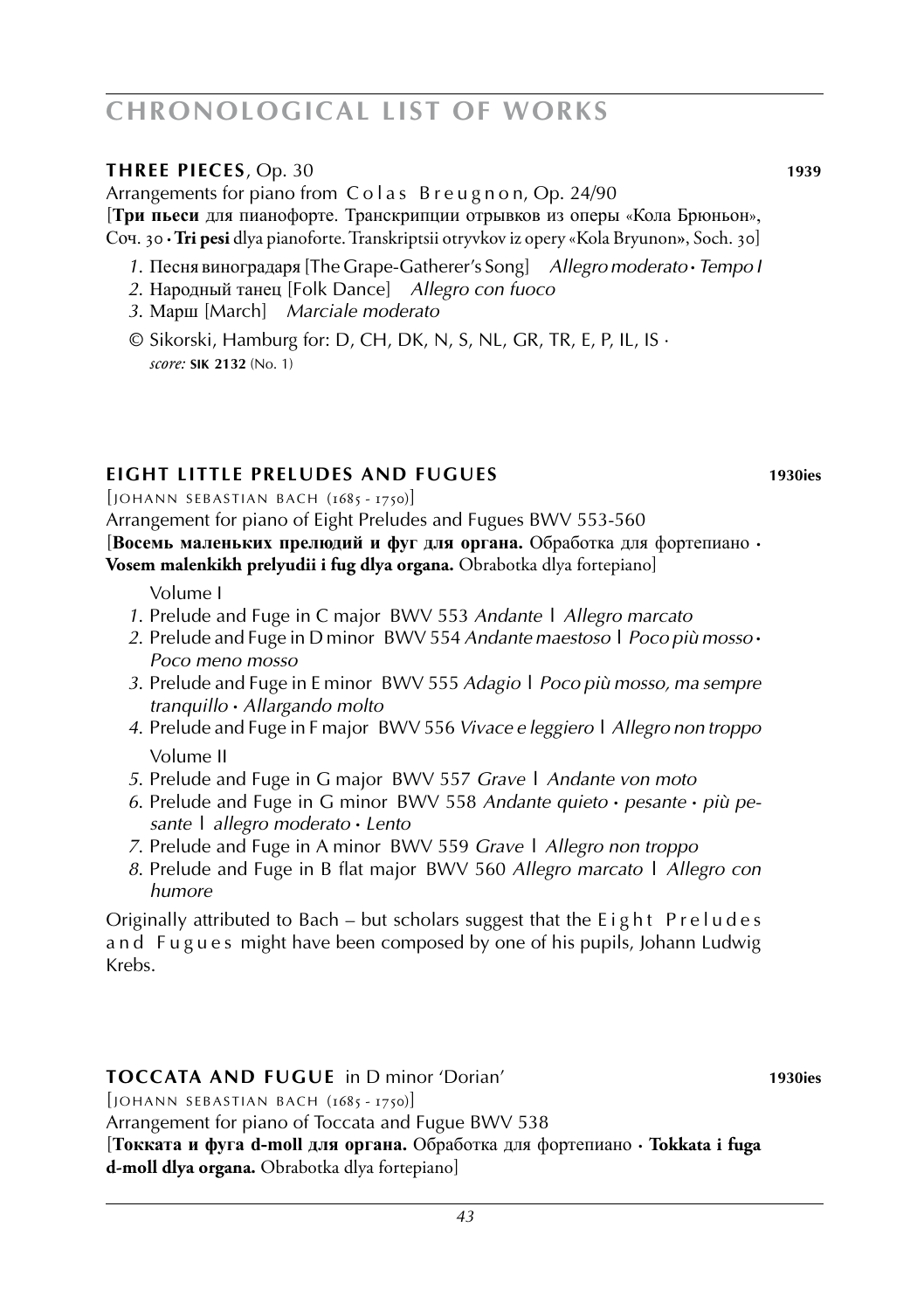## CHRONOLOGICAL LIST OF WORKS

### THREE PIECES, Op. 30 — 1939

Arrangements for piano from Colas Breugnon, Op. 24/90
[**Три пьеси** для пианофорте. Транскрипции отрывков из оперы «Кола Брюньон», Соч. 30 • **Tri pesi** dlya pianoforte. Transkriptsii otryvkov iz opery «Kola Bryunon», Soch. 30]

1. Песня виноградаря [The Grape-Gatherer's Song] *Allegro moderato • Tempo I*
2. Народный танец [Folk Dance] *Allegro con fuoco*
3. Марш [March] *Marciale moderato*

© Sikorski, Hamburg for: D, CH, DK, N, S, NL, GR, TR, E, P, IL, IS ·
*score:* **SIK 2132** (No. 1)

### EIGHT LITTLE PRELUDES AND FUGUES — 1930ies

[JOHANN SEBASTIAN BACH (1685 - 1750)]
Arrangement for piano of Eight Preludes and Fugues BWV 553-560
[**Восемь маленьких прелюдий и фуг для органа.** Обработка для фортепиано • **Vosem malenkikh prelyudii i fug dlya organa.** Obrabotka dlya fortepiano]

Volume I

1. Prelude and Fuge in C major BWV 553 *Andante* | *Allegro marcato*
2. Prelude and Fuge in D minor BWV 554 *Andante maestoso* | *Poco più mosso • Poco meno mosso*
3. Prelude and Fuge in E minor BWV 555 *Adagio* | *Poco più mosso, ma sempre tranquillo • Allargando molto*
4. Prelude and Fuge in F major BWV 556 *Vivace e leggiero* | *Allegro non troppo*

Volume II

5. Prelude and Fuge in G major BWV 557 *Grave* | *Andante von moto*
6. Prelude and Fuge in G minor BWV 558 *Andante quieto • pesante • più pesante* | *allegro moderato • Lento*
7. Prelude and Fuge in A minor BWV 559 *Grave* | *Allegro non troppo*
8. Prelude and Fuge in B flat major BWV 560 *Allegro marcato* | *Allegro con humore*

Originally attributed to Bach – but scholars suggest that the Eight Preludes and Fugues might have been composed by one of his pupils, Johann Ludwig Krebs.

### TOCCATA AND FUGUE in D minor 'Dorian' — 1930ies

[JOHANN SEBASTIAN BACH (1685 - 1750)]
Arrangement for piano of Toccata and Fugue BWV 538
[**Токката и фуга d-moll для органа.** Обработка для фортепиано • **Tokkata i fuga d-moll dlya organa.** Obrabotka dlya fortepiano]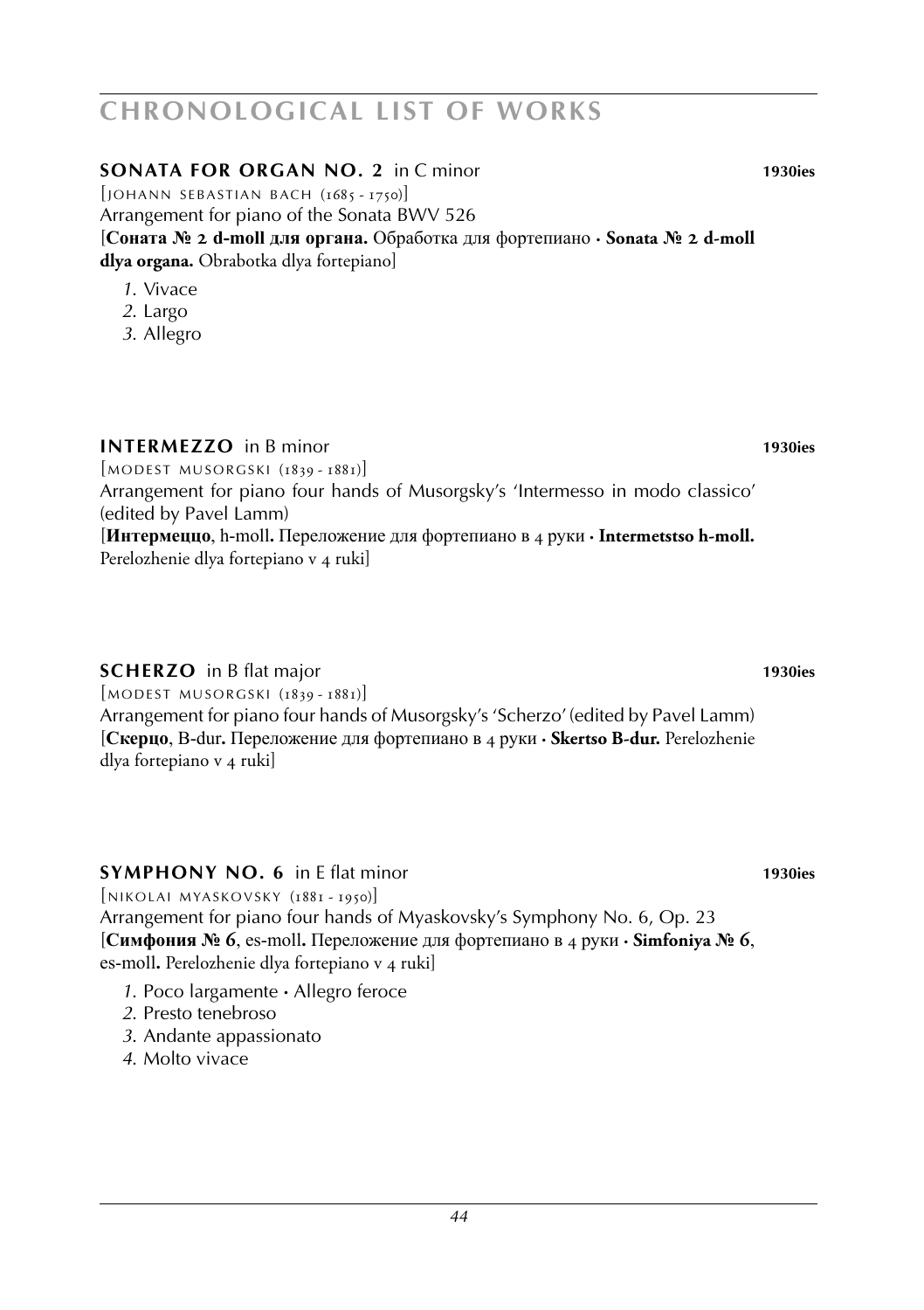# CHRONOLOGICAL LIST OF WORKS

**SONATA FOR ORGAN NO. 2** in C minor **1930ies**

[JOHANN SEBASTIAN BACH (1685 - 1750)]
Arrangement for piano of the Sonata BWV 526
[**Соната № 2 d-moll для органа.** Обработка для фортепиано · **Sonata № 2 d-moll dlya organa.** Obrabotka dlya fortepiano]

*1.* Vivace
*2.* Largo
*3.* Allegro

**INTERMEZZO** in B minor **1930ies**

[MODEST MUSORGSKI (1839 - 1881)]
Arrangement for piano four hands of Musorgsky's 'Intermesso in modo classico' (edited by Pavel Lamm)
[**Интермеццо**, h-moll**.** Переложение для фортепиано в 4 руки · **Intermetstso h-moll.** Perelozhenie dlya fortepiano v 4 ruki]

**SCHERZO** in B flat major **1930ies**

[MODEST MUSORGSKI (1839 - 1881)]
Arrangement for piano four hands of Musorgsky's 'Scherzo' (edited by Pavel Lamm)
[**Скерцо**, B-dur**.** Переложение для фортепиано в 4 руки · **Skertso B-dur.** Perelozhenie dlya fortepiano v 4 ruki]

**SYMPHONY NO. 6** in E flat minor **1930ies**

[NIKOLAI MYASKOVSKY (1881 - 1950)]
Arrangement for piano four hands of Myaskovsky's Symphony No. 6, Op. 23
[**Симфония № 6**, es-moll**.** Переложение для фортепиано в 4 руки · **Simfoniya № 6**, es-moll**.** Perelozhenie dlya fortepiano v 4 ruki]

*1.* Poco largamente · Allegro feroce
*2.* Presto tenebroso
*3.* Andante appassionato
*4.* Molto vivace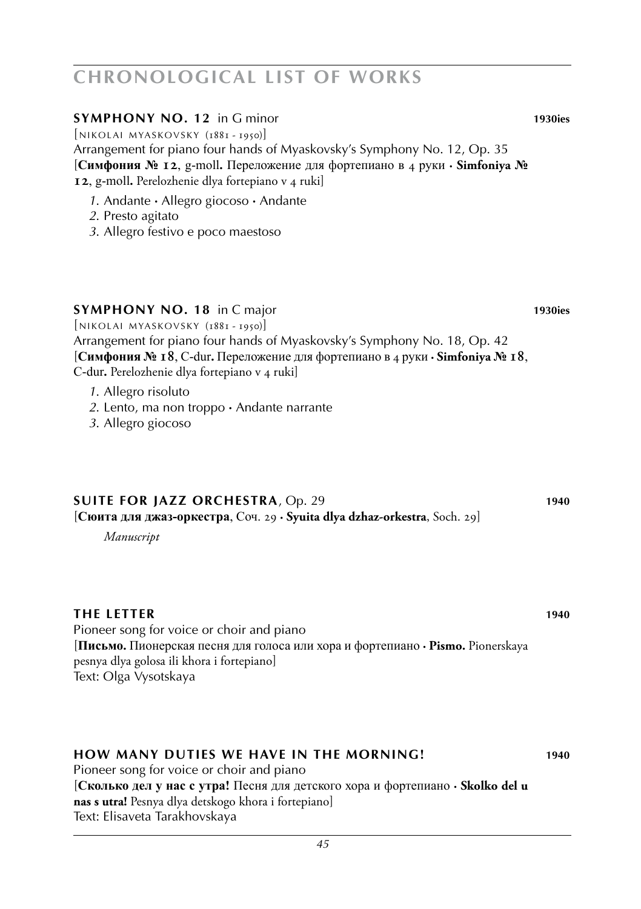# CHRONOLOGICAL LIST OF WORKS

**SYMPHONY NO. 12** in G minor **1930ies**

[NIKOLAI MYASKOVSKY (1881 - 1950)]
Arrangement for piano four hands of Myaskovsky's Symphony No. 12, Op. 35
[**Симфония № 12**, g-moll**.** Переложение для фортепиано в 4 руки · **Simfoniya № 12**, g-moll**.** Perelozhenie dlya fortepiano v 4 ruki]

*1.* Andante · Allegro giocoso · Andante
*2.* Presto agitato
*3.* Allegro festivo e poco maestoso

**SYMPHONY NO. 18** in C major **1930ies**

[NIKOLAI MYASKOVSKY (1881 - 1950)]
Arrangement for piano four hands of Myaskovsky's Symphony No. 18, Op. 42
[**Симфония № 18**, C-dur**.** Переложение для фортепиано в 4 руки · **Simfoniya № 18**, C-dur**.** Perelozhenie dlya fortepiano v 4 ruki]

*1.* Allegro risoluto
*2.* Lento, ma non troppo · Andante narrante
*3.* Allegro giocoso

**SUITE FOR JAZZ ORCHESTRA**, Op. 29 **1940**

[**Сюита для джаз-оркестра**, Соч. 29 · **Syuita dlya dzhaz-orkestra**, Soch. 29]

*Manuscript*

**THE LETTER** **1940**

Pioneer song for voice or choir and piano
[**Письмо.** Пионерская песня для голоса или хора и фортепиано · **Pismo.** Pionerskaya pesnya dlya golosa ili khora i fortepiano]
Text: Olga Vysotskaya

**HOW MANY DUTIES WE HAVE IN THE MORNING!** **1940**

Pioneer song for voice or choir and piano
[**Сколько дел у нас с утра!** Песня для детского хора и фортепиано · **Skolko del u nas s utra!** Pesnya dlya detskogo khora i fortepiano]
Text: Elisaveta Tarakhovskaya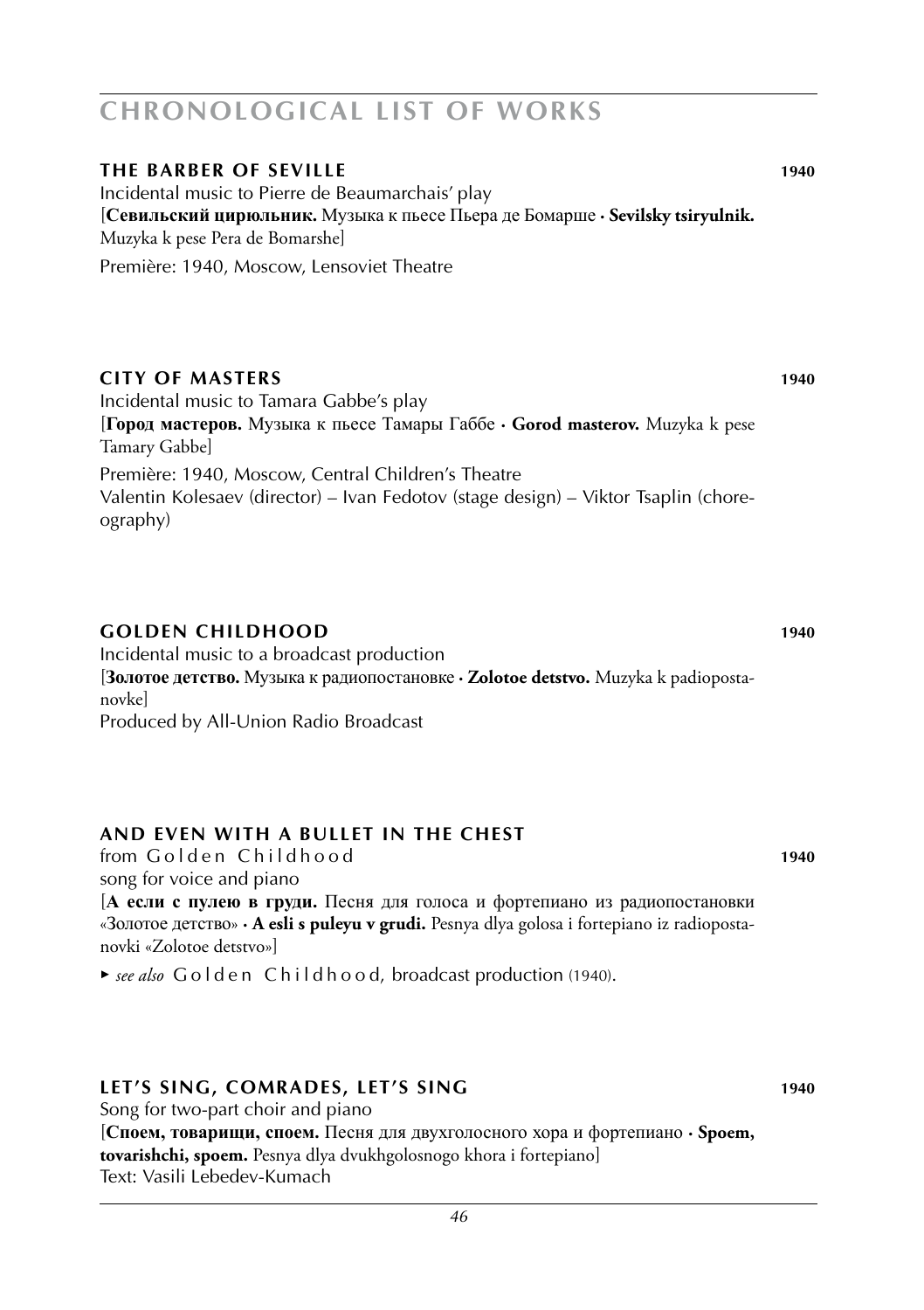# CHRONOLOGICAL LIST OF WORKS

## THE BARBER OF SEVILLE 1940

Incidental music to Pierre de Beaumarchais' play
[**Севильский цирюльник.** Музыка к пьесе Пьера де Бомарше · **Sevilsky tsiryulnik.** Muzyka k pese Pera de Bomarshe]

Première: 1940, Moscow, Lensoviet Theatre

## CITY OF MASTERS 1940

Incidental music to Tamara Gabbe's play
[**Город мастеров.** Музыка к пьесе Тамары Габбе · **Gorod masterov.** Muzyka k pese Tamary Gabbe]

Première: 1940, Moscow, Central Children's Theatre
Valentin Kolesaev (director) – Ivan Fedotov (stage design) – Viktor Tsaplin (choreography)

## GOLDEN CHILDHOOD 1940

Incidental music to a broadcast production
[**Золотое детство.** Музыка к радиопостановке · **Zolotoe detstvo.** Muzyka k padiopostanovke]
Produced by All-Union Radio Broadcast

## AND EVEN WITH A BULLET IN THE CHEST

from Golden Childhood 1940
song for voice and piano
[**А если с пулею в груди.** Песня для голоса и фортепиано из радиопостановки «Золотое детство» · **A esli s puleyu v grudi.** Pesnya dlya golosa i fortepiano iz radiopostanovki «Zolotoe detstvo»]

▸ *see also* Golden Childhood, broadcast production (1940).

## LET'S SING, COMRADES, LET'S SING 1940

Song for two-part choir and piano
[**Споем, товарищи, споем.** Песня для двухголосного хора и фортепиано · **Spoem, tovarishchi, spoem.** Pesnya dlya dvukhgolosnogo khora i fortepiano]
Text: Vasili Lebedev-Kumach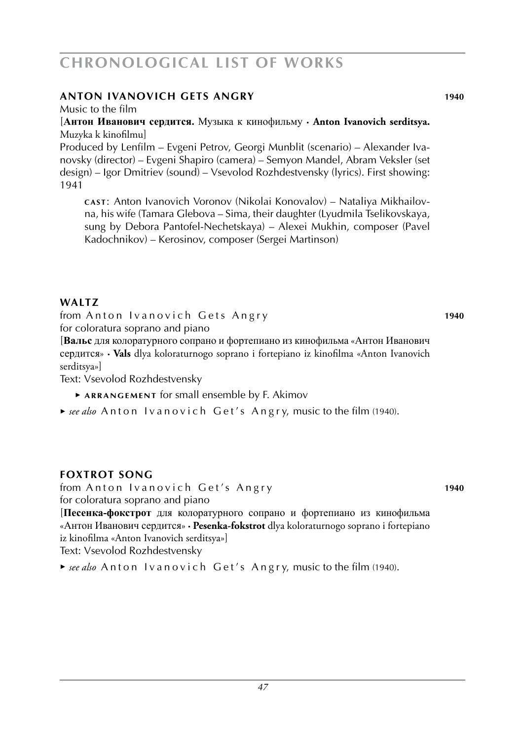## ANTON IVANOVICH GETS ANGRY **1940**

Music to the film

[**Антон Иванович сердится.** Музыка к кинофильму · **Anton Ivanovich serditsya.** Muzyka k kinofilmu]

Produced by Lenfilm – Evgeni Petrov, Georgi Munblit (scenario) – Alexander Ivanovsky (director) – Evgeni Shapiro (camera) – Semyon Mandel, Abram Veksler (set design) – Igor Dmitriev (sound) – Vsevolod Rozhdestvensky (lyrics). First showing: 1941

> **CAST**: Anton Ivanovich Voronov (Nikolai Konovalov) – Nataliya Mikhailovna, his wife (Tamara Glebova – Sima, their daughter (Lyudmila Tselikovskaya, sung by Debora Pantofel-Nechetskaya) – Alexei Mukhin, composer (Pavel Kadochnikov) – Kerosinov, composer (Sergei Martinson)

## WALTZ

from Anton Ivanovich Gets Angry **1940**

for coloratura soprano and piano

[**Вальс** для колоратурного сопрано и фортепиано из кинофильма «Антон Иванович сердится» · **Vals** dlya koloraturnogo soprano i fortepiano iz kinofilma «Anton Ivanovich serditsya»]

Text: Vsevolod Rozhdestvensky

- ▸ **ARRANGEMENT** for small ensemble by F. Akimov

▸ *see also* Anton Ivanovich Get's Angry, music to the film (1940).

## FOXTROT SONG

from Anton Ivanovich Get's Angry **1940**

for coloratura soprano and piano

[**Песенка-фокстрот** для колоратурного сопрано и фортепиано из кинофильма «Антон Иванович сердится» · **Pesenka-fokstrot** dlya koloraturnogo soprano i fortepiano iz kinofilma «Anton Ivanovich serditsya»]

Text: Vsevolod Rozhdestvensky

▸ *see also* Anton Ivanovich Get's Angry, music to the film (1940).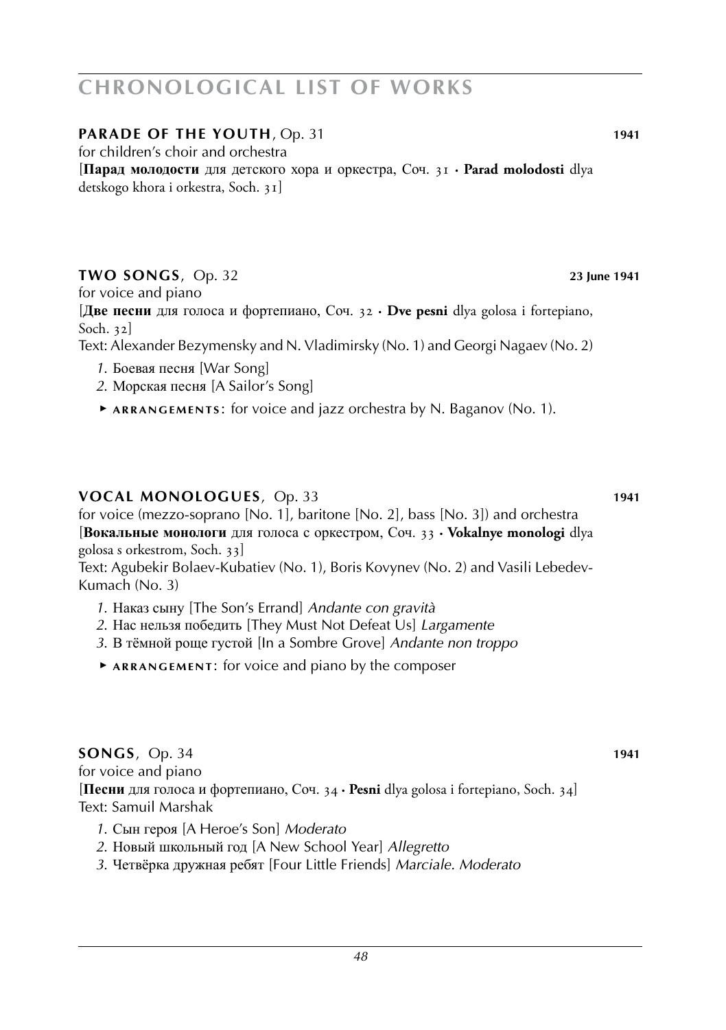## CHRONOLOGICAL LIST OF WORKS

**PARADE OF THE YOUTH**, Op. 31 **1941**

for children's choir and orchestra

[**Парад молодости** для детского хора и оркестра, Соч. 31 · **Parad molodosti** dlya detskogo khora i orkestra, Soch. 31]

**TWO SONGS**, Op. 32 **23 June 1941**

for voice and piano

[**Две песни** для голоса и фортепиано, Соч. 32 · **Dve pesni** dlya golosa i fortepiano, Soch. 32]

Text: Alexander Bezymensky and N. Vladimirsky (No. 1) and Georgi Nagaev (No. 2)

*1.* Боевая песня [War Song]
*2.* Морская песня [A Sailor's Song]

► **ARRANGEMENTS**: for voice and jazz orchestra by N. Baganov (No. 1).

**VOCAL MONOLOGUES**, Op. 33 **1941**

for voice (mezzo-soprano [No. 1], baritone [No. 2], bass [No. 3]) and orchestra

[**Вокальные монологи** для голоса с оркестром, Соч. 33 · **Vokalnye monologi** dlya golosa s orkestrom, Soch. 33]

Text: Agubekir Bolaev-Kubatiev (No. 1), Boris Kovynev (No. 2) and Vasili Lebedev-Kumach (No. 3)

*1.* Наказ сыну [The Son's Errand] *Andante con gravità*
*2.* Нас нельзя победить [They Must Not Defeat Us] *Largamente*
*3.* В тёмной роще густой [In a Sombre Grove] *Andante non troppo*

► **ARRANGEMENT**: for voice and piano by the composer

**SONGS**, Op. 34 **1941**

for voice and piano

[**Песни** для голоса и фортепиано, Соч. 34 · **Pesni** dlya golosa i fortepiano, Soch. 34]

Text: Samuil Marshak

*1.* Сын героя [A Heroe's Son] *Moderato*
*2.* Новый школьный год [A New School Year] *Allegretto*
*3.* Четвёрка дружная ребят [Four Little Friends] *Marciale. Moderato*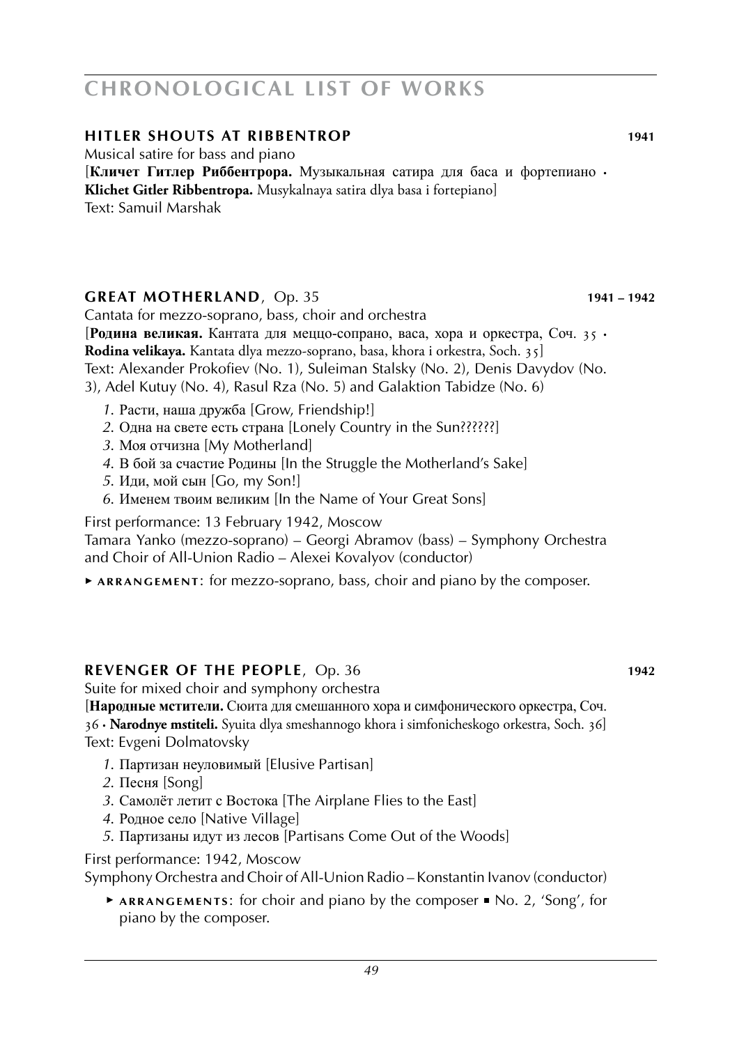## HITLER SHOUTS AT RIBBENTROP 1941

Musical satire for bass and piano
[**Кличет Гитлер Риббентропа.** Музыкальная сатира для баса и фортепиано • **Klichet Gitler Ribbentropa.** Musykalnaya satira dlya basa i fortepiano]
Text: Samuil Marshak

## GREAT MOTHERLAND, Op. 35 1941 – 1942

Cantata for mezzo-soprano, bass, choir and orchestra
[**Родина великая.** Кантата для меццо-сопрано, васа, хора и оркестра, Соч. 35 • **Rodina velikaya.** Kantata dlya mezzo-soprano, basa, khora i orkestra, Soch. 35]
Text: Alexander Prokofiev (No. 1), Suleiman Stalsky (No. 2), Denis Davydov (No. 3), Adel Kutuy (No. 4), Rasul Rza (No. 5) and Galaktion Tabidze (No. 6)

*1.* Расти, наша дружба [Grow, Friendship!]
*2.* Одна на свете есть страна [Lonely Country in the Sun??????]
*3.* Моя отчизна [My Motherland]
*4.* В бой за счастие Родины [In the Struggle the Motherland's Sake]
*5.* Иди, мой сын [Go, my Son!]
*6.* Именем твоим великим [In the Name of Your Great Sons]

First performance: 13 February 1942, Moscow
Tamara Yanko (mezzo-soprano) – Georgi Abramov (bass) – Symphony Orchestra and Choir of All-Union Radio – Alexei Kovalyov (conductor)

▸ **ARRANGEMENT**: for mezzo-soprano, bass, choir and piano by the composer.

## REVENGER OF THE PEOPLE, Op. 36 1942

Suite for mixed choir and symphony orchestra
[**Народные мстители.** Сюита для смешанного хора и симфонического оркестра, Соч. 36 • **Narodnye mstiteli.** Syuita dlya smeshannogo khora i simfonicheskogo orkestra, Soch. 36]
Text: Evgeni Dolmatovsky

*1.* Партизан неуловимый [Elusive Partisan]
*2.* Песня [Song]
*3.* Самолёт летит с Востока [The Airplane Flies to the East]
*4.* Родное село [Native Village]
*5.* Партизаны идут из лесов [Partisans Come Out of the Woods]

First performance: 1942, Moscow
Symphony Orchestra and Choir of All-Union Radio – Konstantin Ivanov (conductor)

▸ **ARRANGEMENTS**: for choir and piano by the composer ▪ No. 2, 'Song', for piano by the composer.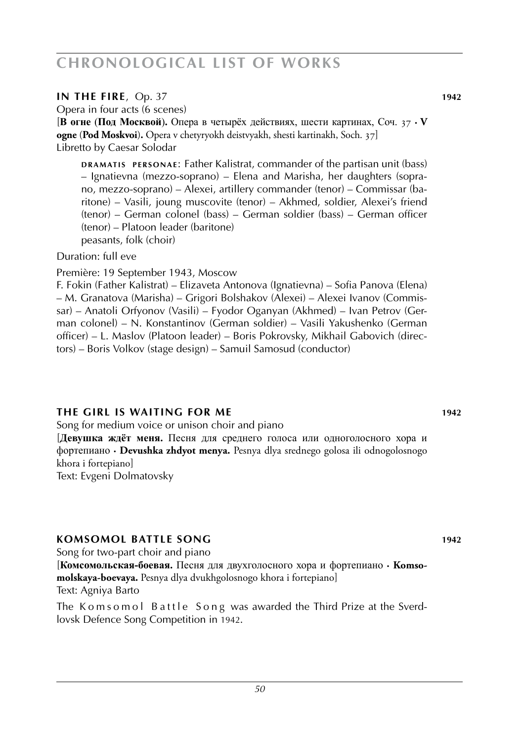## IN THE FIRE, Op. 37 **1942**

Opera in four acts (6 scenes)

[**В огне (Под Москвой).** Опера в четырёх действиях, шести картинах, Соч. 37 · **V ogne (Pod Moskvoi).** Opera v chetyryokh deistvyakh, shesti kartinakh, Soch. 37]

Libretto by Caesar Solodar

> **DRAMATIS PERSONAE**: Father Kalistrat, commander of the partisan unit (bass) – Ignatievna (mezzo-soprano) – Elena and Marisha, her daughters (soprano, mezzo-soprano) – Alexei, artillery commander (tenor) – Commissar (baritone) – Vasili, joung muscovite (tenor) – Akhmed, soldier, Alexei's friend (tenor) – German colonel (bass) – German soldier (bass) – German officer (tenor) – Platoon leader (baritone)
> peasants, folk (choir)

Duration: full eve

Première: 19 September 1943, Moscow

F. Fokin (Father Kalistrat) – Elizaveta Antonova (Ignatievna) – Sofia Panova (Elena) – M. Granatova (Marisha) – Grigori Bolshakov (Alexei) – Alexei Ivanov (Commissar) – Anatoli Orfyonov (Vasili) – Fyodor Oganyan (Akhmed) – Ivan Petrov (German colonel) – N. Konstantinov (German soldier) – Vasili Yakushenko (German officer) – L. Maslov (Platoon leader) – Boris Pokrovsky, Mikhail Gabovich (directors) – Boris Volkov (stage design) – Samuil Samosud (conductor)

## THE GIRL IS WAITING FOR ME **1942**

Song for medium voice or unison choir and piano

[**Девушка ждёт меня.** Песня для среднего голоса или одноголосного хора и фортепиано · **Devushka zhdyot menya.** Pesnya dlya srednego golosa ili odnogolosnogo khora i fortepiano]

Text: Evgeni Dolmatovsky

## KOMSOMOL BATTLE SONG **1942**

Song for two-part choir and piano

[**Комсомольская-боевая.** Песня для двухголосного хора и фортепиано · **Komsomolskaya-boevaya.** Pesnya dlya dvukhgolosnogo khora i fortepiano]

Text: Agniya Barto

The Komsomol Battle Song was awarded the Third Prize at the Sverdlovsk Defence Song Competition in 1942.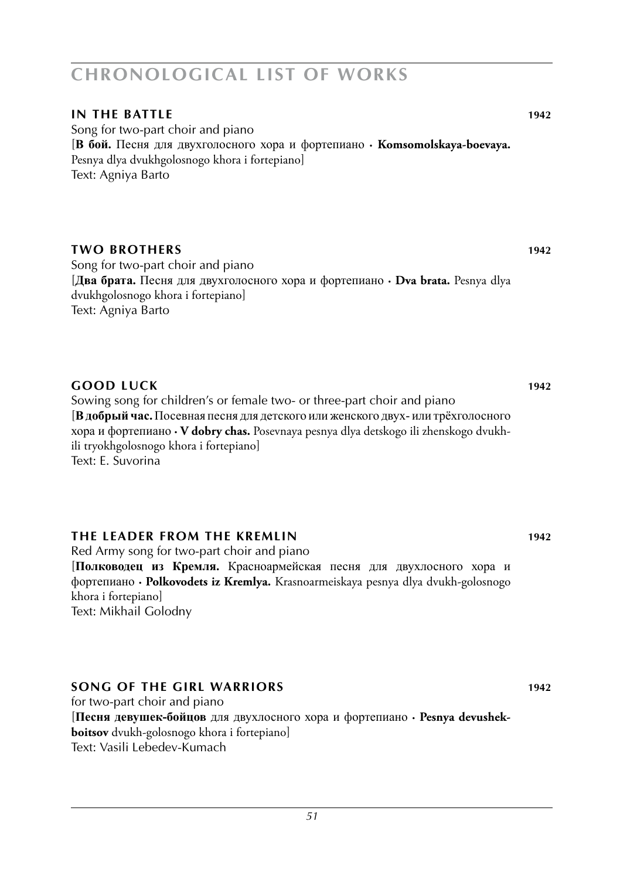# CHRONOLOGICAL LIST OF WORKS

### IN THE BATTLE 1942

Song for two-part choir and piano
[**В бой.** Песня для двухголосного хора и фортепиано · **Komsomolskaya-boevaya.** Pesnya dlya dvukhgolosnogo khora i fortepiano]
Text: Agniya Barto

### TWO BROTHERS 1942

Song for two-part choir and piano
[**Два брата.** Песня для двухголосного хора и фортепиано · **Dva brata.** Pesnya dlya dvukhgolosnogo khora i fortepiano]
Text: Agniya Barto

### GOOD LUCK 1942

Sowing song for children's or female two- or three-part choir and piano
[**В добрый час.** Посевная песня для детского или женского двух- или трёхголосного хора и фортепиано · **V dobry chas.** Posevnaya pesnya dlya detskogo ili zhenskogo dvukh- ili tryokhgolosnogo khora i fortepiano]
Text: E. Suvorina

### THE LEADER FROM THE KREMLIN 1942

Red Army song for two-part choir and piano
[**Полководец из Кремля.** Красноармейская песня для двухлосного хора и фортепиано · **Polkovodets iz Kremlya.** Krasnoarmeiskaya pesnya dlya dvukh-golosnogo khora i fortepiano]
Text: Mikhail Golodny

### SONG OF THE GIRL WARRIORS 1942

for two-part choir and piano
[**Песня девушек-бойцов** для двухлосного хора и фортепиано · **Pesnya devushek-boitsov** dvukh-golosnogo khora i fortepiano]
Text: Vasili Lebedev-Kumach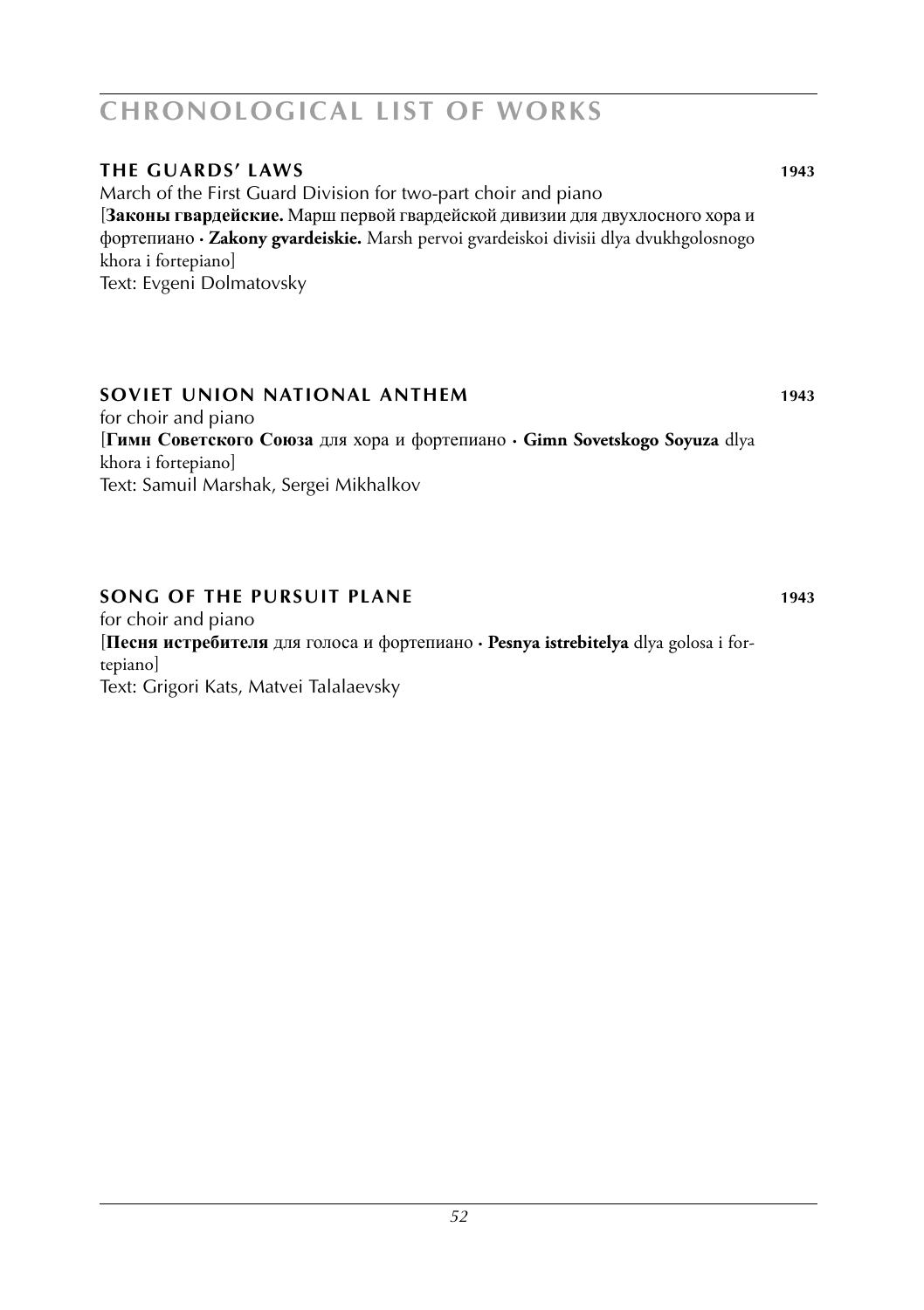# CHRONOLOGICAL LIST OF WORKS

### THE GUARDS' LAWS 1943

March of the First Guard Division for two-part choir and piano
[**Законы гвардейские.** Марш первой гвардейской дивизии для двухлосного хора и фортепиано · **Zakony gvardeiskie.** Marsh pervoi gvardeiskoi divisii dlya dvukhgolosnogo khora i fortepiano]
Text: Evgeni Dolmatovsky

### SOVIET UNION NATIONAL ANTHEM 1943

for choir and piano
[**Гимн Советского Союза** для хора и фортепиано · **Gimn Sovetskogo Soyuza** dlya khora i fortepiano]
Text: Samuil Marshak, Sergei Mikhalkov

### SONG OF THE PURSUIT PLANE 1943

for choir and piano
[**Песня истребителя** для голоса и фортепиано · **Pesnya istrebitelya** dlya golosa i fortepiano]
Text: Grigori Kats, Matvei Talalaevsky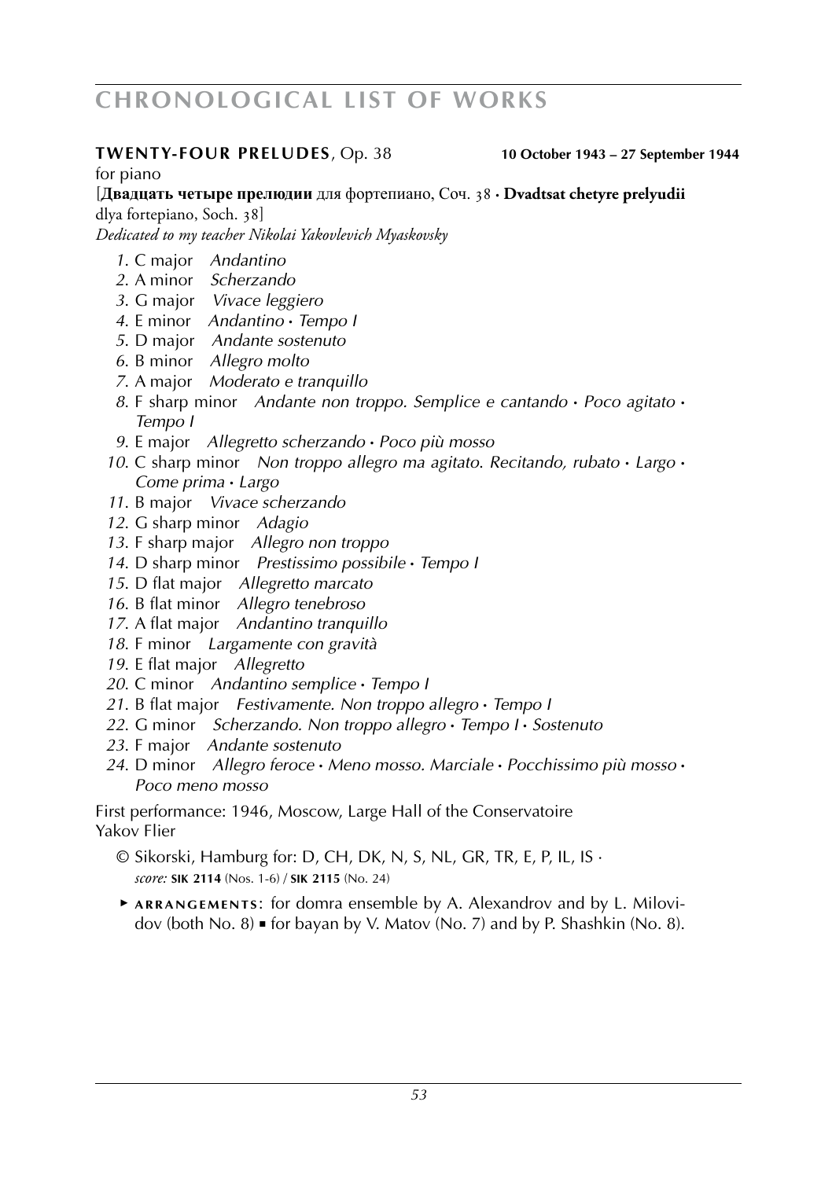**TWENTY-FOUR PRELUDES**, Op. 38 **10 October 1943 – 27 September 1944**

for piano

[**Двадцать четыре прелюдии** для фортепиано, Соч. 38 · **Dvadtsat chetyre prelyudii** dlya fortepiano, Soch. 38]

*Dedicated to my teacher Nikolai Yakovlevich Myaskovsky*

1. C major *Andantino*
2. A minor *Scherzando*
3. G major *Vivace leggiero*
4. E minor *Andantino* · *Tempo I*
5. D major *Andante sostenuto*
6. B minor *Allegro molto*
7. A major *Moderato e tranquillo*
8. F sharp minor *Andante non troppo. Semplice e cantando* · *Poco agitato* · *Tempo I*
9. E major *Allegretto scherzando* · *Poco più mosso*
10. C sharp minor *Non troppo allegro ma agitato. Recitando, rubato* · *Largo* · *Come prima* · *Largo*
11. B major *Vivace scherzando*
12. G sharp minor *Adagio*
13. F sharp major *Allegro non troppo*
14. D sharp minor *Prestissimo possibile* · *Tempo I*
15. D flat major *Allegretto marcato*
16. B flat minor *Allegro tenebroso*
17. A flat major *Andantino tranquillo*
18. F minor *Largamente con gravità*
19. E flat major *Allegretto*
20. C minor *Andantino semplice* · *Tempo I*
21. B flat major *Festivamente. Non troppo allegro* · *Tempo I*
22. G minor *Scherzando. Non troppo allegro* · *Tempo I* · *Sostenuto*
23. F major *Andante sostenuto*
24. D minor *Allegro feroce* · *Meno mosso. Marciale* · *Pocchissimo più mosso* · *Poco meno mosso*

First performance: 1946, Moscow, Large Hall of the Conservatoire
Yakov Flier

© Sikorski, Hamburg for: D, CH, DK, N, S, NL, GR, TR, E, P, IL, IS ·
*score:* **SIK 2114** (Nos. 1-6) / **SIK 2115** (No. 24)

► **ARRANGEMENTS**: for domra ensemble by A. Alexandrov and by L. Milovidov (both No. 8) ▪ for bayan by V. Matov (No. 7) and by P. Shashkin (No. 8).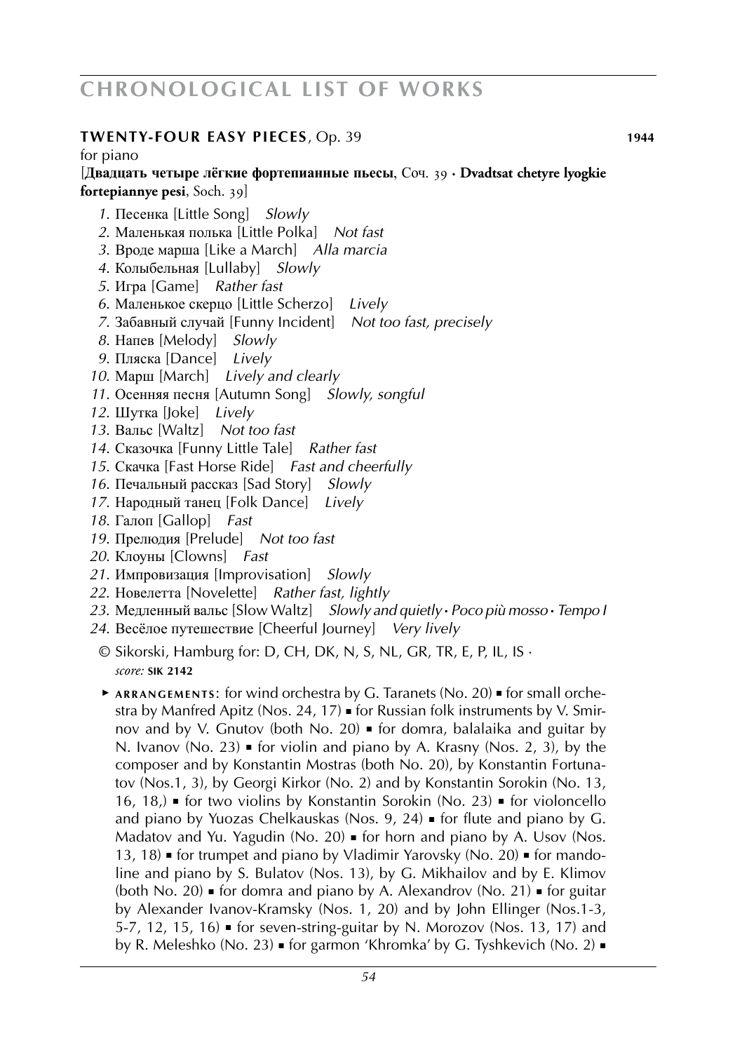**TWENTY-FOUR EASY PIECES**, Op. 39 **1944**

for piano

[**Двадцать четыре лёгкие фортепианные пьесы**, Соч. 39 · **Dvadtsat chetyre lyogkie fortepiannye pesi**, Soch. 39]

1. Песенка [Little Song] *Slowly*
2. Маленькая полька [Little Polka] *Not fast*
3. Вроде марша [Like a March] *Alla marcia*
4. Колыбельная [Lullaby] *Slowly*
5. Игра [Game] *Rather fast*
6. Маленькое скерцо [Little Scherzo] *Lively*
7. Забавный случай [Funny Incident] *Not too fast, precisely*
8. Напев [Melody] *Slowly*
9. Пляска [Dance] *Lively*
10. Марш [March] *Lively and clearly*
11. Осенняя песня [Autumn Song] *Slowly, songful*
12. Шутка [Joke] *Lively*
13. Вальс [Waltz] *Not too fast*
14. Сказочка [Funny Little Tale] *Rather fast*
15. Скачка [Fast Horse Ride] *Fast and cheerfully*
16. Печальный рассказ [Sad Story] *Slowly*
17. Народный танец [Folk Dance] *Lively*
18. Галоп [Gallop] *Fast*
19. Прелюдия [Prelude] *Not too fast*
20. Клоуны [Clowns] *Fast*
21. Импровизация [Improvisation] *Slowly*
22. Новелетта [Novelette] *Rather fast, lightly*
23. Медленный вальс [Slow Waltz] *Slowly and quietly · Poco più mosso · Tempo I*
24. Весёлое путешествие [Cheerful Journey] *Very lively*

© Sikorski, Hamburg for: D, CH, DK, N, S, NL, GR, TR, E, P, IL, IS · *score:* **SIK 2142**

► **ARRANGEMENTS**: for wind orchestra by G. Taranets (No. 20) ▪ for small orchestra by Manfred Apitz (Nos. 24, 17) ▪ for Russian folk instruments by V. Smirnov and by V. Gnutov (both No. 20) ▪ for domra, balalaika and guitar by N. Ivanov (No. 23) ▪ for violin and piano by A. Krasny (Nos. 2, 3), by the composer and by Konstantin Mostras (both No. 20), by Konstantin Fortunatov (Nos.1, 3), by Georgi Kirkor (No. 2) and by Konstantin Sorokin (No. 13, 16, 18,) ▪ for two violins by Konstantin Sorokin (No. 23) ▪ for violoncello and piano by Yuozas Chelkauskas (Nos. 9, 24) ▪ for flute and piano by G. Madatov and Yu. Yagudin (No. 20) ▪ for horn and piano by A. Usov (Nos. 13, 18) ▪ for trumpet and piano by Vladimir Yarovsky (No. 20) ▪ for mandoline and piano by S. Bulatov (Nos. 13), by G. Mikhailov and by E. Klimov (both No. 20) ▪ for domra and piano by A. Alexandrov (No. 21) ▪ for guitar by Alexander Ivanov-Kramsky (Nos. 1, 20) and by John Ellinger (Nos.1-3, 5-7, 12, 15, 16) ▪ for seven-string-guitar by N. Morozov (Nos. 13, 17) and by R. Meleshko (No. 23) ▪ for garmon 'Khromka' by G. Tyshkevich (No. 2) ▪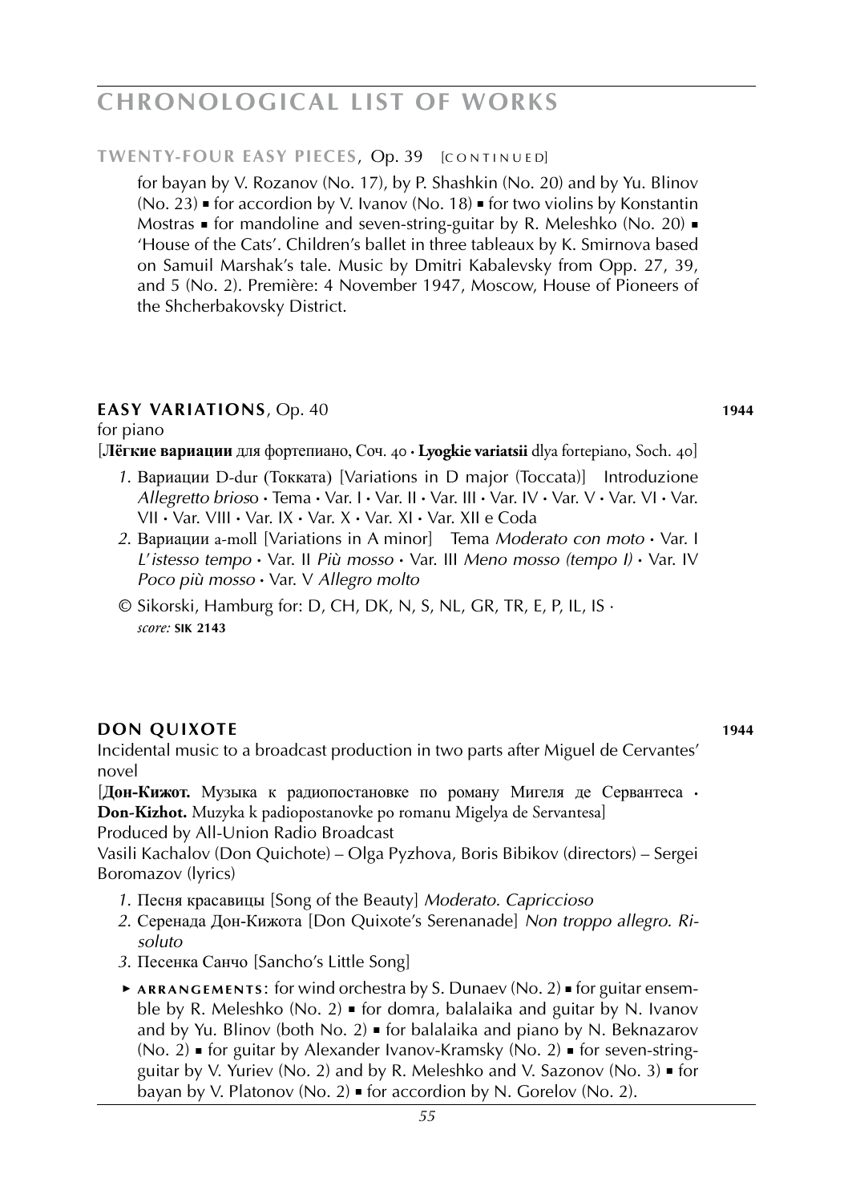**TWENTY-FOUR EASY PIECES**, Op. 39 [CONTINUED]

for bayan by V. Rozanov (No. 17), by P. Shashkin (No. 20) and by Yu. Blinov (No. 23) ▪ for accordion by V. Ivanov (No. 18) ▪ for two violins by Konstantin Mostras ▪ for mandoline and seven-string-guitar by R. Meleshko (No. 20) ▪ 'House of the Cats'. Children's ballet in three tableaux by K. Smirnova based on Samuil Marshak's tale. Music by Dmitri Kabalevsky from Opp. 27, 39, and 5 (No. 2). Première: 4 November 1947, Moscow, House of Pioneers of the Shcherbakovsky District.

## **EASY VARIATIONS**, Op. 40 — 1944

for piano

[**Лёгкие вариации** для фортепиано, Соч. 40 · **Lyogkie variatsii** dlya fortepiano, Soch. 40]

1. Вариации D-dur (Токката) [Variations in D major (Toccata)] Introduzione *Allegretto brioso* · Tema · Var. I · Var. II · Var. III · Var. IV · Var. V · Var. VI · Var. VII · Var. VIII · Var. IX · Var. X · Var. XI · Var. XII e Coda
2. Вариации a-moll [Variations in A minor] Tema *Moderato con moto* · Var. I *L'istesso tempo* · Var. II *Più mosso* · Var. III *Meno mosso (tempo I)* · Var. IV *Poco più mosso* · Var. V *Allegro molto*

© Sikorski, Hamburg for: D, CH, DK, N, S, NL, GR, TR, E, P, IL, IS ·
*score:* **SIK 2143**

## **DON QUIXOTE** — 1944

Incidental music to a broadcast production in two parts after Miguel de Cervantes' novel

[**Дон-Кижот.** Музыка к радиопостановке по роману Мигеля де Сервантеса · **Don-Kizhot.** Muzyka k padiopostanovke po romanu Migelya de Servantesa]

Produced by All-Union Radio Broadcast

Vasili Kachalov (Don Quichote) – Olga Pyzhova, Boris Bibikov (directors) – Sergei Boromazov (lyrics)

1. Песня красавицы [Song of the Beauty] *Moderato. Capriccioso*
2. Серенада Дон-Кижота [Don Quixote's Serenanade] *Non troppo allegro. Risoluto*
3. Песенка Санчо [Sancho's Little Song]

► **ARRANGEMENTS**: for wind orchestra by S. Dunaev (No. 2) ▪ for guitar ensemble by R. Meleshko (No. 2) ▪ for domra, balalaika and guitar by N. Ivanov and by Yu. Blinov (both No. 2) ▪ for balalaika and piano by N. Beknazarov (No. 2) ▪ for guitar by Alexander Ivanov-Kramsky (No. 2) ▪ for seven-string-guitar by V. Yuriev (No. 2) and by R. Meleshko and V. Sazonov (No. 3) ▪ for bayan by V. Platonov (No. 2) ▪ for accordion by N. Gorelov (No. 2).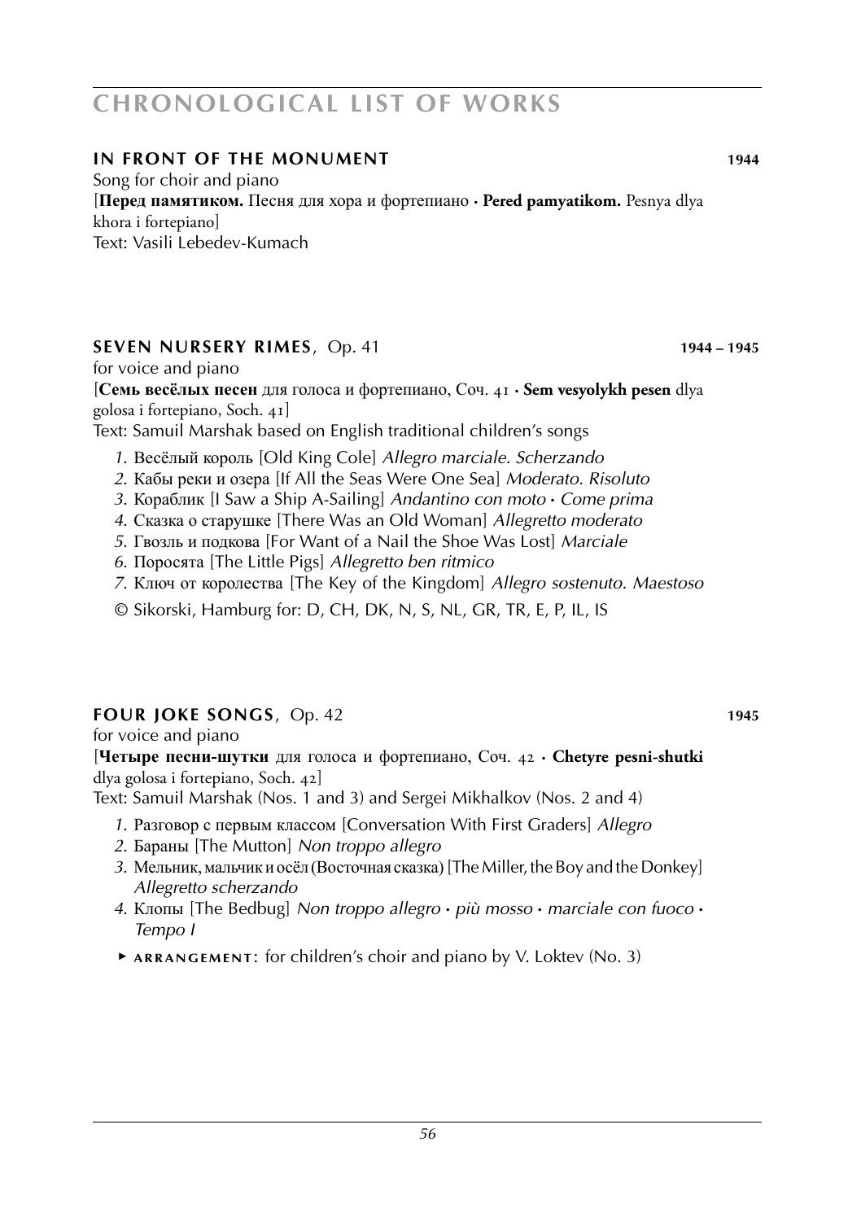## IN FRONT OF THE MONUMENT 1944

Song for choir and piano
[**Перед памятиком.** Песня для хора и фортепиано · **Pered pamyatikom.** Pesnya dlya khora i fortepiano]
Text: Vasili Lebedev-Kumach

## SEVEN NURSERY RIMES, Op. 41 1944 – 1945

for voice and piano
[**Семь весёлых песен** для голоса и фортепиано, Соч. 41 · **Sem vesyolykh pesen** dlya golosa i fortepiano, Soch. 41]
Text: Samuil Marshak based on English traditional children's songs

1. Весёлый король [Old King Cole] *Allegro marciale. Scherzando*
2. Кабы реки и озера [If All the Seas Were One Sea] *Moderato. Risoluto*
3. Кораблик [I Saw a Ship A-Sailing] *Andantino con moto · Come prima*
4. Сказка о старушке [There Was an Old Woman] *Allegretto moderato*
5. Гвозль и подкова [For Want of a Nail the Shoe Was Lost] *Marciale*
6. Поросята [The Little Pigs] *Allegretto ben ritmico*
7. Ключ от королества [The Key of the Kingdom] *Allegro sostenuto. Maestoso*

© Sikorski, Hamburg for: D, CH, DK, N, S, NL, GR, TR, E, P, IL, IS

## FOUR JOKE SONGS, Op. 42 1945

for voice and piano
[**Четыре песни-шутки** для голоса и фортепиано, Соч. 42 · **Chetyre pesni-shutki** dlya golosa i fortepiano, Soch. 42]
Text: Samuil Marshak (Nos. 1 and 3) and Sergei Mikhalkov (Nos. 2 and 4)

1. Разговор с первым классом [Conversation With First Graders] *Allegro*
2. Бараны [The Mutton] *Non troppo allegro*
3. Мельник, мальчик и осёл (Восточная сказка) [The Miller, the Boy and the Donkey] *Allegretto scherzando*
4. Клопы [The Bedbug] *Non troppo allegro · più mosso · marciale con fuoco · Tempo I*

► ARRANGEMENT: for children's choir and piano by V. Loktev (No. 3)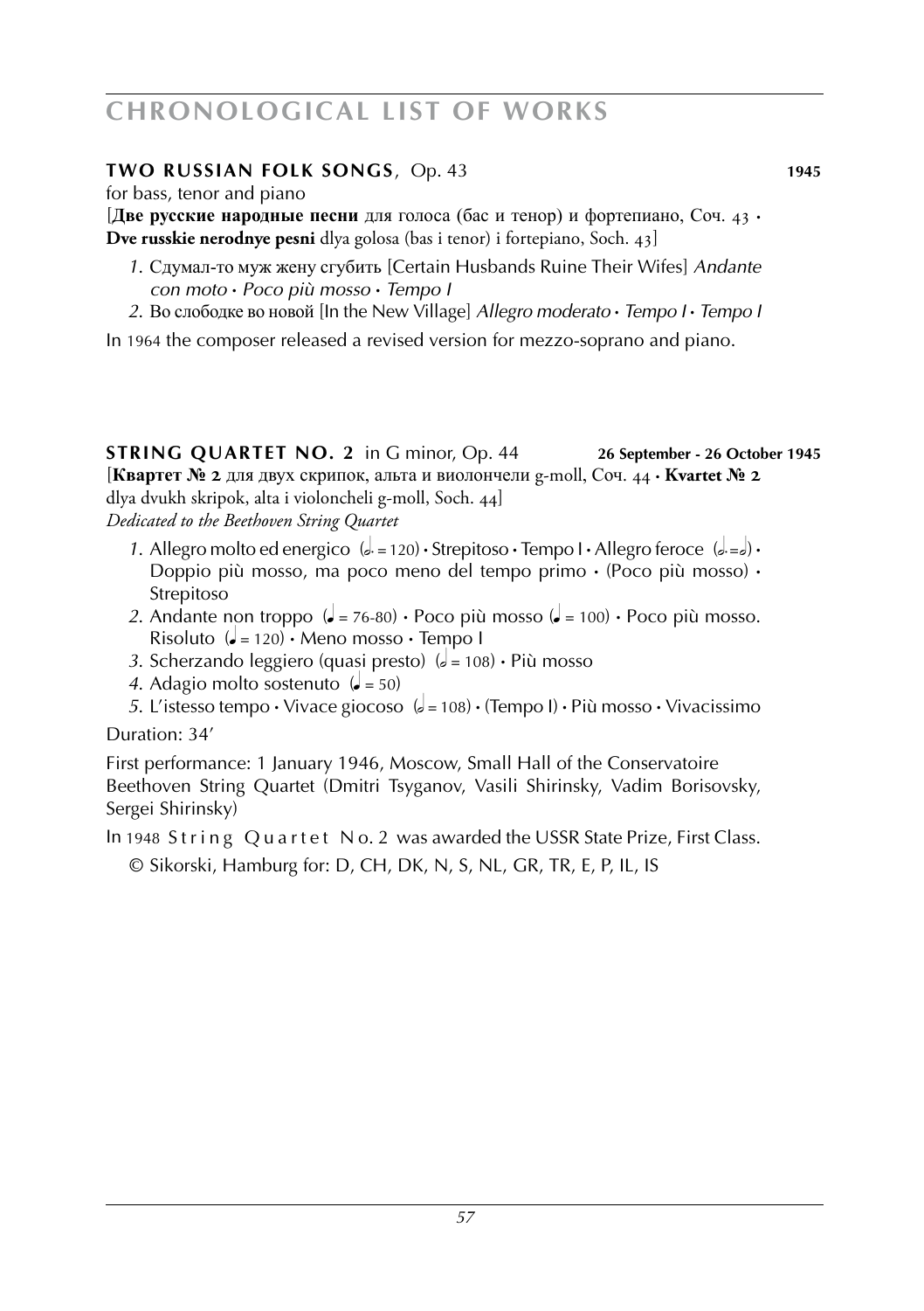**TWO RUSSIAN FOLK SONGS**, Op. 43 **1945**

for bass, tenor and piano

[**Две русские народные песни** для голоса (бас и тенор) и фортепиано, Соч. 43 · **Dve russkie nerodnye pesni** dlya golosa (bas i tenor) i fortepiano, Soch. 43]

1. Сдумал-то муж жену сгубить [Certain Husbands Ruine Their Wifes] *Andante con moto* · *Poco più mosso* · *Tempo I*
2. Во слободке во новой [In the New Village] *Allegro moderato* · *Tempo I* · *Tempo I*

In 1964 the composer released a revised version for mezzo-soprano and piano.

**STRING QUARTET NO. 2** in G minor, Op. 44 **26 September - 26 October 1945**

[**Квартет № 2** для двух скрипок, альта и виолончели g-moll, Соч. 44 · **Kvartet № 2** dlya dvukh skripok, alta i violoncheli g-moll, Soch. 44]

*Dedicated to the Beethoven String Quartet*

1. Allegro molto ed energico (𝅗𝅥. = 120) · Strepitoso · Tempo I · Allegro feroce (𝅗𝅥. = 𝅗𝅥) · Doppio più mosso, ma poco meno del tempo primo · (Poco più mosso) · Strepitoso
2. Andante non troppo (♩ = 76-80) · Poco più mosso (♩ = 100) · Poco più mosso. Risoluto (♩ = 120) · Meno mosso · Tempo I
3. Scherzando leggiero (quasi presto) (𝅗𝅥 = 108) · Più mosso
4. Adagio molto sostenuto (♩ = 50)
5. L'istesso tempo · Vivace giocoso (𝅗𝅥 = 108) · (Tempo I) · Più mosso · Vivacissimo

Duration: 34'

First performance: 1 January 1946, Moscow, Small Hall of the Conservatoire
Beethoven String Quartet (Dmitri Tsyganov, Vasili Shirinsky, Vadim Borisovsky, Sergei Shirinsky)

In 1948 String Quartet No. 2 was awarded the USSR State Prize, First Class.

© Sikorski, Hamburg for: D, CH, DK, N, S, NL, GR, TR, E, P, IL, IS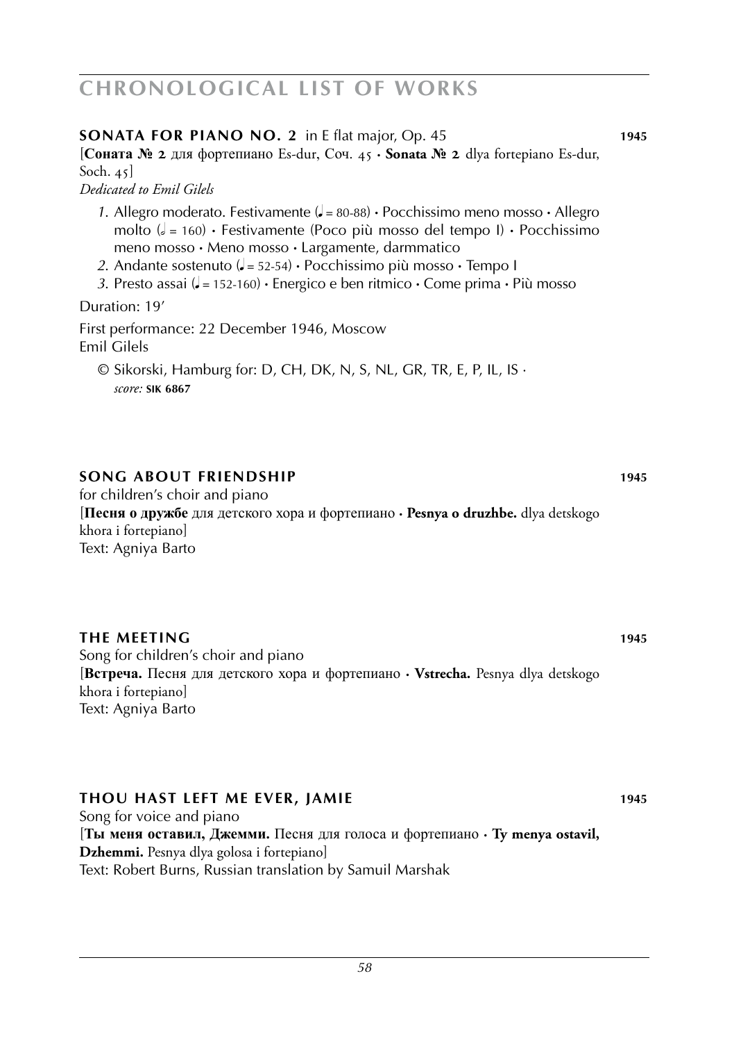# CHRONOLOGICAL LIST OF WORKS

**SONATA FOR PIANO NO. 2** in E flat major, Op. 45 **1945**

[**Соната № 2** для фортепиано Es-dur, Соч. 45 · **Sonata № 2** dlya fortepiano Es-dur, Soch. 45]

*Dedicated to Emil Gilels*

*1.* Allegro moderato. Festivamente (♩. = 80-88) · Pocchissimo meno mosso · Allegro molto (𝅗𝅥 = 160) · Festivamente (Poco più mosso del tempo I) · Pocchissimo meno mosso · Meno mosso · Largamente, darmmatico

*2.* Andante sostenuto (♩ = 52-54) · Pocchissimo più mosso · Tempo I

*3.* Presto assai (♩. = 152-160) · Energico e ben ritmico · Come prima · Più mosso

Duration: 19'

First performance: 22 December 1946, Moscow
Emil Gilels

© Sikorski, Hamburg for: D, CH, DK, N, S, NL, GR, TR, E, P, IL, IS ·
*score:* **SIK 6867**

**SONG ABOUT FRIENDSHIP** **1945**

for children's choir and piano

[**Песня о дружбе** для детского хора и фортепиано · **Pesnya o druzhbe.** dlya detskogo khora i fortepiano]

Text: Agniya Barto

**THE MEETING** **1945**

Song for children's choir and piano

[**Встреча.** Песня для детского хора и фортепиано · **Vstrecha.** Pesnya dlya detskogo khora i fortepiano]

Text: Agniya Barto

**THOU HAST LEFT ME EVER, JAMIE** **1945**

Song for voice and piano

[**Ты меня оставил, Джемми.** Песня для голоса и фортепиано · **Ty menya ostavil, Dzhemmi.** Pesnya dlya golosa i fortepiano]

Text: Robert Burns, Russian translation by Samuil Marshak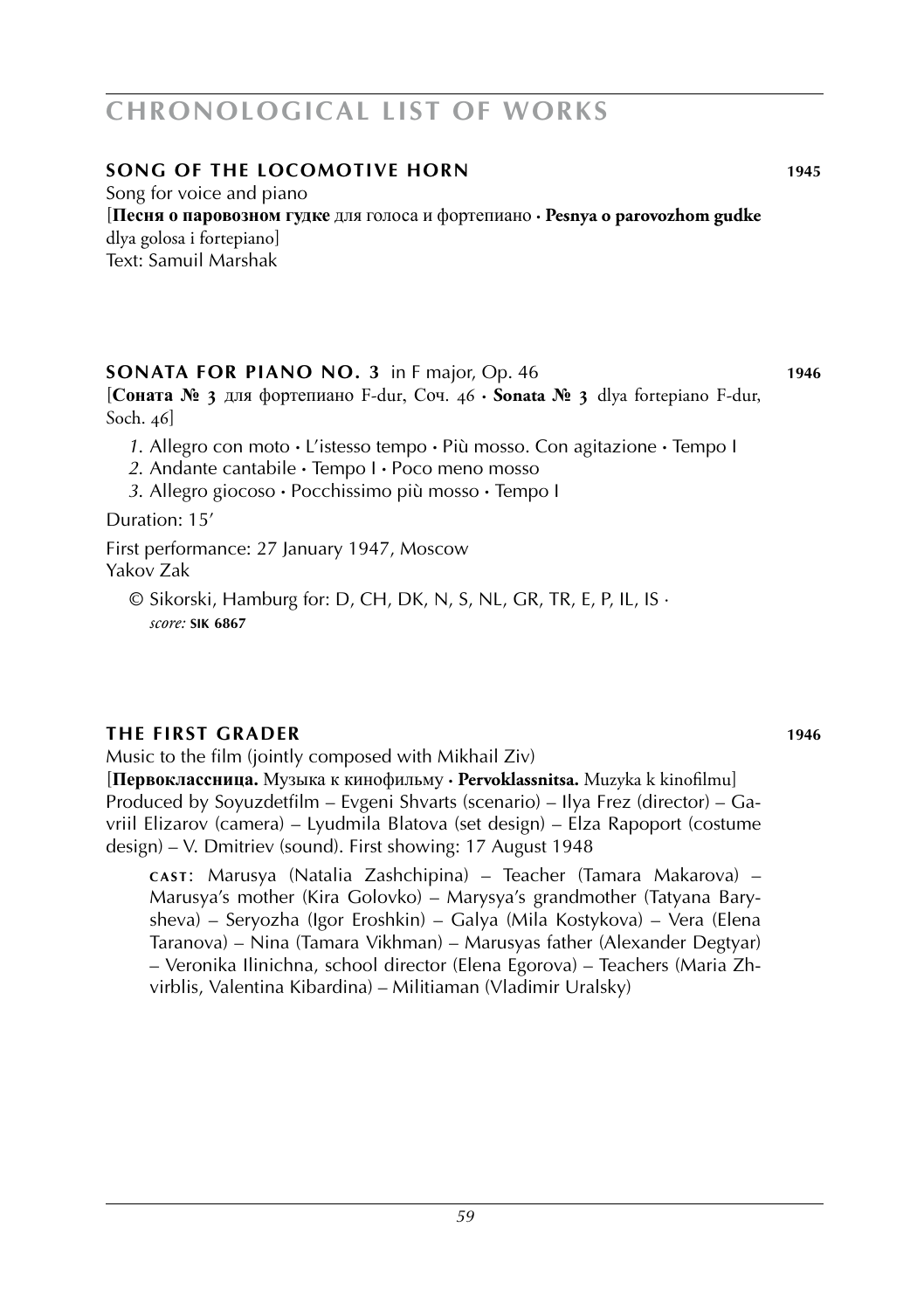## SONG OF THE LOCOMOTIVE HORN 1945

Song for voice and piano
[**Песня о паровозном гудке** для голоса и фортепиано · **Pesnya o parovozhom gudke** dlya golosa i fortepiano]
Text: Samuil Marshak

## SONATA FOR PIANO NO. 3 in F major, Op. 46 1946

[**Соната № 3** для фортепиано F-dur, Соч. 46 · **Sonata № 3** dlya fortepiano F-dur, Soch. 46]

*1.* Allegro con moto · L'istesso tempo · Più mosso. Con agitazione · Tempo I
*2.* Andante cantabile · Tempo I · Poco meno mosso
*3.* Allegro giocoso · Pocchissimo più mosso · Tempo I

Duration: 15'

First performance: 27 January 1947, Moscow
Yakov Zak

© Sikorski, Hamburg for: D, CH, DK, N, S, NL, GR, TR, E, P, IL, IS ·
*score:* **SIK 6867**

## THE FIRST GRADER 1946

Music to the film (jointly composed with Mikhail Ziv)
[**Первоклассница.** Музыка к кинофильму · **Pervoklassnitsa.** Muzyka k kinofilmu]
Produced by Soyuzdetfilm – Evgeni Shvarts (scenario) – Ilya Frez (director) – Gavriil Elizarov (camera) – Lyudmila Blatova (set design) – Elza Rapoport (costume design) – V. Dmitriev (sound). First showing: 17 August 1948

**CAST**: Marusya (Natalia Zashchipina) – Teacher (Tamara Makarova) – Marusya's mother (Kira Golovko) – Marysya's grandmother (Tatyana Barysheva) – Seryozha (Igor Eroshkin) – Galya (Mila Kostykova) – Vera (Elena Taranova) – Nina (Tamara Vikhman) – Marusyas father (Alexander Degtyar) – Veronika Ilinichna, school director (Elena Egorova) – Teachers (Maria Zhvirblis, Valentina Kibardina) – Militiaman (Vladimir Uralsky)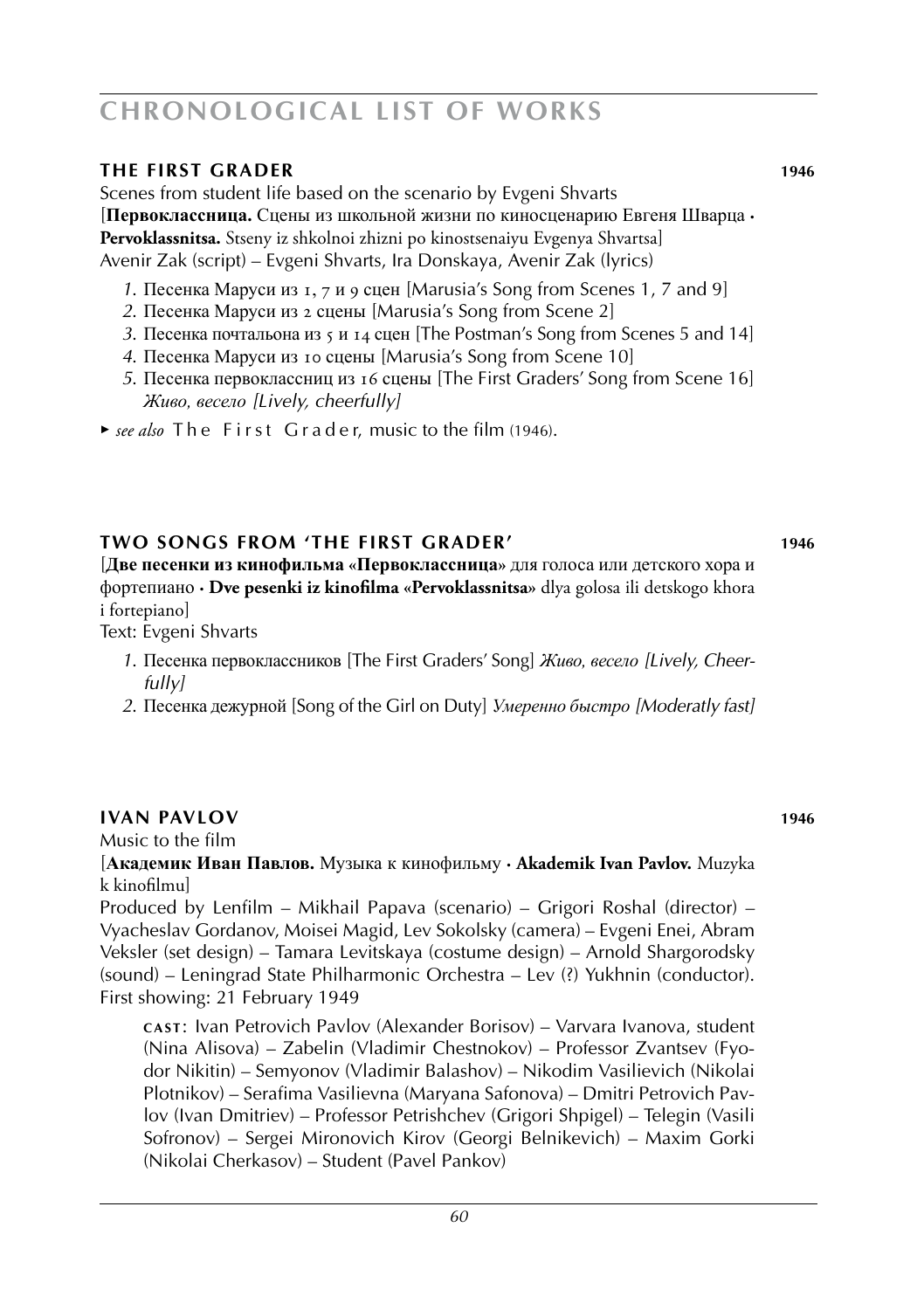## THE FIRST GRADER 1946

Scenes from student life based on the scenario by Evgeni Shvarts
[**Первоклассница.** Сцены из школьной жизни по киносценарию Евгеня Шварца · **Pervoklassnitsa.** Stseny iz shkolnoi zhizni po kinostsenaiyu Evgenya Shvartsa]
Avenir Zak (script) – Evgeni Shvarts, Ira Donskaya, Avenir Zak (lyrics)

*1.* Песенка Маруси из 1, 7 и 9 сцен [Marusia's Song from Scenes 1, 7 and 9]
*2.* Песенка Маруси из 2 сцены [Marusia's Song from Scene 2]
*3.* Песенка почтальона из 5 и 14 сцен [The Postman's Song from Scenes 5 and 14]
*4.* Песенка Маруси из 10 сцены [Marusia's Song from Scene 10]
*5.* Песенка первоклассниц из 16 сцены [The First Graders' Song from Scene 16] *Живо, весело [Lively, cheerfully]*

▸ *see also* The First Grader, music to the film (1946).

## TWO SONGS FROM 'THE FIRST GRADER' 1946

[**Две песенки из кинофильма «Первоклассница»** для голоса или детского хора и фортепиано · **Dve pesenki iz kinofilma «Pervoklassnitsa»** dlya golosa ili detskogo khora i fortepiano]
Text: Evgeni Shvarts

*1.* Песенка первоклассников [The First Graders' Song] *Живо, весело [Lively, Cheerfully]*
*2.* Песенка дежурной [Song of the Girl on Duty] *Умеренно быстро [Moderatly fast]*

## IVAN PAVLOV 1946

Music to the film
[**Академик Иван Павлов.** Музыка к кинофильму · **Akademik Ivan Pavlov.** Muzyka k kinofilmu]
Produced by Lenfilm – Mikhail Papava (scenario) – Grigori Roshal (director) – Vyacheslav Gordanov, Moisei Magid, Lev Sokolsky (camera) – Evgeni Enei, Abram Veksler (set design) – Tamara Levitskaya (costume design) – Arnold Shargorodsky (sound) – Leningrad State Philharmonic Orchestra – Lev (?) Yukhnin (conductor).
First showing: 21 February 1949

CAST: Ivan Petrovich Pavlov (Alexander Borisov) – Varvara Ivanova, student (Nina Alisova) – Zabelin (Vladimir Chestnokov) – Professor Zvantsev (Fyodor Nikitin) – Semyonov (Vladimir Balashov) – Nikodim Vasilievich (Nikolai Plotnikov) – Serafima Vasilievna (Maryana Safonova) – Dmitri Petrovich Pavlov (Ivan Dmitriev) – Professor Petrishchev (Grigori Shpigel) – Telegin (Vasili Sofronov) – Sergei Mironovich Kirov (Georgi Belnikevich) – Maxim Gorki (Nikolai Cherkasov) – Student (Pavel Pankov)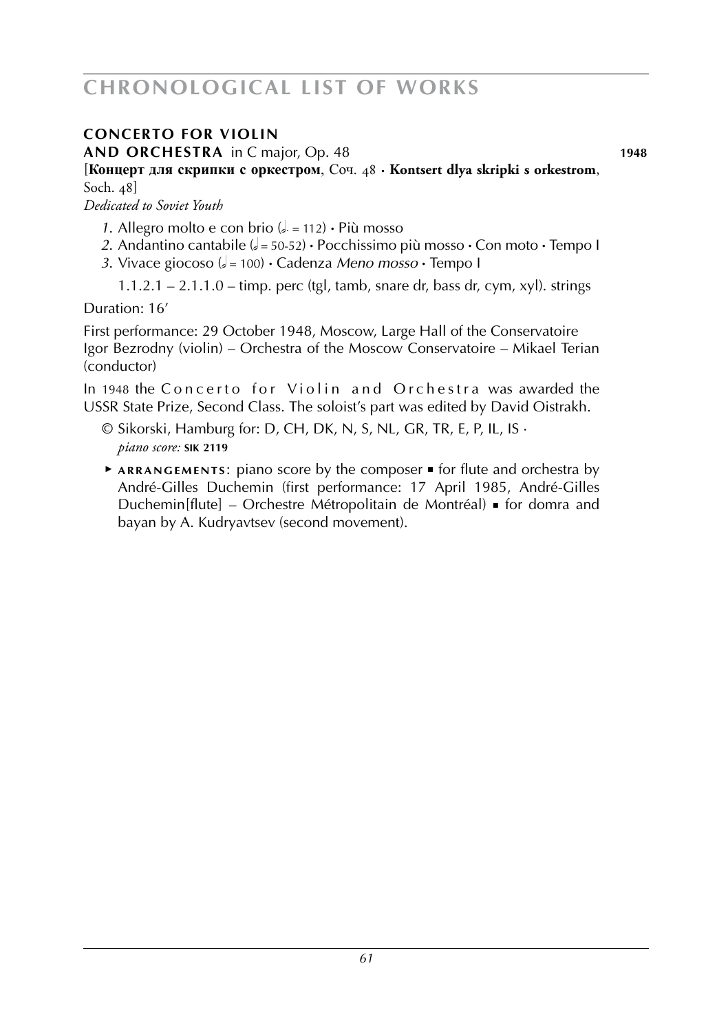# CHRONOLOGICAL LIST OF WORKS

**CONCERTO FOR VIOLIN AND ORCHESTRA** in C major, Op. 48 **1948**

[**Концерт для скрипки с оркестром**, Соч. 48 · **Kontsert dlya skripki s orkestrom**, Soch. 48]

*Dedicated to Soviet Youth*

*1.* Allegro molto e con brio (𝅗𝅥. = 112) • Più mosso
*2.* Andantino cantabile (𝅗𝅥 = 50-52) • Pocchissimo più mosso • Con moto • Tempo I
*3.* Vivace giocoso (𝅗𝅥 = 100) • Cadenza *Meno mosso* • Tempo I

1.1.2.1 – 2.1.1.0 – timp. perc (tgl, tamb, snare dr, bass dr, cym, xyl). strings

Duration: 16’

First performance: 29 October 1948, Moscow, Large Hall of the Conservatoire
Igor Bezrodny (violin) – Orchestra of the Moscow Conservatoire – Mikael Terian (conductor)

In 1948 the Concerto for Violin and Orchestra was awarded the USSR State Prize, Second Class. The soloist’s part was edited by David Oistrakh.

© Sikorski, Hamburg for: D, CH, DK, N, S, NL, GR, TR, E, P, IL, IS · *piano score:* **SIK 2119**

▸ **ARRANGEMENTS**: piano score by the composer ▪ for flute and orchestra by André-Gilles Duchemin (first performance: 17 April 1985, André-Gilles Duchemin[flute] – Orchestre Métropolitain de Montréal) ▪ for domra and bayan by A. Kudryavtsev (second movement).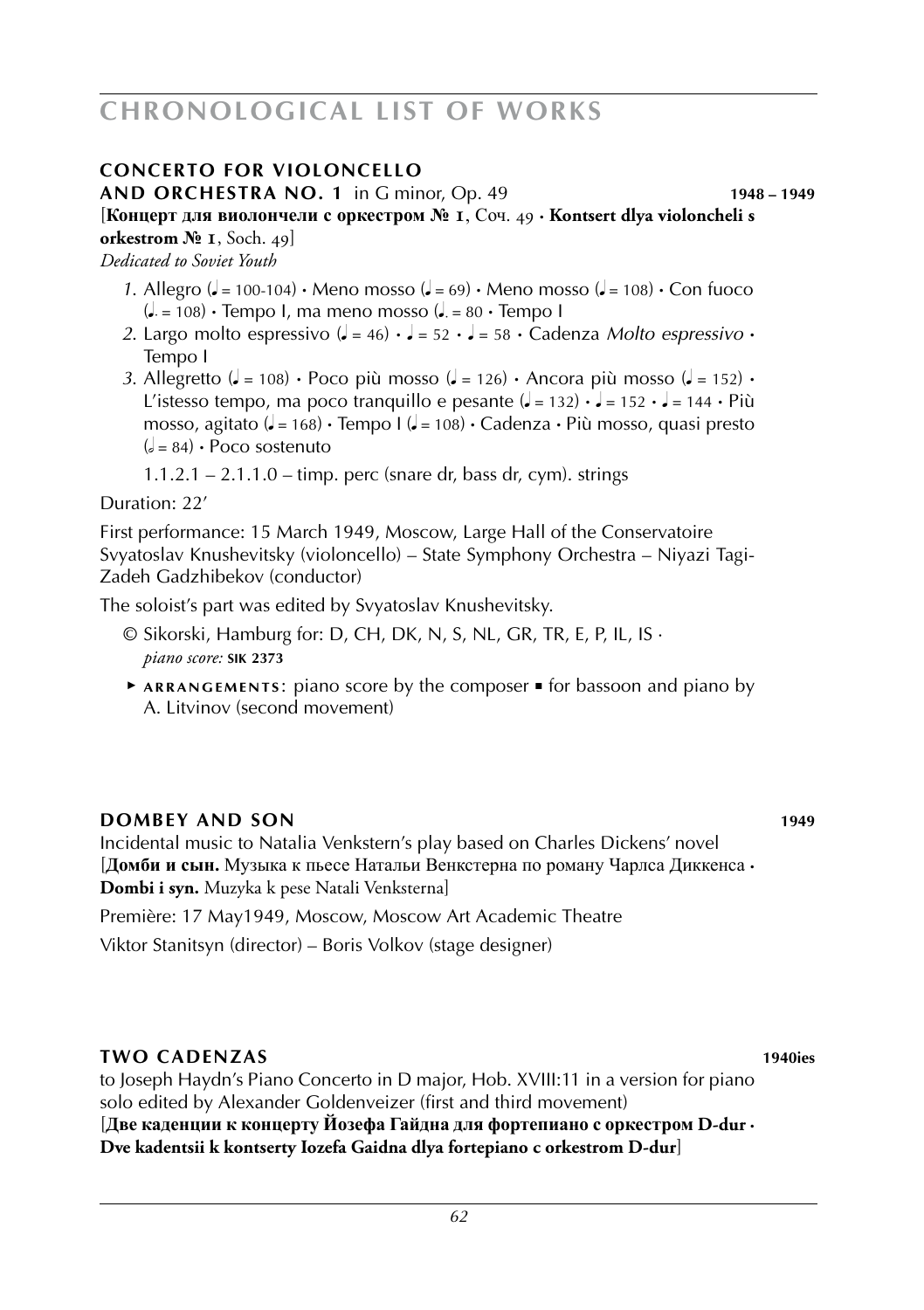# CHRONOLOGICAL LIST OF WORKS

### CONCERTO FOR VIOLONCELLO AND ORCHESTRA NO. 1 in G minor, Op. 49 — 1948 – 1949

[**Концерт для виолончели с оркестром № 1**, Соч. 49 · **Kontsert dlya violoncheli s orkestrom № 1**, Soch. 49]

*Dedicated to Soviet Youth*

1. Allegro (♩ = 100-104) · Meno mosso (♩ = 69) · Meno mosso (♩ = 108) · Con fuoco (♩. = 108) · Tempo I, ma meno mosso (♩. = 80 · Tempo I
2. Largo molto espressivo (♩ = 46) · ♩ = 52 · ♩ = 58 · Cadenza *Molto espressivo* · Tempo I
3. Allegretto (♩ = 108) · Poco più mosso (♩ = 126) · Ancora più mosso (♩ = 152) · L'istesso tempo, ma poco tranquillo e pesante (♩ = 132) · ♩ = 152 · ♩ = 144 · Più mosso, agitato (♩ = 168) · Tempo I (♩ = 108) · Cadenza · Più mosso, quasi presto (𝅗𝅥 = 84) · Poco sostenuto

   1.1.2.1 – 2.1.1.0 – timp. perc (snare dr, bass dr, cym). strings

Duration: 22'

First performance: 15 March 1949, Moscow, Large Hall of the Conservatoire
Svyatoslav Knushevitsky (violoncello) – State Symphony Orchestra – Niyazi Tagi-Zadeh Gadzhibekov (conductor)

The soloist's part was edited by Svyatoslav Knushevitsky.

© Sikorski, Hamburg for: D, CH, DK, N, S, NL, GR, TR, E, P, IL, IS ·
*piano score:* **SIK 2373**

► **ARRANGEMENTS**: piano score by the composer ■ for bassoon and piano by A. Litvinov (second movement)

### DOMBEY AND SON — 1949

Incidental music to Natalia Venkstern's play based on Charles Dickens' novel
[**Домби и сын.** Музыка к пьесе Натальи Венкстерна по роману Чарлса Диккенса · **Dombi i syn.** Muzyka k pese Natali Venksterna]

Première: 17 May1949, Moscow, Moscow Art Academic Theatre

Viktor Stanitsyn (director) – Boris Volkov (stage designer)

### TWO CADENZAS — 1940ies

to Joseph Haydn's Piano Concerto in D major, Hob. XVIII:11 in a version for piano solo edited by Alexander Goldenveizer (first and third movement)
[**Две каденции к концерту Йозефа Гайдна для фортепиано с оркестром D-dur · Dve kadentsii k kontserty Iozefa Gaidna dlya fortepiano c orkestrom D-dur**]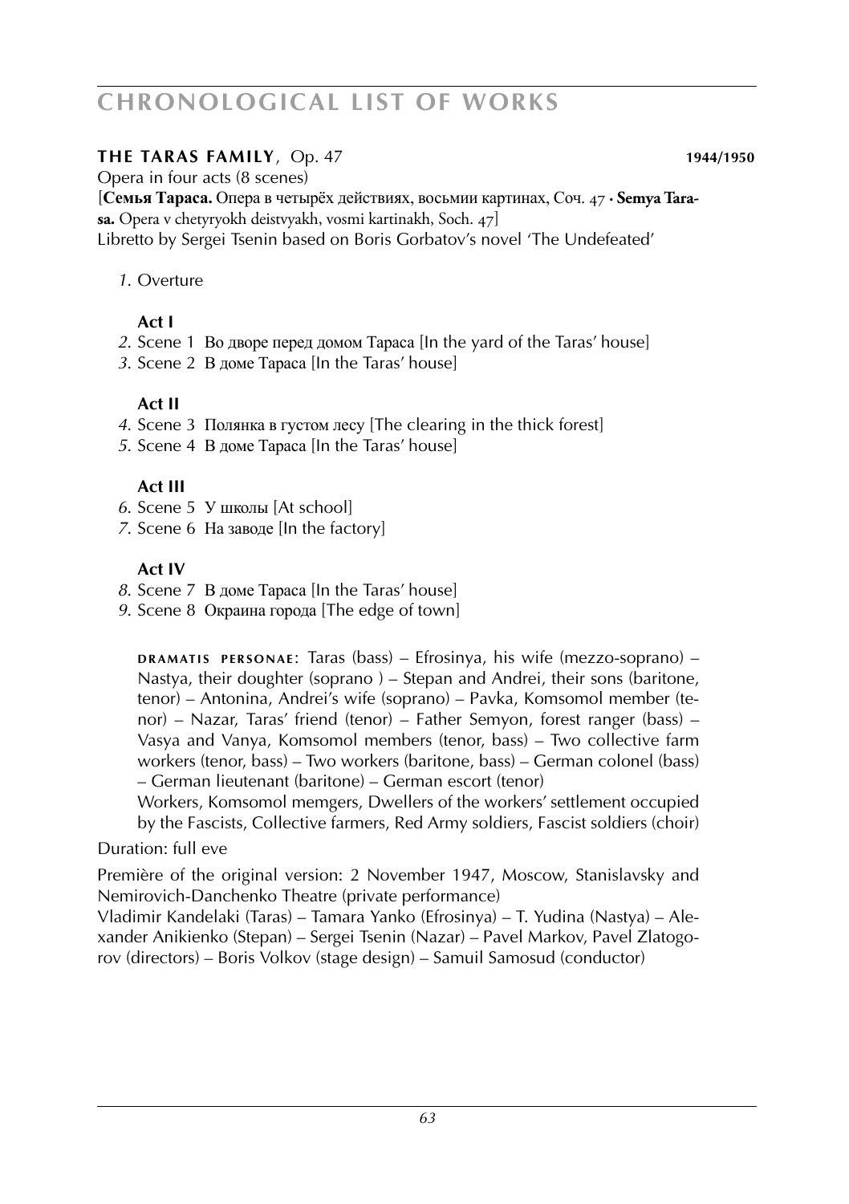**THE TARAS FAMILY**, Op. 47 **1944/1950**

Opera in four acts (8 scenes)

[**Семья Тараса.** Опера в четырёх действиях, восьмии картинах, Соч. 47 · **Semya Tarasa.** Opera v chetyryokh deistvyakh, vosmi kartinakh, Soch. 47]

Libretto by Sergei Tsenin based on Boris Gorbatov's novel 'The Undefeated'

*1.* Overture

**Act I**

*2.* Scene 1 Во дворе перед домом Тараса [In the yard of the Taras' house]
*3.* Scene 2 В доме Тараса [In the Taras' house]

**Act II**

*4.* Scene 3 Полянка в густом лесу [The clearing in the thick forest]
*5.* Scene 4 В доме Тараса [In the Taras' house]

**Act III**

*6.* Scene 5 У школы [At school]
*7.* Scene 6 На заводе [In the factory]

**Act IV**

*8.* Scene 7 В доме Тараса [In the Taras' house]
*9.* Scene 8 Окраина города [The edge of town]

DRAMATIS PERSONAE: Taras (bass) – Efrosinya, his wife (mezzo-soprano) – Nastya, their doughter (soprano ) – Stepan and Andrei, their sons (baritone, tenor) – Antonina, Andrei's wife (soprano) – Pavka, Komsomol member (tenor) – Nazar, Taras' friend (tenor) – Father Semyon, forest ranger (bass) – Vasya and Vanya, Komsomol members (tenor, bass) – Two collective farm workers (tenor, bass) – Two workers (baritone, bass) – German colonel (bass) – German lieutenant (baritone) – German escort (tenor)

Workers, Komsomol memgers, Dwellers of the workers' settlement occupied by the Fascists, Collective farmers, Red Army soldiers, Fascist soldiers (choir)

Duration: full eve

Première of the original version: 2 November 1947, Moscow, Stanislavsky and Nemirovich-Danchenko Theatre (private performance)

Vladimir Kandelaki (Taras) – Tamara Yanko (Efrosinya) – T. Yudina (Nastya) – Alexander Anikienko (Stepan) – Sergei Tsenin (Nazar) – Pavel Markov, Pavel Zlatogorov (directors) – Boris Volkov (stage design) – Samuil Samosud (conductor)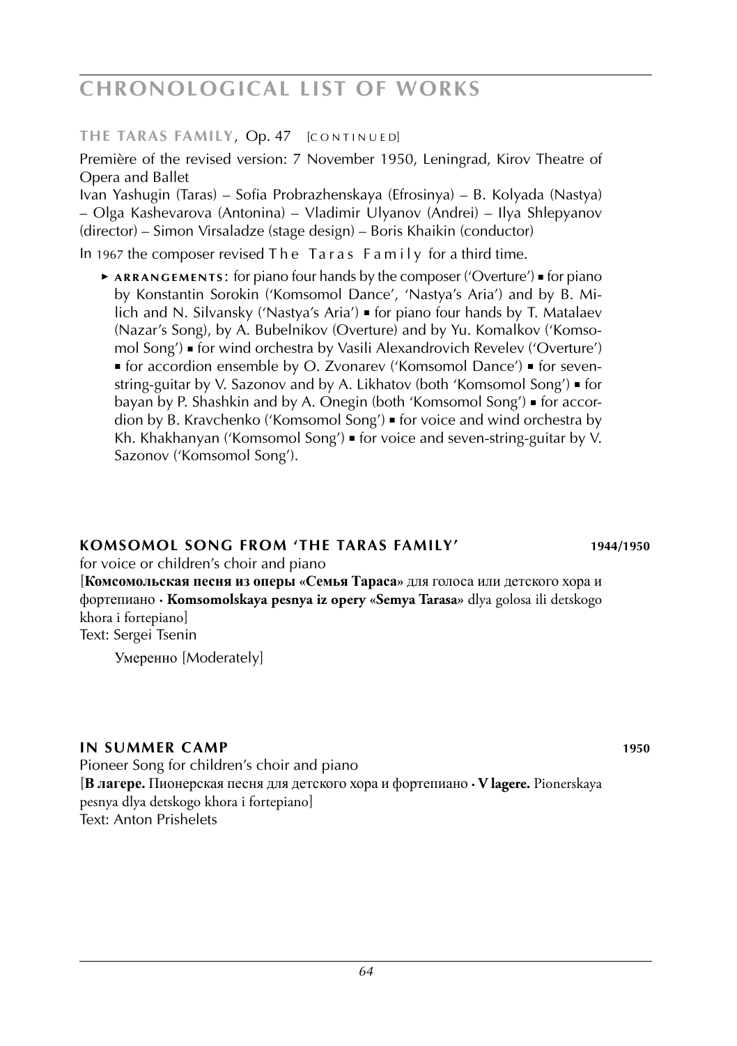**THE TARAS FAMILY**, Op. 47 [CONTINUED]

Première of the revised version: 7 November 1950, Leningrad, Kirov Theatre of Opera and Ballet
Ivan Yashugin (Taras) – Sofia Probrazhenskaya (Efrosinya) – B. Kolyada (Nastya) – Olga Kashevarova (Antonina) – Vladimir Ulyanov (Andrei) – Ilya Shlepyanov (director) – Simon Virsaladze (stage design) – Boris Khaikin (conductor)

In 1967 the composer revised *The Taras Family* for a third time.

► **ARRANGEMENTS:** for piano four hands by the composer ('Overture') ■ for piano by Konstantin Sorokin ('Komsomol Dance', 'Nastya's Aria') and by B. Milich and N. Silvansky ('Nastya's Aria') ■ for piano four hands by T. Matalaev (Nazar's Song), by A. Bubelnikov (Overture) and by Yu. Komalkov ('Komsomol Song') ■ for wind orchestra by Vasili Alexandrovich Revelev ('Overture') ■ for accordion ensemble by O. Zvonarev ('Komsomol Dance') ■ for seven-string-guitar by V. Sazonov and by A. Likhatov (both 'Komsomol Song') ■ for bayan by P. Shashkin and by A. Onegin (both 'Komsomol Song') ■ for accordion by B. Kravchenko ('Komsomol Song') ■ for voice and wind orchestra by Kh. Khakhanyan ('Komsomol Song') ■ for voice and seven-string-guitar by V. Sazonov ('Komsomol Song').

## KOMSOMOL SONG FROM 'THE TARAS FAMILY' 1944/1950

for voice or children's choir and piano
[**Комсомольская песня из оперы «Семья Тараса»** для голоса или детского хора и фортепиано · **Komsomolskaya pesnya iz opery «Semya Tarasa»** dlya golosa ili detskogo khora i fortepiano]
Text: Sergei Tsenin

Умеренно [Moderately]

## IN SUMMER CAMP 1950

Pioneer Song for children's choir and piano
[**В лагере.** Пионерская песня для детского хора и фортепиано · **V lagere.** Pionerskaya pesnya dlya detskogo khora i fortepiano]
Text: Anton Prishelets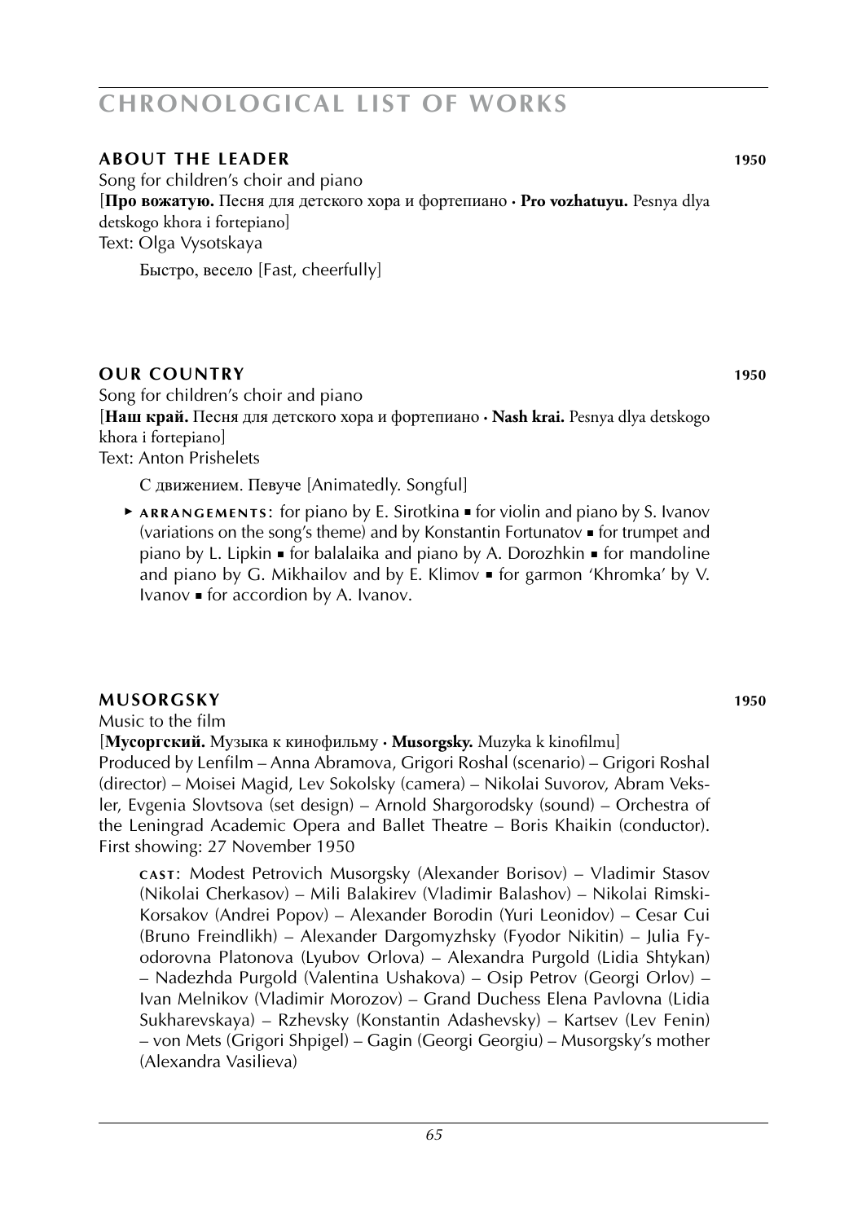## ABOUT THE LEADER 1950

Song for children's choir and piano
[**Про вожатую.** Песня для детского хора и фортепиано · **Pro vozhatuyu.** Pesnya dlya detskogo khora i fortepiano]
Text: Olga Vysotskaya

Быстро, весело [Fast, cheerfully]

## OUR COUNTRY 1950

Song for children's choir and piano
[**Наш край.** Песня для детского хора и фортепиано · **Nash krai.** Pesnya dlya detskogo khora i fortepiano]
Text: Anton Prishelets

С движением. Певуче [Animatedly. Songful]

▸ ARRANGEMENTS: for piano by E. Sirotkina ▪ for violin and piano by S. Ivanov (variations on the song's theme) and by Konstantin Fortunatov ▪ for trumpet and piano by L. Lipkin ▪ for balalaika and piano by A. Dorozhkin ▪ for mandoline and piano by G. Mikhailov and by E. Klimov ▪ for garmon 'Khromka' by V. Ivanov ▪ for accordion by A. Ivanov.

## MUSORGSKY 1950

Music to the film
[**Мусоргский.** Музыка к кинофильму · **Musorgsky.** Muzyka k kinofilmu]
Produced by Lenfilm – Anna Abramova, Grigori Roshal (scenario) – Grigori Roshal (director) – Moisei Magid, Lev Sokolsky (camera) – Nikolai Suvorov, Abram Veksler, Evgenia Slovtsova (set design) – Arnold Shargorodsky (sound) – Orchestra of the Leningrad Academic Opera and Ballet Theatre – Boris Khaikin (conductor). First showing: 27 November 1950

CAST: Modest Petrovich Musorgsky (Alexander Borisov) – Vladimir Stasov (Nikolai Cherkasov) – Mili Balakirev (Vladimir Balashov) – Nikolai Rimski-Korsakov (Andrei Popov) – Alexander Borodin (Yuri Leonidov) – Cesar Cui (Bruno Freindlikh) – Alexander Dargomyzhsky (Fyodor Nikitin) – Julia Fyodorovna Platonova (Lyubov Orlova) – Alexandra Purgold (Lidia Shtykan) – Nadezhda Purgold (Valentina Ushakova) – Osip Petrov (Georgi Orlov) – Ivan Melnikov (Vladimir Morozov) – Grand Duchess Elena Pavlovna (Lidia Sukharevskaya) – Rzhevsky (Konstantin Adashevsky) – Kartsev (Lev Fenin) – von Mets (Grigori Shpigel) – Gagin (Georgi Georgiu) – Musorgsky's mother (Alexandra Vasilieva)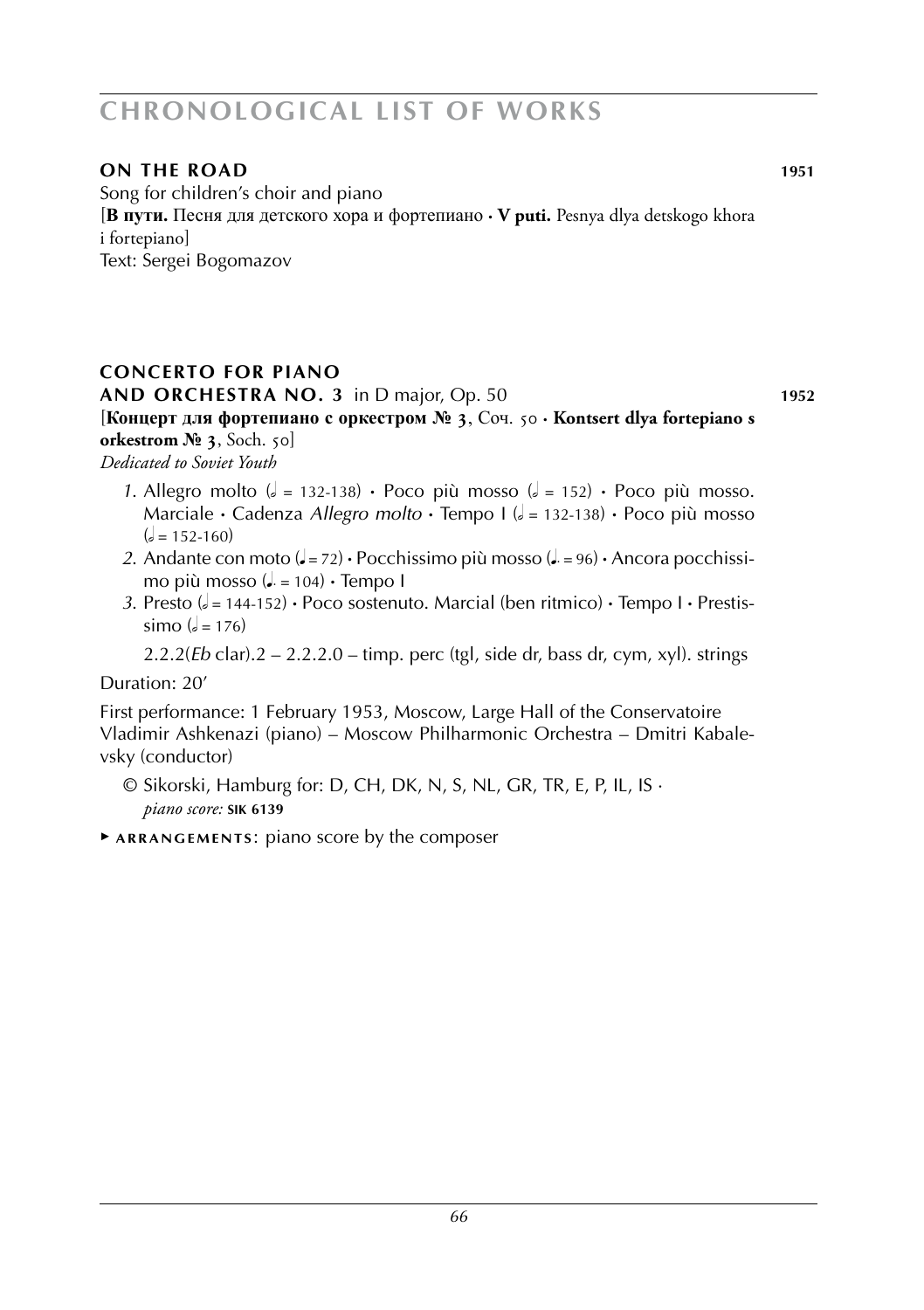## ON THE ROAD 1951

Song for children's choir and piano
[**В пути.** Песня для детского хора и фортепиано · **V puti.** Pesnya dlya detskogo khora i fortepiano]
Text: Sergei Bogomazov

## CONCERTO FOR PIANO AND ORCHESTRA NO. 3 in D major, Op. 50 1952

[**Концерт для фортепиано с оркестром № 3**, Соч. 50 · **Kontsert dlya fortepiano s orkestrom № 3**, Soch. 50]
*Dedicated to Soviet Youth*

1. Allegro molto (𝅗𝅥 = 132-138) · Poco più mosso (𝅗𝅥 = 152) · Poco più mosso. Marciale · Cadenza *Allegro molto* · Tempo I (𝅗𝅥 = 132-138) · Poco più mosso (𝅗𝅥 = 152-160)
2. Andante con moto (♩ = 72) · Pocchissimo più mosso (♩. = 96) · Ancora pocchissimo più mosso (♩. = 104) · Tempo I
3. Presto (𝅗𝅥 = 144-152) · Poco sostenuto. Marcial (ben ritmico) · Tempo I · Prestissimo (𝅗𝅥 = 176)

   2.2.2(*Eb* clar).2 – 2.2.2.0 – timp. perc (tgl, side dr, bass dr, cym, xyl). strings

Duration: 20'

First performance: 1 February 1953, Moscow, Large Hall of the Conservatoire
Vladimir Ashkenazi (piano) – Moscow Philharmonic Orchestra – Dmitri Kabalevsky (conductor)

© Sikorski, Hamburg for: D, CH, DK, N, S, NL, GR, TR, E, P, IL, IS ·
*piano score:* **SIK 6139**

▸ **ARRANGEMENTS**: piano score by the composer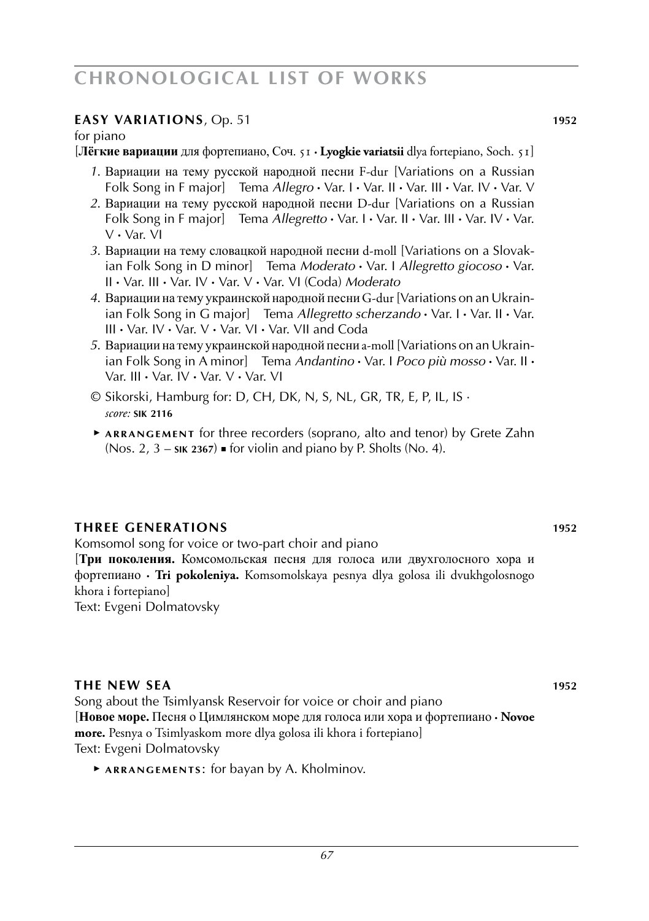## **EASY VARIATIONS**, Op. 51 **1952**

for piano

[**Лёгкие вариации** для фортепиано, Соч. 51 · **Lyogkie variatsii** dlya fortepiano, Soch. 51]

*1*. Вариации на тему русской народной песни F-dur [Variations on a Russian Folk Song in F major] Tema *Allegro* • Var. I • Var. II • Var. III • Var. IV • Var. V

*2*. Вариации на тему русской народной песни D-dur [Variations on a Russian Folk Song in F major] Tema *Allegretto* • Var. I • Var. II • Var. III • Var. IV • Var. V • Var. VI

*3*. Вариации на тему словацкой народной песни d-moll [Variations on a Slovakian Folk Song in D minor] Tema *Moderato* • Var. I *Allegretto giocoso* • Var. II • Var. III • Var. IV • Var. V • Var. VI (Coda) *Moderato*

*4*. Вариации на тему украинской народной песни G-dur [Variations on an Ukrainian Folk Song in G major] Tema *Allegretto scherzando* • Var. I • Var. II • Var. III • Var. IV • Var. V • Var. VI • Var. VII and Coda

*5*. Вариации на тему украинской народной песни a-moll [Variations on an Ukrainian Folk Song in A minor] Tema *Andantino* • Var. I *Poco più mosso* • Var. II • Var. III • Var. IV • Var. V • Var. VI

© Sikorski, Hamburg for: D, CH, DK, N, S, NL, GR, TR, E, P, IL, IS ·
*score:* **SIK 2116**

► **ARRANGEMENT** for three recorders (soprano, alto and tenor) by Grete Zahn (Nos. 2, 3 – **SIK 2367**) ■ for violin and piano by P. Sholts (No. 4).

## **THREE GENERATIONS** **1952**

Komsomol song for voice or two-part choir and piano

[**Три поколения.** Комсомольская песня для голоса или двухголосного хора и фортепиано · **Tri pokoleniya.** Komsomolskaya pesnya dlya golosa ili dvukhgolosnogo khora i fortepiano]

Text: Evgeni Dolmatovsky

## **THE NEW SEA** **1952**

Song about the Tsimlyansk Reservoir for voice or choir and piano

[**Новое море.** Песня о Цимлянском море для голоса или хора и фортепиано · **Novoe more.** Pesnya o Tsimlyaskom more dlya golosa ili khora i fortepiano]

Text: Evgeni Dolmatovsky

► **ARRANGEMENTS**: for bayan by A. Kholminov.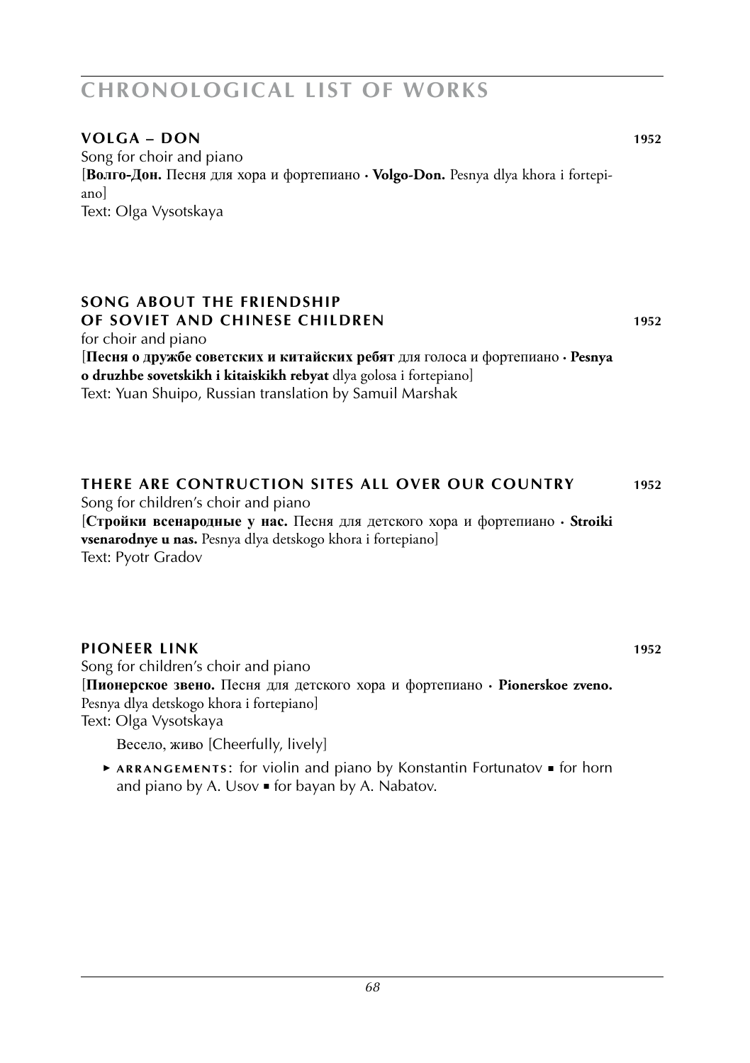## VOLGA – DON **1952**

Song for choir and piano
[**Волго-Дон.** Песня для хора и фортепиано · **Volgo-Don.** Pesnya dlya khora i fortepiano]
Text: Olga Vysotskaya

## SONG ABOUT THE FRIENDSHIP OF SOVIET AND CHINESE CHILDREN **1952**

for choir and piano
[**Песня о дружбе советских и китайских ребят** для голоса и фортепиано · **Pesnya o druzhbe sovetskikh i kitaiskikh rebyat** dlya golosa i fortepiano]
Text: Yuan Shuipo, Russian translation by Samuil Marshak

## THERE ARE CONTRUCTION SITES ALL OVER OUR COUNTRY **1952**

Song for children's choir and piano
[**Стройки всенародные у нас.** Песня для детского хора и фортепиано · **Stroiki vsenarodnye u nas.** Pesnya dlya detskogo khora i fortepiano]
Text: Pyotr Gradov

## PIONEER LINK **1952**

Song for children's choir and piano
[**Пионерское звено.** Песня для детского хора и фортепиано · **Pionerskoe zveno.** Pesnya dlya detskogo khora i fortepiano]
Text: Olga Vysotskaya

Весело, живо [Cheerfully, lively]

► **ARRANGEMENTS**: for violin and piano by Konstantin Fortunatov ▪ for horn and piano by A. Usov ▪ for bayan by A. Nabatov.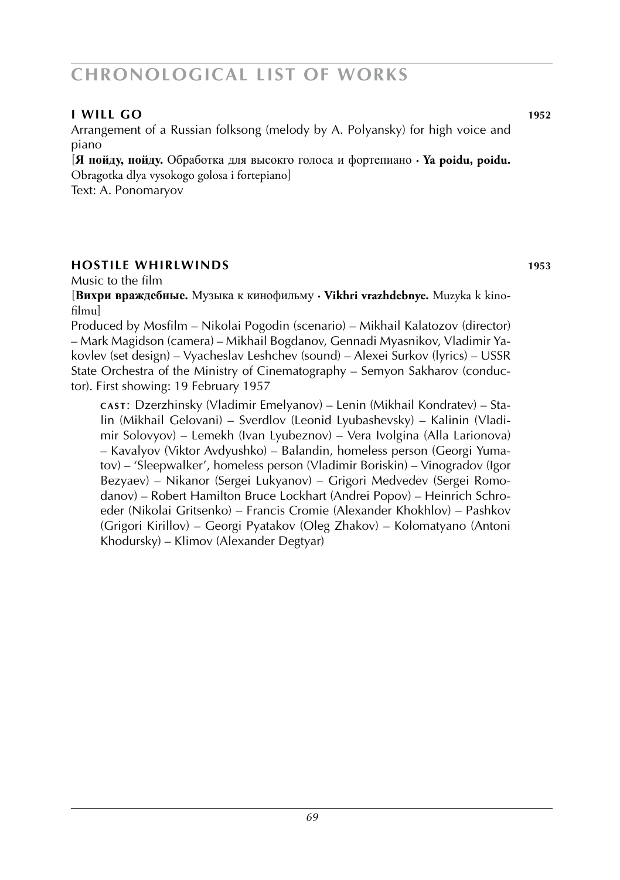## I WILL GO — 1952

Arrangement of a Russian folksong (melody by A. Polyansky) for high voice and piano

[**Я пойду, пойду.** Обработка для высокго голоса и фортепиано · **Ya poidu, poidu.** Obragotka dlya vysokogo golosa i fortepiano]

Text: A. Ponomaryov

## HOSTILE WHIRLWINDS — 1953

Music to the film

[**Вихри враждебные.** Музыка к кинофильму · **Vikhri vrazhdebnye.** Muzyka k kinofilmu]

Produced by Mosfilm – Nikolai Pogodin (scenario) – Mikhail Kalatozov (director) – Mark Magidson (camera) – Mikhail Bogdanov, Gennadi Myasnikov, Vladimir Yakovlev (set design) – Vyacheslav Leshchev (sound) – Alexei Surkov (lyrics) – USSR State Orchestra of the Ministry of Cinematography – Semyon Sakharov (conductor). First showing: 19 February 1957

**CAST**: Dzerzhinsky (Vladimir Emelyanov) – Lenin (Mikhail Kondratev) – Stalin (Mikhail Gelovani) – Sverdlov (Leonid Lyubashevsky) – Kalinin (Vladimir Solovyov) – Lemekh (Ivan Lyubeznov) – Vera Ivolgina (Alla Larionova) – Kavalyov (Viktor Avdyushko) – Balandin, homeless person (Georgi Yumatov) – 'Sleepwalker', homeless person (Vladimir Boriskin) – Vinogradov (Igor Bezyaev) – Nikanor (Sergei Lukyanov) – Grigori Medvedev (Sergei Romodanov) – Robert Hamilton Bruce Lockhart (Andrei Popov) – Heinrich Schroeder (Nikolai Gritsenko) – Francis Cromie (Alexander Khokhlov) – Pashkov (Grigori Kirillov) – Georgi Pyatakov (Oleg Zhakov) – Kolomatyano (Antoni Khodursky) – Klimov (Alexander Degtyar)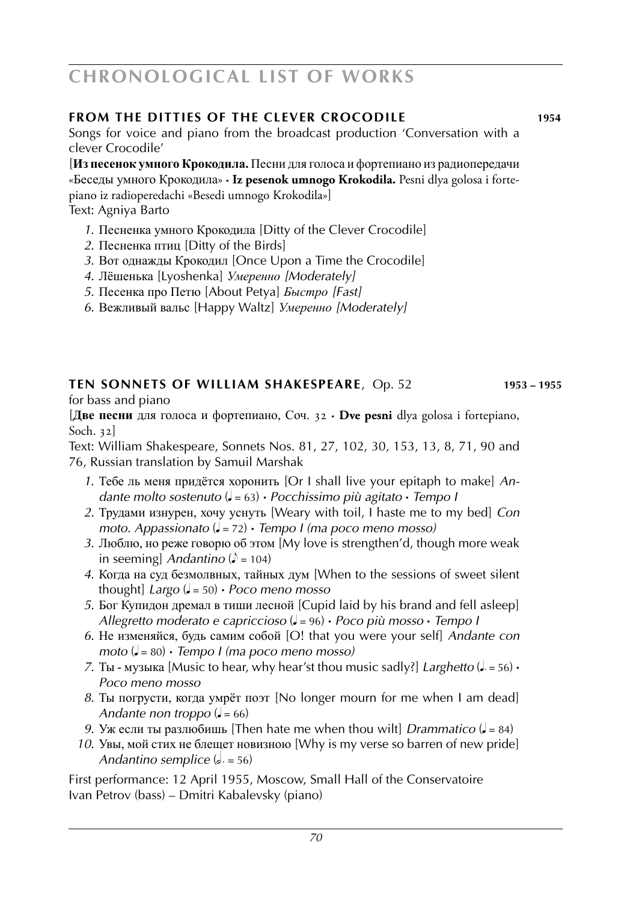## CHRONOLOGICAL LIST OF WORKS

### FROM THE DITTIES OF THE CLEVER CROCODILE — 1954

Songs for voice and piano from the broadcast production 'Conversation with a clever Crocodile'

[**Из песенок умного Крокодила.** Песни для голоса и фортепиано из радиопередачи «Беседы умного Крокодила» · **Iz pesenok umnogo Krokodila.** Pesni dlya golosa i fortepiano iz radioperedachi «Besedi umnogo Krokodila»]

Text: Agniya Barto

*1.* Песненка умного Крокодила [Ditty of the Clever Crocodile]
*2.* Песненка птиц [Ditty of the Birds]
*3.* Вот однажды Крокодил [Once Upon a Time the Crocodile]
*4.* Лёшенька [Lyoshenka] *Умеренно [Moderately]*
*5.* Песенка про Петю [About Petya] *Быстро [Fast]*
*6.* Вежливый вальс [Happy Waltz] *Умеренно [Moderately]*

### TEN SONNETS OF WILLIAM SHAKESPEARE, Op. 52 — 1953 – 1955

for bass and piano

[**Две песни** для голоса и фортепиано, Соч. 32 · **Dve pesni** dlya golosa i fortepiano, Soch. 32]

Text: William Shakespeare, Sonnets Nos. 81, 27, 102, 30, 153, 13, 8, 71, 90 and 76, Russian translation by Samuil Marshak

*1.* Тебе ль меня придётся хоронить [Or I shall live your epitaph to make] *Andante molto sostenuto* (♩ = 63) · *Pocchissimo più agitato* · *Tempo I*
*2.* Трудами изнурен, хочу уснуть [Weary with toil, I haste me to my bed] *Con moto. Appassionato* (♩ = 72) · *Tempo I (ma poco meno mosso)*
*3.* Люблю, но реже говорю об этом [My love is strengthen'd, though more weak in seeming] *Andantino* (♪ = 104)
*4.* Когда на суд безмолвных, тайных дум [When to the sessions of sweet silent thought] *Largo* (♩ = 50) · *Poco meno mosso*
*5.* Бог Купидон дремал в тиши лесной [Cupid laid by his brand and fell asleep] *Allegretto moderato e capriccioso* (♩ = 96) · *Poco più mosso* · *Tempo I*
*6.* Не изменяйся, будь самим собой [O! that you were your self] *Andante con moto* (♩ = 80) · *Tempo I (ma poco meno mosso)*
*7.* Ты - музыка [Music to hear, why hear'st thou music sadly?] *Larghetto* (♩. = 56) · *Poco meno mosso*
*8.* Ты погрусти, когда умрёт поэт [No longer mourn for me when I am dead] *Andante non troppo* (♩ = 66)
*9.* Уж если ты разлюбишь [Then hate me when thou wilt] *Drammatico* (♩ = 84)
*10.* Увы, мой стих не блещет новизною [Why is my verse so barren of new pride] *Andantino semplice* (𝅗𝅥. = 56)

First performance: 12 April 1955, Moscow, Small Hall of the Conservatoire
Ivan Petrov (bass) – Dmitri Kabalevsky (piano)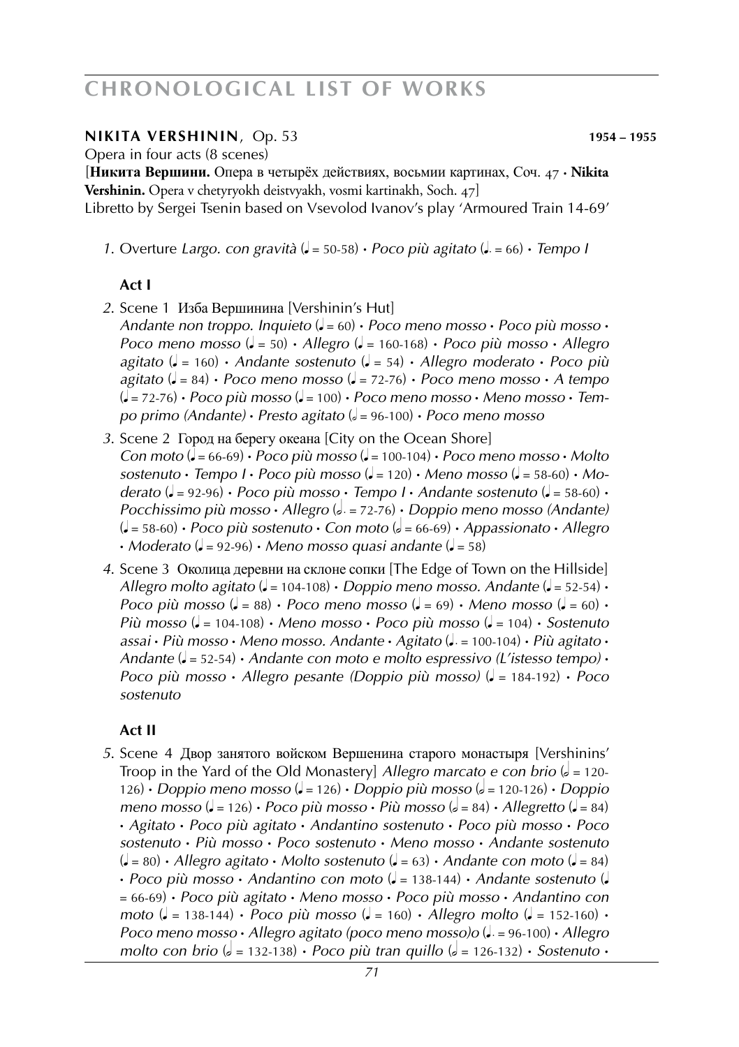# CHRONOLOGICAL LIST OF WORKS

**NIKITA VERSHININ**, Op. 53 **1954 – 1955**

Opera in four acts (8 scenes)

[**Никита Вершини.** Опера в четырёх действиях, восьмии картинах, Соч. 47 · **Nikita Vershinin.** Opera v chetyryokh deistvyakh, vosmi kartinakh, Soch. 47]

Libretto by Sergei Tsenin based on Vsevolod Ivanov's play 'Armoured Train 14-69'

*1.* Overture *Largo. con gravità* (♩ = 50-58) · *Poco più agitato* (♩. = 66) · *Tempo I*

**Act I**

*2.* Scene 1 Изба Вершинина [Vershinin's Hut]
*Andante non troppo. Inquieto* (♩ = 60) · *Poco meno mosso* · *Poco più mosso* · *Poco meno mosso* (♩ = 50) · *Allegro* (♩ = 160-168) · *Poco più mosso* · *Allegro agitato* (♩ = 160) · *Andante sostenuto* (♩ = 54) · *Allegro moderato* · *Poco più agitato* (♩ = 84) · *Poco meno mosso* (♩ = 72-76) · *Poco meno mosso* · *A tempo* (♩ = 72-76) · *Poco più mosso* (♩ = 100) · *Poco meno mosso* · *Meno mosso* · *Tempo primo (Andante)* · *Presto agitato* (𝅗𝅥 = 96-100) · *Poco meno mosso*

*3.* Scene 2 Город на берегу океана [City on the Ocean Shore]
*Con moto* (♩ = 66-69) · *Poco più mosso* (♩ = 100-104) · *Poco meno mosso* · *Molto sostenuto* · *Tempo I* · *Poco più mosso* (♩ = 120) · *Meno mosso* (♩ = 58-60) · *Moderato* (♩ = 92-96) · *Poco più mosso* · *Tempo I* · *Andante sostenuto* (♩ = 58-60) · *Pocchissimo più mosso* · *Allegro* (𝅗𝅥. = 72-76) · *Doppio meno mosso (Andante)* (♩ = 58-60) · *Poco più sostenuto* · *Con moto* (𝅗𝅥 = 66-69) · *Appassionato* · *Allegro* · *Moderato* (♩ = 92-96) · *Meno mosso quasi andante* (♩ = 58)

*4.* Scene 3 Околица деревни на склоне сопки [The Edge of Town on the Hillside]
*Allegro molto agitato* (♩ = 104-108) · *Doppio meno mosso. Andante* (♩ = 52-54) · *Poco più mosso* (♩ = 88) · *Poco meno mosso* (♩ = 69) · *Meno mosso* (♩ = 60) · *Più mosso* (♩ = 104-108) · *Meno mosso* · *Poco più mosso* (♩ = 104) · *Sostenuto assai* · *Più mosso* · *Meno mosso. Andante* · *Agitato* (♩. = 100-104) · *Più agitato* · *Andante* (♩ = 52-54) · *Andante con moto e molto espressivo (L'istesso tempo)* · *Poco più mosso* · *Allegro pesante (Doppio più mosso)* (♩ = 184-192) · *Poco sostenuto*

**Act II**

*5.* Scene 4 Двор занятого войском Вершенина старого монастыря [Vershinins' Troop in the Yard of the Old Monastery] *Allegro marcato e con brio* (𝅗𝅥 = 120-126) · *Doppio meno mosso* (♩ = 126) · *Doppio più mosso* (𝅗𝅥 = 120-126) · *Doppio meno mosso* (♩ = 126) · *Poco più mosso* · *Più mosso* (𝅗𝅥 = 84) · *Allegretto* (♩ = 84) · *Agitato* · *Poco più agitato* · *Andantino sostenuto* · *Poco più mosso* · *Poco sostenuto* · *Più mosso* · *Poco sostenuto* · *Meno mosso* · *Andante sostenuto* (♩ = 80) · *Allegro agitato* · *Molto sostenuto* (♩ = 63) · *Andante con moto* (♩ = 84) · *Poco più mosso* · *Andantino con moto* (♩ = 138-144) · *Andante sostenuto* (♩ = 66-69) · *Poco più agitato* · *Meno mosso* · *Poco più mosso* · *Andantino con moto* (♩ = 138-144) · *Poco più mosso* (♩ = 160) · *Allegro molto* (♩ = 152-160) · *Poco meno mosso* · *Allegro agitato (poco meno mosso)o* (♩. = 96-100) · *Allegro molto con brio* (𝅗𝅥 = 132-138) · *Poco più tran quillo* (𝅗𝅥 = 126-132) · *Sostenuto* ·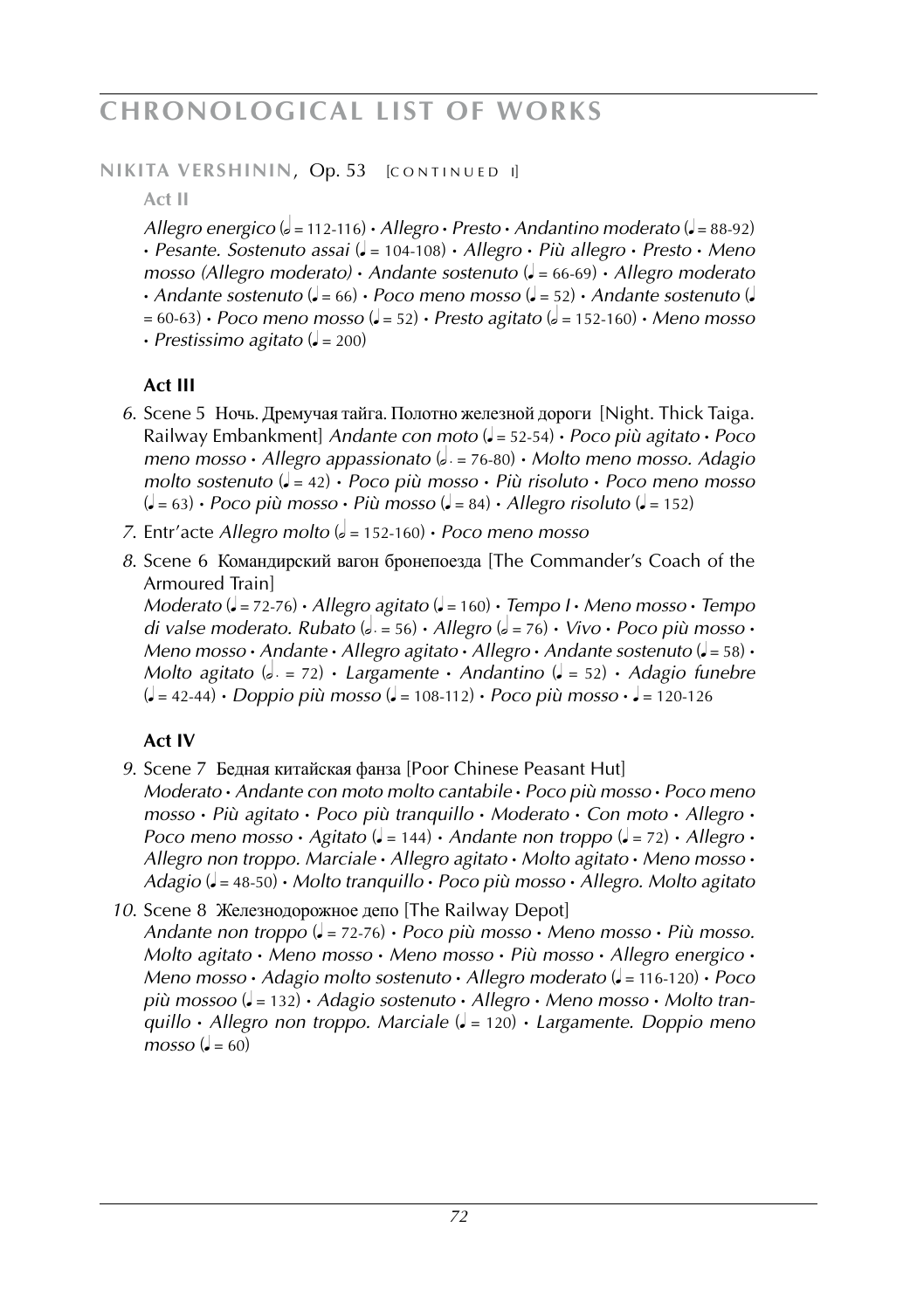# CHRONOLOGICAL LIST OF WORKS

**NIKITA VERSHININ**, Op. 53 [CONTINUED I]

**Act II**

*Allegro energico* (𝅗𝅥 = 112-116) • *Allegro* • *Presto* • *Andantino moderato* (♩ = 88-92) • *Pesante. Sostenuto assai* (♩ = 104-108) • *Allegro* • *Più allegro* • *Presto* • *Meno mosso (Allegro moderato)* • *Andante sostenuto* (♩ = 66-69) • *Allegro moderato* • *Andante sostenuto* (♩ = 66) • *Poco meno mosso* (♩ = 52) • *Andante sostenuto* (♩ = 60-63) • *Poco meno mosso* (♩ = 52) • *Presto agitato* (𝅗𝅥 = 152-160) • *Meno mosso* • *Prestissimo agitato* (♩ = 200)

**Act III**

*6.* Scene 5 Ночь. Дремучая тайга. Полотно железной дороги [Night. Thick Taiga. Railway Embankment] *Andante con moto* (♩ = 52-54) • *Poco più agitato* • *Poco meno mosso* • *Allegro appassionato* (𝅗𝅥. = 76-80) • *Molto meno mosso. Adagio molto sostenuto* (♩ = 42) • *Poco più mosso* • *Più risoluto* • *Poco meno mosso* (♩ = 63) • *Poco più mosso* • *Più mosso* (♩ = 84) • *Allegro risoluto* (♩ = 152)

*7.* Entr'acte *Allegro molto* (𝅗𝅥 = 152-160) • *Poco meno mosso*

*8.* Scene 6 Командирский вагон бронепоезда [The Commander's Coach of the Armoured Train]
*Moderato* (♩ = 72-76) • *Allegro agitato* (♩ = 160) • *Tempo I* • *Meno mosso* • *Tempo di valse moderato. Rubato* (𝅗𝅥. = 56) • *Allegro* (𝅗𝅥 = 76) • *Vivo* • *Poco più mosso* • *Meno mosso* • *Andante* • *Allegro agitato* • *Allegro* • *Andante sostenuto* (♩ = 58) • *Molto agitato* (𝅗𝅥. = 72) • *Largamente* • *Andantino* (♩ = 52) • *Adagio funebre* (♩ = 42-44) • *Doppio più mosso* (♩ = 108-112) • *Poco più mosso* • ♩ = 120-126

**Act IV**

*9.* Scene 7 Бедная китайская фанза [Poor Chinese Peasant Hut]
*Moderato* • *Andante con moto molto cantabile* • *Poco più mosso* • *Poco meno mosso* • *Più agitato* • *Poco più tranquillo* • *Moderato* • *Con moto* • *Allegro* • *Poco meno mosso* • *Agitato* (♩ = 144) • *Andante non troppo* (♩ = 72) • *Allegro* • *Allegro non troppo. Marciale* • *Allegro agitato* • *Molto agitato* • *Meno mosso* • *Adagio* (♩ = 48-50) • *Molto tranquillo* • *Poco più mosso* • *Allegro. Molto agitato*

*10.* Scene 8 Железнодорожное депо [The Railway Depot]
*Andante non troppo* (♩ = 72-76) • *Poco più mosso* • *Meno mosso* • *Più mosso. Molto agitato* • *Meno mosso* • *Meno mosso* • *Più mosso* • *Allegro energico* • *Meno mosso* • *Adagio molto sostenuto* • *Allegro moderato* (♩ = 116-120) • *Poco più mossoo* (♩ = 132) • *Adagio sostenuto* • *Allegro* • *Meno mosso* • *Molto tranquillo* • *Allegro non troppo. Marciale* (♩ = 120) • *Largamente. Doppio meno mosso* (♩ = 60)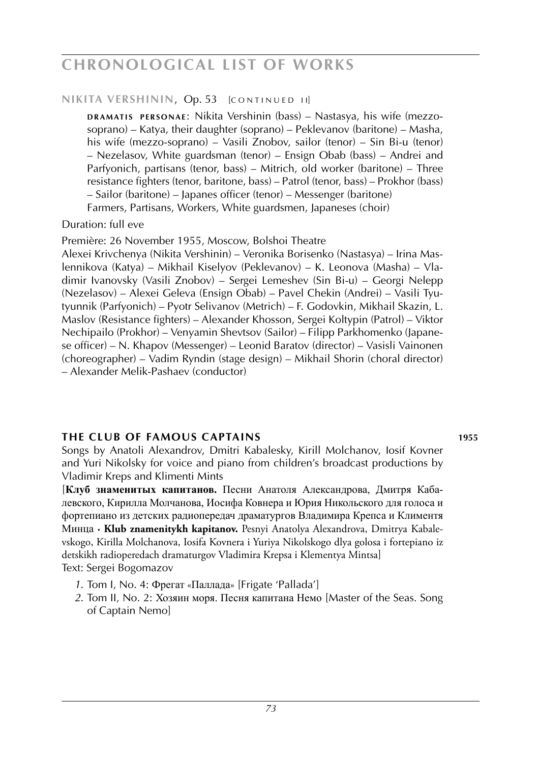**NIKITA VERSHININ**, Op. 53 [CONTINUED II]

**DRAMATIS PERSONAE**: Nikita Vershinin (bass) – Nastasya, his wife (mezzo-soprano) – Katya, their daughter (soprano) – Peklevanov (baritone) – Masha, his wife (mezzo-soprano) – Vasili Znobov, sailor (tenor) – Sin Bi-u (tenor) – Nezelasov, White guardsman (tenor) – Ensign Obab (bass) – Andrei and Parfyonich, partisans (tenor, bass) – Mitrich, old worker (baritone) – Three resistance fighters (tenor, baritone, bass) – Patrol (tenor, bass) – Prokhor (bass) – Sailor (baritone) – Japanes officer (tenor) – Messenger (baritone)
Farmers, Partisans, Workers, White guardsmen, Japaneses (choir)

Duration: full eve

Première: 26 November 1955, Moscow, Bolshoi Theatre
Alexei Krivchenya (Nikita Vershinin) – Veronika Borisenko (Nastasya) – Irina Maslennikova (Katya) – Mikhail Kiselyov (Peklevanov) – K. Leonova (Masha) – Vladimir Ivanovsky (Vasili Znobov) – Sergei Lemeshev (Sin Bi-u) – Georgi Nelepp (Nezelasov) – Alexei Geleva (Ensign Obab) – Pavel Chekin (Andrei) – Vasili Tyutyunnik (Parfyonich) – Pyotr Selivanov (Metrich) – F. Godovkin, Mikhail Skazin, L. Maslov (Resistance fighters) – Alexander Khosson, Sergei Koltypin (Patrol) – Viktor Nechipailo (Prokhor) – Venyamin Shevtsov (Sailor) – Filipp Parkhomenko (Japanese officer) – N. Khapov (Messenger) – Leonid Baratov (director) – Vasisli Vainonen (choreographer) – Vadim Ryndin (stage design) – Mikhail Shorin (choral director) – Alexander Melik-Pashaev (conductor)

## THE CLUB OF FAMOUS CAPTAINS — 1955

Songs by Anatoli Alexandrov, Dmitri Kabalesky, Kirill Molchanov, Iosif Kovner and Yuri Nikolsky for voice and piano from children's broadcast productions by Vladimir Kreps and Klimenti Mints

[**Клуб знаменитых капитанов.** Песни Анатоля Александрова, Дмитря Кабалевского, Кирилла Молчанова, Иосифа Ковнера и Юрия Никольского для голоса и фортепиано из детских радиопередач драматургов Владимира Крепса и Климентя Минца · **Klub znamenitykh kapitanov.** Pesnyi Anatolya Alexandrova, Dmitrya Kabalevskogo, Kirilla Molchanova, Iosifa Kovnera i Yuriya Nikolskogo dlya golosa i fortepiano iz detskikh radioperedach dramaturgov Vladimira Krepsa i Klementya Mintsa]
Text: Sergei Bogomazov

1. Tom I, No. 4: Фрегат «Паллада» [Frigate 'Pallada']
2. Tom II, No. 2: Хозяин моря. Песня капитана Немо [Master of the Seas. Song of Captain Nemo]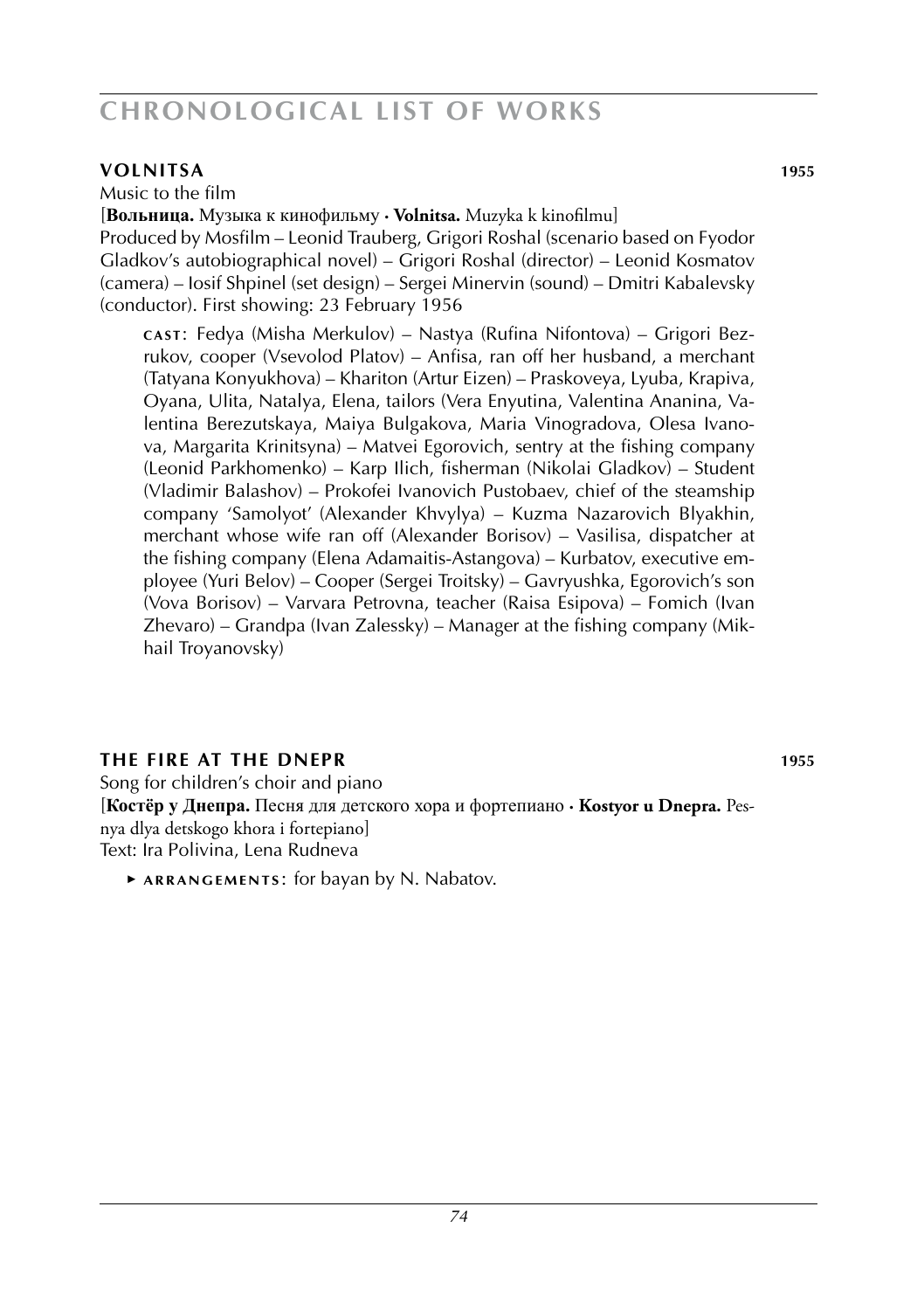## VOLNITSA 1955

Music to the film

[**Вольница.** Музыка к кинофильму · **Volnitsa.** Muzyka k kinofilmu]

Produced by Mosfilm – Leonid Trauberg, Grigori Roshal (scenario based on Fyodor Gladkov's autobiographical novel) – Grigori Roshal (director) – Leonid Kosmatov (camera) – Iosif Shpinel (set design) – Sergei Minervin (sound) – Dmitri Kabalevsky (conductor). First showing: 23 February 1956

**CAST**: Fedya (Misha Merkulov) – Nastya (Rufina Nifontova) – Grigori Bezrukov, cooper (Vsevolod Platov) – Anfisa, ran off her husband, a merchant (Tatyana Konyukhova) – Khariton (Artur Eizen) – Praskoveya, Lyuba, Krapiva, Oyana, Ulita, Natalya, Elena, tailors (Vera Enyutina, Valentina Ananina, Valentina Berezutskaya, Maiya Bulgakova, Maria Vinogradova, Olesa Ivanova, Margarita Krinitsyna) – Matvei Egorovich, sentry at the fishing company (Leonid Parkhomenko) – Karp Ilich, fisherman (Nikolai Gladkov) – Student (Vladimir Balashov) – Prokofei Ivanovich Pustobaev, chief of the steamship company 'Samolyot' (Alexander Khvylya) – Kuzma Nazarovich Blyakhin, merchant whose wife ran off (Alexander Borisov) – Vasilisa, dispatcher at the fishing company (Elena Adamaitis-Astangova) – Kurbatov, executive employee (Yuri Belov) – Cooper (Sergei Troitsky) – Gavryushka, Egorovich's son (Vova Borisov) – Varvara Petrovna, teacher (Raisa Esipova) – Fomich (Ivan Zhevaro) – Grandpa (Ivan Zalessky) – Manager at the fishing company (Mikhail Troyanovsky)

## THE FIRE AT THE DNEPR 1955

Song for children's choir and piano

[**Костёр у Днепра.** Песня для детского хора и фортепиано · **Kostyor u Dnepra.** Pesnya dlya detskogo khora i fortepiano]

Text: Ira Polivina, Lena Rudneva

▸ **ARRANGEMENTS**: for bayan by N. Nabatov.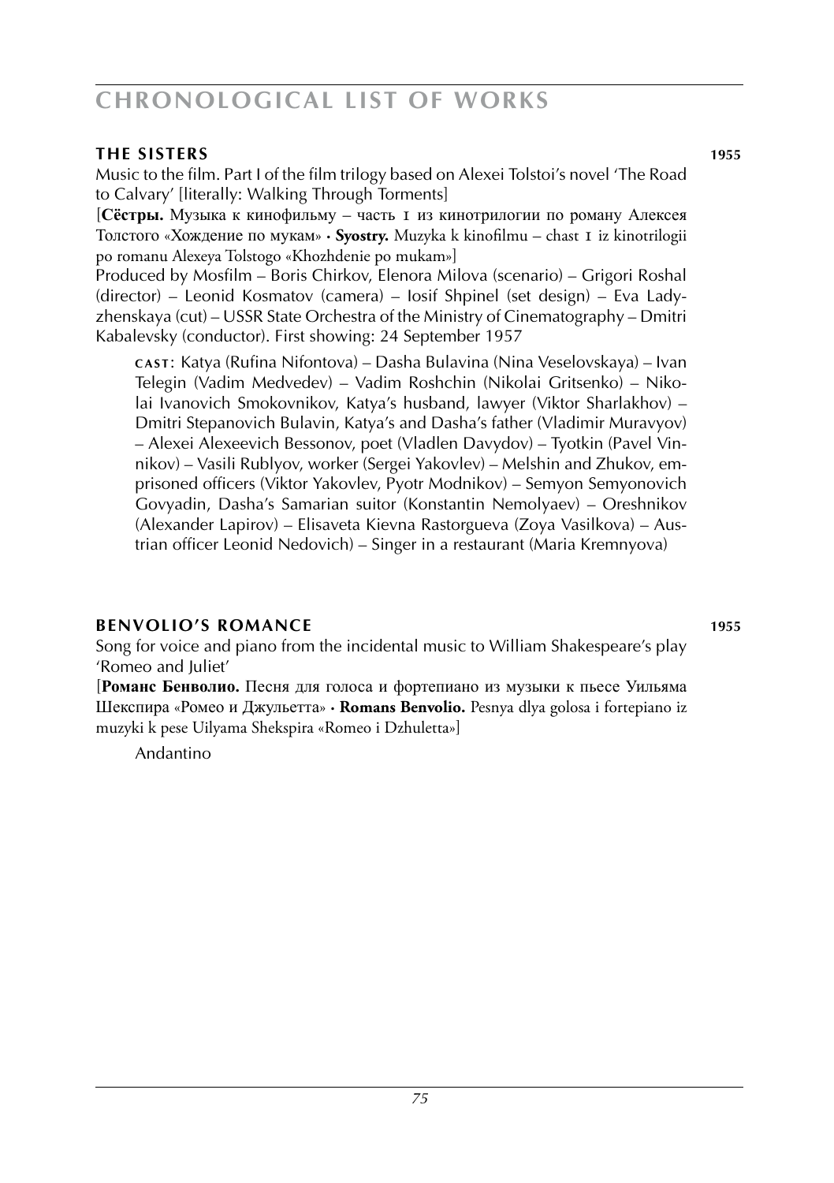## THE SISTERS 1955

Music to the film. Part I of the film trilogy based on Alexei Tolstoi's novel 'The Road to Calvary' [literally: Walking Through Torments]

[**Сёстры.** Музыка к кинофильму – часть I из кинотрилогии по роману Алексея Толстого «Хождение по мукам» · **Syostry.** Muzyka k kinofilmu – chast I iz kinotrilogii po romanu Alexeya Tolstogo «Khozhdenie po mukam»]

Produced by Mosfilm – Boris Chirkov, Elenora Milova (scenario) – Grigori Roshal (director) – Leonid Kosmatov (camera) – Iosif Shpinel (set design) – Eva Ladyzhenskaya (cut) – USSR State Orchestra of the Ministry of Cinematography – Dmitri Kabalevsky (conductor). First showing: 24 September 1957

**CAST**: Katya (Rufina Nifontova) – Dasha Bulavina (Nina Veselovskaya) – Ivan Telegin (Vadim Medvedev) – Vadim Roshchin (Nikolai Gritsenko) – Nikolai Ivanovich Smokovnikov, Katya's husband, lawyer (Viktor Sharlakhov) – Dmitri Stepanovich Bulavin, Katya's and Dasha's father (Vladimir Muravyov) – Alexei Alexeevich Bessonov, poet (Vladlen Davydov) – Tyotkin (Pavel Vinnikov) – Vasili Rublyov, worker (Sergei Yakovlev) – Melshin and Zhukov, emprisoned officers (Viktor Yakovlev, Pyotr Modnikov) – Semyon Semyonovich Govyadin, Dasha's Samarian suitor (Konstantin Nemolyaev) – Oreshnikov (Alexander Lapirov) – Elisaveta Kievna Rastorgueva (Zoya Vasilkova) – Austrian officer Leonid Nedovich) – Singer in a restaurant (Maria Kremnyova)

## BENVOLIO'S ROMANCE 1955

Song for voice and piano from the incidental music to William Shakespeare's play 'Romeo and Juliet'

[**Романс Бенволио.** Песня для голоса и фортепиано из музыки к пьесе Уильяма Шекспира «Ромео и Джульетта» · **Romans Benvolio.** Pesnya dlya golosa i fortepiano iz muzyki k pese Uilyama Shekspira «Romeo i Dzhuletta»]

Andantino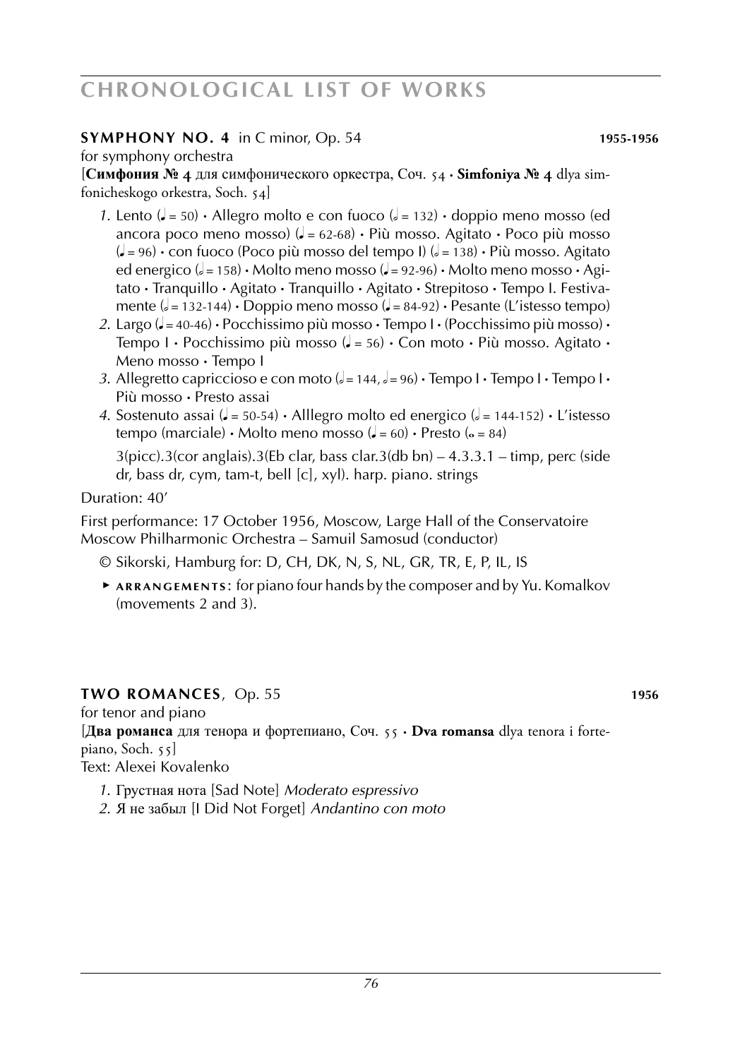**SYMPHONY NO. 4** in C minor, Op. 54 **1955-1956**

for symphony orchestra

[**Симфония № 4** для симфонического оркестра, Соч. 54 · **Simfoniya № 4** dlya simfonicheskogo orkestra, Soch. 54]

1. Lento (♩ = 50) · Allegro molto e con fuoco (𝅗𝅥 = 132) · doppio meno mosso (ed ancora poco meno mosso) (♩ = 62-68) · Più mosso. Agitato · Poco più mosso (♩ = 96) · con fuoco (Poco più mosso del tempo I) (𝅗𝅥 = 138) · Più mosso. Agitato ed energico (𝅗𝅥 = 158) · Molto meno mosso (♩ = 92-96) · Molto meno mosso · Agitato · Tranquillo · Agitato · Tranquillo · Agitato · Strepitoso · Tempo I. Festivamente (𝅗𝅥 = 132-144) · Doppio meno mosso (♩ = 84-92) · Pesante (L'istesso tempo)
2. Largo (♩ = 40-46) · Pocchissimo più mosso · Tempo I · (Pocchissimo più mosso) · Tempo I · Pocchissimo più mosso (♩ = 56) · Con moto · Più mosso. Agitato · Meno mosso · Tempo I
3. Allegretto capriccioso e con moto (𝅗𝅥 = 144, 𝅗𝅥 = 96) · Tempo I · Tempo I · Tempo I · Più mosso · Presto assai
4. Sostenuto assai (♩ = 50-54) · Alllegro molto ed energico (𝅗𝅥 = 144-152) · L'istesso tempo (marciale) · Molto meno mosso (♩ = 60) · Presto (𝅝 = 84)

   3(picc).3(cor anglais).3(Eb clar, bass clar.3(db bn) – 4.3.3.1 – timp, perc (side dr, bass dr, cym, tam-t, bell [c], xyl). harp. piano. strings

Duration: 40'

First performance: 17 October 1956, Moscow, Large Hall of the Conservatoire
Moscow Philharmonic Orchestra – Samuil Samosud (conductor)

© Sikorski, Hamburg for: D, CH, DK, N, S, NL, GR, TR, E, P, IL, IS

► **ARRANGEMENTS**: for piano four hands by the composer and by Yu. Komalkov (movements 2 and 3).

**TWO ROMANCES**, Op. 55 **1956**

for tenor and piano

[**Два романса** для тенора и фортепиано, Соч. 55 · **Dva romansa** dlya tenora i fortepiano, Soch. 55]

Text: Alexei Kovalenko

1. Грустная нота [Sad Note] *Moderato espressivo*
2. Я не забыл [I Did Not Forget] *Andantino con moto*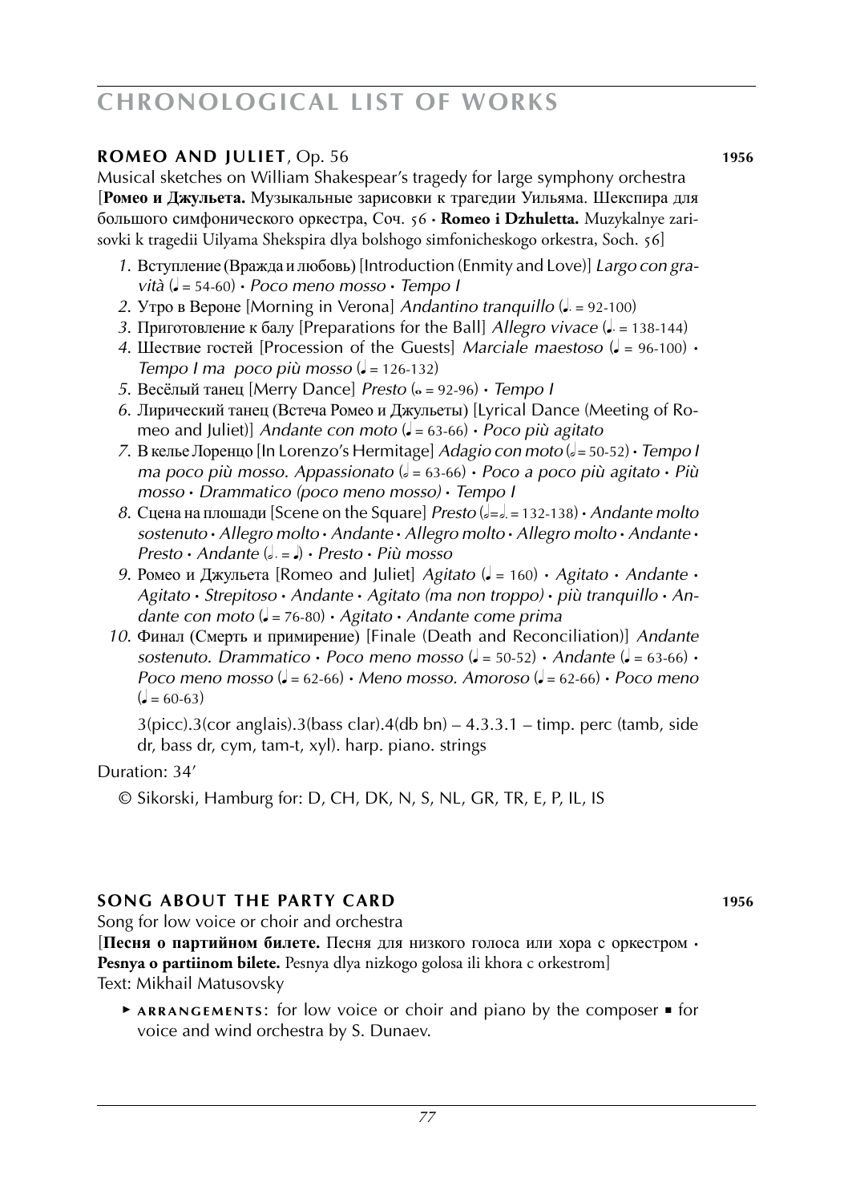# CHRONOLOGICAL LIST OF WORKS

## ROMEO AND JULIET, Op. 56 — 1956

Musical sketches on William Shakespear's tragedy for large symphony orchestra
[**Ромео и Джульета.** Музыкальные зарисовки к трагедии Уильяма. Шекспира для большого симфонического оркестра, Соч. 56 · **Romeo i Dzhuletta.** Muzykalnye zarisovki k tragedii Uilyama Shekspira dlya bolshogo simfonicheskogo orkestra, Soch. 56]

1. Вступление (Вражда и любовь) [Introduction (Enmity and Love)] *Largo con gravità* (♩ = 54-60) · *Poco meno mosso* · *Tempo I*
2. Утро в Вероне [Morning in Verona] *Andantino tranquillo* (♩. = 92-100)
3. Приготовление к балу [Preparations for the Ball] *Allegro vivace* (♩. = 138-144)
4. Шествие гостей [Procession of the Guests] *Marciale maestoso* (♩ = 96-100) · *Tempo I ma poco più mosso* (♩ = 126-132)
5. Весёлый танец [Merry Dance] *Presto* (𝅝 = 92-96) · *Tempo I*
6. Лирический танец (Встеча Ромео и Джульеты) [Lyrical Dance (Meeting of Romeo and Juliet)] *Andante con moto* (♩ = 63-66) · *Poco più agitato*
7. В келье Лоренцо [In Lorenzo's Hermitage] *Adagio con moto* (𝅗𝅥 = 50-52) · *Tempo I ma poco più mosso. Appassionato* (𝅗𝅥 = 63-66) · *Poco a poco più agitato* · *Più mosso* · *Drammatico (poco meno mosso)* · *Tempo I*
8. Сцена на площади [Scene on the Square] *Presto* (𝅗𝅥=𝅗𝅥. = 132-138) · *Andante molto sostenuto* · *Allegro molto* · *Andante* · *Allegro molto* · *Allegro molto* · *Andante* · *Presto* · *Andante* (𝅗𝅥. = ♩) · *Presto* · *Più mosso*
9. Ромео и Джульета [Romeo and Juliet] *Agitato* (♩ = 160) · *Agitato* · *Andante* · *Agitato* · *Strepitoso* · *Andante* · *Agitato (ma non troppo)* · *più tranquillo* · *Andante con moto* (♩ = 76-80) · *Agitato* · *Andante come prima*
10. Финал (Смерть и примирение) [Finale (Death and Reconciliation)] *Andante sostenuto. Drammatico* · *Poco meno mosso* (♩ = 50-52) · *Andante* (♩ = 63-66) · *Poco meno mosso* (♩ = 62-66) · *Meno mosso. Amoroso* (♩ = 62-66) · *Poco meno* (♩ = 60-63)

   3(picc).3(cor anglais).3(bass clar).4(db bn) – 4.3.3.1 – timp. perc (tamb, side dr, bass dr, cym, tam-t, xyl). harp. piano. strings

Duration: 34'

© Sikorski, Hamburg for: D, CH, DK, N, S, NL, GR, TR, E, P, IL, IS

## SONG ABOUT THE PARTY CARD — 1956

Song for low voice or choir and orchestra
[**Песня о партийном билете.** Песня для низкого голоса или хора с оркестром · **Pesnya o partiinom bilete.** Pesnya dlya nizkogo golosa ili khora c orkestrom]
Text: Mikhail Matusovsky

- **ARRANGEMENTS**: for low voice or choir and piano by the composer ▪ for voice and wind orchestra by S. Dunaev.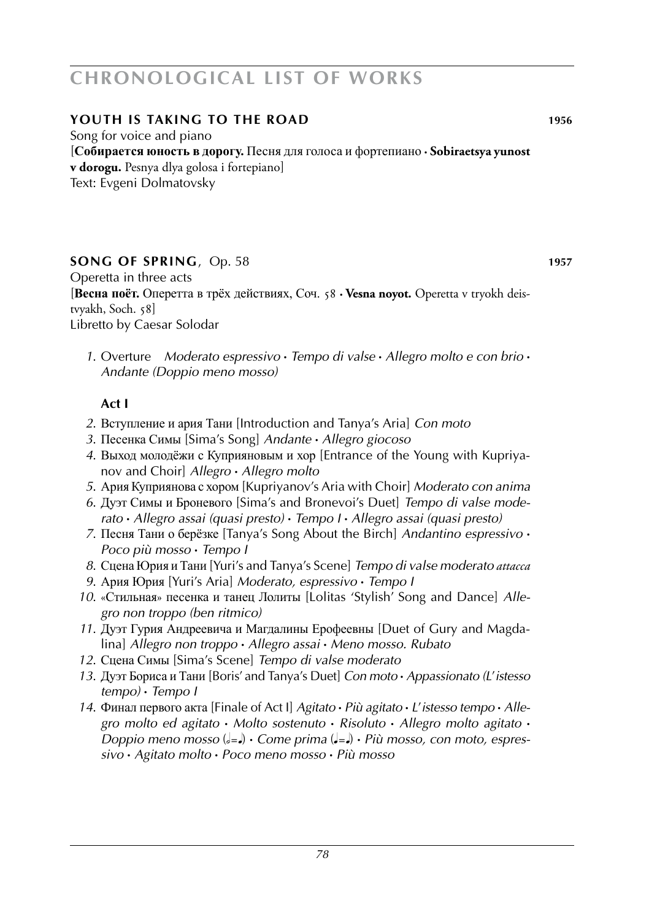## YOUTH IS TAKING TO THE ROAD **1956**

Song for voice and piano
[**Собирается юность в дорогу.** Песня для голоса и фортепиано · **Sobiraetsya yunost v dorogu.** Pesnya dlya golosa i fortepiano]
Text: Evgeni Dolmatovsky

## SONG OF SPRING, Op. 58 **1957**

Operetta in three acts
[**Весна поёт.** Оперетта в трёх действиях, Соч. 58 · **Vesna noyot.** Operetta v tryokh deistvyakh, Soch. 58]
Libretto by Caesar Solodar

1. Overture *Moderato espressivo · Tempo di valse · Allegro molto e con brio · Andante (Doppio meno mosso)*

**Act I**

2. Вступление и ария Тани [Introduction and Tanya's Aria] *Con moto*
3. Песенка Симы [Sima's Song] *Andante · Allegro giocoso*
4. Выход молодёжи с Куприяновым и хор [Entrance of the Young with Kupriyanov and Choir] *Allegro · Allegro molto*
5. Ария Куприянова с хором [Kupriyanov's Aria with Choir] *Moderato con anima*
6. Дуэт Симы и Броневого [Sima's and Bronevoi's Duet] *Tempo di valse moderato · Allegro assai (quasi presto) · Tempo I · Allegro assai (quasi presto)*
7. Песня Тани о берёзке [Tanya's Song About the Birch] *Andantino espressivo · Poco più mosso · Tempo I*
8. Сцена Юрия и Тани [Yuri's and Tanya's Scene] *Tempo di valse moderato attacca*
9. Ария Юрия [Yuri's Aria] *Moderato, espressivo · Tempo I*
10. «Стильная» песенка и танец Лолиты [Lolitas 'Stylish' Song and Dance] *Allegro non troppo (ben ritmico)*
11. Дуэт Гурия Андреевича и Магдалины Ерофеевны [Duet of Gury and Magdalina] *Allegro non troppo · Allegro assai · Meno mosso. Rubato*
12. Сцена Симы [Sima's Scene] *Tempo di valse moderato*
13. Дуэт Бориса и Тани [Boris' and Tanya's Duet] *Con moto · Appassionato (L'istesso tempo) · Tempo I*
14. Финал первого акта [Finale of Act I] *Agitato · Più agitato · L'istesso tempo · Allegro molto ed agitato · Molto sostenuto · Risoluto · Allegro molto agitato · Doppio meno mosso (𝅗𝅥=♩.) · Come prima (♩=♩.) · Più mosso, con moto, espressivo · Agitato molto · Poco meno mosso · Più mosso*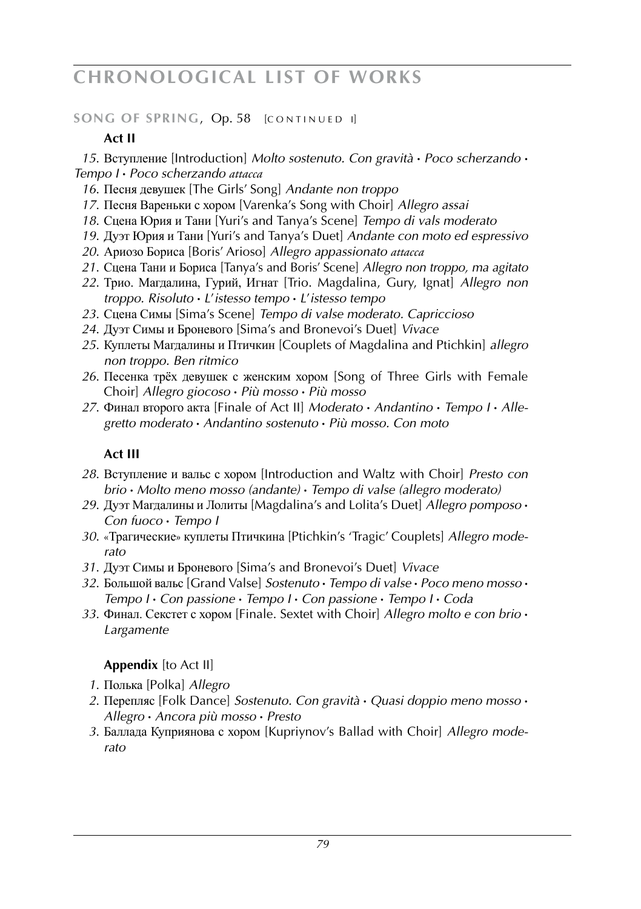# CHRONOLOGICAL LIST OF WORKS

**SONG OF SPRING**, Op. 58 [CONTINUED I]

### Act II

*15.* Вступление [Introduction] *Molto sostenuto. Con gravità* • *Poco scherzando* • *Tempo I* • *Poco scherzando attacca*

*16.* Песня девушек [The Girls' Song] *Andante non troppo*

*17.* Песня Вареньки с хором [Varenka's Song with Choir] *Allegro assai*

*18.* Сцена Юрия и Тани [Yuri's and Tanya's Scene] *Tempo di vals moderato*

*19.* Дуэт Юрия и Тани [Yuri's and Tanya's Duet] *Andante con moto ed espressivo*

*20.* Ариозо Бориса [Boris' Arioso] *Allegro appassionato attacca*

*21.* Сцена Тани и Бориса [Tanya's and Boris' Scene] *Allegro non troppo, ma agitato*

*22.* Трио. Магдалина, Гурий, Игнат [Trio. Magdalina, Gury, Ignat] *Allegro non troppo. Risoluto* • *L'istesso tempo* • *L'istesso tempo*

*23.* Сцена Симы [Sima's Scene] *Tempo di valse moderato. Capriccioso*

*24.* Дуэт Симы и Броневого [Sima's and Bronevoi's Duet] *Vivace*

*25.* Куплеты Магдалины и Птичкин [Couplets of Magdalina and Ptichkin] *allegro non troppo. Ben ritmico*

*26.* Песенка трёх девушек с женским хором [Song of Three Girls with Female Choir] *Allegro giocoso* • *Più mosso* • *Più mosso*

*27.* Финал второго акта [Finale of Act II] *Moderato* • *Andantino* • *Tempo I* • *Allegretto moderato* • *Andantino sostenuto* • *Più mosso. Con moto*

### Act III

*28.* Вступление и вальс с хором [Introduction and Waltz with Choir] *Presto con brio* • *Molto meno mosso (andante)* • *Tempo di valse (allegro moderato)*

*29.* Дуэт Магдалины и Лолиты [Magdalina's and Lolita's Duet] *Allegro pomposo* • *Con fuoco* • *Tempo I*

*30.* «Трагические» куплеты Птичкина [Ptichkin's 'Tragic' Couplets] *Allegro moderato*

*31.* Дуэт Симы и Броневого [Sima's and Bronevoi's Duet] *Vivace*

*32.* Большой вальс [Grand Valse] *Sostenuto* • *Tempo di valse* • *Poco meno mosso* • *Tempo I* • *Con passione* • *Tempo I* • *Con passione* • *Tempo I* • *Coda*

*33.* Финал. Секстет с хором [Finale. Sextet with Choir] *Allegro molto e con brio* • *Largamente*

### Appendix [to Act II]

*1.* Полька [Polka] *Allegro*

*2.* Перепляс [Folk Dance] *Sostenuto. Con gravità* • *Quasi doppio meno mosso* • *Allegro* • *Ancora più mosso* • *Presto*

*3.* Баллада Куприянова с хором [Kupriynov's Ballad with Choir] *Allegro moderato*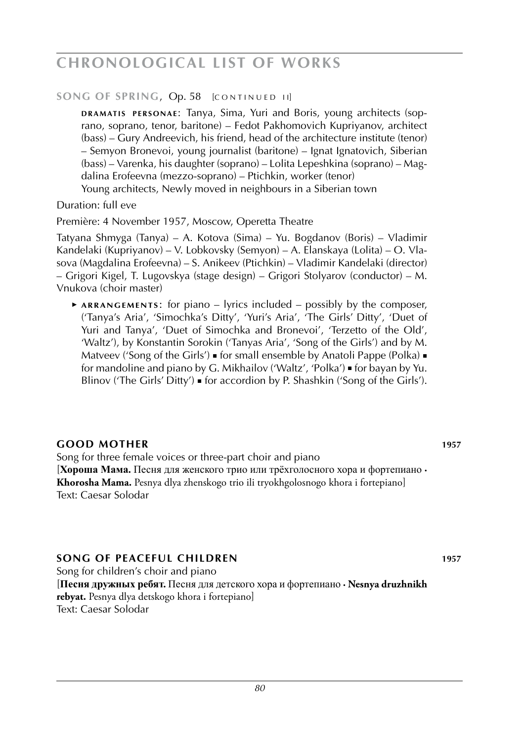## SONG OF SPRING, Op. 58 [CONTINUED II]

**DRAMATIS PERSONAE**: Tanya, Sima, Yuri and Boris, young architects (soprano, soprano, tenor, baritone) – Fedot Pakhomovich Kupriyanov, architect (bass) – Gury Andreevich, his friend, head of the architecture institute (tenor) – Semyon Bronevoi, young journalist (baritone) – Ignat Ignatovich, Siberian (bass) – Varenka, his daughter (soprano) – Lolita Lepeshkina (soprano) – Magdalina Erofeevna (mezzo-soprano) – Ptichkin, worker (tenor)
Young architects, Newly moved in neighbours in a Siberian town

Duration: full eve

Première: 4 November 1957, Moscow, Operetta Theatre

Tatyana Shmyga (Tanya) – A. Kotova (Sima) – Yu. Bogdanov (Boris) – Vladimir Kandelaki (Kupriyanov) – V. Lobkovsky (Semyon) – A. Elanskaya (Lolita) – O. Vlasova (Magdalina Erofeevna) – S. Anikeev (Ptichkin) – Vladimir Kandelaki (director) – Grigori Kigel, T. Lugovskya (stage design) – Grigori Stolyarov (conductor) – M. Vnukova (choir master)

- **ARRANGEMENTS**: for piano – lyrics included – possibly by the composer, ('Tanya's Aria', 'Simochka's Ditty', 'Yuri's Aria', 'The Girls' Ditty', 'Duet of Yuri and Tanya', 'Duet of Simochka and Bronevoi', 'Terzetto of the Old', 'Waltz'), by Konstantin Sorokin ('Tanyas Aria', 'Song of the Girls') and by M. Matveev ('Song of the Girls') ▪ for small ensemble by Anatoli Pappe (Polka) ▪ for mandoline and piano by G. Mikhailov ('Waltz', 'Polka') ▪ for bayan by Yu. Blinov ('The Girls' Ditty') ▪ for accordion by P. Shashkin ('Song of the Girls').

## GOOD MOTHER 1957

Song for three female voices or three-part choir and piano
[**Хороша Мама.** Песня для женского трио или трёхголосного хора и фортепиано · **Khorosha Mama.** Pesnya dlya zhenskogo trio ili tryokhgolosnogo khora i fortepiano]
Text: Caesar Solodar

## SONG OF PEACEFUL CHILDREN 1957

Song for children's choir and piano
[**Песня дружных ребят.** Песня для детского хора и фортепиано · **Nesnya druzhnikh rebyat.** Pesnya dlya detskogo khora i fortepiano]
Text: Caesar Solodar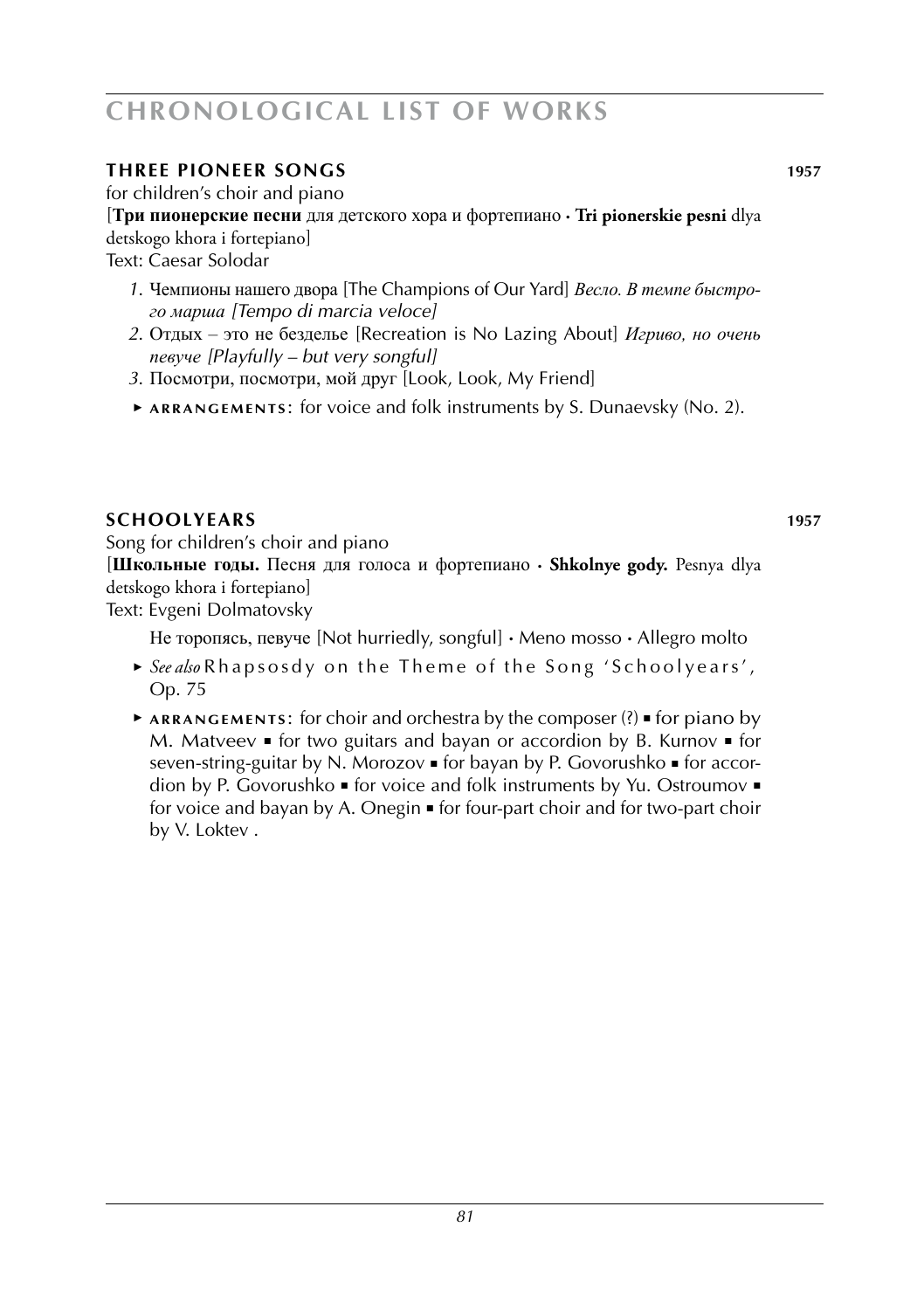## THREE PIONEER SONGS 1957

for children's choir and piano

[**Три пионерские песни** для детского хора и фортепиано · **Tri pionerskie pesni** dlya detskogo khora i fortepiano]

Text: Caesar Solodar

1. Чемпионы нашего двора [The Champions of Our Yard] *Весло. В темпе быстрого марша [Tempo di marcia veloce]*
2. Отдых – это не безделье [Recreation is No Lazing About] *Игриво, но очень певуче [Playfully – but very songful]*
3. Посмотри, посмотри, мой друг [Look, Look, My Friend]

- ▸ **ARRANGEMENTS**: for voice and folk instruments by S. Dunaevsky (No. 2).

## SCHOOLYEARS 1957

Song for children's choir and piano

[**Школьные годы.** Песня для голоса и фортепиано · **Shkolnye gody.** Pesnya dlya detskogo khora i fortepiano]

Text: Evgeni Dolmatovsky

Не торопясь, певуче [Not hurriedly, songful] · Meno mosso · Allegro molto

- ▸ *See also* Rhapsosdy on the Theme of the Song 'Schoolyears', Op. 75
- ▸ **ARRANGEMENTS**: for choir and orchestra by the composer (?) ▪ for piano by M. Matveev ▪ for two guitars and bayan or accordion by B. Kurnov ▪ for seven-string-guitar by N. Morozov ▪ for bayan by P. Govorushko ▪ for accordion by P. Govorushko ▪ for voice and folk instruments by Yu. Ostroumov ▪ for voice and bayan by A. Onegin ▪ for four-part choir and for two-part choir by V. Loktev .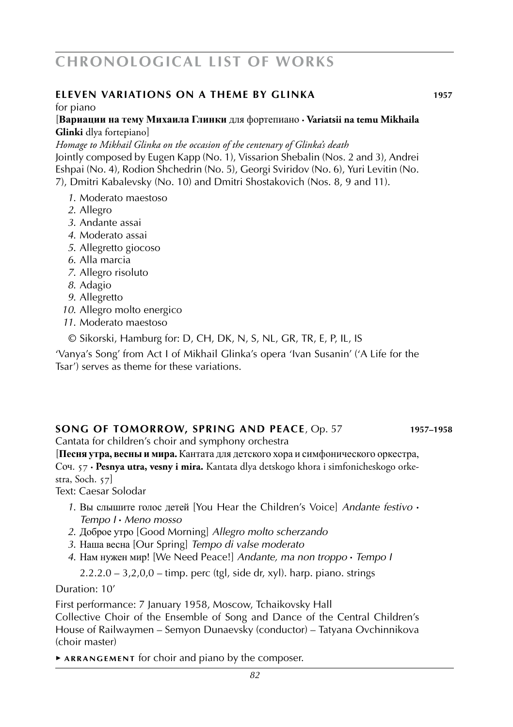## ELEVEN VARIATIONS ON A THEME BY GLINKA **1957**

for piano

[**Вариации на тему Михаила Глинки** для фортепиано · **Variatsii na temu Mikhaila Glinki** dlya fortepiano]

*Homage to Mikhail Glinka on the occasion of the centenary of Glinka's death*

Jointly composed by Eugen Kapp (No. 1), Vissarion Shebalin (Nos. 2 and 3), Andrei Eshpai (No. 4), Rodion Shchedrin (No. 5), Georgi Sviridov (No. 6), Yuri Levitin (No. 7), Dmitri Kabalevsky (No. 10) and Dmitri Shostakovich (Nos. 8, 9 and 11).

*1.* Moderato maestoso
*2.* Allegro
*3.* Andante assai
*4.* Moderato assai
*5.* Allegretto giocoso
*6.* Alla marcia
*7.* Allegro risoluto
*8.* Adagio
*9.* Allegretto
*10.* Allegro molto energico
*11.* Moderato maestoso

© Sikorski, Hamburg for: D, CH, DK, N, S, NL, GR, TR, E, P, IL, IS

'Vanya's Song' from Act I of Mikhail Glinka's opera 'Ivan Susanin' ('A Life for the Tsar') serves as theme for these variations.

## SONG OF TOMORROW, SPRING AND PEACE, Op. 57 **1957–1958**

Cantata for children's choir and symphony orchestra

[**Песня утра, весны и мира.** Кантата для детского хора и симфонического оркестра, Соч. 57 · **Pesnya utra, vesny i mira.** Kantata dlya detskogo khora i simfonicheskogo orkestra, Soch. 57]

Text: Caesar Solodar

*1.* Вы слышите голос детей [You Hear the Children's Voice] *Andante festivo · Tempo I · Meno mosso*
*2.* Доброе утро [Good Morning] *Allegro molto scherzando*
*3.* Наша весна [Our Spring] *Tempo di valse moderato*
*4.* Нам нужен мир! [We Need Peace!] *Andante, ma non troppo · Tempo I*

2.2.2.0 – 3,2,0,0 – timp. perc (tgl, side dr, xyl). harp. piano. strings

Duration: 10'

First performance: 7 January 1958, Moscow, Tchaikovsky Hall

Collective Choir of the Ensemble of Song and Dance of the Central Children's House of Railwaymen – Semyon Dunaevsky (conductor) – Tatyana Ovchinnikova (choir master)

▸ **ARRANGEMENT** for choir and piano by the composer.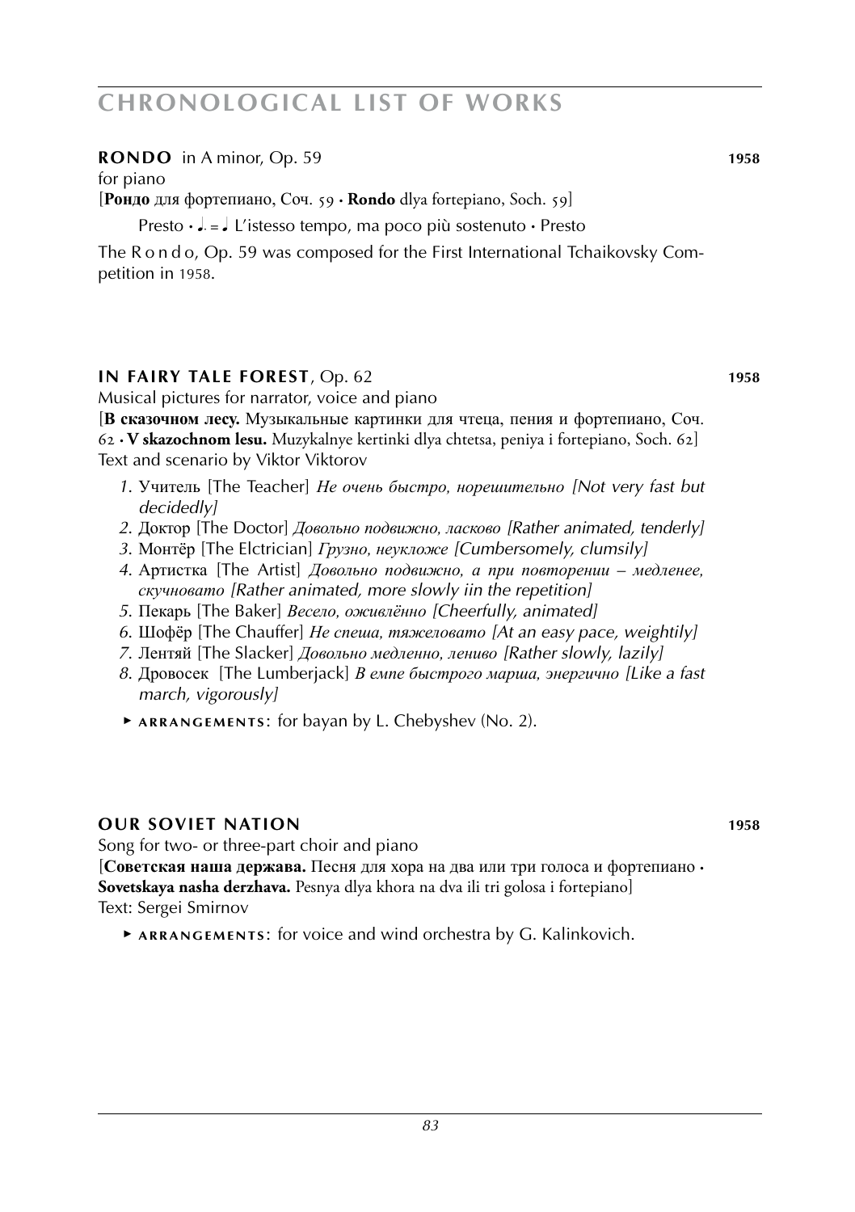## CHRONOLOGICAL LIST OF WORKS

**RONDO** in A minor, Op. 59 **1958**

for piano

[**Рондо** для фортепиано, Соч. 59 • **Rondo** dlya fortepiano, Soch. 59]

Presto • ♩. = ♩ L'istesso tempo, ma poco più sostenuto • Presto

The R o n d o, Op. 59 was composed for the First International Tchaikovsky Competition in 1958.

**IN FAIRY TALE FOREST**, Op. 62 **1958**

Musical pictures for narrator, voice and piano

[**В сказочном лесу.** Музыкальные картинки для чтеца, пения и фортепиано, Соч. 62 • **V skazochnom lesu.** Muzykalnye kertinki dlya chtetsa, peniya i fortepiano, Soch. 62]

Text and scenario by Viktor Viktorov

1. Учитель [The Teacher] *Не очень быстро, норешительно [Not very fast but decidedly]*
2. Доктор [The Doctor] *Довольно подвижно, ласково [Rather animated, tenderly]*
3. Монтёр [The Elctrician] *Грузно, неуклюже [Cumbersomely, clumsily]*
4. Артистка [The Artist] *Довольно подвижно, а при повторении – медленее, скучновато [Rather animated, more slowly iin the repetition]*
5. Пекарь [The Baker] *Весело, оживлённо [Cheerfully, animated]*
6. Шофёр [The Chauffer] *Не спеша, тяжеловато [At an easy pace, weightily]*
7. Лентяй [The Slacker] *Довольно медленно, лениво [Rather slowly, lazily]*
8. Дровосек [The Lumberjack] *В емпе быстрого марша, энергично [Like a fast march, vigorously]*

▸ ARRANGEMENTS: for bayan by L. Chebyshev (No. 2).

**OUR SOVIET NATION** **1958**

Song for two- or three-part choir and piano

[**Советская наша держава.** Песня для хора на два или три голоса и фортепиано • **Sovetskaya nasha derzhava.** Pesnya dlya khora na dva ili tri golosa i fortepiano]

Text: Sergei Smirnov

▸ ARRANGEMENTS: for voice and wind orchestra by G. Kalinkovich.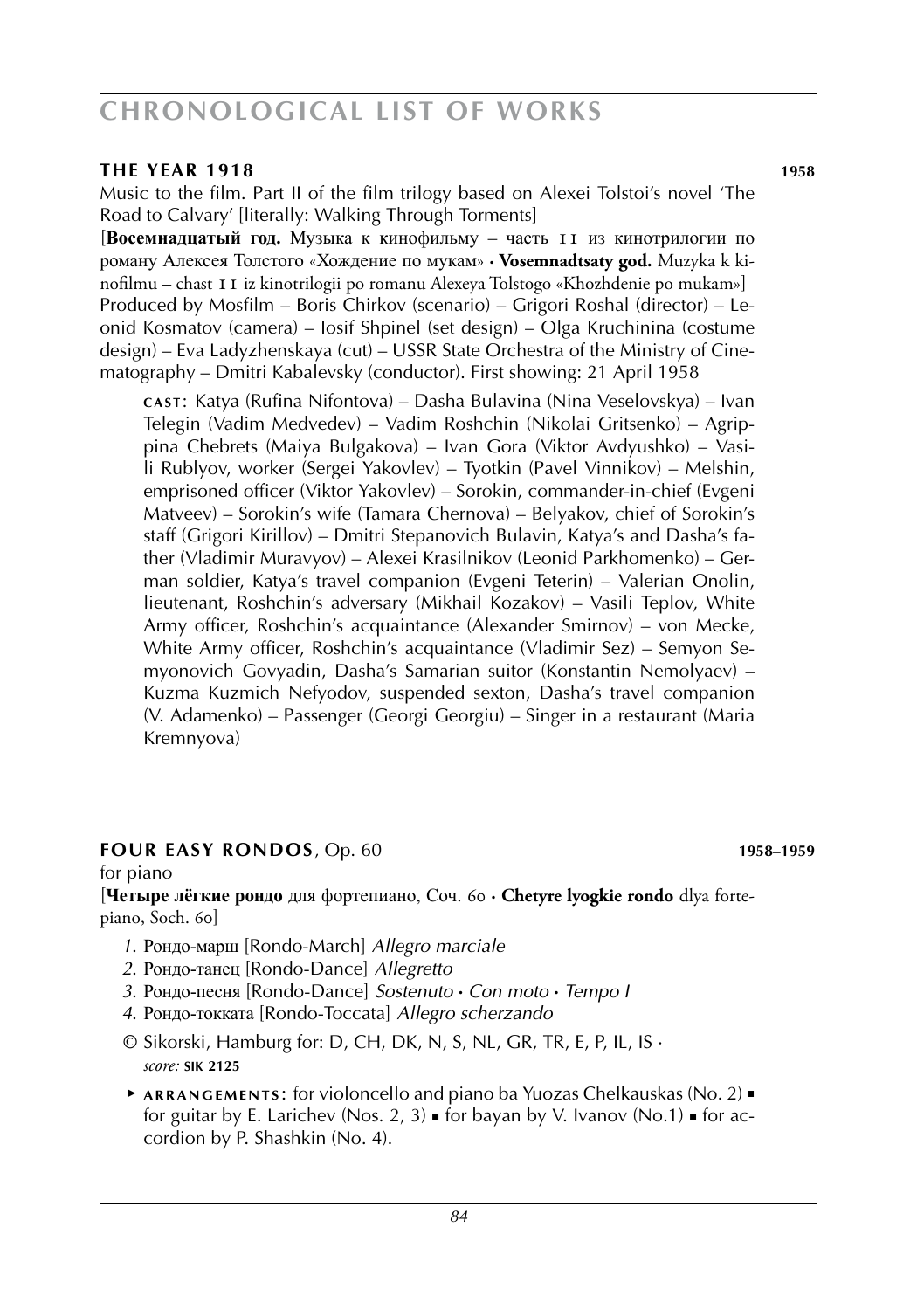## THE YEAR 1918 — 1958

Music to the film. Part II of the film trilogy based on Alexei Tolstoi's novel 'The Road to Calvary' [literally: Walking Through Torments]

[**Восемнадцатый год.** Музыка к кинофильму – часть II из кинотрилогии по роману Алексея Толстого «Хождение по мукам» · **Vosemnadtsaty god.** Muzyka k kinofilmu – chast II iz kinotrilogii po romanu Alexeya Tolstogo «Khozhdenie po mukam»]

Produced by Mosfilm – Boris Chirkov (scenario) – Grigori Roshal (director) – Leonid Kosmatov (camera) – Iosif Shpinel (set design) – Olga Kruchinina (costume design) – Eva Ladyzhenskaya (cut) – USSR State Orchestra of the Ministry of Cinematography – Dmitri Kabalevsky (conductor). First showing: 21 April 1958

CAST: Katya (Rufina Nifontova) – Dasha Bulavina (Nina Veselovskya) – Ivan Telegin (Vadim Medvedev) – Vadim Roshchin (Nikolai Gritsenko) – Agrippina Chebrets (Maiya Bulgakova) – Ivan Gora (Viktor Avdyushko) – Vasili Rublyov, worker (Sergei Yakovlev) – Tyotkin (Pavel Vinnikov) – Melshin, emprisoned officer (Viktor Yakovlev) – Sorokin, commander-in-chief (Evgeni Matveev) – Sorokin's wife (Tamara Chernova) – Belyakov, chief of Sorokin's staff (Grigori Kirillov) – Dmitri Stepanovich Bulavin, Katya's and Dasha's father (Vladimir Muravyov) – Alexei Krasilnikov (Leonid Parkhomenko) – German soldier, Katya's travel companion (Evgeni Teterin) – Valerian Onolin, lieutenant, Roshchin's adversary (Mikhail Kozakov) – Vasili Teplov, White Army officer, Roshchin's acquaintance (Alexander Smirnov) – von Mecke, White Army officer, Roshchin's acquaintance (Vladimir Sez) – Semyon Semyonovich Govyadin, Dasha's Samarian suitor (Konstantin Nemolyaev) – Kuzma Kuzmich Nefyodov, suspended sexton, Dasha's travel companion (V. Adamenko) – Passenger (Georgi Georgiu) – Singer in a restaurant (Maria Kremnyova)

## FOUR EASY RONDOS, Op. 60 — 1958–1959

for piano

[**Четыре лёгкие рондо** для фортепиано, Соч. 60 · **Chetyre lyogkie rondo** dlya fortepiano, Soch. 60]

1. Рондо-марш [Rondo-March] *Allegro marciale*
2. Рондо-танец [Rondo-Dance] *Allegretto*
3. Рондо-песня [Rondo-Dance] *Sostenuto · Con moto · Tempo I*
4. Рондо-токката [Rondo-Toccata] *Allegro scherzando*

© Sikorski, Hamburg for: D, CH, DK, N, S, NL, GR, TR, E, P, IL, IS · *score:* **SIK 2125**

► ARRANGEMENTS: for violoncello and piano ba Yuozas Chelkauskas (No. 2) ■ for guitar by E. Larichev (Nos. 2, 3) ■ for bayan by V. Ivanov (No.1) ■ for accordion by P. Shashkin (No. 4).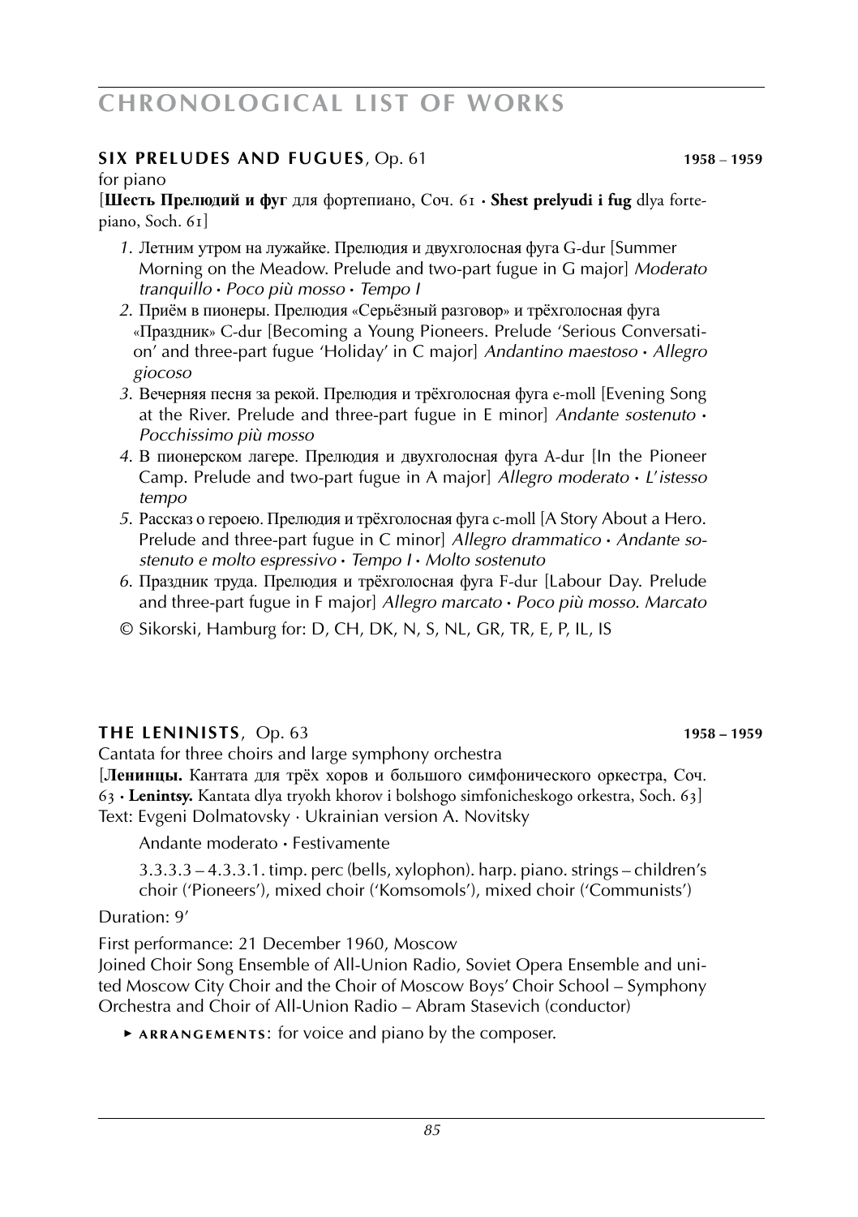## SIX PRELUDES AND FUGUES, Op. 61 **1958 – 1959**

for piano

[**Шесть Прелюдий и фуг** для фортепиано, Соч. 61 · **Shest prelyudi i fug** dlya forte­piano, Soch. 61]

*1.* Летним утром на лужайке. Прелюдия и двухголосная фуга G-dur [Summer Morning on the Meadow. Prelude and two-part fugue in G major] *Moderato tranquillo* · *Poco più mosso* · *Tempo I*

*2.* Приём в пионеры. Прелюдия «Серьёзный разговор» и трёхголосная фуга «Праздник» C-dur [Becoming a Young Pioneers. Prelude 'Serious Conversation' and three-part fugue 'Holiday' in C major] *Andantino maestoso* · *Allegro giocoso*

*3.* Вечерняя песня за рекой. Прелюдия и трёхголосная фуга e-moll [Evening Song at the River. Prelude and three-part fugue in E minor] *Andante sostenuto* · *Pocchissimo più mosso*

*4.* В пионерском лагере. Прелюдия и двухголосная фуга A-dur [In the Pioneer Camp. Prelude and two-part fugue in A major] *Allegro moderato* · *L'istesso tempo*

*5.* Рассказ о герое­ю. Прелюдия и трёхголосная фуга c-moll [A Story About a Hero. Prelude and three-part fugue in C minor] *Allegro drammatico* · *Andante sostenuto e molto espressivo* · *Tempo I* · *Molto sostenuto*

*6.* Праздник труда. Прелюдия и трёхголосная фуга F-dur [Labour Day. Prelude and three-part fugue in F major] *Allegro marcato* · *Poco più mosso. Marcato*

© Sikorski, Hamburg for: D, CH, DK, N, S, NL, GR, TR, E, P, IL, IS

## THE LENINISTS, Op. 63 **1958 – 1959**

Cantata for three choirs and large symphony orchestra

[**Ленинцы.** Кантата для трёх хоров и большого симфонического оркестра, Соч. 63 · **Lenintsy.** Kantata dlya tryokh khorov i bolshogo simfonicheskogo orkestra, Soch. 63]

Text: Evgeni Dolmatovsky · Ukrainian version A. Novitsky

Andante moderato · Festivamente

3.3.3.3 – 4.3.3.1. timp. perc (bells, xylophon). harp. piano. strings – children's choir ('Pioneers'), mixed choir ('Komsomols'), mixed choir ('Communists')

Duration: 9'

First performance: 21 December 1960, Moscow

Joined Choir Song Ensemble of All-Union Radio, Soviet Opera Ensemble and united Moscow City Choir and the Choir of Moscow Boys' Choir School – Symphony Orchestra and Choir of All-Union Radio – Abram Stasevich (conductor)

► **ARRANGEMENTS**: for voice and piano by the composer.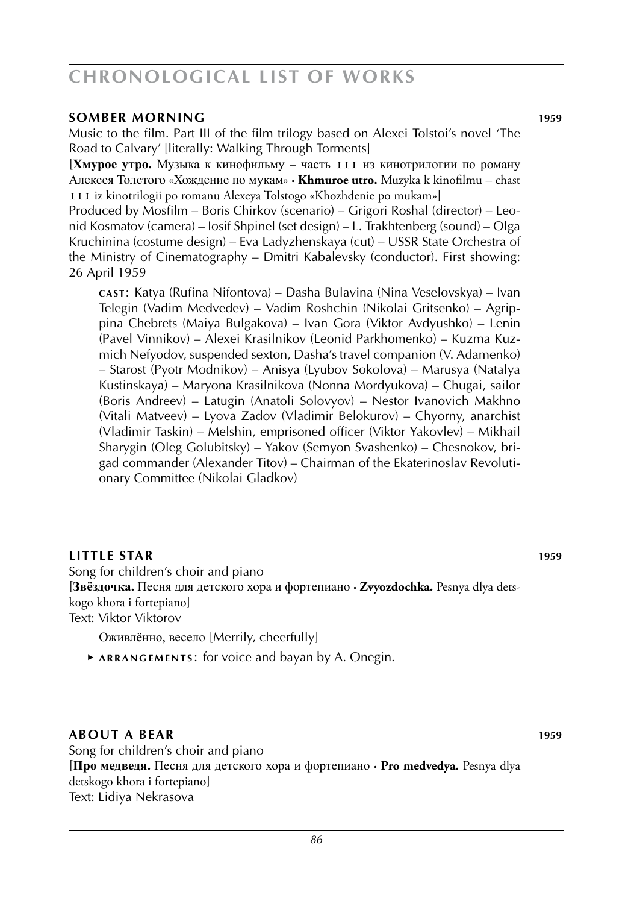## SOMBER MORNING 1959

Music to the film. Part III of the film trilogy based on Alexei Tolstoi's novel 'The Road to Calvary' [literally: Walking Through Torments]

[**Хмурое утро.** Музыка к кинофильму – часть III из кинотрилогии по роману Алексея Толстого «Хождение по мукам» · **Khmuroe utro.** Muzyka k kinofilmu – chast III iz kinotrilogii po romanu Alexeya Tolstogo «Khozhdenie po mukam»]

Produced by Mosfilm – Boris Chirkov (scenario) – Grigori Roshal (director) – Leonid Kosmatov (camera) – Iosif Shpinel (set design) – L. Trakhtenberg (sound) – Olga Kruchinina (costume design) – Eva Ladyzhenskaya (cut) – USSR State Orchestra of the Ministry of Cinematography – Dmitri Kabalevsky (conductor). First showing: 26 April 1959

**CAST**: Katya (Rufina Nifontova) – Dasha Bulavina (Nina Veselovskya) – Ivan Telegin (Vadim Medvedev) – Vadim Roshchin (Nikolai Gritsenko) – Agrippina Chebrets (Maiya Bulgakova) – Ivan Gora (Viktor Avdyushko) – Lenin (Pavel Vinnikov) – Alexei Krasilnikov (Leonid Parkhomenko) – Kuzma Kuzmich Nefyodov, suspended sexton, Dasha's travel companion (V. Adamenko) – Starost (Pyotr Modnikov) – Anisya (Lyubov Sokolova) – Marusya (Natalya Kustinskaya) – Maryona Krasilnikova (Nonna Mordyukova) – Chugai, sailor (Boris Andreev) – Latugin (Anatoli Solovyov) – Nestor Ivanovich Makhno (Vitali Matveev) – Lyova Zadov (Vladimir Belokurov) – Chyorny, anarchist (Vladimir Taskin) – Melshin, emprisoned officer (Viktor Yakovlev) – Mikhail Sharygin (Oleg Golubitsky) – Yakov (Semyon Svashenko) – Chesnokov, brigad commander (Alexander Titov) – Chairman of the Ekaterinoslav Revolutionary Committee (Nikolai Gladkov)

## LITTLE STAR 1959

Song for children's choir and piano

[**Звёздочка.** Песня для детского хора и фортепиано · **Zvyozdochka.** Pesnya dlya detskogo khora i fortepiano]

Text: Viktor Viktorov

Оживлённо, весело [Merrily, cheerfully]

- **ARRANGEMENTS**: for voice and bayan by A. Onegin.

## ABOUT A BEAR 1959

Song for children's choir and piano

[**Про медведя.** Песня для детского хора и фортепиано · **Pro medvedya.** Pesnya dlya detskogo khora i fortepiano]

Text: Lidiya Nekrasova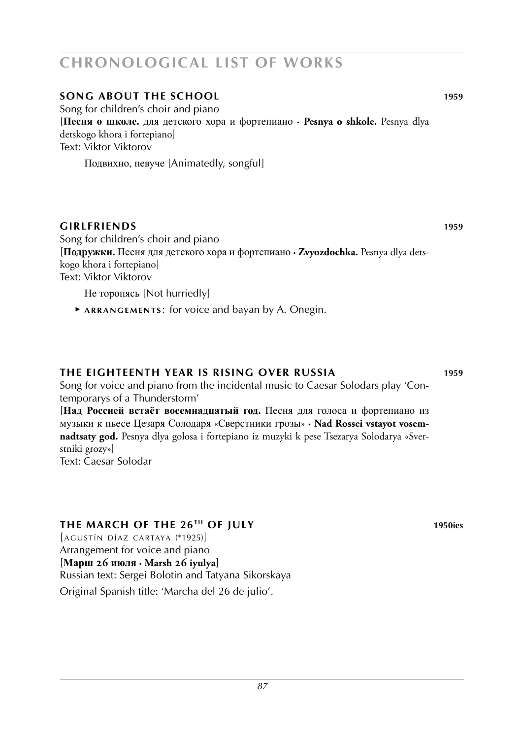# CHRONOLOGICAL LIST OF WORKS

## SONG ABOUT THE SCHOOL **1959**

Song for children's choir and piano
[**Песня о школе.** для детского хора и фортепиано · **Pesnya o shkole.** Pesnya dlya detskogo khora i fortepiano]
Text: Viktor Viktorov

Подвихно, певуче [Animatedly, songful]

## GIRLFRIENDS **1959**

Song for children's choir and piano
[**Подружки.** Песня для детского хора и фортепиано · **Zvyozdochka.** Pesnya dlya detskogo khora i fortepiano]
Text: Viktor Viktorov

Не торопясь [Not hurriedly]

► **ARRANGEMENTS**: for voice and bayan by A. Onegin.

## THE EIGHTEENTH YEAR IS RISING OVER RUSSIA **1959**

Song for voice and piano from the incidental music to Caesar Solodars play 'Contemporarys of a Thunderstorm'
[**Над Россией встаёт восемнадцатый год.** Песня для голоса и фортепиано из музыки к пьесе Цезаря Солодаря «Сверстники грозы» · **Nad Rossei vstayot vosemnadtsaty god.** Pesnya dlya golosa i fortepiano iz muzyki k pese Tsezarya Solodarya «Sverstniki grozy»]
Text: Caesar Solodar

## THE MARCH OF THE 26TH OF JULY **1950ies**

[AGUSTÍN DÍAZ CARTAYA (*1925)]
Arrangement for voice and piano
[**Марш 26 июля · Marsh 26 iyulya**]
Russian text: Sergei Bolotin and Tatyana Sikorskaya
Original Spanish title: 'Marcha del 26 de julio'.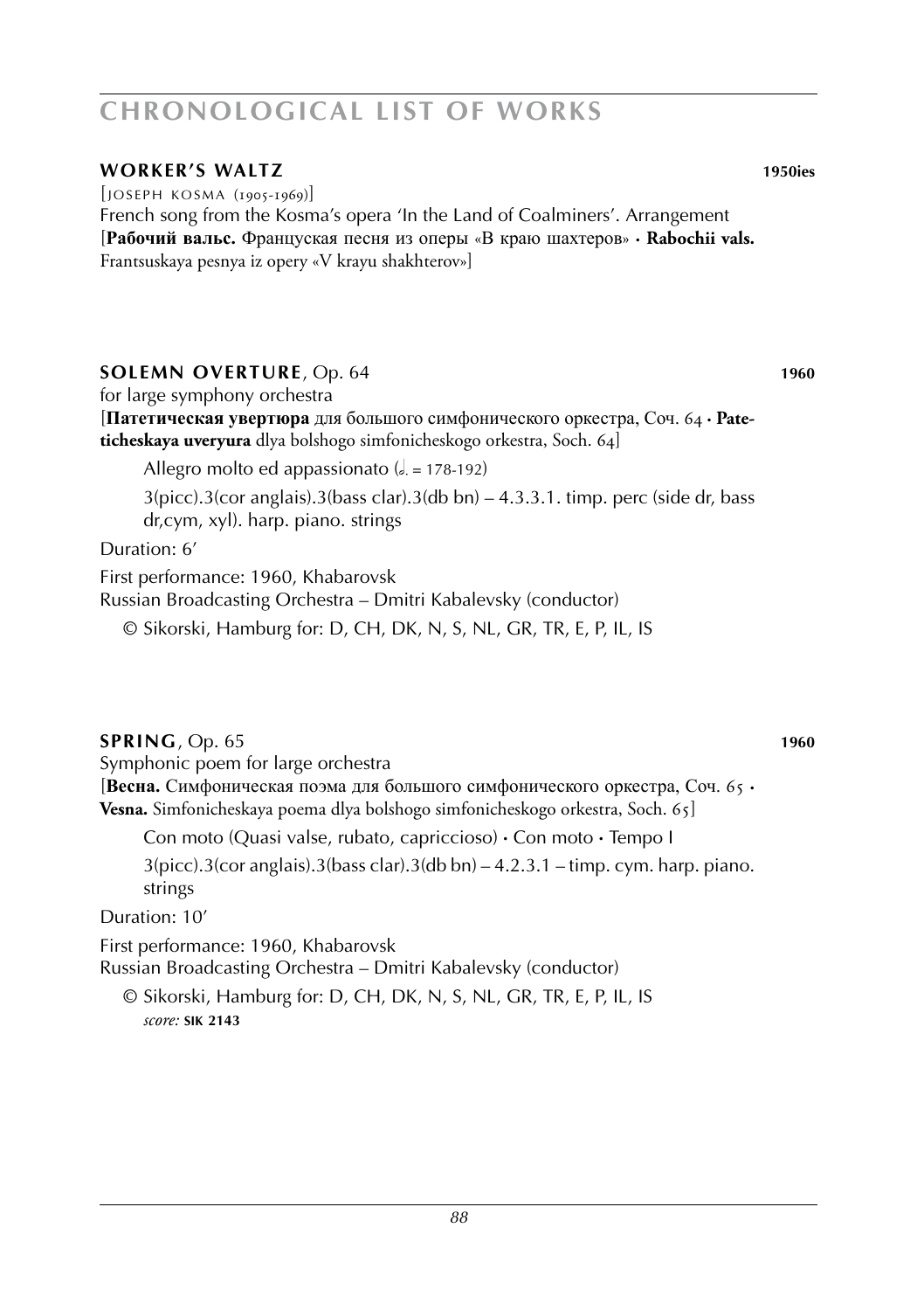## **WORKER'S WALTZ** 1950ies

[JOSEPH KOSMA (1905-1969)]
French song from the Kosma's opera 'In the Land of Coalminers'. Arrangement
[**Рабочий вальс.** Французская песня из оперы «В краю шахтеров» · **Rabochii vals.** Frantsuskaya pesnya iz opery «V krayu shakhterov»]

## **SOLEMN OVERTURE**, Op. 64 1960

for large symphony orchestra
[**Патетическая увертюра** для большого симфонического оркестра, Соч. 64 · **Pateticheskaya uveryura** dlya bolshogo simfonicheskogo orkestra, Soch. 64]

Allegro molto ed appassionato (𝅗𝅥. = 178-192)

3(picc).3(cor anglais).3(bass clar).3(db bn) – 4.3.3.1. timp. perc (side dr, bass dr,cym, xyl). harp. piano. strings

Duration: 6'

First performance: 1960, Khabarovsk
Russian Broadcasting Orchestra – Dmitri Kabalevsky (conductor)

© Sikorski, Hamburg for: D, CH, DK, N, S, NL, GR, TR, E, P, IL, IS

## **SPRING**, Op. 65 1960

Symphonic poem for large orchestra
[**Весна.** Симфоническая поэма для большого симфонического оркестра, Соч. 65 · **Vesna.** Simfonicheskaya poema dlya bolshogo simfonicheskogo orkestra, Soch. 65]

Con moto (Quasi valse, rubato, capriccioso) · Con moto · Tempo I

3(picc).3(cor anglais).3(bass clar).3(db bn) – 4.2.3.1 – timp. cym. harp. piano. strings

Duration: 10'

First performance: 1960, Khabarovsk
Russian Broadcasting Orchestra – Dmitri Kabalevsky (conductor)

© Sikorski, Hamburg for: D, CH, DK, N, S, NL, GR, TR, E, P, IL, IS
*score:* **SIK 2143**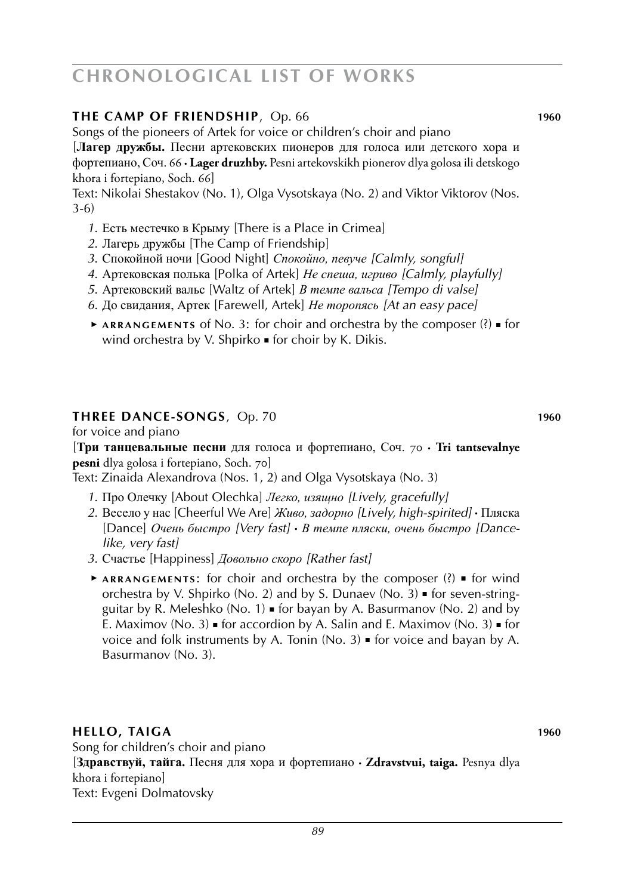### **THE CAMP OF FRIENDSHIP**, Op. 66 **1960**

Songs of the pioneers of Artek for voice or children's choir and piano

[**Лагер дружбы.** Песни артековских пионеров для голоса или детского хора и фортепиано, Соч. 66 · **Lager druzhby.** Pesni artekovskikh pionerov dlya golosa ili detskogo khora i fortepiano, Soch. 66]

Text: Nikolai Shestakov (No. 1), Olga Vysotskaya (No. 2) and Viktor Viktorov (Nos. 3-6)

1. Есть местечко в Крыму [There is a Place in Crimea]
2. Лагерь дружбы [The Camp of Friendship]
3. Спокойной ночи [Good Night] *Спокойно, певуче [Calmly, songful]*
4. Артековская полька [Polka of Artek] *Не спеша, игриво [Calmly, playfully]*
5. Артековский вальс [Waltz of Artek] *В темпе вальса [Tempo di valse]*
6. До свидания, Артек [Farewell, Artek] *Не торопясь [At an easy pace]*

► **ARRANGEMENTS** of No. 3: for choir and orchestra by the composer (?) ■ for wind orchestra by V. Shpirko ■ for choir by K. Dikis.

### **THREE DANCE-SONGS**, Op. 70 **1960**

for voice and piano

[**Три танцевальные песни** для голоса и фортепиано, Соч. 70 · **Tri tantsevalnye pesni** dlya golosa i fortepiano, Soch. 70]

Text: Zinaida Alexandrova (Nos. 1, 2) and Olga Vysotskaya (No. 3)

1. Про Олечку [About Olechka] *Легко, изящно [Lively, gracefully]*
2. Весело у нас [Cheerful We Are] *Живо, задорно [Lively, high-spirited]* · Пляска [Dance] *Очень быстро [Very fast]* · *В темпе пляски, очень быстро [Dance-like, very fast]*
3. Счастье [Happiness] *Довольно скоро [Rather fast]*

► **ARRANGEMENTS**: for choir and orchestra by the composer (?) ■ for wind orchestra by V. Shpirko (No. 2) and by S. Dunaev (No. 3) ■ for seven-string-guitar by R. Meleshko (No. 1) ■ for bayan by A. Basurmanov (No. 2) and by E. Maximov (No. 3) ■ for accordion by A. Salin and E. Maximov (No. 3) ■ for voice and folk instruments by A. Tonin (No. 3) ■ for voice and bayan by A. Basurmanov (No. 3).

### **HELLO, TAIGA** **1960**

Song for children's choir and piano

[**Здравствуй, тайга.** Песня для хора и фортепиано · **Zdravstvui, taiga.** Pesnya dlya khora i fortepiano]

Text: Evgeni Dolmatovsky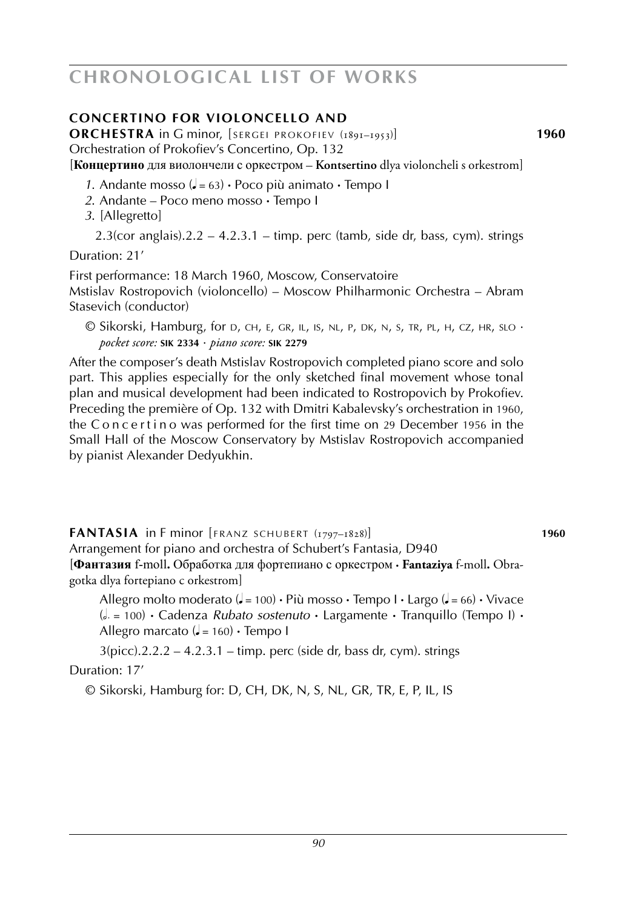**CONCERTINO FOR VIOLONCELLO AND ORCHESTRA** in G minor, [SERGEI PROKOFIEV (1891–1953)] **1960**

Orchestration of Prokofiev's Concertino, Op. 132

[**Концертино** для виолончели с оркестром – **Kontsertino** dlya violoncheli s orkestrom]

*1.* Andante mosso (♩ = 63) · Poco più animato · Tempo I
*2.* Andante – Poco meno mosso · Tempo I
*3.* [Allegretto]

2.3(cor anglais).2.2 – 4.2.3.1 – timp. perc (tamb, side dr, bass, cym). strings

Duration: 21'

First performance: 18 March 1960, Moscow, Conservatoire
Mstislav Rostropovich (violoncello) – Moscow Philharmonic Orchestra – Abram Stasevich (conductor)

© Sikorski, Hamburg, for D, CH, E, GR, IL, IS, NL, P, DK, N, S, TR, PL, H, CZ, HR, SLO · *pocket score:* **SIK 2334** · *piano score:* **SIK 2279**

After the composer's death Mstislav Rostropovich completed piano score and solo part. This applies especially for the only sketched final movement whose tonal plan and musical development had been indicated to Rostropovich by Prokofiev. Preceding the première of Op. 132 with Dmitri Kabalevsky's orchestration in 1960, the Concertino was performed for the first time on 29 December 1956 in the Small Hall of the Moscow Conservatory by Mstislav Rostropovich accompanied by pianist Alexander Dedyukhin.

**FANTASIA** in F minor [FRANZ SCHUBERT (1797–1828)] **1960**

Arrangement for piano and orchestra of Schubert's Fantasia, D940

[**Фантазия** f-moll**.** Обработка для фортепиано с оркестром · **Fantaziya** f-moll**.** Obragotka dlya fortepiano c orkestrom]

Allegro molto moderato (♩ = 100) · Più mosso · Tempo I · Largo (♩ = 66) · Vivace (𝅗𝅥. = 100) · Cadenza *Rubato sostenuto* · Largamente · Tranquillo (Tempo I) · Allegro marcato (♩ = 160) · Tempo I

3(picc).2.2.2 – 4.2.3.1 – timp. perc (side dr, bass dr, cym). strings

Duration: 17'

© Sikorski, Hamburg for: D, CH, DK, N, S, NL, GR, TR, E, P, IL, IS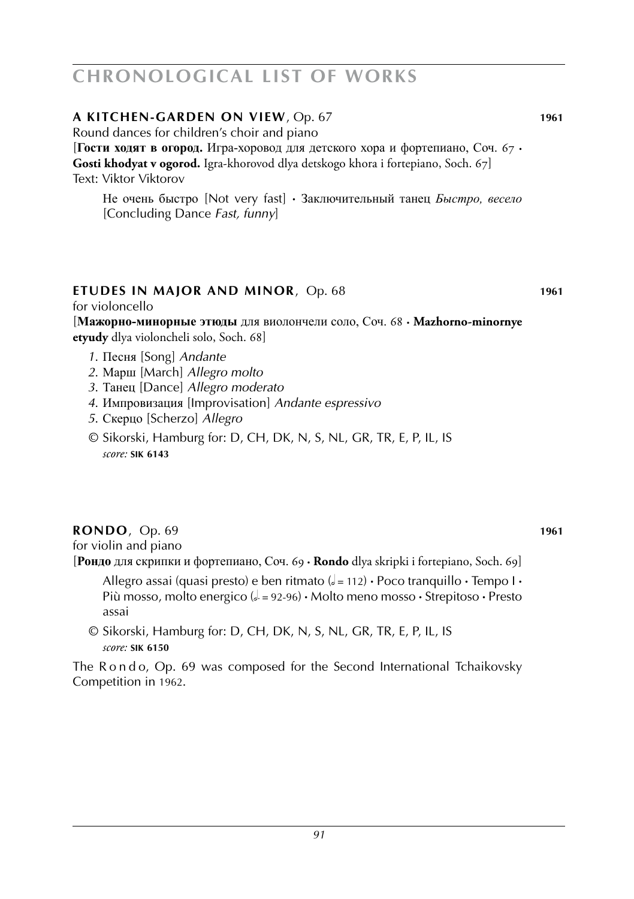# CHRONOLOGICAL LIST OF WORKS

**A KITCHEN-GARDEN ON VIEW**, Op. 67 **1961**

Round dances for children's choir and piano

[**Гости ходят в огород.** Игра-хоровод для детского хора и фортепиано, Соч. 67 • **Gosti khodyat v ogorod.** Igra-khorovod dlya detskogo khora i fortepiano, Soch. 67]

Text: Viktor Viktorov

Не очень быстро [Not very fast] • Заключительный танец *Быстро, весело* [Concluding Dance *Fast, funny*]

**ETUDES IN MAJOR AND MINOR**, Op. 68 **1961**

for violoncello

[**Мажорно-минорные этюды** для виолончели соло, Соч. 68 • **Mazhorno-minornye etyudy** dlya violoncheli solo, Soch. 68]

1. Песня [Song] *Andante*
2. Марш [March] *Allegro molto*
3. Танец [Dance] *Allegro moderato*
4. Импровизация [Improvisation] *Andante espressivo*
5. Скерцо [Scherzo] *Allegro*

© Sikorski, Hamburg for: D, CH, DK, N, S, NL, GR, TR, E, P, IL, IS
*score:* **SIK 6143**

**RONDO**, Op. 69 **1961**

for violin and piano

[**Рондо** для скрипки и фортепиано, Соч. 69 • **Rondo** dlya skripki i fortepiano, Soch. 69]

Allegro assai (quasi presto) e ben ritmato (𝅗𝅥 = 112) • Poco tranquillo • Tempo I • Più mosso, molto energico (𝅗𝅥. = 92-96) • Molto meno mosso • Strepitoso • Presto assai

© Sikorski, Hamburg for: D, CH, DK, N, S, NL, GR, TR, E, P, IL, IS
*score:* **SIK 6150**

The Rondo, Op. 69 was composed for the Second International Tchaikovsky Competition in 1962.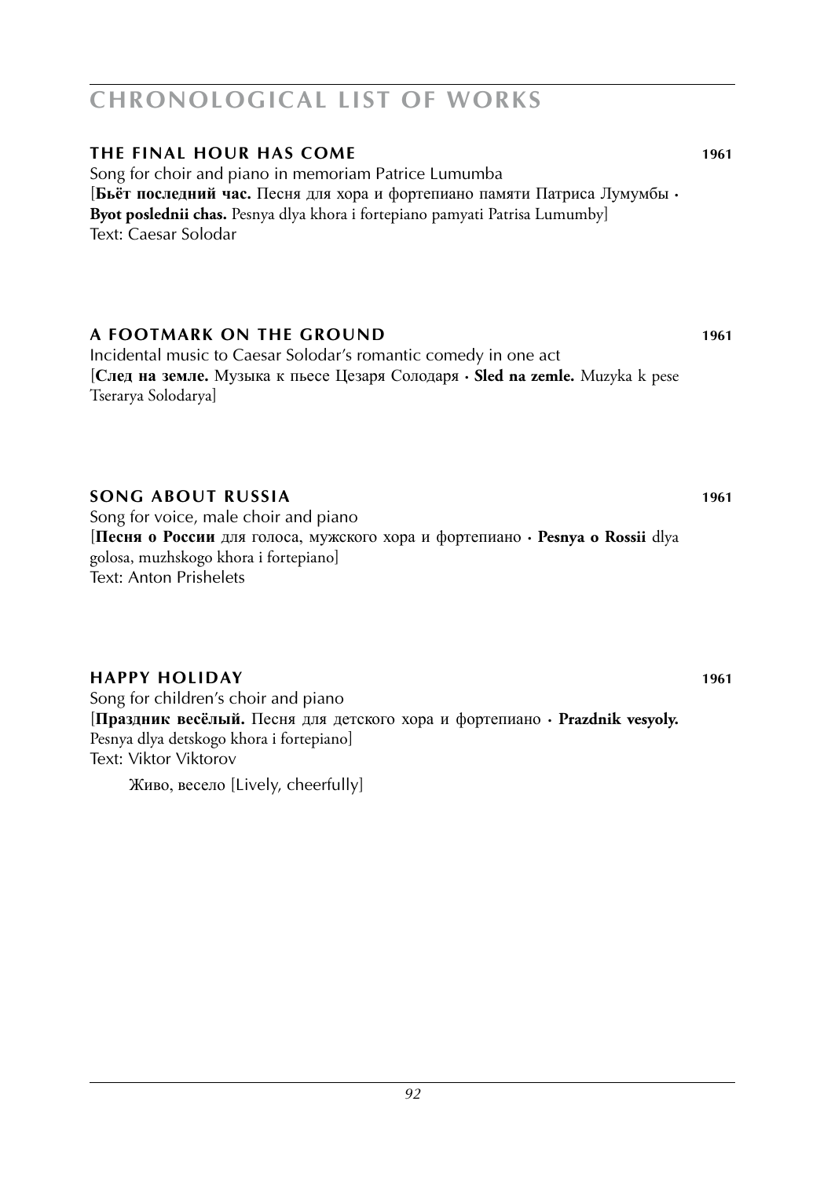# CHRONOLOGICAL LIST OF WORKS

### THE FINAL HOUR HAS COME 1961

Song for choir and piano in memoriam Patrice Lumumba
[**Бьёт последний час.** Песня для хора и фортепиано памяти Патриса Лумумбы · **Byot poslednii chas.** Pesnya dlya khora i fortepiano pamyati Patrisa Lumumby]
Text: Caesar Solodar

### A FOOTMARK ON THE GROUND 1961

Incidental music to Caesar Solodar's romantic comedy in one act
[**След на земле.** Музыка к пьесе Цезаря Солодаря · **Sled na zemle.** Muzyka k pese Tserarya Solodarya]

### SONG ABOUT RUSSIA 1961

Song for voice, male choir and piano
[**Песня о России** для голоса, мужского хора и фортепиано · **Pesnya o Rossii** dlya golosa, muzhskogo khora i fortepiano]
Text: Anton Prishelets

### HAPPY HOLIDAY 1961

Song for children's choir and piano
[**Праздник весёлый.** Песня для детского хора и фортепиано · **Prazdnik vesyoly.** Pesnya dlya detskogo khora i fortepiano]
Text: Viktor Viktorov

Живо, весело [Lively, cheerfully]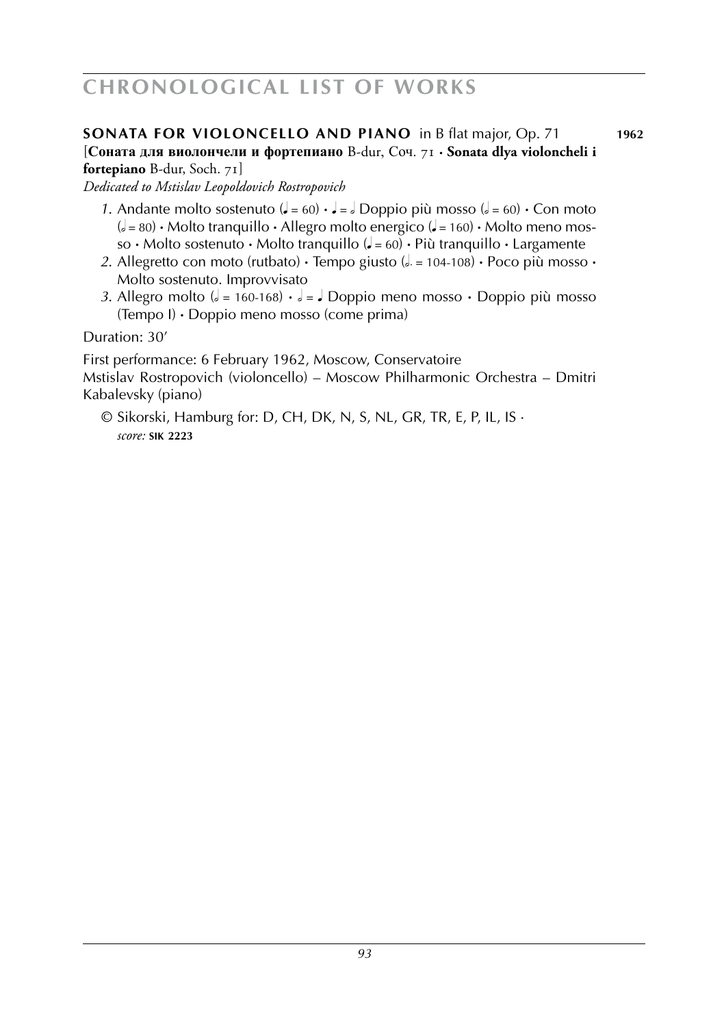**SONATA FOR VIOLONCELLO AND PIANO** in B flat major, Op. 71 **1962**
[**Соната для виолончели и фортепиано** B-dur, Соч. 71 · **Sonata dlya violoncheli i fortepiano** B-dur, Soch. 71]
*Dedicated to Mstislav Leopoldovich Rostropovich*

*1.* Andante molto sostenuto (♩ = 60) · ♩ = 𝅗𝅥 Doppio più mosso (𝅗𝅥 = 60) · Con moto (𝅗𝅥 = 80) · Molto tranquillo · Allegro molto energico (♩ = 160) · Molto meno mosso · Molto sostenuto · Molto tranquillo (♩ = 60) · Più tranquillo · Largamente
*2.* Allegretto con moto (rutbato) · Tempo giusto (𝅗𝅥. = 104-108) · Poco più mosso · Molto sostenuto. Improvvisato
*3.* Allegro molto (𝅗𝅥 = 160-168) · 𝅗𝅥 = ♩ Doppio meno mosso · Doppio più mosso (Tempo I) · Doppio meno mosso (come prima)

Duration: 30'

First performance: 6 February 1962, Moscow, Conservatoire
Mstislav Rostropovich (violoncello) – Moscow Philharmonic Orchestra – Dmitri Kabalevsky (piano)

© Sikorski, Hamburg for: D, CH, DK, N, S, NL, GR, TR, E, P, IL, IS ·
*score:* **SIK 2223**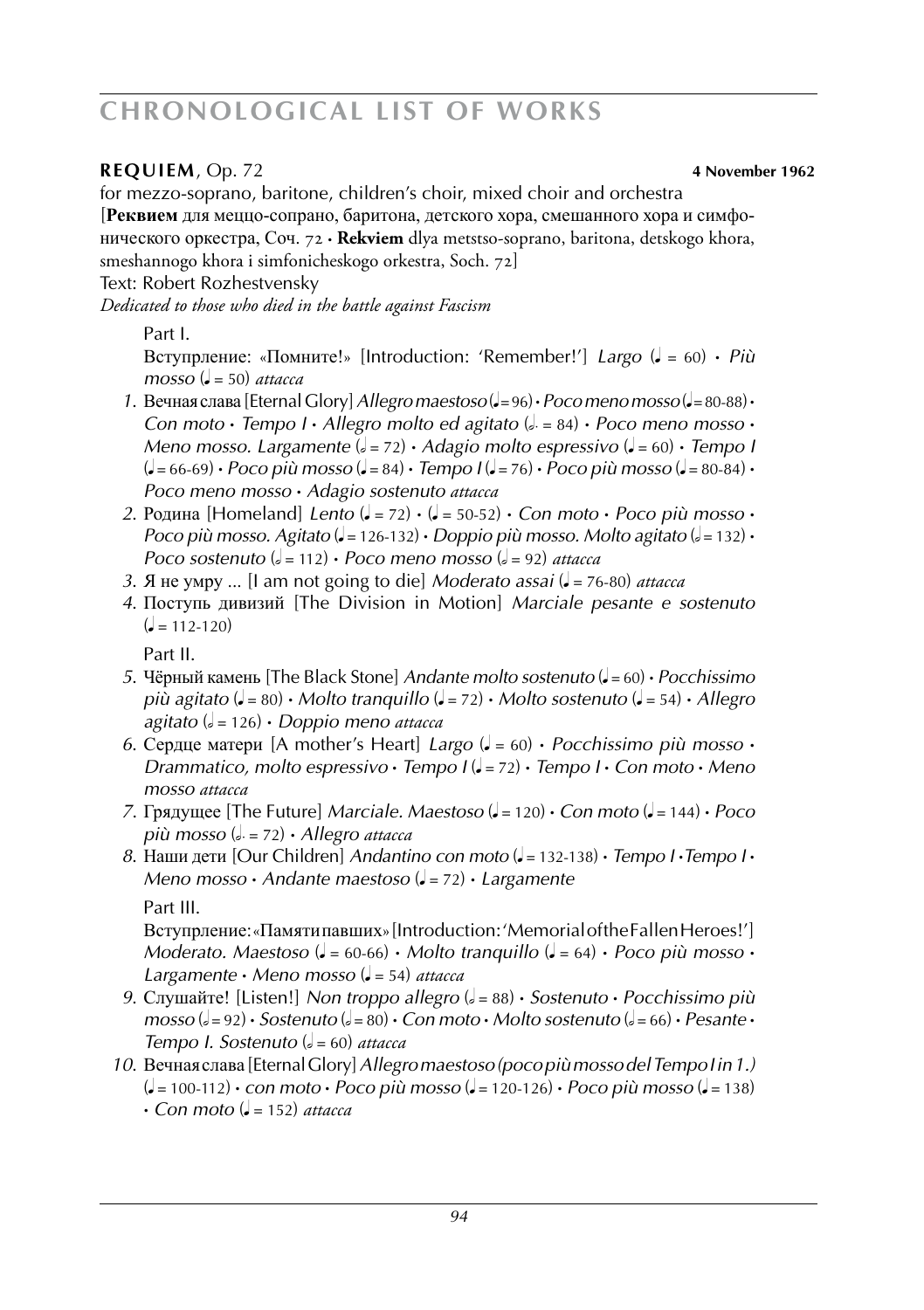**REQUIEM**, Op. 72 **4 November 1962**

for mezzo-soprano, baritone, children's choir, mixed choir and orchestra
[**Реквием** для меццо-сопрано, баритона, детского хора, смешанного хора и симфонического оркестра, Соч. 72 · **Rekviem** dlya metstso-soprano, baritona, detskogo khora, smeshannogo khora i simfonicheskogo orkestra, Soch. 72]

Text: Robert Rozhestvensky

*Dedicated to those who died in the battle against Fascism*

Part I.

Вступрление: «Помните!» [Introduction: 'Remember!'] *Largo* (♩ = 60) · *Più mosso* (♩ = 50) *attacca*

1. Вечная слава [Eternal Glory] *Allegro maestoso* (♩ = 96) · *Poco meno mosso* (♩ = 80-88) · *Con moto* · *Tempo I* · *Allegro molto ed agitato* (𝅗𝅥. = 84) · *Poco meno mosso* · *Meno mosso. Largamente* (𝅗𝅥 = 72) · *Adagio molto espressivo* (♩ = 60) · *Tempo I* (♩ = 66-69) · *Poco più mosso* (♩ = 84) · *Tempo I* (♩ = 76) · *Poco più mosso* (♩ = 80-84) · *Poco meno mosso* · *Adagio sostenuto attacca*
2. Родина [Homeland] *Lento* (♩ = 72) · (♩ = 50-52) · *Con moto* · *Poco più mosso* · *Poco più mosso. Agitato* (♩ = 126-132) · *Doppio più mosso. Molto agitato* (𝅗𝅥 = 132) · *Poco sostenuto* (𝅗𝅥 = 112) · *Poco meno mosso* (𝅗𝅥 = 92) *attacca*
3. Я не умру ... [I am not going to die] *Moderato assai* (♩ = 76-80) *attacca*
4. Поступь дивизий [The Division in Motion] *Marciale pesante e sostenuto* (♩ = 112-120)

Part II.

5. Чёрный камень [The Black Stone] *Andante molto sostenuto* (♩ = 60) · *Pocchissimo più agitato* (♩ = 80) · *Molto tranquillo* (♩ = 72) · *Molto sostenuto* (♩ = 54) · *Allegro agitato* (𝅗𝅥 = 126) · *Doppio meno attacca*
6. Сердце матери [A mother's Heart] *Largo* (♩ = 60) · *Pocchissimo più mosso* · *Drammatico, molto espressivo* · *Tempo I* (♩ = 72) · *Tempo I* · *Con moto* · *Meno mosso attacca*
7. Грядущее [The Future] *Marciale. Maestoso* (♩ = 120) · *Con moto* (♩ = 144) · *Poco più mosso* (𝅗𝅥. = 72) · *Allegro attacca*
8. Наши дети [Our Children] *Andantino con moto* (♩ = 132-138) · *Tempo I* · *Tempo I* · *Meno mosso* · *Andante maestoso* (♩ = 72) · *Largamente*

Part III.

Вступрление: «Памяти павших» [Introduction: 'Memorial of the Fallen Heroes!'] *Moderato. Maestoso* (♩ = 60-66) · *Molto tranquillo* (♩ = 64) · *Poco più mosso* · *Largamente* · *Meno mosso* (♩ = 54) *attacca*

9. Слушайте! [Listen!] *Non troppo allegro* (𝅗𝅥 = 88) · *Sostenuto* · *Pocchissimo più mosso* (𝅗𝅥 = 92) · *Sostenuto* (𝅗𝅥 = 80) · *Con moto* · *Molto sostenuto* (𝅗𝅥 = 66) · *Pesante* · *Tempo I. Sostenuto* (𝅗𝅥 = 60) *attacca*
10. Вечная слава [Eternal Glory] *Allegro maestoso (poco più mosso del Tempo I in 1.)* (♩ = 100-112) · *con moto* · *Poco più mosso* (♩ = 120-126) · *Poco più mosso* (♩ = 138) · *Con moto* (♩ = 152) *attacca*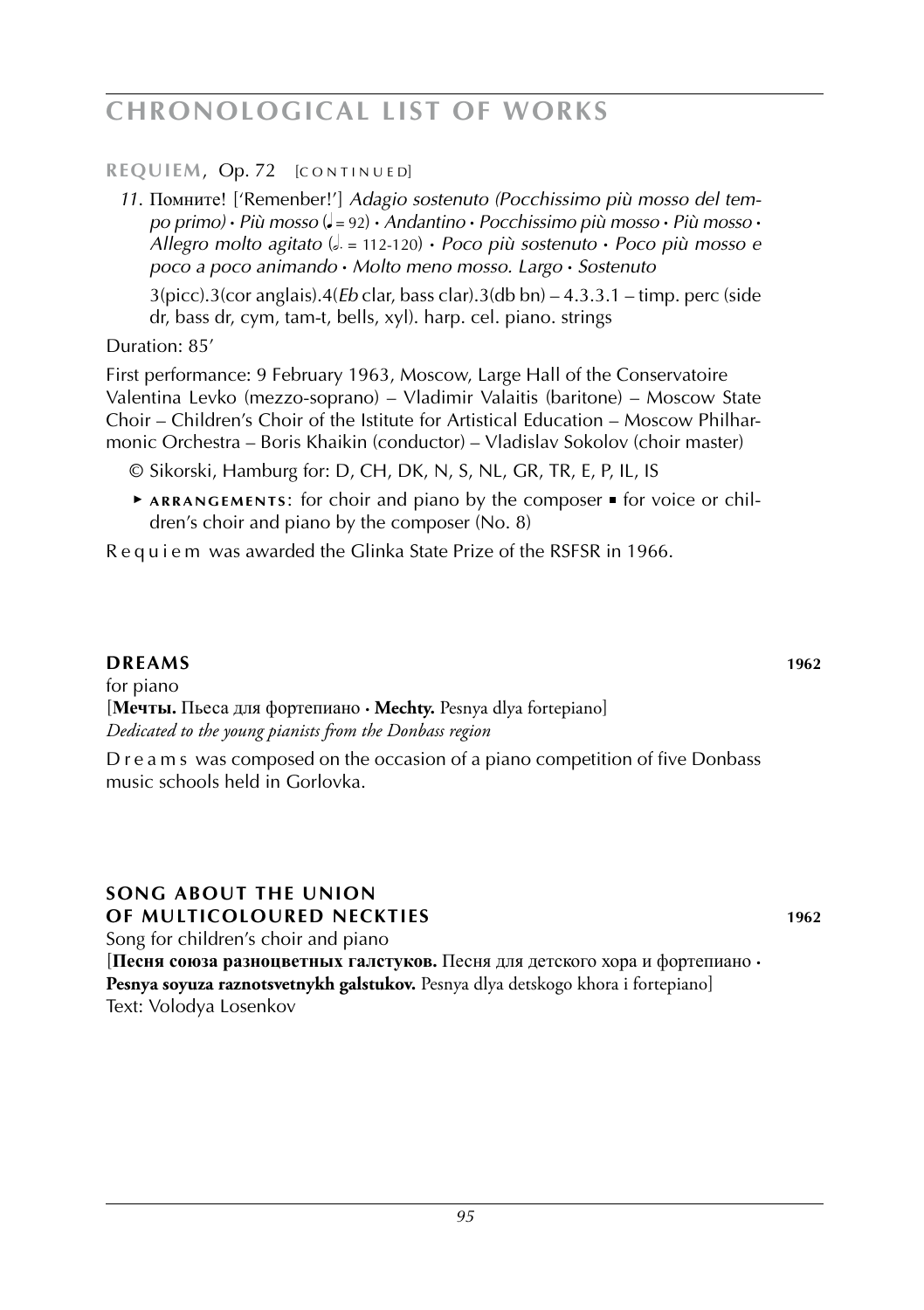**REQUIEM**, Op. 72 [CONTINUED]

*11.* Помните! ['Remenber!'] *Adagio sostenuto (Pocchissimo più mosso del tempo primo)* • *Più mosso* (♩ = 92) • *Andantino* • *Pocchissimo più mosso* • *Più mosso* • *Allegro molto agitato* (𝅗𝅥. = 112-120) • *Poco più sostenuto* • *Poco più mosso e poco a poco animando* • *Molto meno mosso. Largo* • *Sostenuto*

3(picc).3(cor anglais).4(*Eb* clar, bass clar).3(db bn) – 4.3.3.1 – timp. perc (side dr, bass dr, cym, tam-t, bells, xyl). harp. cel. piano. strings

Duration: 85'

First performance: 9 February 1963, Moscow, Large Hall of the Conservatoire Valentina Levko (mezzo-soprano) – Vladimir Valaitis (baritone) – Moscow State Choir – Children's Choir of the Istitute for Artistical Education – Moscow Philharmonic Orchestra – Boris Khaikin (conductor) – Vladislav Sokolov (choir master)

© Sikorski, Hamburg for: D, CH, DK, N, S, NL, GR, TR, E, P, IL, IS

▸ **ARRANGEMENTS**: for choir and piano by the composer ▪ for voice or children's choir and piano by the composer (No. 8)

Requiem was awarded the Glinka State Prize of the RSFSR in 1966.

## DREAMS 1962

for piano

[**Мечты.** Пьеса для фортепиано • **Mechty.** Pesnya dlya fortepiano]

*Dedicated to the young pianists from the Donbass region*

Dreams was composed on the occasion of a piano competition of five Donbass music schools held in Gorlovka.

## SONG ABOUT THE UNION OF MULTICOLOURED NECKTIES 1962

Song for children's choir and piano

[**Песня союза разноцветных галстуков.** Песня для детского хора и фортепиано • **Pesnya soyuza raznotsvetnykh galstukov.** Pesnya dlya detskogo khora i fortepiano]

Text: Volodya Losenkov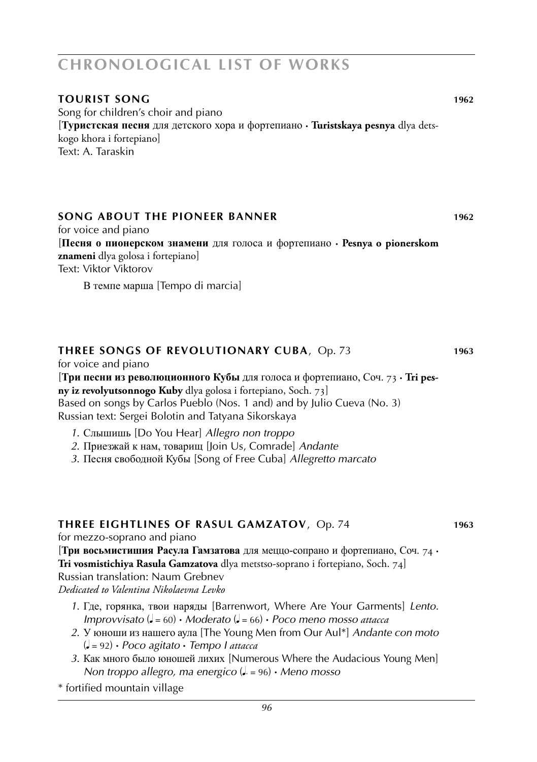# CHRONOLOGICAL LIST OF WORKS

### TOURIST SONG 1962

Song for children's choir and piano
[**Туристская песня** для детского хора и фортепиано · **Turistskaya pesnya** dlya detskogo khora i fortepiano]
Text: A. Taraskin

### SONG ABOUT THE PIONEER BANNER 1962

for voice and piano
[**Песня о пионерском знамени** для голоса и фортепиано · **Pesnya o pionerskom znameni** dlya golosa i fortepiano]
Text: Viktor Viktorov

В темпе марша [Tempo di marcia]

### THREE SONGS OF REVOLUTIONARY CUBA, Op. 73 1963

for voice and piano
[**Три песни из революционного Кубы** для голоса и фортепиано, Соч. 73 · **Tri pesny iz revolyutsonnogo Kuby** dlya golosa i fortepiano, Soch. 73]
Based on songs by Carlos Pueblo (Nos. 1 and) and by Julio Cueva (No. 3)
Russian text: Sergei Bolotin and Tatyana Sikorskaya

*1.* Слышишь [Do You Hear] *Allegro non troppo*
*2.* Приезжай к нам, товарищ [Join Us, Comrade] *Andante*
*3.* Песня свободной Кубы [Song of Free Cuba] *Allegretto marcato*

### THREE EIGHTLINES OF RASUL GAMZATOV, Op. 74 1963

for mezzo-soprano and piano
[**Три восьмистишия Расула Гамзатова** для меццо-сопрано и фортепиано, Соч. 74 · **Tri vosmistichiya Rasula Gamzatova** dlya metstso-soprano i fortepiano, Soch. 74]
Russian translation: Naum Grebnev
*Dedicated to Valentina Nikolaevna Levko*

*1.* Где, горянка, твои наряды [Barrenwort, Where Are Your Garments] *Lento. Improvvisato* (♩ = 60) · *Moderato* (♩ = 66) · *Poco meno mosso attacca*
*2.* У юноши из нашего аула [The Young Men from Our Aul*] *Andante con moto* (♩ = 92) · *Poco agitato* · *Tempo I attacca*
*3.* Как много было юношей лихих [Numerous Where the Audacious Young Men] *Non troppo allegro, ma energico* (♩. = 96) · *Meno mosso*

\* fortified mountain village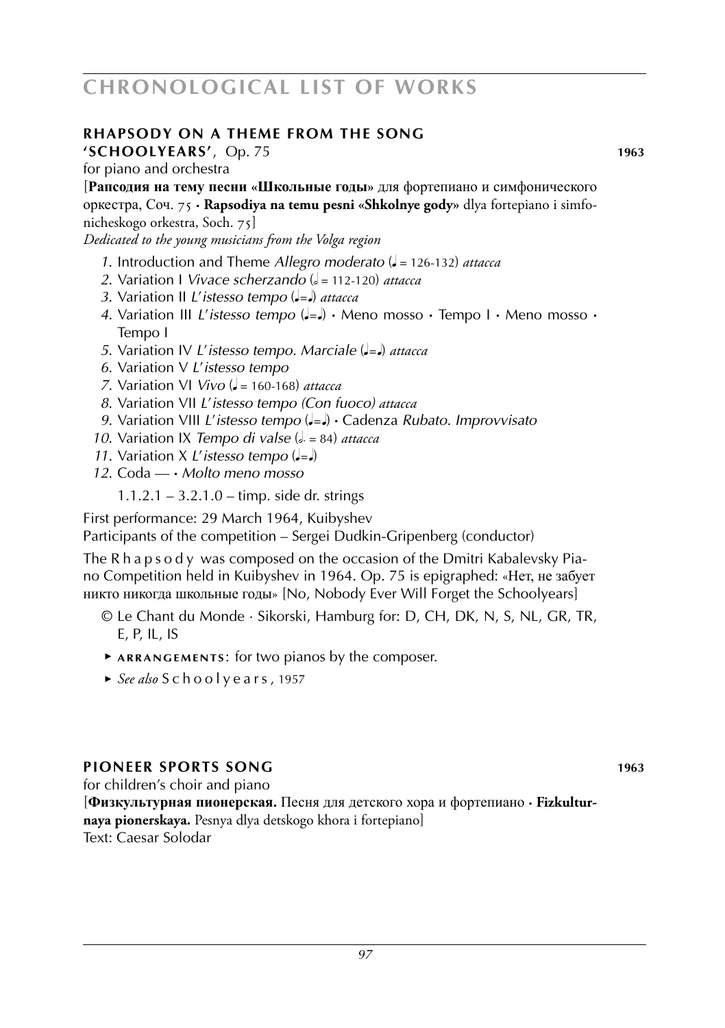## RHAPSODY ON A THEME FROM THE SONG 'SCHOOLYEARS', Op. 75 — 1963

for piano and orchestra

[**Рапсодия на тему песни «Школьные годы»** для фортепиано и симфонического оркестра, Соч. 75 · **Rapsodiya na temu pesni «Shkolnye gody»** dlya fortepiano i simfonicheskogo orkestra, Soch. 75]

*Dedicated to the young musicians from the Volga region*

1. Introduction and Theme *Allegro moderato* (♩ = 126-132) *attacca*
2. Variation I *Vivace scherzando* (𝅗𝅥 = 112-120) *attacca*
3. Variation II *L'istesso tempo* (♩=♩) *attacca*
4. Variation III *L'istesso tempo* (♩=♩) · Meno mosso · Tempo I · Meno mosso · Tempo I
5. Variation IV *L'istesso tempo. Marciale* (♩=♩) *attacca*
6. Variation V *L'istesso tempo*
7. Variation VI *Vivo* (♩ = 160-168) *attacca*
8. Variation VII *L'istesso tempo (Con fuoco) attacca*
9. Variation VIII *L'istesso tempo* (♩=♩) · Cadenza *Rubato. Improvvisato*
10. Variation IX *Tempo di valse* (𝅗𝅥. = 84) *attacca*
11. Variation X *L'istesso tempo* (♩=♩)
12. Coda — · *Molto meno mosso*

1.1.2.1 – 3.2.1.0 – timp. side dr. strings

First performance: 29 March 1964, Kuibyshev
Participants of the competition – Sergei Dudkin-Gripenberg (conductor)

The Rhapsody was composed on the occasion of the Dmitri Kabalevsky Piano Competition held in Kuibyshev in 1964. Op. 75 is epigraphed: «Нет, не забует никто никогда школьные годы» [No, Nobody Ever Will Forget the Schoolyears]

- © Le Chant du Monde · Sikorski, Hamburg for: D, CH, DK, N, S, NL, GR, TR, E, P, IL, IS
- ▸ **ARRANGEMENTS**: for two pianos by the composer.
- ▸ *See also* Schoolyears, 1957

## PIONEER SPORTS SONG — 1963

for children's choir and piano

[**Физкультурная пионерская.** Песня для детского хора и фортепиано · **Fizkulturnaya pionerskaya.** Pesnya dlya detskogo khora i fortepiano]

Text: Caesar Solodar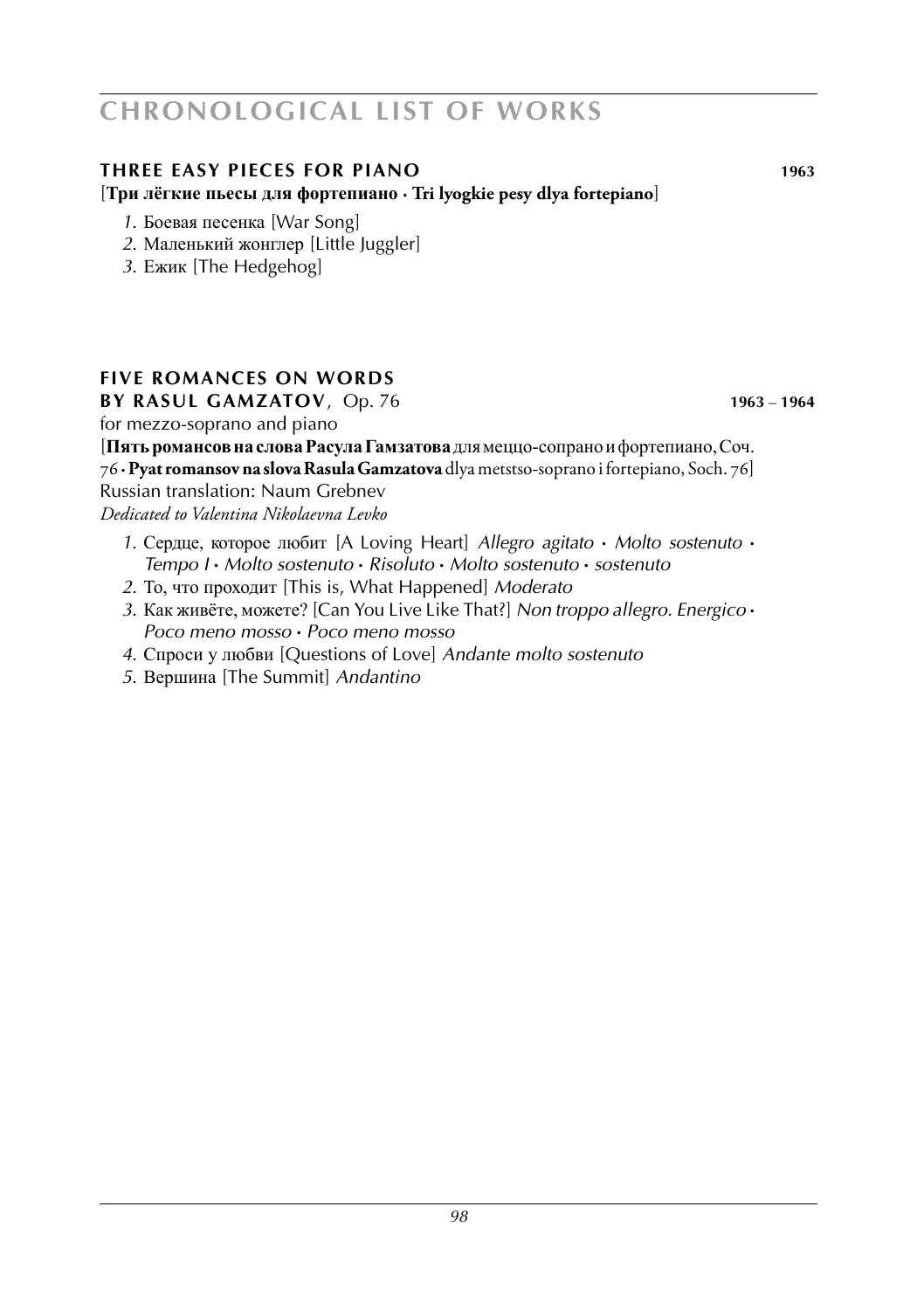# CHRONOLOGICAL LIST OF WORKS

### THREE EASY PIECES FOR PIANO **1963**

[**Три лёгкие пьесы для фортепиано · Tri lyogkie pesy dlya fortepiano**]

1. Боевая песенка [War Song]
2. Маленький жонглер [Little Juggler]
3. Ежик [The Hedgehog]

### FIVE ROMANCES ON WORDS BY RASUL GAMZATOV, Op. 76 **1963 – 1964**

for mezzo-soprano and piano

[**Пять романсов на слова Расула Гамзатова** для меццо-сопрано и фортепиано, Соч. 76 · **Pyat romansov na slova Rasula Gamzatova** dlya metstso-soprano i fortepiano, Soch. 76]

Russian translation: Naum Grebnev

*Dedicated to Valentina Nikolaevna Levko*

1. Сердце, которое любит [A Loving Heart] *Allegro agitato · Molto sostenuto · Tempo I · Molto sostenuto · Risoluto · Molto sostenuto · sostenuto*
2. То, что проходит [This is, What Happened] *Moderato*
3. Как живёте, можете? [Can You Live Like That?] *Non troppo allegro. Energico · Poco meno mosso · Poco meno mosso*
4. Спроси у любви [Questions of Love] *Andante molto sostenuto*
5. Вершина [The Summit] *Andantino*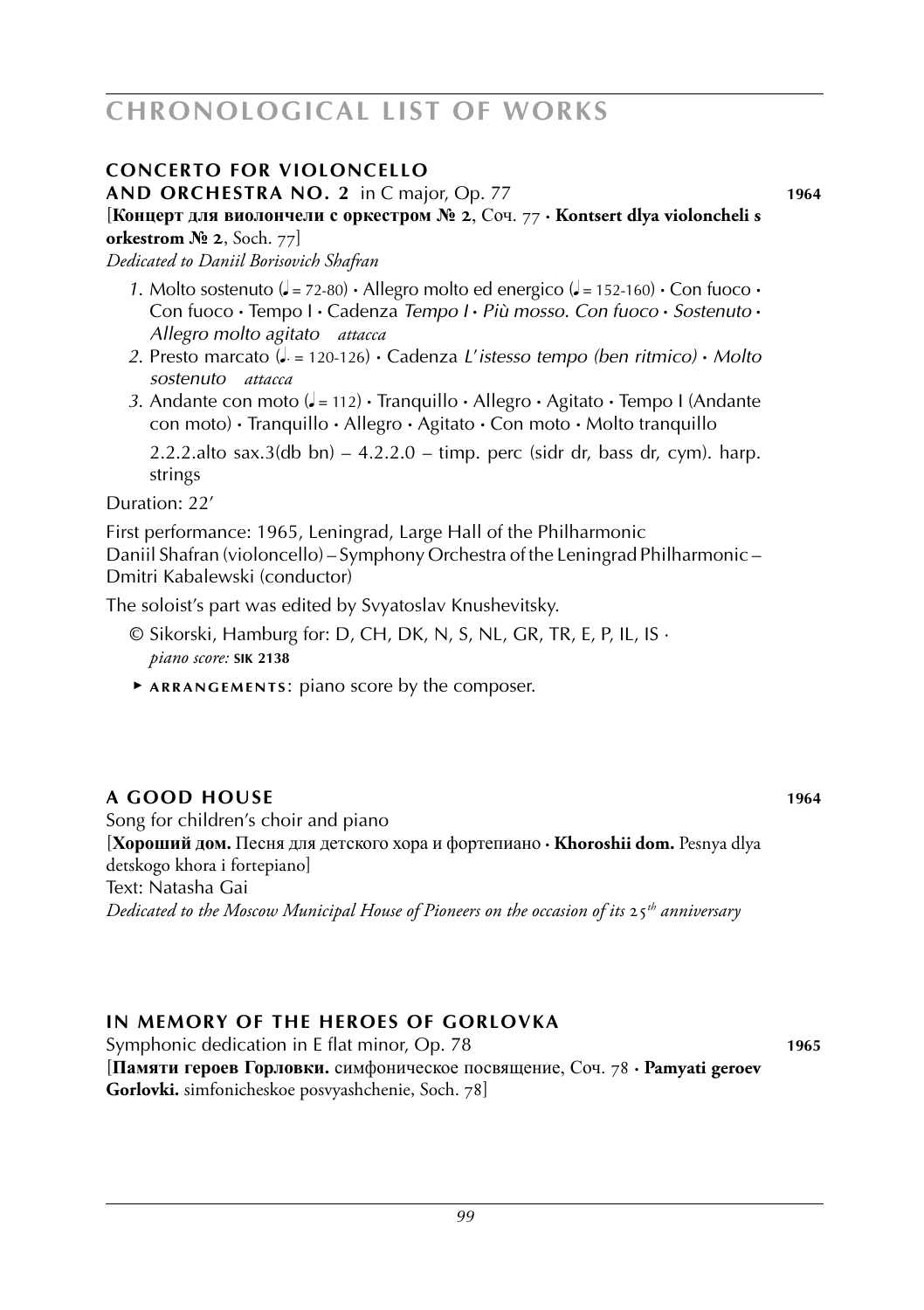## CONCERTO FOR VIOLONCELLO AND ORCHESTRA NO. 2 in C major, Op. 77 **1964**

[**Концерт для виолончели с оркестром № 2**, Соч. 77 · **Kontsert dlya violoncheli s orkestrom № 2**, Soch. 77]

*Dedicated to Daniil Borisovich Shafran*

1. Molto sostenuto (♩ = 72-80) · Allegro molto ed energico (♩ = 152-160) · Con fuoco · Con fuoco · Tempo I · Cadenza *Tempo I · Più mosso. Con fuoco · Sostenuto · Allegro molto agitato* *attacca*
2. Presto marcato (♩. = 120-126) · Cadenza *L'istesso tempo (ben ritmico) · Molto sostenuto* *attacca*
3. Andante con moto (♩ = 112) · Tranquillo · Allegro · Agitato · Tempo I (Andante con moto) · Tranquillo · Allegro · Agitato · Con moto · Molto tranquillo

   2.2.2.alto sax.3(db bn) – 4.2.2.0 – timp. perc (sidr dr, bass dr, cym). harp. strings

Duration: 22'

First performance: 1965, Leningrad, Large Hall of the Philharmonic
Daniil Shafran (violoncello) – Symphony Orchestra of the Leningrad Philharmonic – Dmitri Kabalewski (conductor)

The soloist's part was edited by Svyatoslav Knushevitsky.

© Sikorski, Hamburg for: D, CH, DK, N, S, NL, GR, TR, E, P, IL, IS ·
*piano score:* **SIK 2138**

► **ARRANGEMENTS**: piano score by the composer.

## A GOOD HOUSE **1964**

Song for children's choir and piano
[**Хороший дом.** Песня для детского хора и фортепиано · **Khoroshii dom.** Pesnya dlya detskogo khora i fortepiano]
Text: Natasha Gai
*Dedicated to the Moscow Municipal House of Pioneers on the occasion of its 25th anniversary*

## IN MEMORY OF THE HEROES OF GORLOVKA

Symphonic dedication in E flat minor, Op. 78 **1965**
[**Памяти героев Горловки.** симфоническое посвящение, Соч. 78 · **Pamyati geroev Gorlovki.** simfonicheskoe posvyashchenie, Soch. 78]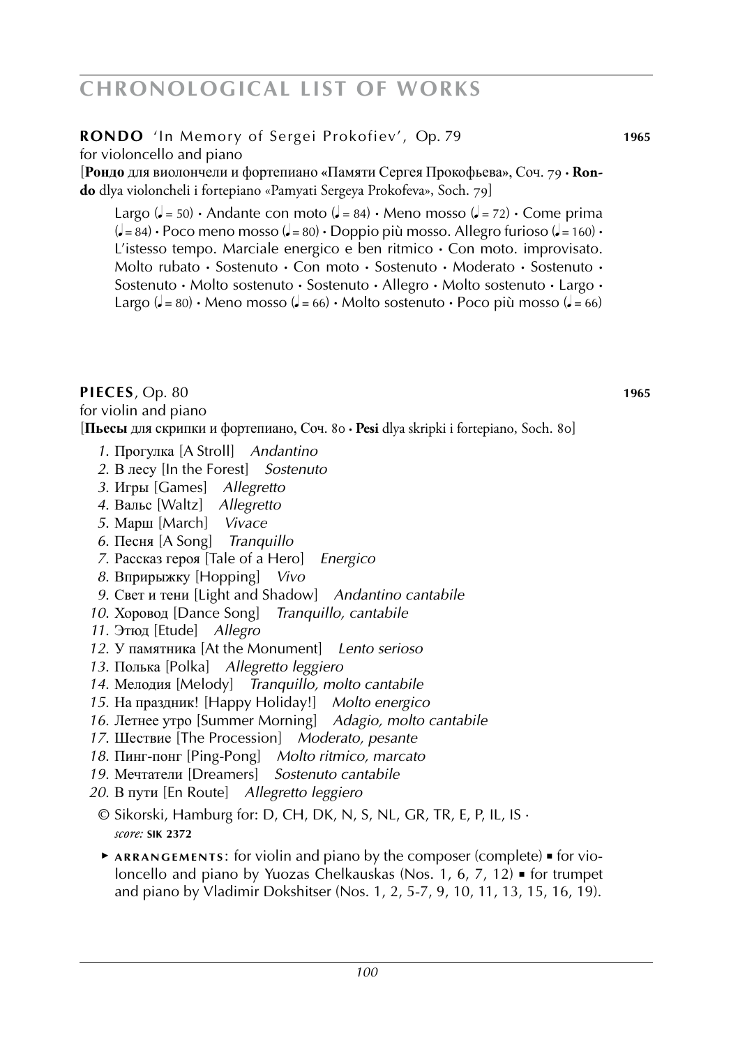# CHRONOLOGICAL LIST OF WORKS

**RONDO** 'In Memory of Sergei Prokofiev', Op. 79 **1965**

for violoncello and piano

[**Рондо** для виолончели и фортепиано «Памяти Сергея Прокофьева», Соч. 79 · **Rondo** dlya violoncheli i fortepiano «Pamyati Sergeya Prokofeva», Soch. 79]

Largo (♩ = 50) · Andante con moto (♩ = 84) · Meno mosso (♩ = 72) · Come prima (♩ = 84) · Poco meno mosso (♩ = 80) · Doppio più mosso. Allegro furioso (♩ = 160) · L'istesso tempo. Marciale energico e ben ritmico · Con moto. improvisato. Molto rubato · Sostenuto · Con moto · Sostenuto · Moderato · Sostenuto · Sostenuto · Molto sostenuto · Sostenuto · Allegro · Molto sostenuto · Largo · Largo (♩ = 80) · Meno mosso (♩ = 66) · Molto sostenuto · Poco più mosso (♩ = 66)

**PIECES**, Op. 80 **1965**

for violin and piano

[**Пьесы** для скрипки и фортепиано, Соч. 80 · **Pesi** dlya skripki i fortepiano, Soch. 80]

1. Прогулка [A Stroll] *Andantino*
2. В лесу [In the Forest] *Sostenuto*
3. Игры [Games] *Allegretto*
4. Вальс [Waltz] *Allegretto*
5. Марш [March] *Vivace*
6. Песня [A Song] *Tranquillo*
7. Рассказ героя [Tale of a Hero] *Energico*
8. Вприрыжку [Hopping] *Vivo*
9. Свет и тени [Light and Shadow] *Andantino cantabile*
10. Хоровод [Dance Song] *Tranquillo, cantabile*
11. Этюд [Etude] *Allegro*
12. У памятника [At the Monument] *Lento serioso*
13. Полька [Polka] *Allegretto leggiero*
14. Мелодия [Melody] *Tranquillo, molto cantabile*
15. На праздник! [Happy Holiday!] *Molto energico*
16. Летнее утро [Summer Morning] *Adagio, molto cantabile*
17. Шествие [The Procession] *Moderato, pesante*
18. Пинг-понг [Ping-Pong] *Molto ritmico, marcato*
19. Мечтатели [Dreamers] *Sostenuto cantabile*
20. В пути [En Route] *Allegretto leggiero*

© Sikorski, Hamburg for: D, CH, DK, N, S, NL, GR, TR, E, P, IL, IS ·
*score:* **SIK 2372**

► **ARRANGEMENTS**: for violin and piano by the composer (complete) ▪ for violoncello and piano by Yuozas Chelkauskas (Nos. 1, 6, 7, 12) ▪ for trumpet and piano by Vladimir Dokshitser (Nos. 1, 2, 5-7, 9, 10, 11, 13, 15, 16, 19).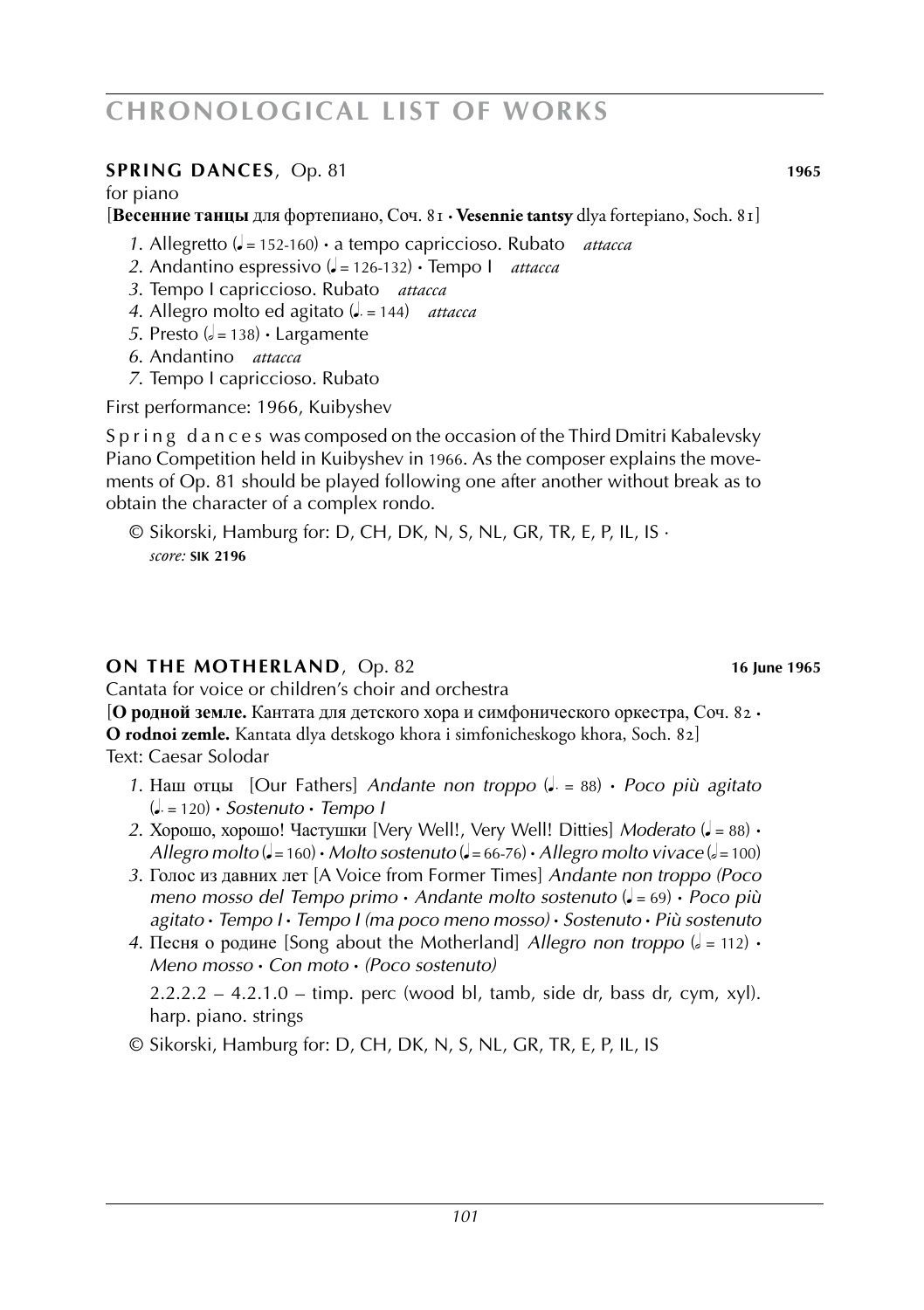## SPRING DANCES, Op. 81 — 1965

for piano

[**Весенние танцы** для фортепиано, Соч. 81 · **Vesennie tantsy** dlya fortepiano, Soch. 81]

1. Allegretto (♩ = 152-160) · a tempo capriccioso. Rubato *attacca*
2. Andantino espressivo (♩ = 126-132) · Tempo I *attacca*
3. Tempo I capriccioso. Rubato *attacca*
4. Allegro molto ed agitato (♩. = 144) *attacca*
5. Presto (𝅗𝅥 = 138) · Largamente
6. Andantino *attacca*
7. Tempo I capriccioso. Rubato

First performance: 1966, Kuibyshev

S p r i n g  d a n c e s was composed on the occasion of the Third Dmitri Kabalevsky Piano Competition held in Kuibyshev in 1966. As the composer explains the movements of Op. 81 should be played following one after another without break as to obtain the character of a complex rondo.

© Sikorski, Hamburg for: D, CH, DK, N, S, NL, GR, TR, E, P, IL, IS ·
*score:* **SIK 2196**

## ON THE MOTHERLAND, Op. 82 — 16 June 1965

Cantata for voice or children's choir and orchestra

[**О родной земле.** Кантата для детского хора и симфонического оркестра, Соч. 82 · **O rodnoi zemle.** Kantata dlya detskogo khora i simfonicheskogo khora, Soch. 82]

Text: Caesar Solodar

1. Наш отцы [Our Fathers] *Andante non troppo* (♩. = 88) · *Poco più agitato* (♩. = 120) · *Sostenuto* · *Tempo I*
2. Хорошо, хорошо! Частушки [Very Well!, Very Well! Ditties] *Moderato* (♩ = 88) · *Allegro molto* (♩ = 160) · *Molto sostenuto* (♩ = 66-76) · *Allegro molto vivace* (𝅗𝅥 = 100)
3. Голос из давних лет [A Voice from Former Times] *Andante non troppo (Poco meno mosso del Tempo primo* · *Andante molto sostenuto* (♩ = 69) · *Poco più agitato* · *Tempo I* · *Tempo I (ma poco meno mosso)* · *Sostenuto* · *Più sostenuto*
4. Песня о родине [Song about the Motherland] *Allegro non troppo* (𝅗𝅥 = 112) · *Meno mosso* · *Con moto* · *(Poco sostenuto)*

   2.2.2.2 – 4.2.1.0 – timp. perc (wood bl, tamb, side dr, bass dr, cym, xyl). harp. piano. strings

© Sikorski, Hamburg for: D, CH, DK, N, S, NL, GR, TR, E, P, IL, IS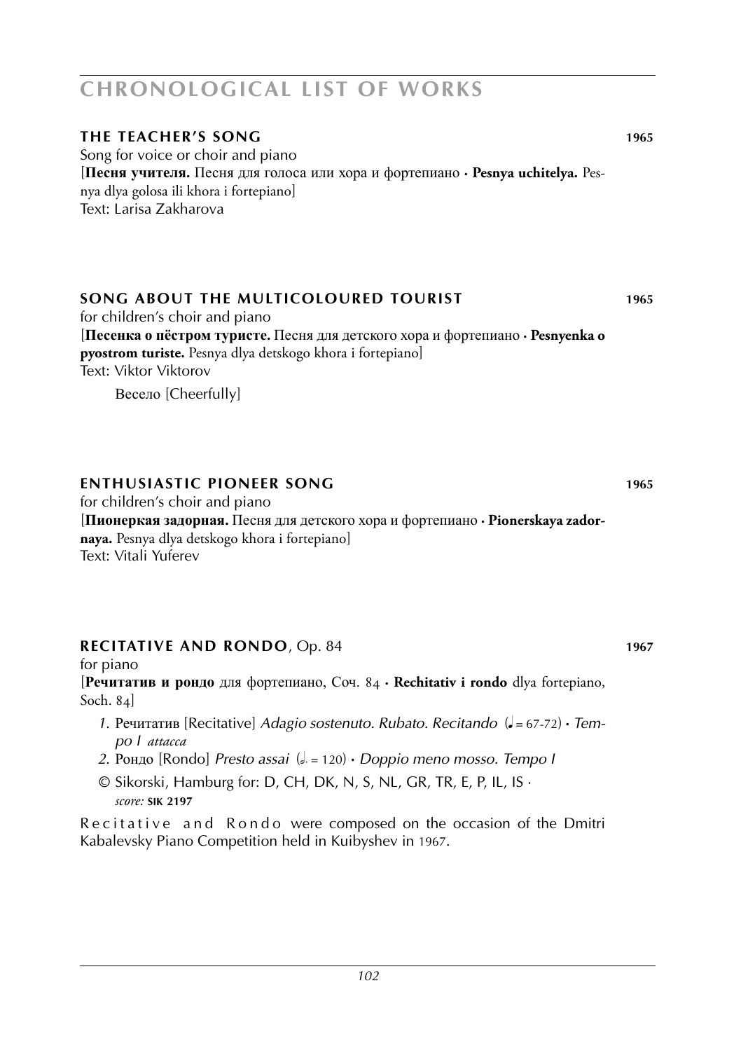## THE TEACHER'S SONG **1965**

Song for voice or choir and piano
[**Песня учителя.** Песня для голоса или хора и фортепиано · **Pesnya uchitelya.** Pesnya dlya golosa ili khora i fortepiano]
Text: Larisa Zakharova

## SONG ABOUT THE MULTICOLOURED TOURIST **1965**

for children's choir and piano
[**Песенка о пёстром туристе.** Песня для детского хора и фортепиано · **Pesnyenka o pyostrom turiste.** Pesnya dlya detskogo khora i fortepiano]
Text: Viktor Viktorov

Весело [Cheerfully]

## ENTHUSIASTIC PIONEER SONG **1965**

for children's choir and piano
[**Пионеркая задорная.** Песня для детского хора и фортепиано · **Pionerskaya zadornaya.** Pesnya dlya detskogo khora i fortepiano]
Text: Vitali Yuferev

## RECITATIVE AND RONDO, Op. 84 **1967**

for piano
[**Речитатив и рондо** для фортепиано, Соч. 84 · **Rechitativ i rondo** dlya fortepiano, Soch. 84]

1. Речитатив [Recitative] *Adagio sostenuto. Rubato. Recitando* (♩ = 67-72) · *Tempo I attacca*
2. Рондо [Rondo] *Presto assai* (𝅗𝅥. = 120) · *Doppio meno mosso. Tempo I*

© Sikorski, Hamburg for: D, CH, DK, N, S, NL, GR, TR, E, P, IL, IS · *score:* **SIK 2197**

Recitative and Rondo were composed on the occasion of the Dmitri Kabalevsky Piano Competition held in Kuibyshev in 1967.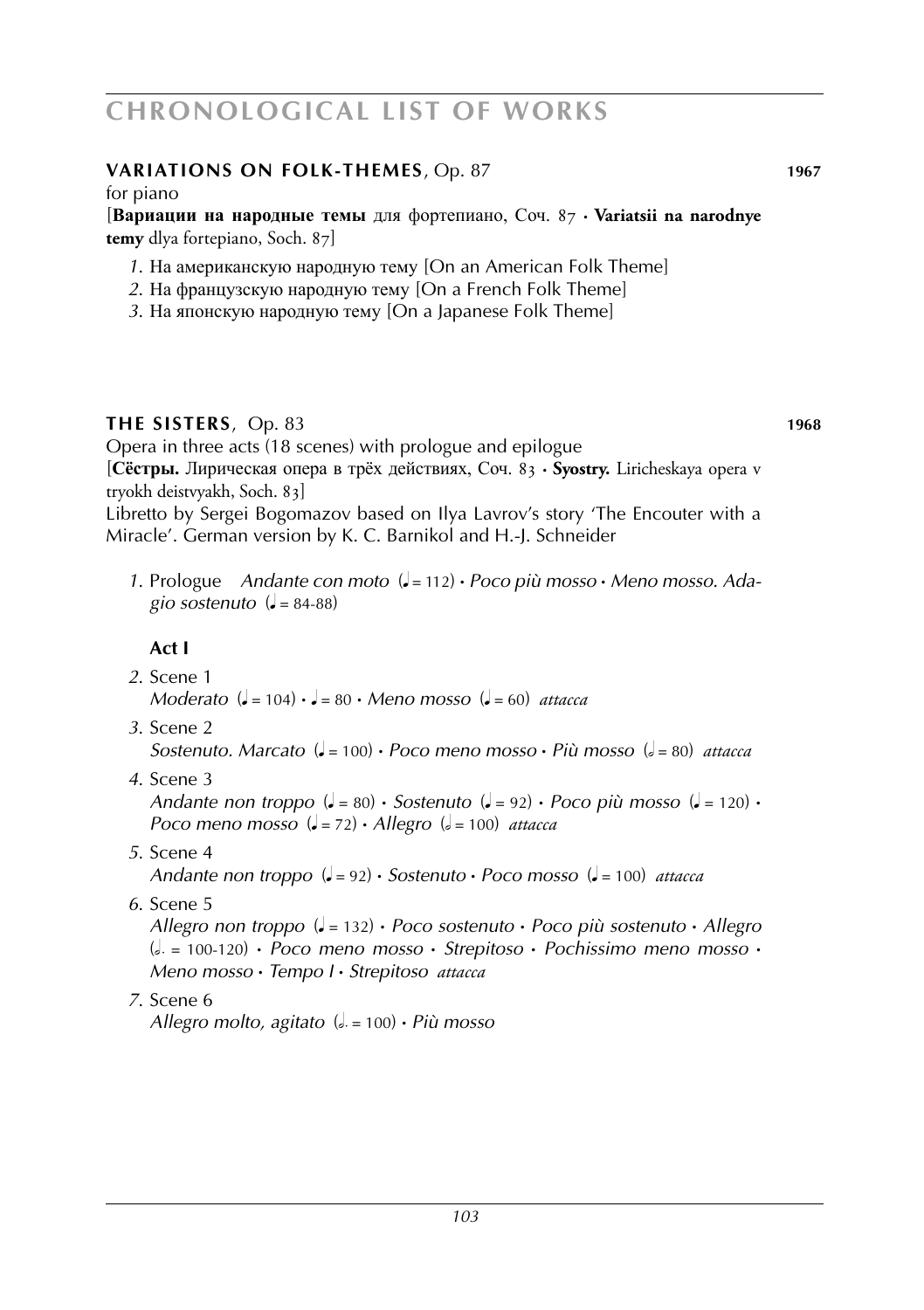## VARIATIONS ON FOLK-THEMES, Op. 87 **1967**

for piano

[**Вариации на народные темы** для фортепиано, Соч. 87 · **Variatsii na narodnye temy** dlya fortepiano, Soch. 87]

*1.* На американскую народную тему [On an American Folk Theme]
*2.* На французскую народную тему [On a French Folk Theme]
*3.* На японскую народную тему [On a Japanese Folk Theme]

## THE SISTERS, Op. 83 **1968**

Opera in three acts (18 scenes) with prologue and epilogue

[**Сёстры.** Лирическая опера в трёх действиях, Соч. 83 · **Syostry.** Liricheskaya opera v tryokh deistvyakh, Soch. 83]

Libretto by Sergei Bogomazov based on Ilya Lavrov's story 'The Encouter with a Miracle'. German version by K. C. Barnikol and H.-J. Schneider

*1.* Prologue *Andante con moto* (♩= 112) · *Poco più mosso* · *Meno mosso. Adagio sostenuto* (♩= 84-88)

**Act I**

*2.* Scene 1
*Moderato* (♩= 104) · ♩= 80 · *Meno mosso* (♩= 60) *attacca*

*3.* Scene 2
*Sostenuto. Marcato* (♩= 100) · *Poco meno mosso* · *Più mosso* (𝅗𝅥= 80) *attacca*

*4.* Scene 3
*Andante non troppo* (♩= 80) · *Sostenuto* (♩= 92) · *Poco più mosso* (♩= 120) · *Poco meno mosso* (♩= 72) · *Allegro* (𝅗𝅥= 100) *attacca*

*5.* Scene 4
*Andante non troppo* (♩= 92) · *Sostenuto* · *Poco mosso* (♩= 100) *attacca*

*6.* Scene 5
*Allegro non troppo* (♩= 132) · *Poco sostenuto* · *Poco più sostenuto* · *Allegro* (𝅗𝅥. = 100-120) · *Poco meno mosso* · *Strepitoso* · *Pochissimo meno mosso* · *Meno mosso* · *Tempo I* · *Strepitoso* *attacca*

*7.* Scene 6
*Allegro molto, agitato* (𝅗𝅥. = 100) · *Più mosso*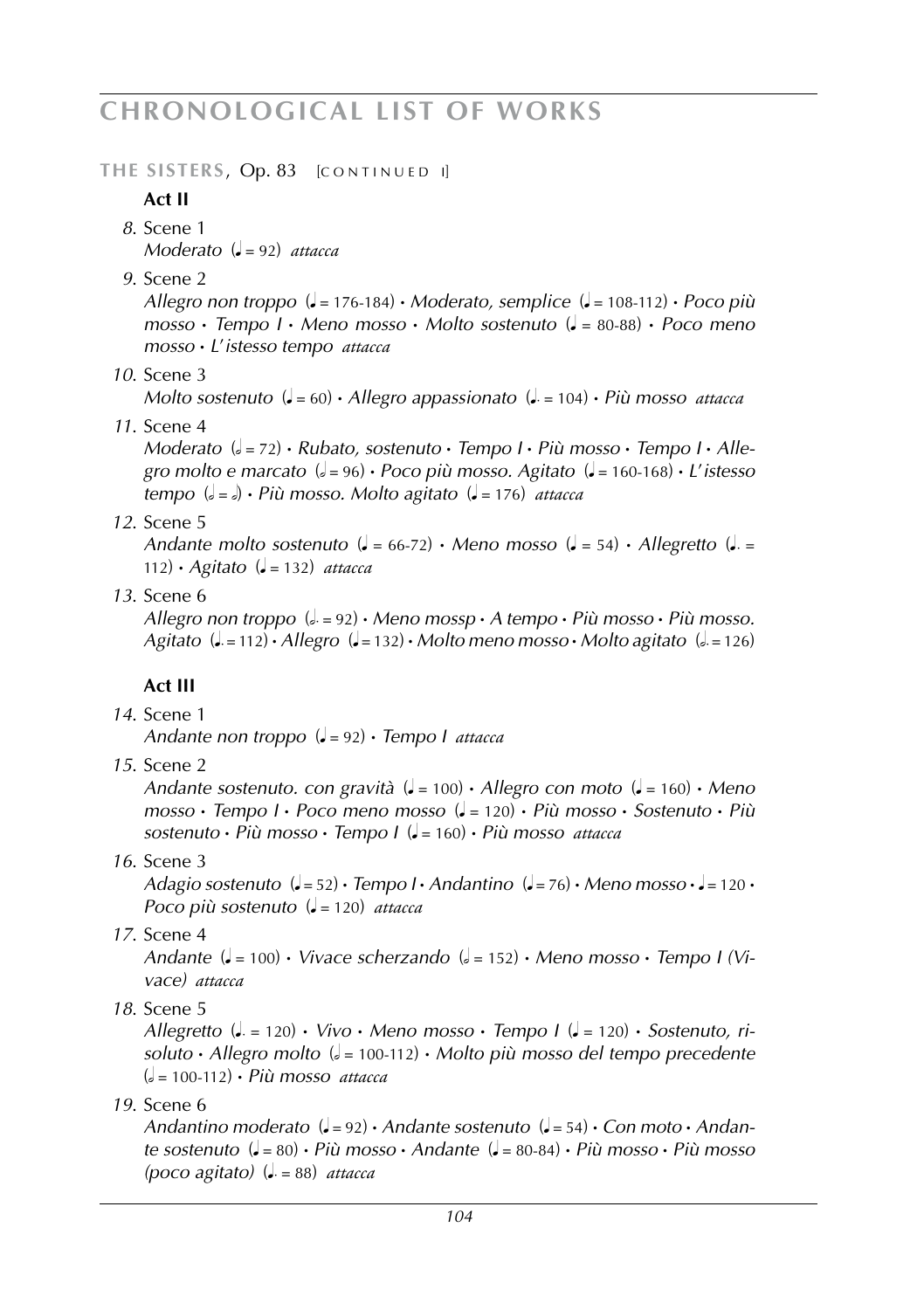**THE SISTERS**, Op. 83 [CONTINUED I]

**Act II**

*8.* Scene 1
*Moderato* (♩ = 92) *attacca*

*9.* Scene 2
*Allegro non troppo* (♩ = 176-184) • *Moderato, semplice* (♩ = 108-112) • *Poco più mosso* • *Tempo I* • *Meno mosso* • *Molto sostenuto* (♩ = 80-88) • *Poco meno mosso* • *L'istesso tempo* *attacca*

*10.* Scene 3
*Molto sostenuto* (♩ = 60) • *Allegro appassionato* (♩. = 104) • *Più mosso* *attacca*

*11.* Scene 4
*Moderato* (𝅗𝅥 = 72) • *Rubato, sostenuto* • *Tempo I* • *Più mosso* • *Tempo I* • *Allegro molto e marcato* (𝅗𝅥 = 96) • *Poco più mosso. Agitato* (♩ = 160-168) • *L'istesso tempo* (𝅗𝅥 = 𝅗𝅥) • *Più mosso. Molto agitato* (♩ = 176) *attacca*

*12.* Scene 5
*Andante molto sostenuto* (♩ = 66-72) • *Meno mosso* (♩ = 54) • *Allegretto* (♩. = 112) • *Agitato* (♩ = 132) *attacca*

*13.* Scene 6
*Allegro non troppo* (𝅗𝅥. = 92) • *Meno mossp* • *A tempo* • *Più mosso* • *Più mosso. Agitato* (♩. = 112) • *Allegro* (♩ = 132) • *Molto meno mosso* • *Molto agitato* (𝅗𝅥. = 126)

**Act III**

*14.* Scene 1
*Andante non troppo* (♩ = 92) • *Tempo I* *attacca*

*15.* Scene 2
*Andante sostenuto. con gravità* (♩ = 100) • *Allegro con moto* (♩ = 160) • *Meno mosso* • *Tempo I* • *Poco meno mosso* (♩ = 120) • *Più mosso* • *Sostenuto* • *Più sostenuto* • *Più mosso* • *Tempo I* (♩ = 160) • *Più mosso* *attacca*

*16.* Scene 3
*Adagio sostenuto* (♩ = 52) • *Tempo I* • *Andantino* (♩ = 76) • *Meno mosso* • ♩ = 120 • *Poco più sostenuto* (♩ = 120) *attacca*

*17.* Scene 4
*Andante* (♩ = 100) • *Vivace scherzando* (𝅗𝅥 = 152) • *Meno mosso* • *Tempo I (Vivace)* *attacca*

*18.* Scene 5
*Allegretto* (♩. = 120) • *Vivo* • *Meno mosso* • *Tempo I* (♩ = 120) • *Sostenuto, risoluto* • *Allegro molto* (𝅗𝅥 = 100-112) • *Molto più mosso del tempo precedente* (𝅗𝅥 = 100-112) • *Più mosso* *attacca*

*19.* Scene 6
*Andantino moderato* (♩ = 92) • *Andante sostenuto* (♩ = 54) • *Con moto* • *Andante sostenuto* (♩ = 80) • *Più mosso* • *Andante* (♩ = 80-84) • *Più mosso* • *Più mosso (poco agitato)* (♩. = 88) *attacca*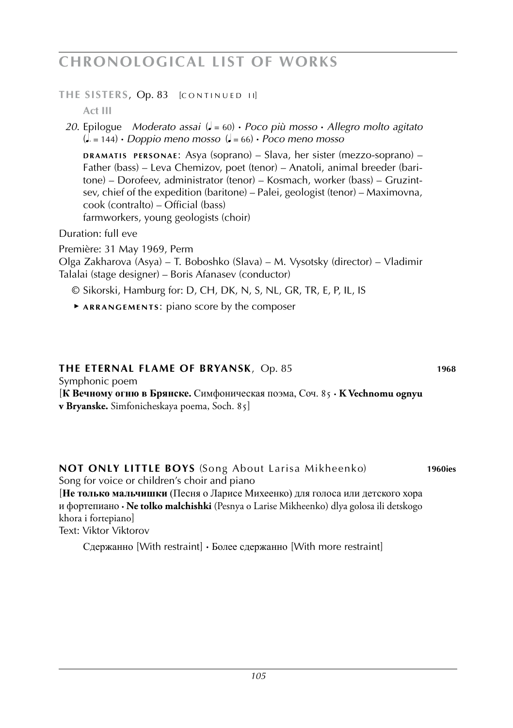**THE SISTERS**, Op. 83 [CONTINUED II]

**Act III**

*20.* Epilogue *Moderato assai* (♩ = 60) • *Poco più mosso* • *Allegro molto agitato* (♩. = 144) • *Doppio meno mosso* (♩ = 66) • *Poco meno mosso*

**DRAMATIS PERSONAE**: Asya (soprano) – Slava, her sister (mezzo-soprano) – Father (bass) – Leva Chemizov, poet (tenor) – Anatoli, animal breeder (baritone) – Dorofeev, administrator (tenor) – Kosmach, worker (bass) – Gruzintsev, chief of the expedition (baritone) – Palei, geologist (tenor) – Maximovna, cook (contralto) – Official (bass)
farmworkers, young geologists (choir)

Duration: full eve

Première: 31 May 1969, Perm
Olga Zakharova (Asya) – T. Boboshko (Slava) – M. Vysotsky (director) – Vladimir Talalai (stage designer) – Boris Afanasev (conductor)

© Sikorski, Hamburg for: D, CH, DK, N, S, NL, GR, TR, E, P, IL, IS

► **ARRANGEMENTS**: piano score by the composer

## THE ETERNAL FLAME OF BRYANSK, Op. 85 — 1968

Symphonic poem
[**К Вечному огню в Брянске.** Симфоническая поэма, Соч. 85 • **K Vechnomu ognyu v Bryanske.** Simfonicheskaya poema, Soch. 85]

## NOT ONLY LITTLE BOYS (Song About Larisa Mikheenko) — 1960ies

Song for voice or children's choir and piano
[**Не только мальчишки** (Песня о Ларисе Михеенко) для голоса или детского хора и фортепиано • **Ne tolko malchishki** (Pesnya o Larise Mikheenko) dlya golosa ili detskogo khora i fortepiano]
Text: Viktor Viktorov

Сдержанно [With restraint] • Более сдержанно [With more restraint]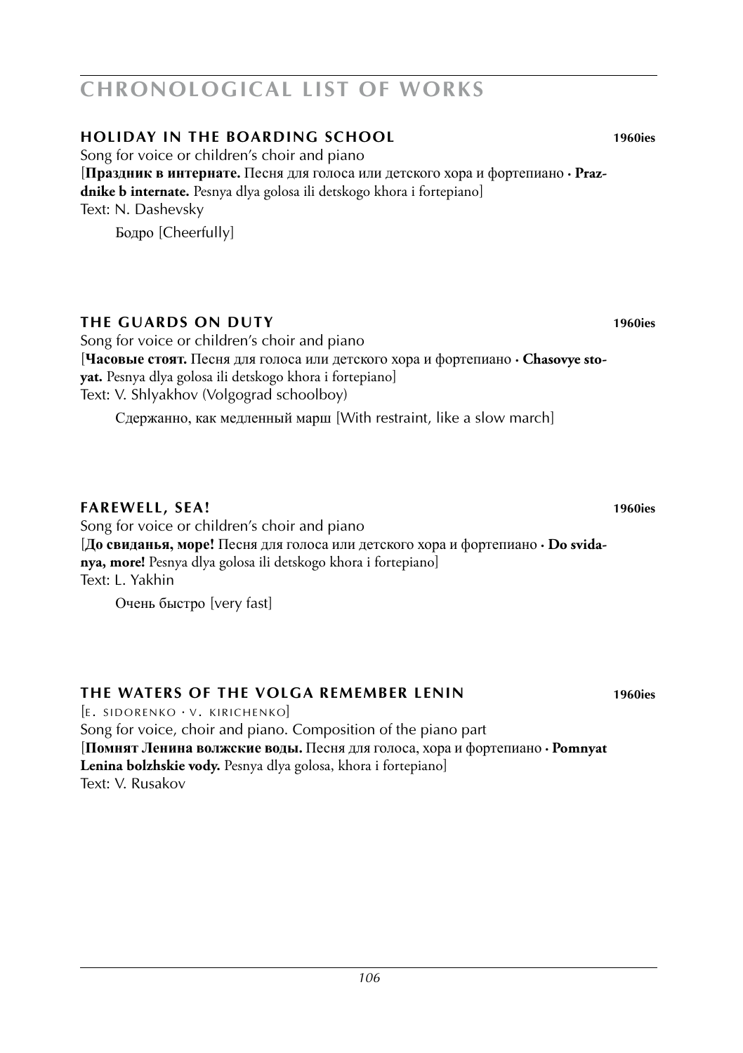# CHRONOLOGICAL LIST OF WORKS

### HOLIDAY IN THE BOARDING SCHOOL **1960ies**

Song for voice or children's choir and piano
[**Праздник в интернате.** Песня для голоса или детского хора и фортепиано · **Prazdnike b internate.** Pesnya dlya golosa ili detskogo khora i fortepiano]
Text: N. Dashevsky

Бодро [Cheerfully]

### THE GUARDS ON DUTY **1960ies**

Song for voice or children's choir and piano
[**Часовые стоят.** Песня для голоса или детского хора и фортепиано · **Chasovye stoyat.** Pesnya dlya golosa ili detskogo khora i fortepiano]
Text: V. Shlyakhov (Volgograd schoolboy)

Сдержанно, как медленный марш [With restraint, like a slow march]

### FAREWELL, SEA! **1960ies**

Song for voice or children's choir and piano
[**До свиданья, море!** Песня для голоса или детского хора и фортепиано · **Do svidanya, more!** Pesnya dlya golosa ili detskogo khora i fortepiano]
Text: L. Yakhin

Очень быстро [very fast]

### THE WATERS OF THE VOLGA REMEMBER LENIN **1960ies**

[E. SIDORENKO · V. KIRICHENKO]
Song for voice, choir and piano. Composition of the piano part
[**Помнят Ленина волжские воды.** Песня для голоса, хора и фортепиано · **Pomnyat Lenina bolzhskie vody.** Pesnya dlya golosa, khora i fortepiano]
Text: V. Rusakov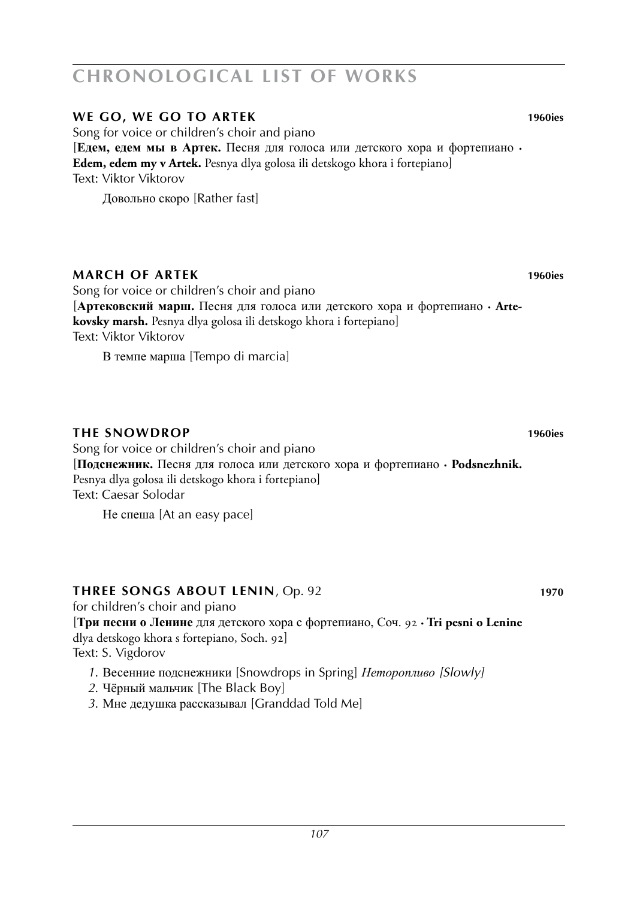# CHRONOLOGICAL LIST OF WORKS

## WE GO, WE GO TO ARTEK **1960ies**

Song for voice or children's choir and piano
[**Едем, едем мы в Артек.** Песня для голоса или детского хора и фортепиано · **Edem, edem my v Artek.** Pesnya dlya golosa ili detskogo khora i fortepiano]
Text: Viktor Viktorov

Довольно скоро [Rather fast]

## MARCH OF ARTEK **1960ies**

Song for voice or children's choir and piano
[**Артековский марш.** Песня для голоса или детского хора и фортепиано · **Artekovsky marsh.** Pesnya dlya golosa ili detskogo khora i fortepiano]
Text: Viktor Viktorov

В темпе марша [Tempo di marcia]

## THE SNOWDROP **1960ies**

Song for voice or children's choir and piano
[**Подснежник.** Песня для голоса или детского хора и фортепиано · **Podsnezhnik.** Pesnya dlya golosa ili detskogo khora i fortepiano]
Text: Caesar Solodar

Не спеша [At an easy pace]

## THREE SONGS ABOUT LENIN, Op. 92 **1970**

for children's choir and piano
[**Три песни о Ленине** для детского хора с фортепиано, Соч. 92 · **Tri pesni o Lenine** dlya detskogo khora s fortepiano, Soch. 92]
Text: S. Vigdorov

1. Весенние подснежники [Snowdrops in Spring] *Неторопливо [Slowly]*
2. Чёрный мальчик [The Black Boy]
3. Мне дедушка рассказывал [Granddad Told Me]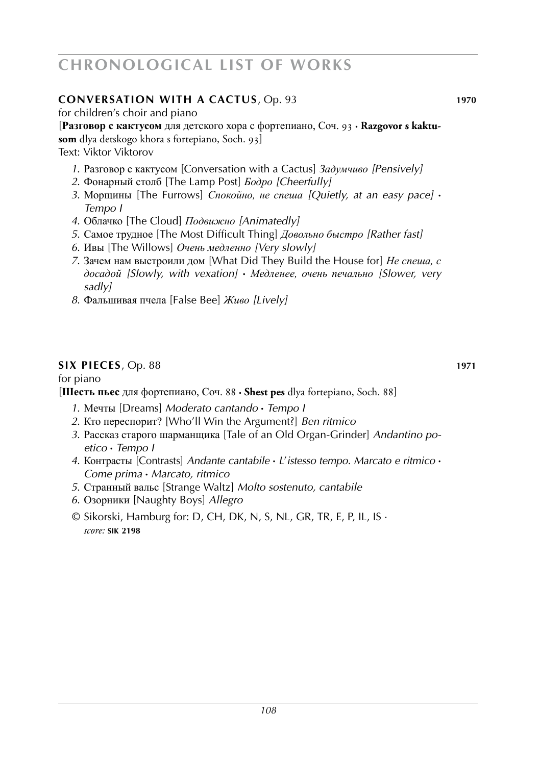**CONVERSATION WITH A CACTUS**, Op. 93 **1970**

for children's choir and piano

[**Разговор с кактусом** для детского хора с фортепиано, Соч. 93 · **Razgovor s kaktusom** dlya detskogo khora s fortepiano, Soch. 93]

Text: Viktor Viktorov

1. Разговор с кактусом [Conversation with a Cactus] *Задумчиво [Pensively]*
2. Фонарный столб [The Lamp Post] *Бодро [Cheerfully]*
3. Морщины [The Furrows] *Спокойно, не спеша [Quietly, at an easy pace] · Tempo I*
4. Облачко [The Cloud] *Подвижно [Animatedly]*
5. Самое трудное [The Most Difficult Thing] *Довольно быстро [Rather fast]*
6. Ивы [The Willows] *Очень медленно [Very slowly]*
7. Зачем нам выстроили дом [What Did They Build the House for] *Не спеша, с досадой [Slowly, with vexation] · Медленее, очень печально [Slower, very sadly]*
8. Фальшивая пчела [False Bee] *Живо [Lively]*

**SIX PIECES**, Op. 88 **1971**

for piano

[**Шесть пьес** для фортепиано, Соч. 88 · **Shest pes** dlya fortepiano, Soch. 88]

1. Мечты [Dreams] *Moderato cantando · Tempo I*
2. Кто переспорит? [Who'll Win the Argument?] *Ben ritmico*
3. Рассказ старого шарманщика [Tale of an Old Organ-Grinder] *Andantino poetico · Tempo I*
4. Контрасты [Contrasts] *Andante cantabile · L'istesso tempo. Marcato e ritmico · Come prima · Marcato, ritmico*
5. Странный вальс [Strange Waltz] *Molto sostenuto, cantabile*
6. Озорники [Naughty Boys] *Allegro*

© Sikorski, Hamburg for: D, CH, DK, N, S, NL, GR, TR, E, P, IL, IS ·
*score:* **SIK 2198**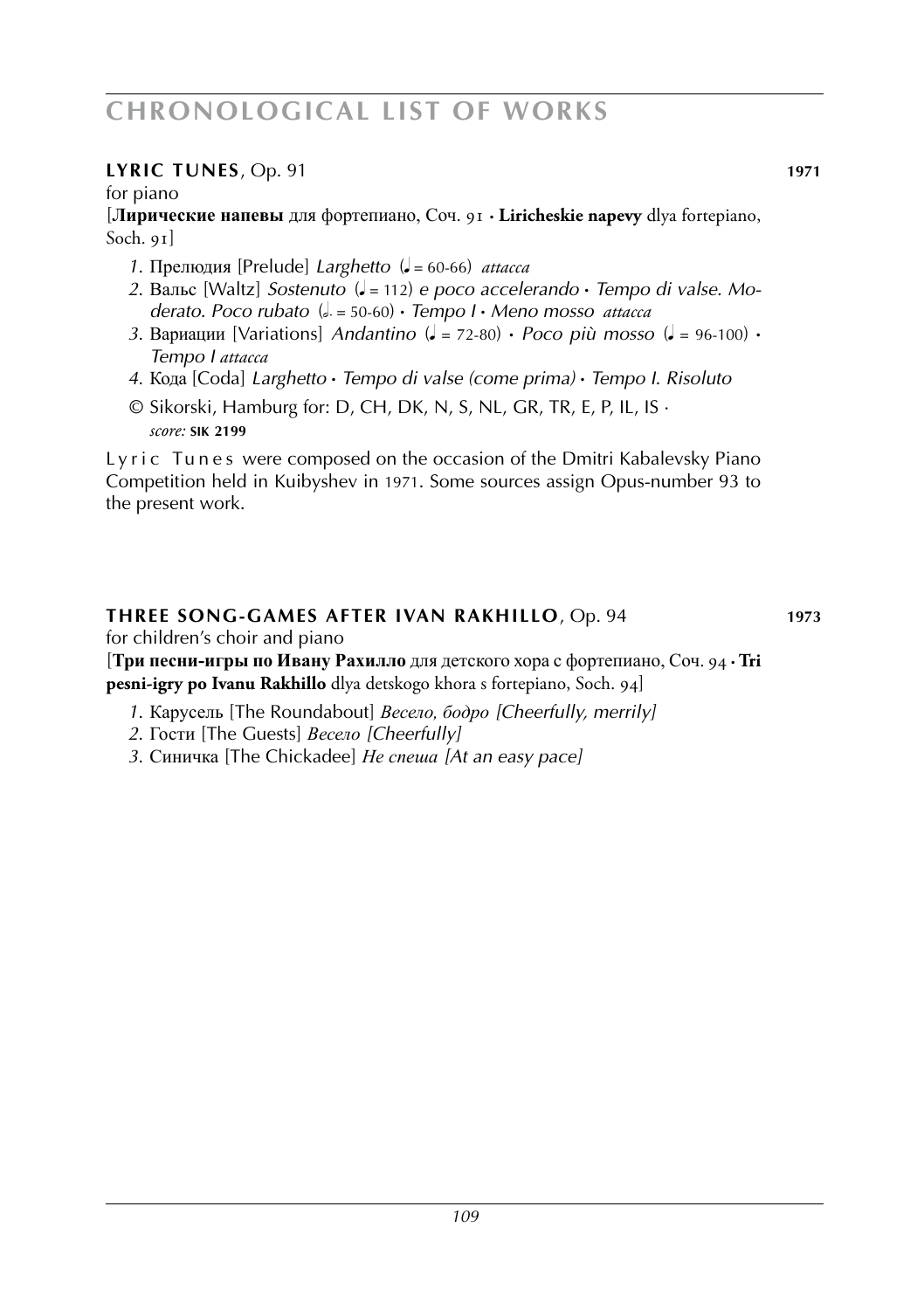# CHRONOLOGICAL LIST OF WORKS

**LYRIC TUNES**, Op. 91 **1971**

for piano

[**Лирические напевы** для фортепиано, Соч. 91 · **Liricheskie napevy** dlya fortepiano, Soch. 91]

1. Прелюдия [Prelude] *Larghetto* (♩ = 60-66) *attacca*
2. Вальс [Waltz] *Sostenuto* (♩ = 112) *e poco accelerando* · *Tempo di valse. Moderato. Poco rubato* (𝅗𝅥. = 50-60) · *Tempo I* · *Meno mosso attacca*
3. Вариации [Variations] *Andantino* (♩ = 72-80) · *Poco più mosso* (♩ = 96-100) · *Tempo I attacca*
4. Кода [Coda] *Larghetto* · *Tempo di valse (come prima)* · *Tempo I. Risoluto*

© Sikorski, Hamburg for: D, CH, DK, N, S, NL, GR, TR, E, P, IL, IS ·
*score:* **SIK 2199**

Lyric Tunes were composed on the occasion of the Dmitri Kabalevsky Piano Competition held in Kuibyshev in 1971. Some sources assign Opus-number 93 to the present work.

**THREE SONG-GAMES AFTER IVAN RAKHILLO**, Op. 94 **1973**

for children's choir and piano

[**Три песни-игры по Ивану Рахилло** для детского хора с фортепиано, Соч. 94 · **Tri pesni-igry po Ivanu Rakhillo** dlya detskogo khora s fortepiano, Soch. 94]

1. Карусель [The Roundabout] *Весело, бодро [Cheerfully, merrily]*
2. Гости [The Guests] *Весело [Cheerfully]*
3. Синичка [The Chickadee] *Не спеша [At an easy pace]*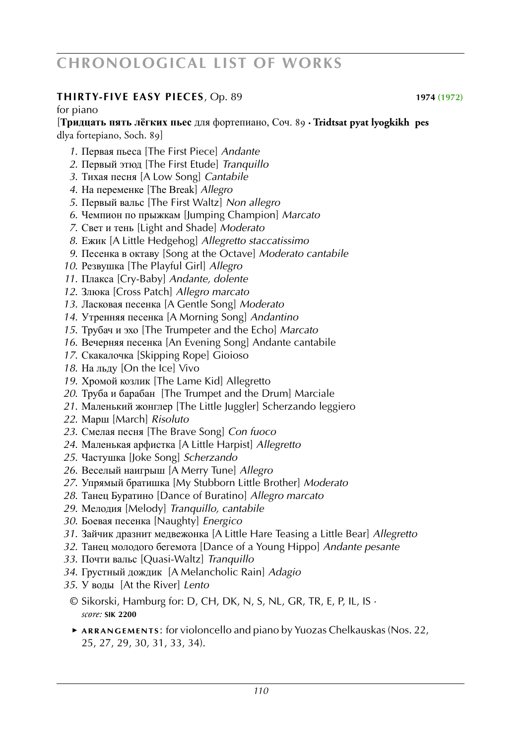# CHRONOLOGICAL LIST OF WORKS

**THIRTY-FIVE EASY PIECES**, Op. 89 **1974 (1972)**

for piano

[**Тридцать пять лёгких пьес** для фортепиано, Соч. 89 · **Tridtsat pyat lyogkikh pes** dlya fortepiano, Soch. 89]

1. Первая пьеса [The First Piece] *Andante*
2. Первый этюд [The First Etude] *Tranquillo*
3. Тихая песня [A Low Song] *Cantabile*
4. На переменке [The Break] *Allegro*
5. Первый вальс [The First Waltz] *Non allegro*
6. Чемпион по прыжкам [Jumping Champion] *Marcato*
7. Свет и тень [Light and Shade] *Moderato*
8. Ежик [A Little Hedgehog] *Allegretto staccatissimo*
9. Песенка в октаву [Song at the Octave] *Moderato cantabile*
10. Резвушка [The Playful Girl] *Allegro*
11. Плакса [Cry-Baby] *Andante, dolente*
12. Злюка [Cross Patch] *Allegro marcato*
13. Ласковая песенка [A Gentle Song] *Moderato*
14. Утренняя песенка [A Morning Song] *Andantino*
15. Трубач и эхо [The Trumpeter and the Echo] *Marcato*
16. Вечерняя песенка [An Evening Song] Andante cantabile
17. Скакалочка [Skipping Rope] Gioioso
18. На льду [On the Ice] Vivo
19. Хромой козлик [The Lame Kid] Allegretto
20. Труба и барабан [The Trumpet and the Drum] Marciale
21. Маленький жонглер [The Little Juggler] Scherzando leggiero
22. Марш [March] *Risoluto*
23. Смелая песня [The Brave Song] *Con fuoco*
24. Маленькая арфистка [A Little Harpist] *Allegretto*
25. Частушка [Joke Song] *Scherzando*
26. Веселый наигрыш [A Merry Tune] *Allegro*
27. Упрямый братишка [My Stubborn Little Brother] *Moderato*
28. Танец Буратино [Dance of Buratino] *Allegro marcato*
29. Мелодия [Melody] *Tranquillo, cantabile*
30. Боевая песенка [Naughty] *Energico*
31. Зайчик дразнит медвежонка [A Little Hare Teasing a Little Bear] *Allegretto*
32. Танец молодого бегемота [Dance of a Young Hippo] *Andante pesante*
33. Почти вальс [Quasi-Waltz] *Tranquillo*
34. Грустный дождик [A Melancholic Rain] *Adagio*
35. У воды [At the River] *Lento*

© Sikorski, Hamburg for: D, CH, DK, N, S, NL, GR, TR, E, P, IL, IS ·
*score:* **SIK 2200**

▸ **ARRANGEMENTS**: for violoncello and piano by Yuozas Chelkauskas (Nos. 22, 25, 27, 29, 30, 31, 33, 34).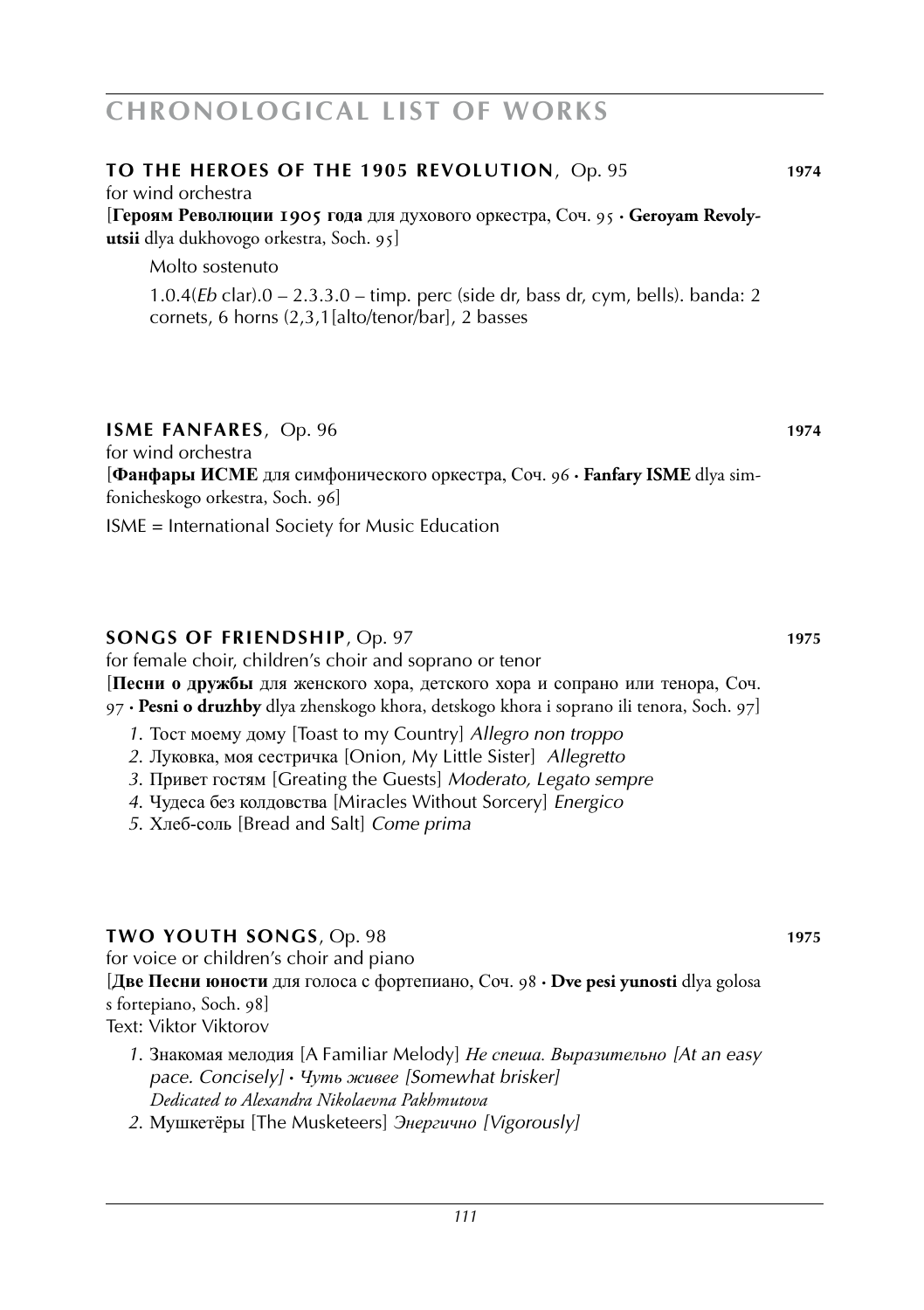## CHRONOLOGICAL LIST OF WORKS

### TO THE HEROES OF THE 1905 REVOLUTION, Op. 95 — 1974

for wind orchestra

[**Героям Революции 1905 года** для духового оркестра, Соч. 95 · **Geroyam Revolyutsii** dlya dukhovogo orkestra, Soch. 95]

Molto sostenuto

1.0.4(*Eb* clar).0 – 2.3.3.0 – timp. perc (side dr, bass dr, cym, bells). banda: 2 cornets, 6 horns (2,3,1[alto/tenor/bar], 2 basses

### ISME FANFARES, Op. 96 — 1974

for wind orchestra

[**Фанфары ИСМЕ** для симфонического оркестра, Соч. 96 · **Fanfary ISME** dlya simfonicheskogo orkestra, Soch. 96]

ISME = International Society for Music Education

### SONGS OF FRIENDSHIP, Op. 97 — 1975

for female choir, children's choir and soprano or tenor

[**Песни о дружбы** для женского хора, детского хора и сопрано или тенора, Соч. 97 · **Pesni o druzhby** dlya zhenskogo khora, detskogo khora i soprano ili tenora, Soch. 97]

1. Тост моему дому [Toast to my Country] *Allegro non troppo*
2. Луковка, моя сестричка [Onion, My Little Sister] *Allegretto*
3. Привет гостям [Greating the Guests] *Moderato, Legato sempre*
4. Чудеса без колдовства [Miracles Without Sorcery] *Energico*
5. Хлеб-соль [Bread and Salt] *Come prima*

### TWO YOUTH SONGS, Op. 98 — 1975

for voice or children's choir and piano

[**Две Песни юности** для голоса с фортепиано, Соч. 98 · **Dve pesi yunosti** dlya golosa s fortepiano, Soch. 98]

Text: Viktor Viktorov

1. Знакомая мелодия [A Familiar Melody] *Не спеша. Выразительно [At an easy pace. Concisely]* · *Чуть живее [Somewhat brisker]*
   *Dedicated to Alexandra Nikolaevna Pakhmutova*
2. Мушкетёры [The Musketeers] *Энергично [Vigorously]*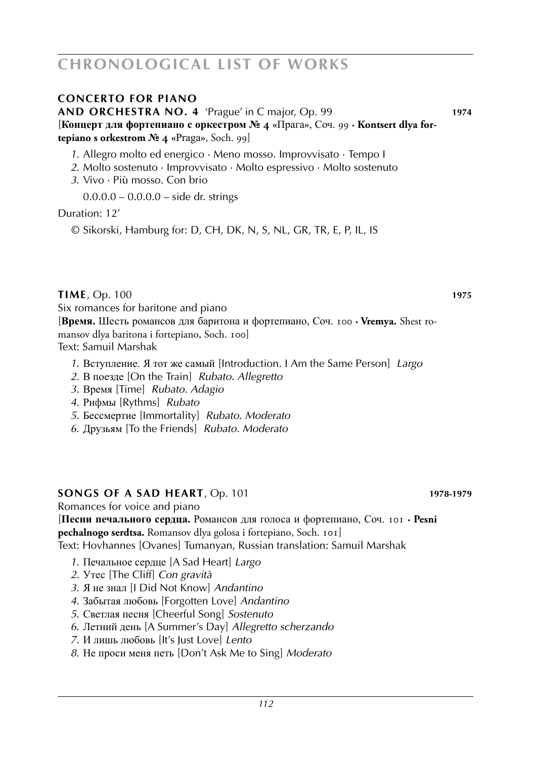## CHRONOLOGICAL LIST OF WORKS

### CONCERTO FOR PIANO AND ORCHESTRA NO. 4 'Prague' in C major, Op. 99 **1974**

[**Концерт для фортепиано с оркестром № 4** «Прага», Соч. 99 · **Kontsert dlya fortepiano s orkestrom № 4** «Praga», Soch. 99]

1. Allegro molto ed energico · Meno mosso. Improvvisato · Tempo I
2. Molto sostenuto · Improvvisato · Molto espressivo · Molto sostenuto
3. Vivo · Più mosso. Con brio

   0.0.0.0 – 0.0.0.0 – side dr. strings

Duration: 12'

© Sikorski, Hamburg for: D, CH, DK, N, S, NL, GR, TR, E, P, IL, IS

### TIME, Op. 100 **1975**

Six romances for baritone and piano

[**Время.** Шесть романсов для баритона и фортепиано, Соч. 100 · **Vremya.** Shest romansov dlya baritona i fortepiano, Soch. 100]

Text: Samuil Marshak

1. Вступление. Я тот же самый [Introduction. I Am the Same Person] *Largo*
2. В поезде [On the Train] *Rubato. Allegretto*
3. Время [Time] *Rubato. Adagio*
4. Рифмы [Rythms] *Rubato*
5. Бессмертие [Immortality] *Rubato. Moderato*
6. Друзьям [To the Friends] *Rubato. Moderato*

### SONGS OF A SAD HEART, Op. 101 **1978-1979**

Romances for voice and piano

[**Песни печального сердца.** Романсов для голоса и фортепиано, Соч. 101 · **Pesni pechalnogo serdtsa.** Romansov dlya golosa i fortepiano, Soch. 101]

Text: Hovhannes [Ovanes] Tumanyan, Russian translation: Samuil Marshak

1. Печальное сердце [A Sad Heart] *Largo*
2. Утес [The Cliff] *Con gravità*
3. Я не знал [I Did Not Know] *Andantino*
4. Забытая любовь [Forgotten Love] *Andantino*
5. Светлая песня [Cheerful Song] *Sostenuto*
6. Летний день [A Summer's Day] *Allegretto scherzando*
7. И лишь любовь [It's Just Love] *Lento*
8. Не проси меня петь [Don't Ask Me to Sing] *Moderato*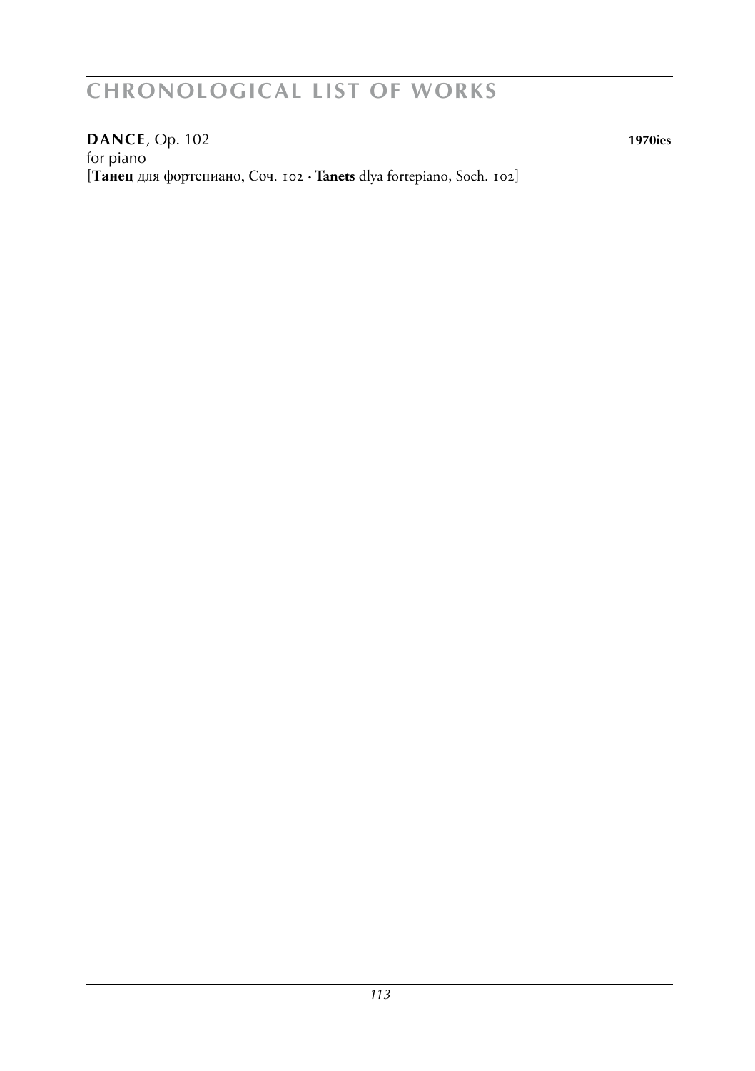# CHRONOLOGICAL LIST OF WORKS

**DANCE**, Op. 102 **1970ies**
for piano
[**Танец** для фортепиано, Соч. 102 · **Tanets** dlya fortepiano, Soch. 102]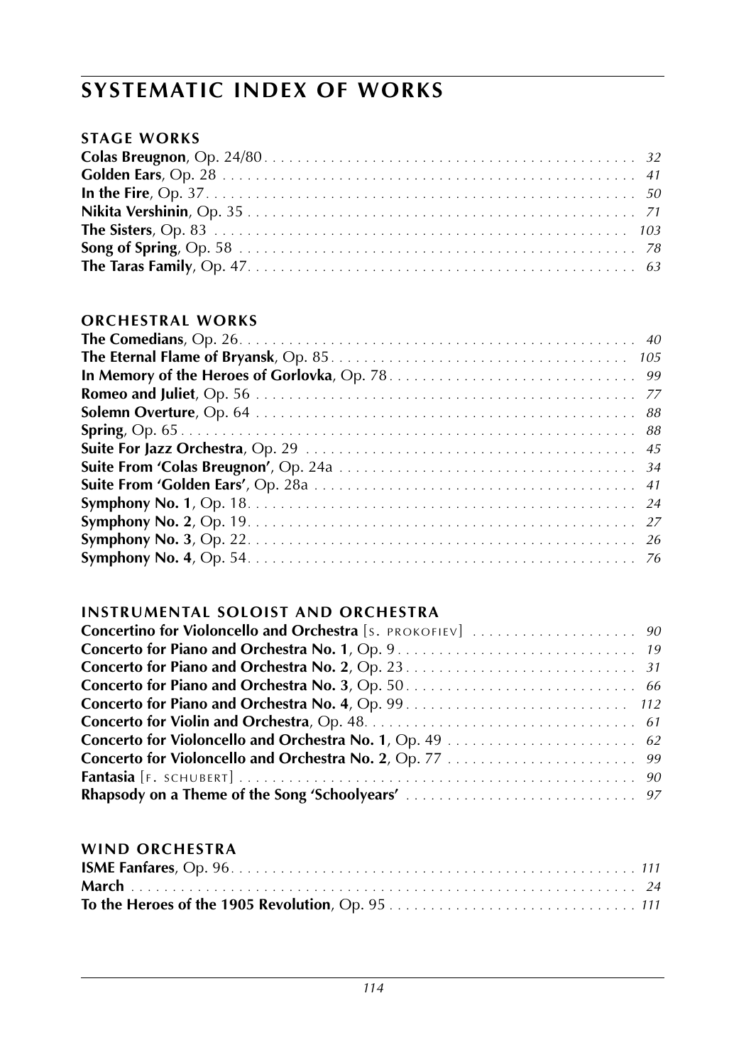# SYSTEMATIC INDEX OF WORKS

## STAGE WORKS

**Colas Breugnon**, Op. 24/80 . . . . . . . . 32
**Golden Ears**, Op. 28 . . . . . . . . 41
**In the Fire**, Op. 37 . . . . . . . . 50
**Nikita Vershinin**, Op. 35 . . . . . . . . 71
**The Sisters**, Op. 83 . . . . . . . . 103
**Song of Spring**, Op. 58 . . . . . . . . 78
**The Taras Family**, Op. 47 . . . . . . . . 63

## ORCHESTRAL WORKS

**The Comedians**, Op. 26 . . . . . . . . 40
**The Eternal Flame of Bryansk**, Op. 85 . . . . . . . . 105
**In Memory of the Heroes of Gorlovka**, Op. 78 . . . . . . . . 99
**Romeo and Juliet**, Op. 56 . . . . . . . . 77
**Solemn Overture**, Op. 64 . . . . . . . . 88
**Spring**, Op. 65 . . . . . . . . 88
**Suite For Jazz Orchestra**, Op. 29 . . . . . . . . 45
**Suite From 'Colas Breugnon'**, Op. 24a . . . . . . . . 34
**Suite From 'Golden Ears'**, Op. 28a . . . . . . . . 41
**Symphony No. 1**, Op. 18 . . . . . . . . 24
**Symphony No. 2**, Op. 19 . . . . . . . . 27
**Symphony No. 3**, Op. 22 . . . . . . . . 26
**Symphony No. 4**, Op. 54 . . . . . . . . 76

## INSTRUMENTAL SOLOIST AND ORCHESTRA

**Concertino for Violoncello and Orchestra** [S. PROKOFIEV] . . . . . . . . 90
**Concerto for Piano and Orchestra No. 1**, Op. 9 . . . . . . . . 19
**Concerto for Piano and Orchestra No. 2**, Op. 23 . . . . . . . . 31
**Concerto for Piano and Orchestra No. 3**, Op. 50 . . . . . . . . 66
**Concerto for Piano and Orchestra No. 4**, Op. 99 . . . . . . . . 112
**Concerto for Violin and Orchestra**, Op. 48 . . . . . . . . 61
**Concerto for Violoncello and Orchestra No. 1**, Op. 49 . . . . . . . . 62
**Concerto for Violoncello and Orchestra No. 2**, Op. 77 . . . . . . . . 99
**Fantasia** [F. SCHUBERT] . . . . . . . . 90
**Rhapsody on a Theme of the Song 'Schoolyears'** . . . . . . . . 97

## WIND ORCHESTRA

**ISME Fanfares**, Op. 96 . . . . . . . . 111
**March** . . . . . . . . 24
**To the Heroes of the 1905 Revolution**, Op. 95 . . . . . . . . 111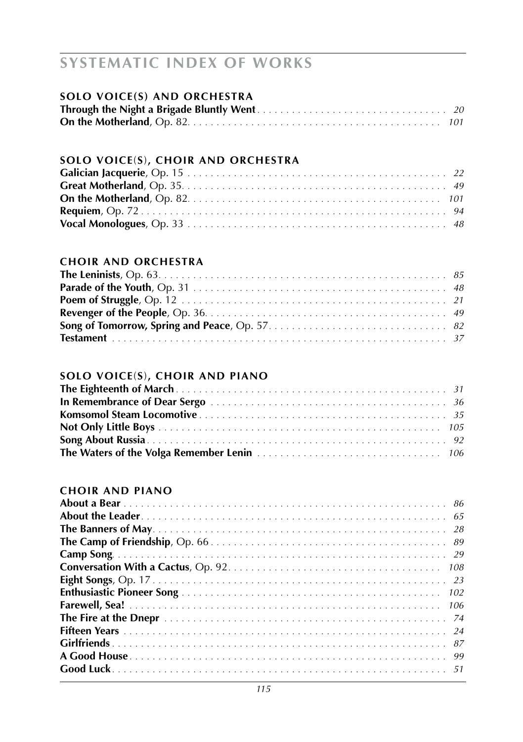# SYSTEMATIC INDEX OF WORKS

## SOLO VOICE(S) AND ORCHESTRA

**Through the Night a Brigade Bluntly Went** . . . . . . . . . *20*
**On the Motherland**, Op. 82. . . . . . . . . *101*

## SOLO VOICE(S), CHOIR AND ORCHESTRA

**Galician Jacquerie**, Op. 15 . . . . . . . . . *22*
**Great Motherland**, Op. 35. . . . . . . . . *49*
**On the Motherland**, Op. 82. . . . . . . . . *101*
**Requiem**, Op. 72 . . . . . . . . . *94*
**Vocal Monologues**, Op. 33 . . . . . . . . . *48*

## CHOIR AND ORCHESTRA

**The Leninists**, Op. 63. . . . . . . . . *85*
**Parade of the Youth**, Op. 31 . . . . . . . . . *48*
**Poem of Struggle**, Op. 12 . . . . . . . . . *21*
**Revenger of the People**, Op. 36. . . . . . . . . *49*
**Song of Tomorrow, Spring and Peace**, Op. 57. . . . . . . . . *82*
**Testament** . . . . . . . . . *37*

## SOLO VOICE(S), CHOIR AND PIANO

**The Eighteenth of March** . . . . . . . . . *31*
**In Remembrance of Dear Sergo** . . . . . . . . . *36*
**Komsomol Steam Locomotive** . . . . . . . . . *35*
**Not Only Little Boys** . . . . . . . . . *105*
**Song About Russia** . . . . . . . . . *92*
**The Waters of the Volga Remember Lenin** . . . . . . . . . *106*

## CHOIR AND PIANO

**About a Bear** . . . . . . . . . *86*
**About the Leader** . . . . . . . . . *65*
**The Banners of May**. . . . . . . . . *28*
**The Camp of Friendship**, Op. 66 . . . . . . . . . *89*
**Camp Song**. . . . . . . . . *29*
**Conversation With a Cactus**, Op. 92. . . . . . . . . *108*
**Eight Songs**, Op. 17 . . . . . . . . . *23*
**Enthusiastic Pioneer Song** . . . . . . . . . *102*
**Farewell, Sea!** . . . . . . . . . *106*
**The Fire at the Dnepr** . . . . . . . . . *74*
**Fifteen Years** . . . . . . . . . *24*
**Girlfriends** . . . . . . . . . *87*
**A Good House** . . . . . . . . . *99*
**Good Luck**. . . . . . . . . *51*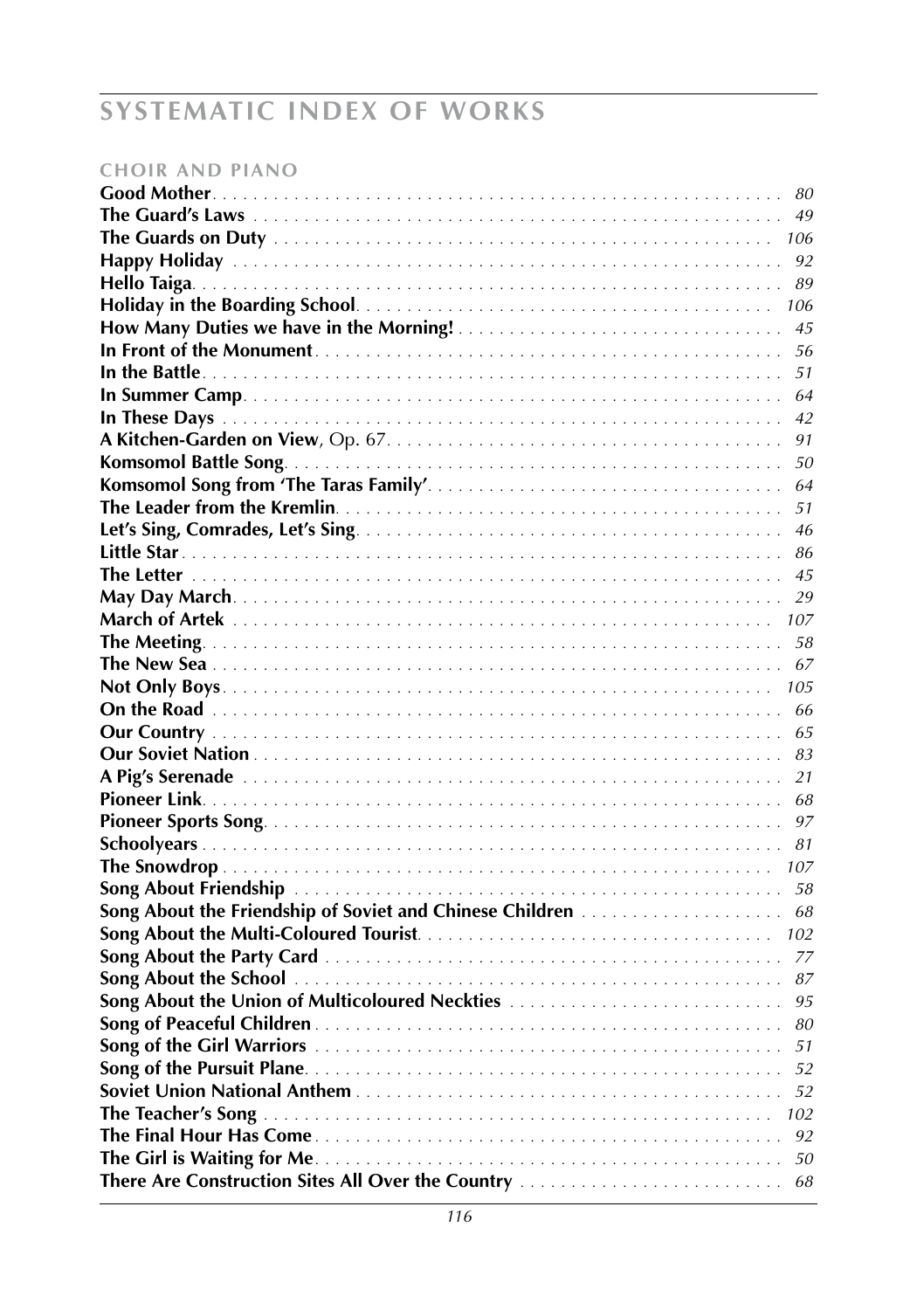# SYSTEMATIC INDEX OF WORKS

## CHOIR AND PIANO

**Good Mother** . . . . . . . . . . *80*
**The Guard's Laws** . . . . . . . . . . *49*
**The Guards on Duty** . . . . . . . . . . *106*
**Happy Holiday** . . . . . . . . . . *92*
**Hello Taiga** . . . . . . . . . . *89*
**Holiday in the Boarding School** . . . . . . . . . . *106*
**How Many Duties we have in the Morning!** . . . . . . . . . . *45*
**In Front of the Monument** . . . . . . . . . . *56*
**In the Battle** . . . . . . . . . . *51*
**In Summer Camp** . . . . . . . . . . *64*
**In These Days** . . . . . . . . . . *42*
**A Kitchen-Garden on View**, Op. 67 . . . . . . . . . . *91*
**Komsomol Battle Song** . . . . . . . . . . *50*
**Komsomol Song from 'The Taras Family'** . . . . . . . . . . *64*
**The Leader from the Kremlin** . . . . . . . . . . *51*
**Let's Sing, Comrades, Let's Sing** . . . . . . . . . . *46*
**Little Star** . . . . . . . . . . *86*
**The Letter** . . . . . . . . . . *45*
**May Day March** . . . . . . . . . . *29*
**March of Artek** . . . . . . . . . . *107*
**The Meeting** . . . . . . . . . . *58*
**The New Sea** . . . . . . . . . . *67*
**Not Only Boys** . . . . . . . . . . *105*
**On the Road** . . . . . . . . . . *66*
**Our Country** . . . . . . . . . . *65*
**Our Soviet Nation** . . . . . . . . . . *83*
**A Pig's Serenade** . . . . . . . . . . *21*
**Pioneer Link** . . . . . . . . . . *68*
**Pioneer Sports Song** . . . . . . . . . . *97*
**Schoolyears** . . . . . . . . . . *81*
**The Snowdrop** . . . . . . . . . . *107*
**Song About Friendship** . . . . . . . . . . *58*
**Song About the Friendship of Soviet and Chinese Children** . . . . . . . . . . *68*
**Song About the Multi-Coloured Tourist** . . . . . . . . . . *102*
**Song About the Party Card** . . . . . . . . . . *77*
**Song About the School** . . . . . . . . . . *87*
**Song About the Union of Multicoloured Neckties** . . . . . . . . . . *95*
**Song of Peaceful Children** . . . . . . . . . . *80*
**Song of the Girl Warriors** . . . . . . . . . . *51*
**Song of the Pursuit Plane** . . . . . . . . . . *52*
**Soviet Union National Anthem** . . . . . . . . . . *52*
**The Teacher's Song** . . . . . . . . . . *102*
**The Final Hour Has Come** . . . . . . . . . . *92*
**The Girl is Waiting for Me** . . . . . . . . . . *50*
**There Are Construction Sites All Over the Country** . . . . . . . . . . *68*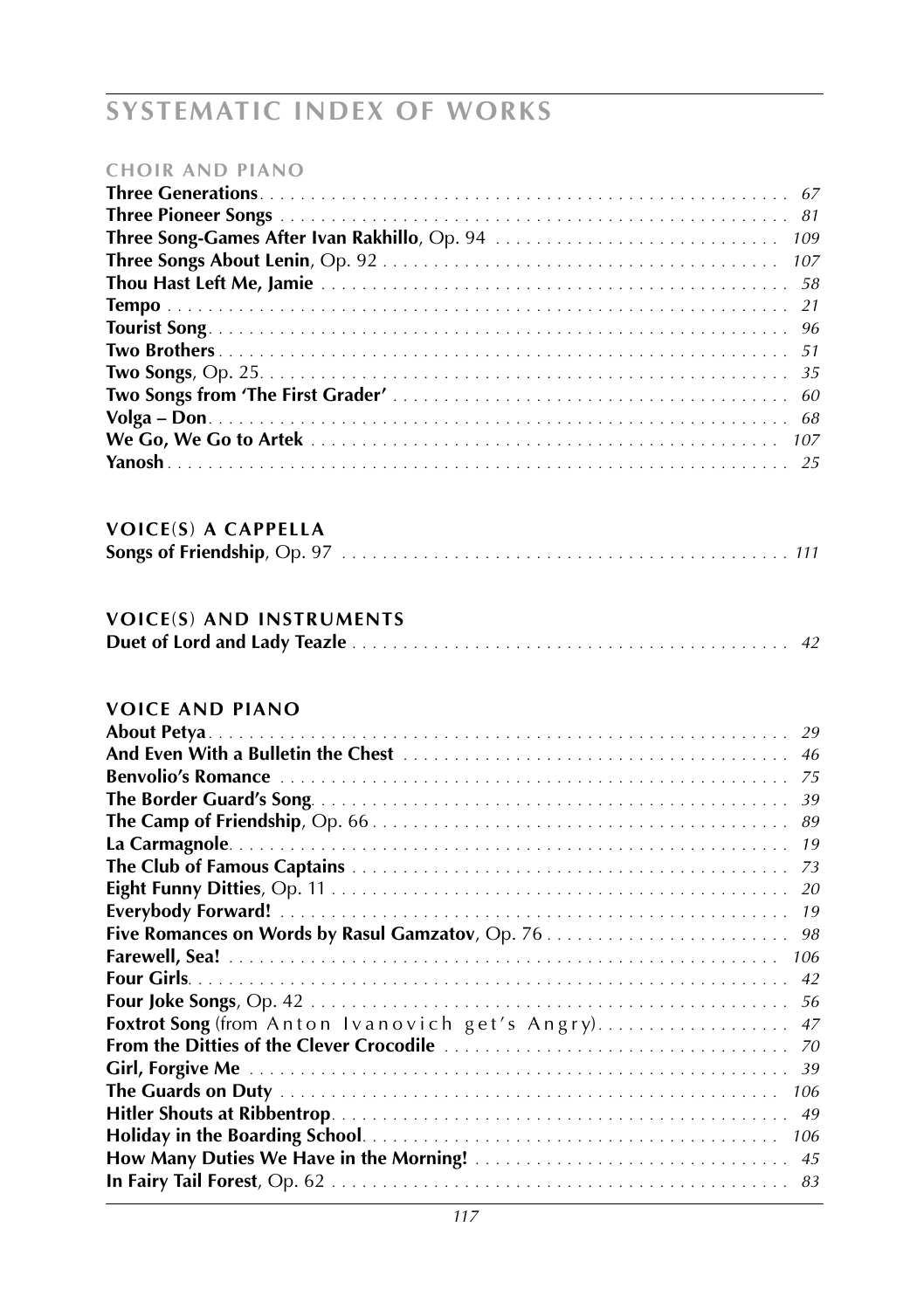# SYSTEMATIC INDEX OF WORKS

### CHOIR AND PIANO

**Three Generations** . . . . . . . . . . 67
**Three Pioneer Songs** . . . . . . . . . . 81
**Three Song-Games After Ivan Rakhillo**, Op. 94 . . . . . . . . . . 109
**Three Songs About Lenin**, Op. 92 . . . . . . . . . . 107
**Thou Hast Left Me, Jamie** . . . . . . . . . . 58
**Tempo** . . . . . . . . . . 21
**Tourist Song** . . . . . . . . . . 96
**Two Brothers** . . . . . . . . . . 51
**Two Songs**, Op. 25 . . . . . . . . . . 35
**Two Songs from 'The First Grader'** . . . . . . . . . . 60
**Volga – Don** . . . . . . . . . . 68
**We Go, We Go to Artek** . . . . . . . . . . 107
**Yanosh** . . . . . . . . . . 25

### VOICE(S) A CAPPELLA

**Songs of Friendship**, Op. 97 . . . . . . . . . . 111

### VOICE(S) AND INSTRUMENTS

**Duet of Lord and Lady Teazle** . . . . . . . . . . 42

### VOICE AND PIANO

**About Petya** . . . . . . . . . . 29
**And Even With a Bulletin the Chest** . . . . . . . . . . 46
**Benvolio's Romance** . . . . . . . . . . 75
**The Border Guard's Song** . . . . . . . . . . 39
**The Camp of Friendship**, Op. 66 . . . . . . . . . . 89
**La Carmagnole** . . . . . . . . . . 19
**The Club of Famous Captains** . . . . . . . . . . 73
**Eight Funny Ditties**, Op. 11 . . . . . . . . . . 20
**Everybody Forward!** . . . . . . . . . . 19
**Five Romances on Words by Rasul Gamzatov**, Op. 76 . . . . . . . . . . 98
**Farewell, Sea!** . . . . . . . . . . 106
**Four Girls** . . . . . . . . . . 42
**Four Joke Songs**, Op. 42 . . . . . . . . . . 56
**Foxtrot Song** (from Anton Ivanovich get's Angry) . . . . . . . . . . 47
**From the Ditties of the Clever Crocodile** . . . . . . . . . . 70
**Girl, Forgive Me** . . . . . . . . . . 39
**The Guards on Duty** . . . . . . . . . . 106
**Hitler Shouts at Ribbentrop** . . . . . . . . . . 49
**Holiday in the Boarding School** . . . . . . . . . . 106
**How Many Duties We Have in the Morning!** . . . . . . . . . . 45
**In Fairy Tail Forest**, Op. 62 . . . . . . . . . . 83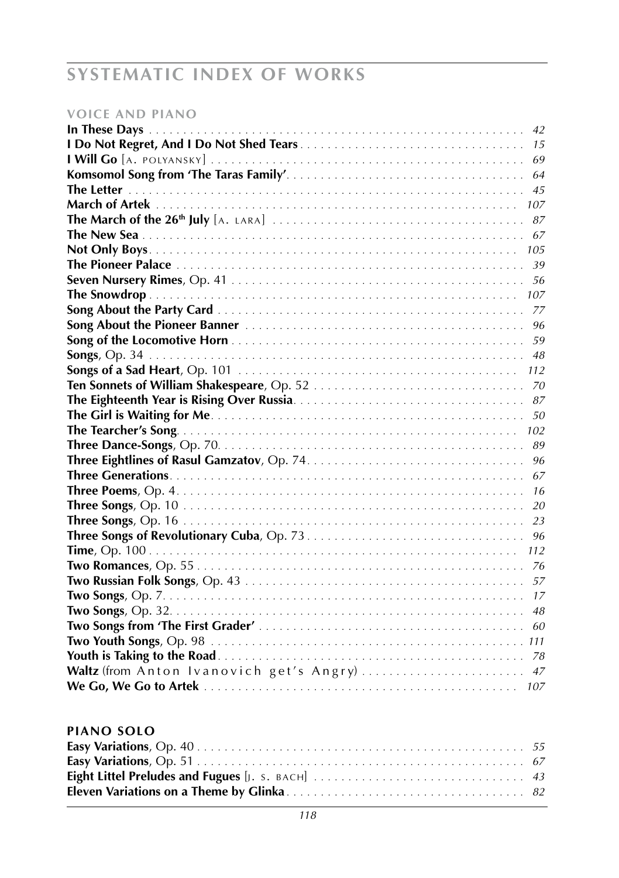# SYSTEMATIC INDEX OF WORKS

## VOICE AND PIANO

**In These Days** . . . . . . . . . . 42
**I Do Not Regret, And I Do Not Shed Tears** . . . . . . . . . . 15
**I Will Go** [A. POLYANSKY] . . . . . . . . . . 69
**Komsomol Song from 'The Taras Family'** . . . . . . . . . . 64
**The Letter** . . . . . . . . . . 45
**March of Artek** . . . . . . . . . . 107
**The March of the 26th July** [A. LARA] . . . . . . . . . . 87
**The New Sea** . . . . . . . . . . 67
**Not Only Boys** . . . . . . . . . . 105
**The Pioneer Palace** . . . . . . . . . . 39
**Seven Nursery Rimes**, Op. 41 . . . . . . . . . . 56
**The Snowdrop** . . . . . . . . . . 107
**Song About the Party Card** . . . . . . . . . . 77
**Song About the Pioneer Banner** . . . . . . . . . . 96
**Song of the Locomotive Horn** . . . . . . . . . . 59
**Songs**, Op. 34 . . . . . . . . . . 48
**Songs of a Sad Heart**, Op. 101 . . . . . . . . . . 112
**Ten Sonnets of William Shakespeare**, Op. 52 . . . . . . . . . . 70
**The Eighteenth Year is Rising Over Russia** . . . . . . . . . . 87
**The Girl is Waiting for Me** . . . . . . . . . . 50
**The Tearcher's Song** . . . . . . . . . . 102
**Three Dance-Songs**, Op. 70 . . . . . . . . . . 89
**Three Eightlines of Rasul Gamzatov**, Op. 74 . . . . . . . . . . 96
**Three Generations** . . . . . . . . . . 67
**Three Poems**, Op. 4 . . . . . . . . . . 16
**Three Songs**, Op. 10 . . . . . . . . . . 20
**Three Songs**, Op. 16 . . . . . . . . . . 23
**Three Songs of Revolutionary Cuba**, Op. 73 . . . . . . . . . . 96
**Time**, Op. 100 . . . . . . . . . . 112
**Two Romances**, Op. 55 . . . . . . . . . . 76
**Two Russian Folk Songs**, Op. 43 . . . . . . . . . . 57
**Two Songs**, Op. 7 . . . . . . . . . . 17
**Two Songs**, Op. 32 . . . . . . . . . . 48
**Two Songs from 'The First Grader'** . . . . . . . . . . 60
**Two Youth Songs**, Op. 98 . . . . . . . . . . 111
**Youth is Taking to the Road** . . . . . . . . . . 78
**Waltz** (from Anton Ivanovich get's Angry) . . . . . . . . . . 47
**We Go, We Go to Artek** . . . . . . . . . . 107

## PIANO SOLO

**Easy Variations**, Op. 40 . . . . . . . . . . 55
**Easy Variations**, Op. 51 . . . . . . . . . . 67
**Eight Littel Preludes and Fugues** [J. S. BACH] . . . . . . . . . . 43
**Eleven Variations on a Theme by Glinka** . . . . . . . . . . 82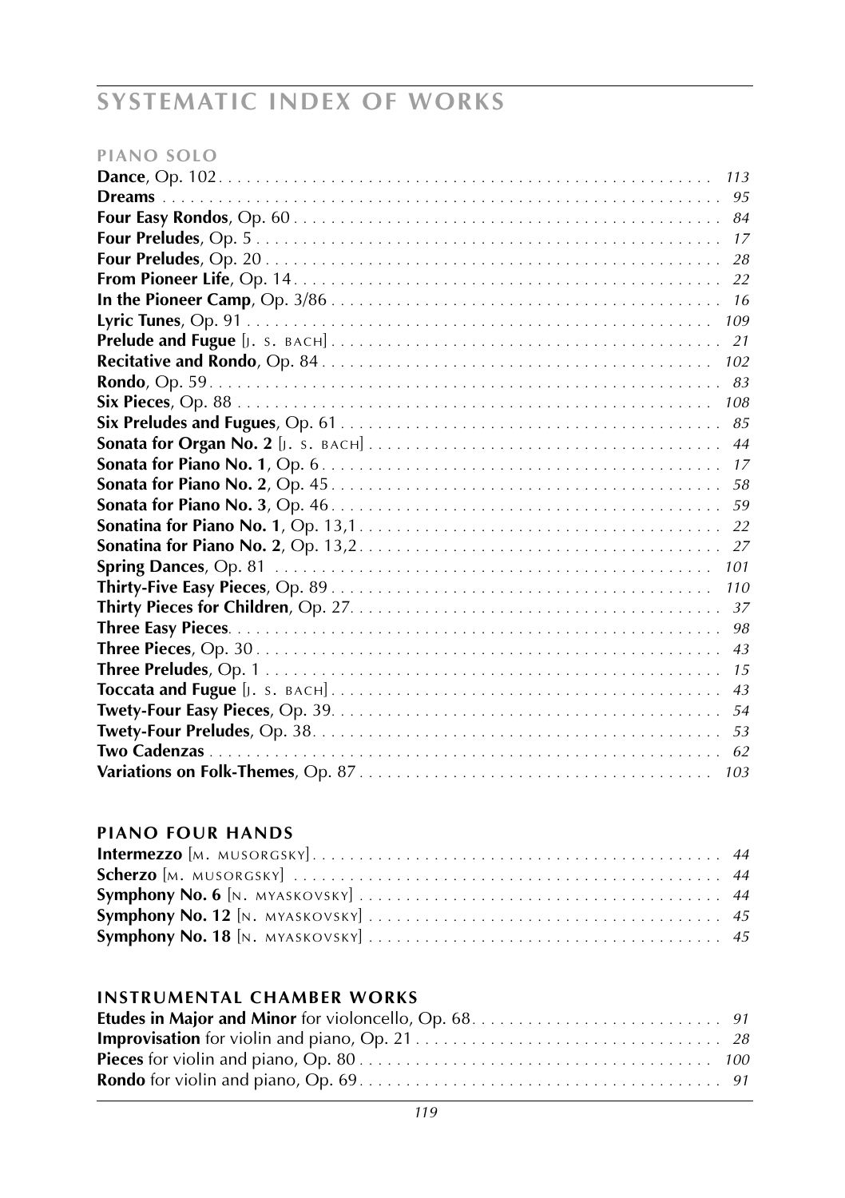# SYSTEMATIC INDEX OF WORKS

## PIANO SOLO

**Dance**, Op. 102 . . . 113
**Dreams** . . . 95
**Four Easy Rondos**, Op. 60 . . . 84
**Four Preludes**, Op. 5 . . . 17
**Four Preludes**, Op. 20 . . . 28
**From Pioneer Life**, Op. 14 . . . 22
**In the Pioneer Camp**, Op. 3/86 . . . 16
**Lyric Tunes**, Op. 91 . . . 109
**Prelude and Fugue** [J. S. BACH] . . . 21
**Recitative and Rondo**, Op. 84 . . . 102
**Rondo**, Op. 59 . . . 83
**Six Pieces**, Op. 88 . . . 108
**Six Preludes and Fugues**, Op. 61 . . . 85
**Sonata for Organ No. 2** [J. S. BACH] . . . 44
**Sonata for Piano No. 1**, Op. 6 . . . 17
**Sonata for Piano No. 2**, Op. 45 . . . 58
**Sonata for Piano No. 3**, Op. 46 . . . 59
**Sonatina for Piano No. 1**, Op. 13,1 . . . 22
**Sonatina for Piano No. 2**, Op. 13,2 . . . 27
**Spring Dances**, Op. 81 . . . 101
**Thirty-Five Easy Pieces**, Op. 89 . . . 110
**Thirty Pieces for Children**, Op. 27 . . . 37
**Three Easy Pieces** . . . 98
**Three Pieces**, Op. 30 . . . 43
**Three Preludes**, Op. 1 . . . 15
**Toccata and Fugue** [J. S. BACH] . . . 43
**Twety-Four Easy Pieces**, Op. 39 . . . 54
**Twety-Four Preludes**, Op. 38 . . . 53
**Two Cadenzas** . . . 62
**Variations on Folk-Themes**, Op. 87 . . . 103

## PIANO FOUR HANDS

**Intermezzo** [M. MUSORGSKY] . . . 44
**Scherzo** [M. MUSORGSKY] . . . 44
**Symphony No. 6** [N. MYASKOVSKY] . . . 44
**Symphony No. 12** [N. MYASKOVSKY] . . . 45
**Symphony No. 18** [N. MYASKOVSKY] . . . 45

## INSTRUMENTAL CHAMBER WORKS

**Etudes in Major and Minor** for violoncello, Op. 68 . . . 91
**Improvisation** for violin and piano, Op. 21 . . . 28
**Pieces** for violin and piano, Op. 80 . . . 100
**Rondo** for violin and piano, Op. 69 . . . 91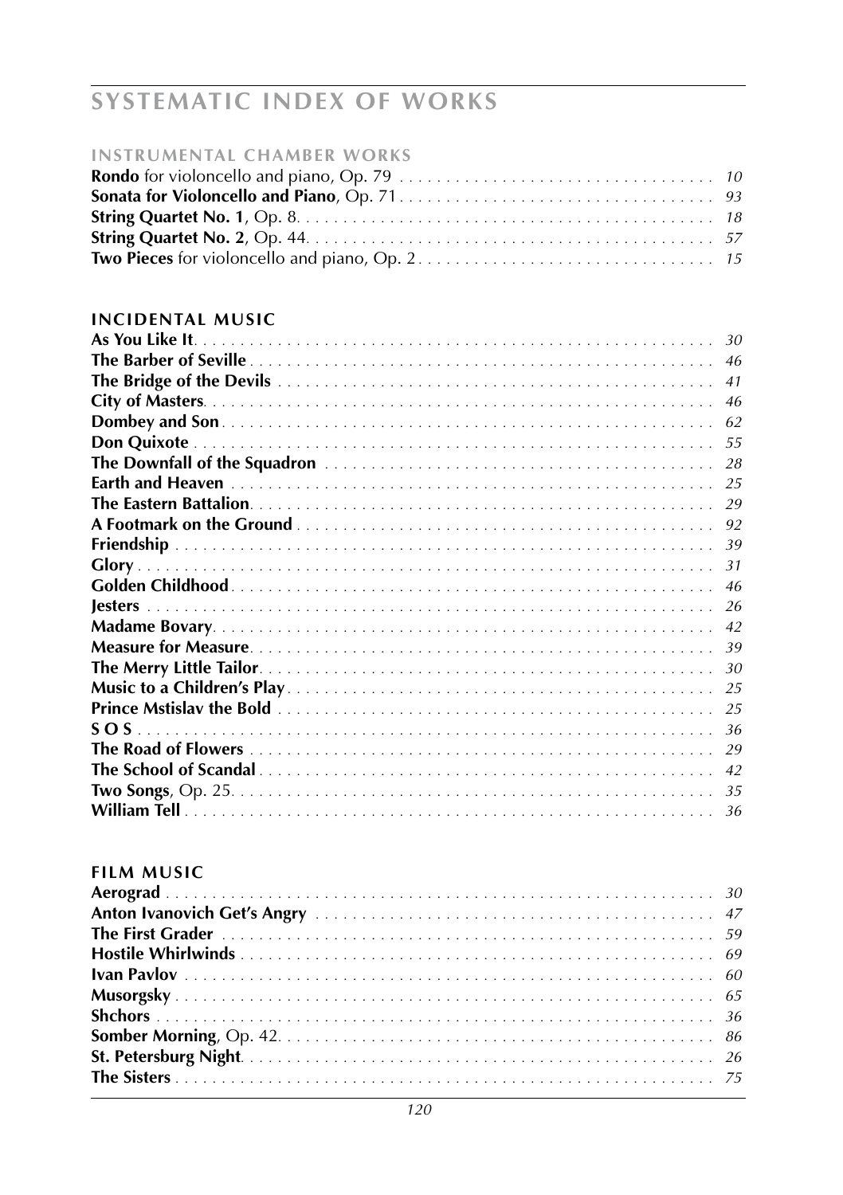# SYSTEMATIC INDEX OF WORKS

## INSTRUMENTAL CHAMBER WORKS

**Rondo** for violoncello and piano, Op. 79 . . . . . . . . . . *10*
**Sonata for Violoncello and Piano**, Op. 71 . . . . . . . . . . *93*
**String Quartet No. 1**, Op. 8 . . . . . . . . . . *18*
**String Quartet No. 2**, Op. 44 . . . . . . . . . . *57*
**Two Pieces** for violoncello and piano, Op. 2 . . . . . . . . . . *15*

## INCIDENTAL MUSIC

**As You Like It** . . . . . . . . . . *30*
**The Barber of Seville** . . . . . . . . . . *46*
**The Bridge of the Devils** . . . . . . . . . . *41*
**City of Masters** . . . . . . . . . . *46*
**Dombey and Son** . . . . . . . . . . *62*
**Don Quixote** . . . . . . . . . . *55*
**The Downfall of the Squadron** . . . . . . . . . . *28*
**Earth and Heaven** . . . . . . . . . . *25*
**The Eastern Battalion** . . . . . . . . . . *29*
**A Footmark on the Ground** . . . . . . . . . . *92*
**Friendship** . . . . . . . . . . *39*
**Glory** . . . . . . . . . . *31*
**Golden Childhood** . . . . . . . . . . *46*
**Jesters** . . . . . . . . . . *26*
**Madame Bovary** . . . . . . . . . . *42*
**Measure for Measure** . . . . . . . . . . *39*
**The Merry Little Tailor** . . . . . . . . . . *30*
**Music to a Children's Play** . . . . . . . . . . *25*
**Prince Mstislav the Bold** . . . . . . . . . . *25*
**S O S** . . . . . . . . . . *36*
**The Road of Flowers** . . . . . . . . . . *29*
**The School of Scandal** . . . . . . . . . . *42*
**Two Songs**, Op. 25 . . . . . . . . . . *35*
**William Tell** . . . . . . . . . . *36*

## FILM MUSIC

**Aerograd** . . . . . . . . . . *30*
**Anton Ivanovich Get's Angry** . . . . . . . . . . *47*
**The First Grader** . . . . . . . . . . *59*
**Hostile Whirlwinds** . . . . . . . . . . *69*
**Ivan Pavlov** . . . . . . . . . . *60*
**Musorgsky** . . . . . . . . . . *65*
**Shchors** . . . . . . . . . . *36*
**Somber Morning**, Op. 42 . . . . . . . . . . *86*
**St. Petersburg Night** . . . . . . . . . . *26*
**The Sisters** . . . . . . . . . . *75*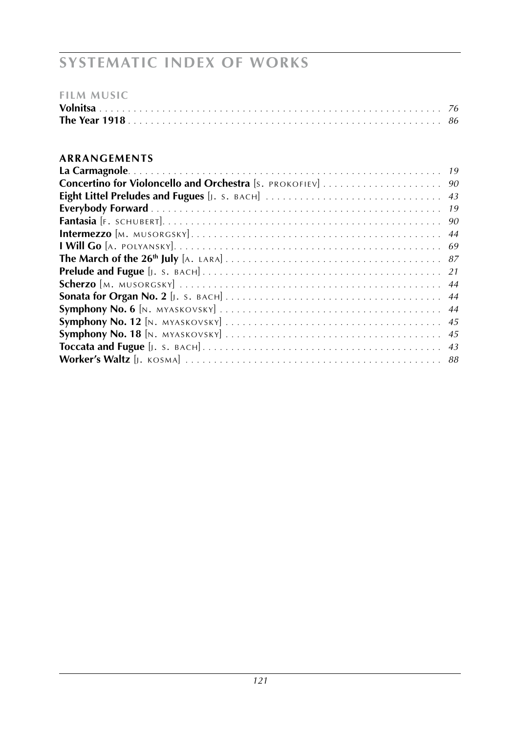# SYSTEMATIC INDEX OF WORKS

## FILM MUSIC

**Volnitsa** . . . . . . . . . . . . . . . . . . . . . . . . . . . . . . . . . . . . . . . . . . . . . . . . . . . . . . . . . . . . . 76
**The Year 1918** . . . . . . . . . . . . . . . . . . . . . . . . . . . . . . . . . . . . . . . . . . . . . . . . . . . . . . . . . 86

## ARRANGEMENTS

**La Carmagnole**. . . . . . . . . . . . . . . . . . . . . . . . . . . . . . . . . . . . . . . . . . . . . . . . . . . . . . . . 19
**Concertino for Violoncello and Orchestra** [S. PROKOFIEV] . . . . . . . . . . . . . . . . . . . . . 90
**Eight Littel Preludes and Fugues** [J. S. BACH] . . . . . . . . . . . . . . . . . . . . . . . . . . . . . . . 43
**Everybody Forward** . . . . . . . . . . . . . . . . . . . . . . . . . . . . . . . . . . . . . . . . . . . . . . . . . . . 19
**Fantasia** [F. SCHUBERT]. . . . . . . . . . . . . . . . . . . . . . . . . . . . . . . . . . . . . . . . . . . . . . . . . 90
**Intermezzo** [M. MUSORGSKY]. . . . . . . . . . . . . . . . . . . . . . . . . . . . . . . . . . . . . . . . . . . . 44
**I Will Go** [A. POLYANSKY]. . . . . . . . . . . . . . . . . . . . . . . . . . . . . . . . . . . . . . . . . . . . . . . 69
**The March of the 26th July** [A. LARA] . . . . . . . . . . . . . . . . . . . . . . . . . . . . . . . . . . . . . . 87
**Prelude and Fugue** [J. S. BACH] . . . . . . . . . . . . . . . . . . . . . . . . . . . . . . . . . . . . . . . . . . 21
**Scherzo** [M. MUSORGSKY] . . . . . . . . . . . . . . . . . . . . . . . . . . . . . . . . . . . . . . . . . . . . . . 44
**Sonata for Organ No. 2** [J. S. BACH] . . . . . . . . . . . . . . . . . . . . . . . . . . . . . . . . . . . . . . 44
**Symphony No. 6** [N. MYASKOVSKY] . . . . . . . . . . . . . . . . . . . . . . . . . . . . . . . . . . . . . . . 44
**Symphony No. 12** [N. MYASKOVSKY] . . . . . . . . . . . . . . . . . . . . . . . . . . . . . . . . . . . . . . 45
**Symphony No. 18** [N. MYASKOVSKY] . . . . . . . . . . . . . . . . . . . . . . . . . . . . . . . . . . . . . . 45
**Toccata and Fugue** [J. S. BACH]. . . . . . . . . . . . . . . . . . . . . . . . . . . . . . . . . . . . . . . . . . 43
**Worker's Waltz** [J. KOSMA] . . . . . . . . . . . . . . . . . . . . . . . . . . . . . . . . . . . . . . . . . . . . . 88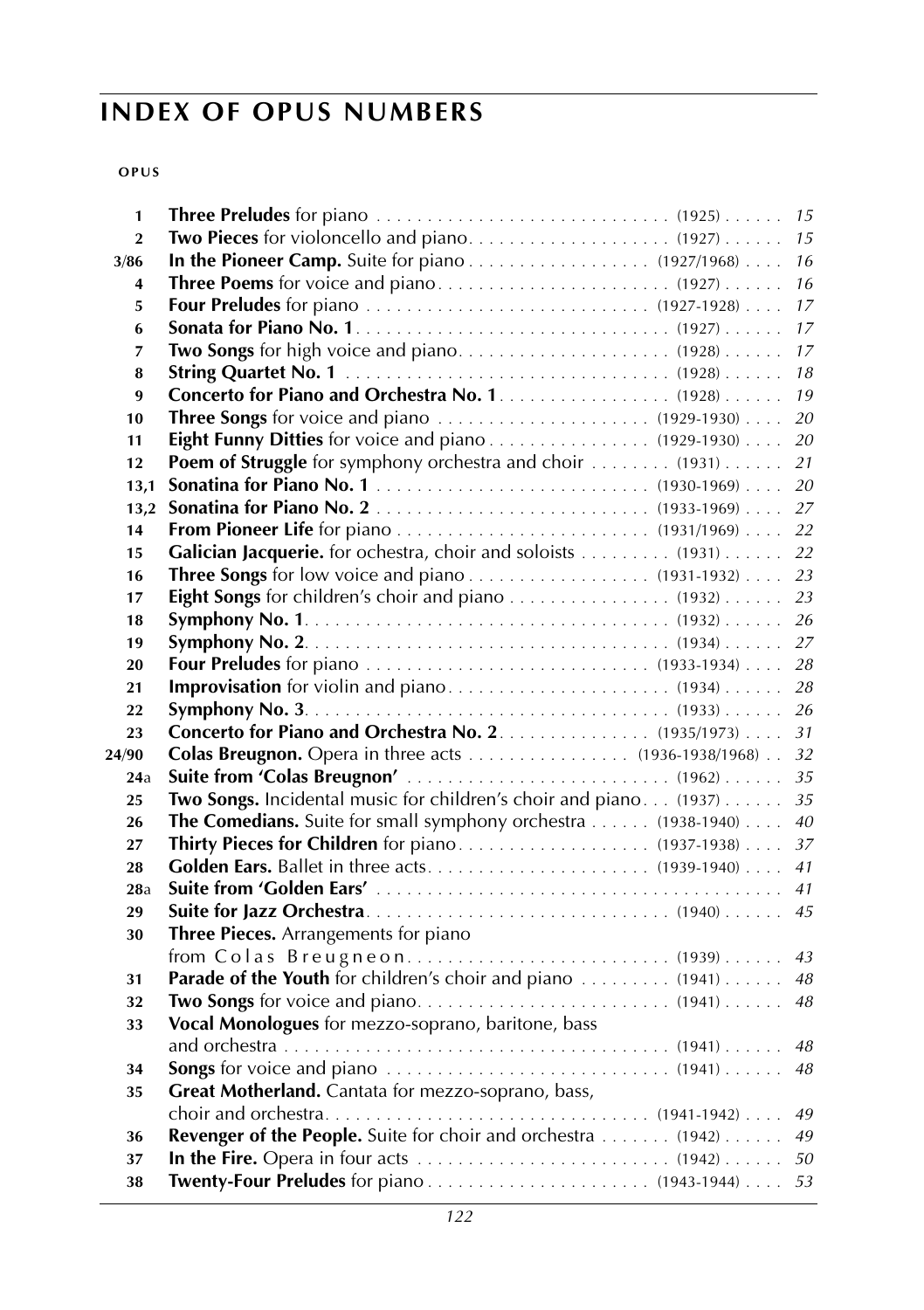# INDEX OF OPUS NUMBERS

| OPUS | | | |
|---|---|---|---|
| 1 | **Three Preludes** for piano | (1925) | 15 |
| 2 | **Two Pieces** for violoncello and piano | (1927) | 15 |
| 3/86 | **In the Pioneer Camp.** Suite for piano | (1927/1968) | 16 |
| 4 | **Three Poems** for voice and piano | (1927) | 16 |
| 5 | **Four Preludes** for piano | (1927-1928) | 17 |
| 6 | **Sonata for Piano No. 1** | (1927) | 17 |
| 7 | **Two Songs** for high voice and piano | (1928) | 17 |
| 8 | **String Quartet No. 1** | (1928) | 18 |
| 9 | **Concerto for Piano and Orchestra No. 1** | (1928) | 19 |
| 10 | **Three Songs** for voice and piano | (1929-1930) | 20 |
| 11 | **Eight Funny Ditties** for voice and piano | (1929-1930) | 20 |
| 12 | **Poem of Struggle** for symphony orchestra and choir | (1931) | 21 |
| 13,1 | **Sonatina for Piano No. 1** | (1930-1969) | 20 |
| 13,2 | **Sonatina for Piano No. 2** | (1933-1969) | 27 |
| 14 | **From Pioneer Life** for piano | (1931/1969) | 22 |
| 15 | **Galician Jacquerie.** for ochestra, choir and soloists | (1931) | 22 |
| 16 | **Three Songs** for low voice and piano | (1931-1932) | 23 |
| 17 | **Eight Songs** for children's choir and piano | (1932) | 23 |
| 18 | **Symphony No. 1** | (1932) | 26 |
| 19 | **Symphony No. 2** | (1934) | 27 |
| 20 | **Four Preludes** for piano | (1933-1934) | 28 |
| 21 | **Improvisation** for violin and piano | (1934) | 28 |
| 22 | **Symphony No. 3** | (1933) | 26 |
| 23 | **Concerto for Piano and Orchestra No. 2** | (1935/1973) | 31 |
| 24/90 | **Colas Breugnon.** Opera in three acts | (1936-1938/1968) | 32 |
| 24a | **Suite from 'Colas Breugnon'** | (1962) | 35 |
| 25 | **Two Songs.** Incidental music for children's choir and piano | (1937) | 35 |
| 26 | **The Comedians.** Suite for small symphony orchestra | (1938-1940) | 40 |
| 27 | **Thirty Pieces for Children** for piano | (1937-1938) | 37 |
| 28 | **Golden Ears.** Ballet in three acts | (1939-1940) | 41 |
| 28a | **Suite from 'Golden Ears'** | | 41 |
| 29 | **Suite for Jazz Orchestra** | (1940) | 45 |
| 30 | **Three Pieces.** Arrangements for piano from Colas Breugneon | (1939) | 43 |
| 31 | **Parade of the Youth** for children's choir and piano | (1941) | 48 |
| 32 | **Two Songs** for voice and piano | (1941) | 48 |
| 33 | **Vocal Monologues** for mezzo-soprano, baritone, bass and orchestra | (1941) | 48 |
| 34 | **Songs** for voice and piano | (1941) | 48 |
| 35 | **Great Motherland.** Cantata for mezzo-soprano, bass, choir and orchestra | (1941-1942) | 49 |
| 36 | **Revenger of the People.** Suite for choir and orchestra | (1942) | 49 |
| 37 | **In the Fire.** Opera in four acts | (1942) | 50 |
| 38 | **Twenty-Four Preludes** for piano | (1943-1944) | 53 |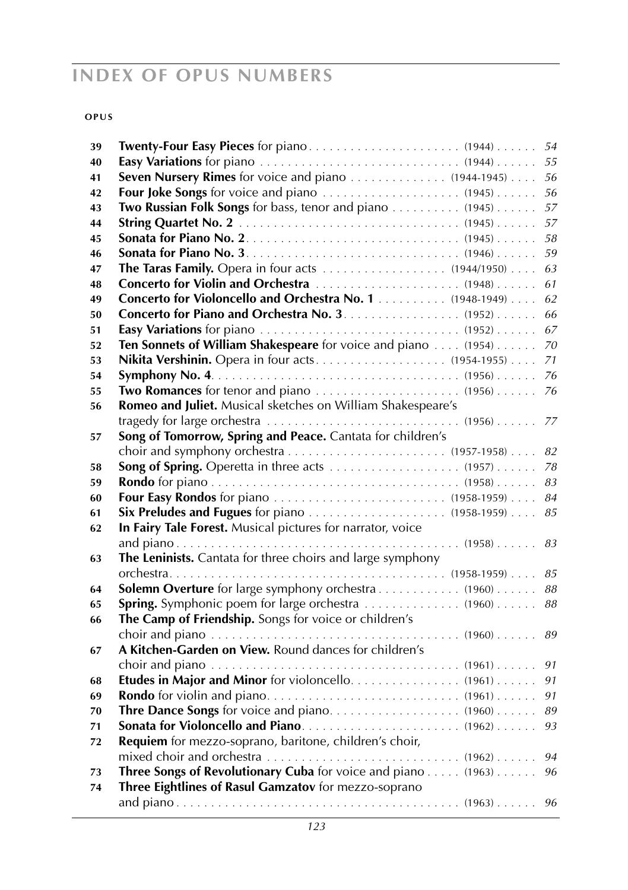# INDEX OF OPUS NUMBERS

| OPUS | | | |
|---|---|---|---|
| 39 | **Twenty-Four Easy Pieces** for piano | (1944) | 54 |
| 40 | **Easy Variations** for piano | (1944) | 55 |
| 41 | **Seven Nursery Rimes** for voice and piano | (1944-1945) | 56 |
| 42 | **Four Joke Songs** for voice and piano | (1945) | 56 |
| 43 | **Two Russian Folk Songs** for bass, tenor and piano | (1945) | 57 |
| 44 | **String Quartet No. 2** | (1945) | 57 |
| 45 | **Sonata for Piano No. 2** | (1945) | 58 |
| 46 | **Sonata for Piano No. 3** | (1946) | 59 |
| 47 | **The Taras Family.** Opera in four acts | (1944/1950) | 63 |
| 48 | **Concerto for Violin and Orchestra** | (1948) | 61 |
| 49 | **Concerto for Violoncello and Orchestra No. 1** | (1948-1949) | 62 |
| 50 | **Concerto for Piano and Orchestra No. 3** | (1952) | 66 |
| 51 | **Easy Variations** for piano | (1952) | 67 |
| 52 | **Ten Sonnets of William Shakespeare** for voice and piano | (1954) | 70 |
| 53 | **Nikita Vershinin.** Opera in four acts | (1954-1955) | 71 |
| 54 | **Symphony No. 4** | (1956) | 76 |
| 55 | **Two Romances** for tenor and piano | (1956) | 76 |
| 56 | **Romeo and Juliet.** Musical sketches on William Shakespeare's tragedy for large orchestra | (1956) | 77 |
| 57 | **Song of Tomorrow, Spring and Peace.** Cantata for children's choir and symphony orchestra | (1957-1958) | 82 |
| 58 | **Song of Spring.** Operetta in three acts | (1957) | 78 |
| 59 | **Rondo** for piano | (1958) | 83 |
| 60 | **Four Easy Rondos** for piano | (1958-1959) | 84 |
| 61 | **Six Preludes and Fugues** for piano | (1958-1959) | 85 |
| 62 | **In Fairy Tale Forest.** Musical pictures for narrator, voice and piano | (1958) | 83 |
| 63 | **The Leninists.** Cantata for three choirs and large symphony orchestra | (1958-1959) | 85 |
| 64 | **Solemn Overture** for large symphony orchestra | (1960) | 88 |
| 65 | **Spring.** Symphonic poem for large orchestra | (1960) | 88 |
| 66 | **The Camp of Friendship.** Songs for voice or children's choir and piano | (1960) | 89 |
| 67 | **A Kitchen-Garden on View.** Round dances for children's choir and piano | (1961) | 91 |
| 68 | **Etudes in Major and Minor** for violoncello | (1961) | 91 |
| 69 | **Rondo** for violin and piano | (1961) | 91 |
| 70 | **Thre Dance Songs** for voice and piano | (1960) | 89 |
| 71 | **Sonata for Violoncello and Piano** | (1962) | 93 |
| 72 | **Requiem** for mezzo-soprano, baritone, children's choir, mixed choir and orchestra | (1962) | 94 |
| 73 | **Three Songs of Revolutionary Cuba** for voice and piano | (1963) | 96 |
| 74 | **Three Eightlines of Rasul Gamzatov** for mezzo-soprano and piano | (1963) | 96 |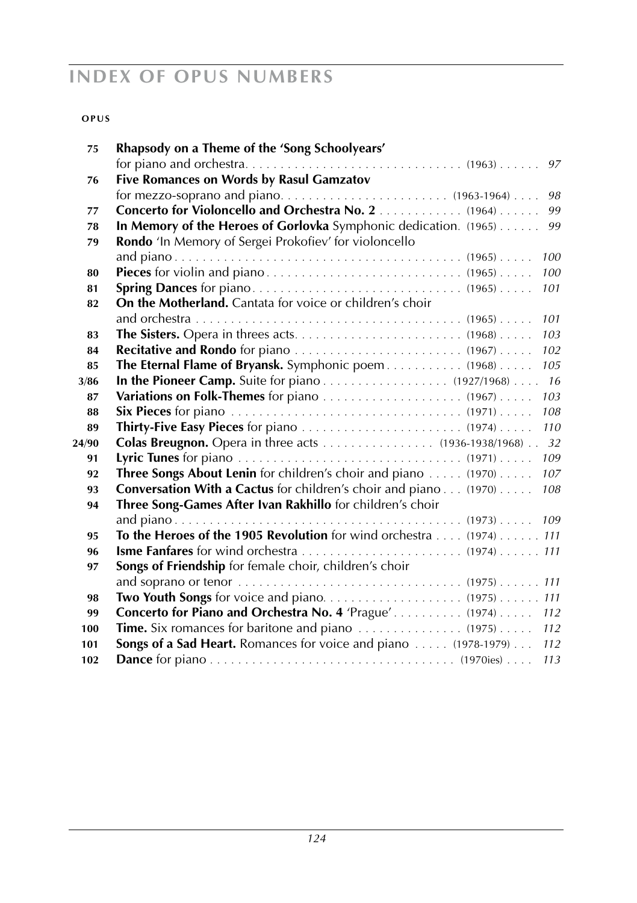# INDEX OF OPUS NUMBERS

| OPUS | | | |
|---|---|---|---|
| 75 | **Rhapsody on a Theme of the 'Song Schoolyears'** for piano and orchestra | (1963) | 97 |
| 76 | **Five Romances on Words by Rasul Gamzatov** for mezzo-soprano and piano | (1963-1964) | 98 |
| 77 | **Concerto for Violoncello and Orchestra No. 2** | (1964) | 99 |
| 78 | **In Memory of the Heroes of Gorlovka** Symphonic dedication | (1965) | 99 |
| 79 | **Rondo** 'In Memory of Sergei Prokofiev' for violoncello and piano | (1965) | 100 |
| 80 | **Pieces** for violin and piano | (1965) | 100 |
| 81 | **Spring Dances** for piano | (1965) | 101 |
| 82 | **On the Motherland.** Cantata for voice or children's choir and orchestra | (1965) | 101 |
| 83 | **The Sisters.** Opera in threes acts | (1968) | 103 |
| 84 | **Recitative and Rondo** for piano | (1967) | 102 |
| 85 | **The Eternal Flame of Bryansk.** Symphonic poem | (1968) | 105 |
| 3/86 | **In the Pioneer Camp.** Suite for piano | (1927/1968) | 16 |
| 87 | **Variations on Folk-Themes** for piano | (1967) | 103 |
| 88 | **Six Pieces** for piano | (1971) | 108 |
| 89 | **Thirty-Five Easy Pieces** for piano | (1974) | 110 |
| 24/90 | **Colas Breugnon.** Opera in three acts | (1936-1938/1968) | 32 |
| 91 | **Lyric Tunes** for piano | (1971) | 109 |
| 92 | **Three Songs About Lenin** for children's choir and piano | (1970) | 107 |
| 93 | **Conversation With a Cactus** for children's choir and piano | (1970) | 108 |
| 94 | **Three Song-Games After Ivan Rakhillo** for children's choir and piano | (1973) | 109 |
| 95 | **To the Heroes of the 1905 Revolution** for wind orchestra | (1974) | 111 |
| 96 | **Isme Fanfares** for wind orchestra | (1974) | 111 |
| 97 | **Songs of Friendship** for female choir, children's choir and soprano or tenor | (1975) | 111 |
| 98 | **Two Youth Songs** for voice and piano | (1975) | 111 |
| 99 | **Concerto for Piano and Orchestra No. 4** 'Prague' | (1974) | 112 |
| 100 | **Time.** Six romances for baritone and piano | (1975) | 112 |
| 101 | **Songs of a Sad Heart.** Romances for voice and piano | (1978-1979) | 112 |
| 102 | **Dance** for piano | (1970ies) | 113 |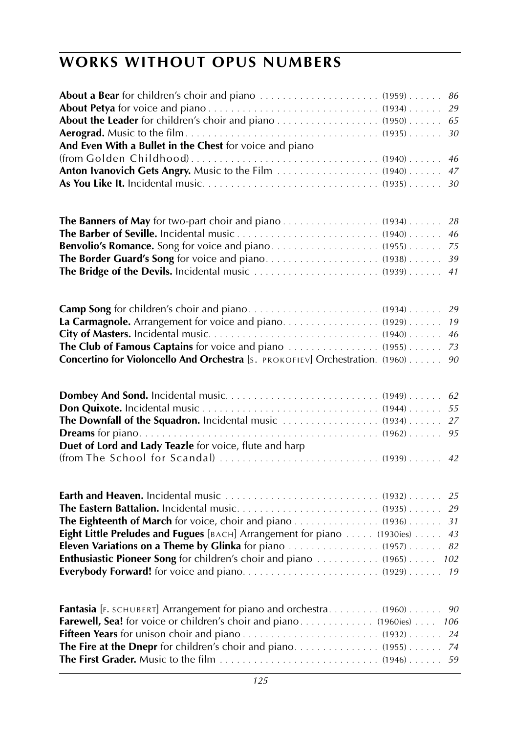## WORKS WITHOUT OPUS NUMBERS

**About a Bear** for children's choir and piano . . . . . . . . . . . . . . . . . . . . (1959) . . . . . . *86*
**About Petya** for voice and piano . . . . . . . . . . . . . . . . . . . . . . . . . . . . (1934) . . . . . . *29*
**About the Leader** for children's choir and piano . . . . . . . . . . . . . . . . . (1950) . . . . . . *65*
**Aerograd.** Music to the film . . . . . . . . . . . . . . . . . . . . . . . . . . . . . . . . (1935) . . . . . . *30*
**And Even With a Bullet in the Chest** for voice and piano
(from Golden Childhood) . . . . . . . . . . . . . . . . . . . . . . . . . . . . . . . . (1940) . . . . . . *46*
**Anton Ivanovich Gets Angry.** Music to the Film . . . . . . . . . . . . . . . . . (1940) . . . . . . *47*
**As You Like It.** Incidental music. . . . . . . . . . . . . . . . . . . . . . . . . . . . . . (1935) . . . . . . *30*

**The Banners of May** for two-part choir and piano . . . . . . . . . . . . . . . . (1934) . . . . . . *28*
**The Barber of Seville.** Incidental music . . . . . . . . . . . . . . . . . . . . . . . . (1940) . . . . . . *46*
**Benvolio's Romance.** Song for voice and piano . . . . . . . . . . . . . . . . . . (1955) . . . . . . *75*
**The Border Guard's Song** for voice and piano. . . . . . . . . . . . . . . . . . . (1938) . . . . . . *39*
**The Bridge of the Devils.** Incidental music . . . . . . . . . . . . . . . . . . . . . (1939) . . . . . . *41*

**Camp Song** for children's choir and piano. . . . . . . . . . . . . . . . . . . . . . (1934) . . . . . . *29*
**La Carmagnole.** Arrangement for voice and piano. . . . . . . . . . . . . . . . (1929) . . . . . . *19*
**City of Masters.** Incidental music. . . . . . . . . . . . . . . . . . . . . . . . . . . . . (1940) . . . . . . *46*
**The Club of Famous Captains** for voice and piano . . . . . . . . . . . . . . . (1955) . . . . . . *73*
**Concertino for Violoncello And Orchestra** [S. PROKOFIEV] Orchestration. (1960) . . . . . . *90*

**Dombey And Sond.** Incidental music. . . . . . . . . . . . . . . . . . . . . . . . . . (1949) . . . . . . *62*
**Don Quixote.** Incidental music . . . . . . . . . . . . . . . . . . . . . . . . . . . . . . (1944) . . . . . . *55*
**The Downfall of the Squadron.** Incidental music . . . . . . . . . . . . . . . . (1934) . . . . . . *27*
**Dreams** for piano. . . . . . . . . . . . . . . . . . . . . . . . . . . . . . . . . . . . . . . . . (1962) . . . . . . *95*
**Duet of Lord and Lady Teazle** for voice, flute and harp
(from The School for Scandal) . . . . . . . . . . . . . . . . . . . . . . . . . . . . (1939) . . . . . . *42*

**Earth and Heaven.** Incidental music . . . . . . . . . . . . . . . . . . . . . . . . . . (1932) . . . . . . *25*
**The Eastern Battalion.** Incidental music. . . . . . . . . . . . . . . . . . . . . . . . (1935) . . . . . . *29*
**The Eighteenth of March** for voice, choir and piano . . . . . . . . . . . . . . (1936) . . . . . . *31*
**Eight Little Preludes and Fugues** [BACH] Arrangement for piano . . . . . (1930ies) . . . . . *43*
**Eleven Variations on a Theme by Glinka** for piano . . . . . . . . . . . . . . . (1957) . . . . . . *82*
**Enthusiastic Pioneer Song** for children's choir and piano . . . . . . . . . . (1965) . . . . . *102*
**Everybody Forward!** for voice and piano. . . . . . . . . . . . . . . . . . . . . . . (1929) . . . . . . *19*

**Fantasia** [F. SCHUBERT] Arrangement for piano and orchestra. . . . . . . . . (1960) . . . . . . *90*
**Farewell, Sea!** for voice or children's choir and piano. . . . . . . . . . . . . (1960ies) . . . . *106*
**Fifteen Years** for unison choir and piano . . . . . . . . . . . . . . . . . . . . . . . (1932) . . . . . . *24*
**The Fire at the Dnepr** for children's choir and piano. . . . . . . . . . . . . . (1955) . . . . . . *74*
**The First Grader.** Music to the film . . . . . . . . . . . . . . . . . . . . . . . . . . . (1946) . . . . . . *59*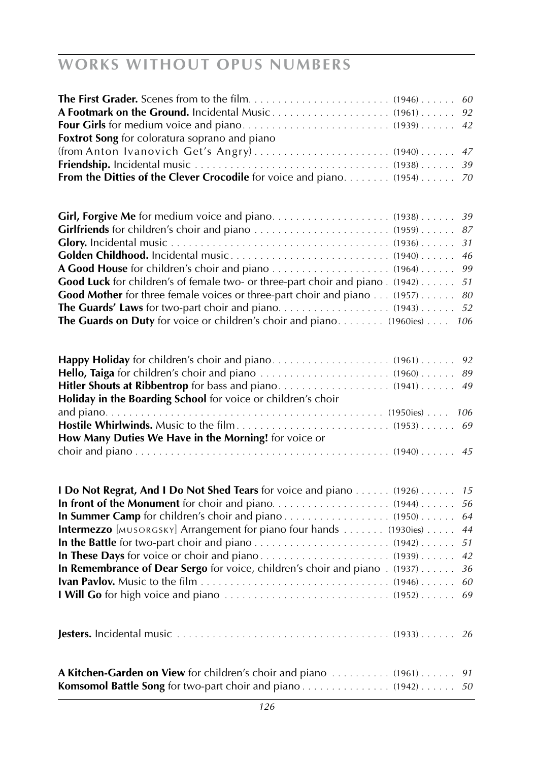# WORKS WITHOUT OPUS NUMBERS

**The First Grader.** Scenes from to the film. . . . . . . . . . . . . . . . . . . . . . . (1946) . . . . . . *60*
**A Footmark on the Ground.** Incidental Music . . . . . . . . . . . . . . . . . . . (1961) . . . . . . *92*
**Four Girls** for medium voice and piano. . . . . . . . . . . . . . . . . . . . . . . . (1939) . . . . . . *42*
**Foxtrot Song** for coloratura soprano and piano
(from Anton Ivanovich Get's Angry) . . . . . . . . . . . . . . . . . . . . . . (1940) . . . . . . *47*
**Friendship.** Incidental music . . . . . . . . . . . . . . . . . . . . . . . . . . . . . . . (1938) . . . . . . *39*
**From the Ditties of the Clever Crocodile** for voice and piano. . . . . . . . (1954) . . . . . . *70*

**Girl, Forgive Me** for medium voice and piano. . . . . . . . . . . . . . . . . . . (1938) . . . . . . *39*
**Girlfriends** for children's choir and piano . . . . . . . . . . . . . . . . . . . . . . (1959) . . . . . . *87*
**Glory.** Incidental music . . . . . . . . . . . . . . . . . . . . . . . . . . . . . . . . . . (1936) . . . . . . *31*
**Golden Childhood.** Incidental music. . . . . . . . . . . . . . . . . . . . . . . . . . (1940) . . . . . . *46*
**A Good House** for children's choir and piano . . . . . . . . . . . . . . . . . . . (1964) . . . . . . *99*
**Good Luck** for children's of female two- or three-part choir and piano . (1942) . . . . . . *51*
**Good Mother** for three female voices or three-part choir and piano . . . (1957) . . . . . . *80*
**The Guards' Laws** for two-part choir and piano. . . . . . . . . . . . . . . . . . . (1943) . . . . . . *52*
**The Guards on Duty** for voice or children's choir and piano. . . . . . . . (1960ies) . . . . *106*

**Happy Holiday** for children's choir and piano. . . . . . . . . . . . . . . . . . . . (1961) . . . . . . *92*
**Hello, Taiga** for children's choir and piano . . . . . . . . . . . . . . . . . . . . . (1960) . . . . . . *89*
**Hitler Shouts at Ribbentrop** for bass and piano. . . . . . . . . . . . . . . . . . (1941) . . . . . . *49*
**Holiday in the Boarding School** for voice or children's choir
and piano. . . . . . . . . . . . . . . . . . . . . . . . . . . . . . . . . . . . . . . . . . . . . (1950ies) . . . . *106*
**Hostile Whirlwinds.** Music to the film . . . . . . . . . . . . . . . . . . . . . . . . . (1953) . . . . . . *69*
**How Many Duties We Have in the Morning!** for voice or
choir and piano . . . . . . . . . . . . . . . . . . . . . . . . . . . . . . . . . . . . . . . . . (1940) . . . . . . *45*

**I Do Not Regrat, And I Do Not Shed Tears** for voice and piano . . . . . . (1926) . . . . . . *15*
**In front of the Monument** for choir and piano. . . . . . . . . . . . . . . . . . . (1944) . . . . . . *56*
**In Summer Camp** for children's choir and piano . . . . . . . . . . . . . . . . . (1950) . . . . . . *64*
**Intermezzo** [MUSORGSKY] Arrangement for piano four hands . . . . . . . (1930ies) . . . . . *44*
**In the Battle** for two-part choir and piano . . . . . . . . . . . . . . . . . . . . . . (1942) . . . . . . *51*
**In These Days** for voice or choir and piano . . . . . . . . . . . . . . . . . . . . . (1939) . . . . . . *42*
**In Remembrance of Dear Sergo** for voice, children's choir and piano . (1937) . . . . . . *36*
**Ivan Pavlov.** Music to the film . . . . . . . . . . . . . . . . . . . . . . . . . . . . . . (1946) . . . . . . *60*
**I Will Go** for high voice and piano . . . . . . . . . . . . . . . . . . . . . . . . . . . (1952) . . . . . . *69*

**Jesters.** Incidental music . . . . . . . . . . . . . . . . . . . . . . . . . . . . . . . . . . (1933) . . . . . . *26*

**A Kitchen-Garden on View** for children's choir and piano . . . . . . . . . . (1961) . . . . . . *91*
**Komsomol Battle Song** for two-part choir and piano . . . . . . . . . . . . . . . (1942) . . . . . . *50*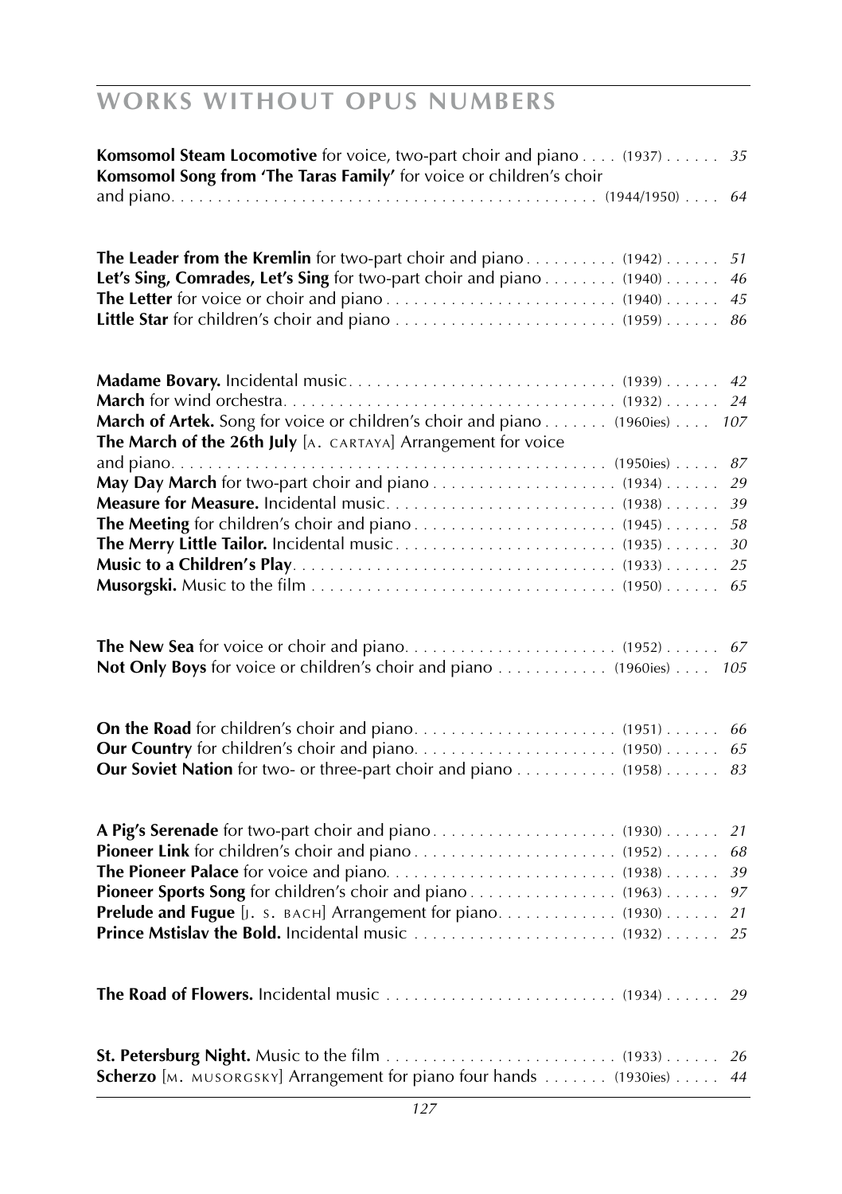## WORKS WITHOUT OPUS NUMBERS

**Komsomol Steam Locomotive** for voice, two-part choir and piano . . . . (1937) . . . . . . *35*
**Komsomol Song from 'The Taras Family'** for voice or children's choir and piano. . . . . (1944/1950) . . . . *64*

**The Leader from the Kremlin** for two-part choir and piano . . . . . . . . . . (1942) . . . . . . *51*
**Let's Sing, Comrades, Let's Sing** for two-part choir and piano . . . . . . . . (1940) . . . . . . *46*
**The Letter** for voice or choir and piano . . . . . . . . . . (1940) . . . . . . *45*
**Little Star** for children's choir and piano . . . . . . . . . . (1959) . . . . . . *86*

**Madame Bovary.** Incidental music. . . . . . . . . . (1939) . . . . . . *42*
**March** for wind orchestra. . . . . . . . . . (1932) . . . . . . *24*
**March of Artek.** Song for voice or children's choir and piano . . . . . . . (1960ies) . . . . *107*
**The March of the 26th July** [A. CARTAYA] Arrangement for voice and piano. . . . . . . . . . (1950ies) . . . . . *87*
**May Day March** for two-part choir and piano . . . . . . . . . . (1934) . . . . . . *29*
**Measure for Measure.** Incidental music. . . . . . . . . . (1938) . . . . . . *39*
**The Meeting** for children's choir and piano . . . . . . . . . . (1945) . . . . . . *58*
**The Merry Little Tailor.** Incidental music. . . . . . . . . . (1935) . . . . . . *30*
**Music to a Children's Play**. . . . . . . . . . (1933) . . . . . . *25*
**Musorgski.** Music to the film . . . . . . . . . . (1950) . . . . . . *65*

**The New Sea** for voice or choir and piano. . . . . . . . . . (1952) . . . . . . *67*
**Not Only Boys** for voice or children's choir and piano . . . . . . . . . . . . (1960ies) . . . . *105*

**On the Road** for children's choir and piano. . . . . . . . . . (1951) . . . . . . *66*
**Our Country** for children's choir and piano. . . . . . . . . . (1950) . . . . . . *65*
**Our Soviet Nation** for two- or three-part choir and piano . . . . . . . . . . . (1958) . . . . . . *83*

**A Pig's Serenade** for two-part choir and piano . . . . . . . . . . (1930) . . . . . . *21*
**Pioneer Link** for children's choir and piano . . . . . . . . . . (1952) . . . . . . *68*
**The Pioneer Palace** for voice and piano. . . . . . . . . . (1938) . . . . . . *39*
**Pioneer Sports Song** for children's choir and piano . . . . . . . . . . (1963) . . . . . . *97*
**Prelude and Fugue** [J. S. BACH] Arrangement for piano. . . . . . . . . . . . . (1930) . . . . . . *21*
**Prince Mstislav the Bold.** Incidental music . . . . . . . . . . (1932) . . . . . . *25*

**The Road of Flowers.** Incidental music . . . . . . . . . . (1934) . . . . . . *29*

**St. Petersburg Night.** Music to the film . . . . . . . . . . (1933) . . . . . . *26*
**Scherzo** [M. MUSORGSKY] Arrangement for piano four hands . . . . . . . (1930ies) . . . . . *44*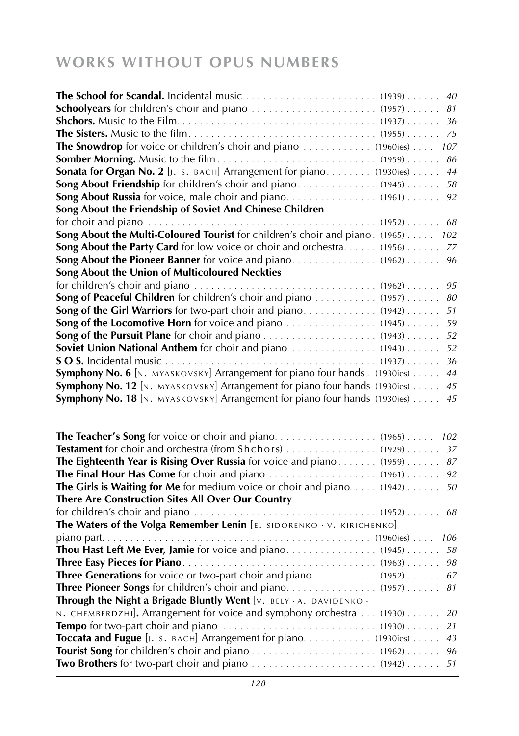## WORKS WITHOUT OPUS NUMBERS

**The School for Scandal.** Incidental music . . . . . . . . . . . . . . . . . . . . . . . (1939) . . . . . . *40*
**Schoolyears** for children's choir and piano . . . . . . . . . . . . . . . . . . . . . . (1957) . . . . . . *81*
**Shchors.** Music to the Film. . . . . . . . . . . . . . . . . . . . . . . . . . . . . . . . . . . (1937) . . . . . . *36*
**The Sisters.** Music to the film. . . . . . . . . . . . . . . . . . . . . . . . . . . . . . . . (1955) . . . . . . *75*
**The Snowdrop** for voice or children's choir and piano . . . . . . . . . . . . (1960ies) . . . . *107*
**Somber Morning.** Music to the film . . . . . . . . . . . . . . . . . . . . . . . . . . . (1959) . . . . . . *86*
**Sonata for Organ No. 2** [J. S. BACH] Arrangement for piano. . . . . . . . (1930ies) . . . . . *44*
**Song About Friendship** for children's choir and piano. . . . . . . . . . . . . . (1945) . . . . . . *58*
**Song About Russia** for voice, male choir and piano. . . . . . . . . . . . . . . . (1961) . . . . . . *92*
**Song About the Friendship of Soviet And Chinese Children**
for choir and piano . . . . . . . . . . . . . . . . . . . . . . . . . . . . . . . . . . . . . . . (1952) . . . . . . *68*
**Song About the Multi-Coloured Tourist** for children's choir and piano . (1965) . . . . . *102*
**Song About the Party Card** for low voice or choir and orchestra. . . . . . (1956) . . . . . . *77*
**Song About the Pioneer Banner** for voice and piano. . . . . . . . . . . . . . . (1962) . . . . . . *96*
**Song About the Union of Multicoloured Neckties**
for children's choir and piano . . . . . . . . . . . . . . . . . . . . . . . . . . . . . . . . (1962) . . . . . . *95*
**Song of Peaceful Children** for children's choir and piano . . . . . . . . . . . (1957) . . . . . . *80*
**Song of the Girl Warriors** for two-part choir and piano. . . . . . . . . . . . . (1942) . . . . . . *51*
**Song of the Locomotive Horn** for voice and piano . . . . . . . . . . . . . . . . (1945) . . . . . . *59*
**Song of the Pursuit Plane** for choir and piano . . . . . . . . . . . . . . . . . . . . (1943) . . . . . . *52*
**Soviet Union National Anthem** for choir and piano . . . . . . . . . . . . . . . (1943) . . . . . . *52*
**S O S.** Incidental music . . . . . . . . . . . . . . . . . . . . . . . . . . . . . . . . . . . . (1937) . . . . . . *36*
**Symphony No. 6** [N. MYASKOVSKY] Arrangement for piano four hands . (1930ies) . . . . . *44*
**Symphony No. 12** [N. MYASKOVSKY] Arrangement for piano four hands (1930ies) . . . . . *45*
**Symphony No. 18** [N. MYASKOVSKY] Arrangement for piano four hands (1930ies) . . . . . *45*

**The Teacher's Song** for voice or choir and piano. . . . . . . . . . . . . . . . . . (1965) . . . . . *102*
**Testament** for choir and orchestra (from Shchors) . . . . . . . . . . . . . . . . (1929) . . . . . . *37*
**The Eighteenth Year is Rising Over Russia** for voice and piano . . . . . . . (1959) . . . . . . *87*
**The Final Hour Has Come** for choir and piano . . . . . . . . . . . . . . . . . . . (1961) . . . . . . *92*
**The Girls is Waiting for Me** for medium voice or choir and piano. . . . . (1942) . . . . . . *50*
**There Are Construction Sites All Over Our Country**
for children's choir and piano . . . . . . . . . . . . . . . . . . . . . . . . . . . . . . . . (1952) . . . . . . *68*
**The Waters of the Volga Remember Lenin** [E. SIDORENKO · V. KIRICHENKO]
piano part. . . . . . . . . . . . . . . . . . . . . . . . . . . . . . . . . . . . . . . . . . . . . . . (1960ies) . . . . *106*
**Thou Hast Left Me Ever, Jamie** for voice and piano. . . . . . . . . . . . . . . . (1945) . . . . . . *58*
**Three Easy Pieces for Piano**. . . . . . . . . . . . . . . . . . . . . . . . . . . . . . . . . (1963) . . . . . . *98*
**Three Generations** for voice or two-part choir and piano . . . . . . . . . . . (1952) . . . . . . *67*
**Three Pioneer Songs** for children's choir and piano. . . . . . . . . . . . . . . . (1957) . . . . . . *81*
**Through the Night a Brigade Bluntly Went** [V. BELY · A. DAVIDENKO ·
N. CHEMBERDZHI]**.** Arrangement for voice and symphony orchestra . . . (1930) . . . . . . *20*
**Tempo** for two-part choir and piano . . . . . . . . . . . . . . . . . . . . . . . . . . . (1930) . . . . . . *21*
**Toccata and Fugue** [J. S. BACH] Arrangement for piano. . . . . . . . . . . . (1930ies) . . . . . *43*
**Tourist Song** for children's choir and piano . . . . . . . . . . . . . . . . . . . . . . (1962) . . . . . . *96*
**Two Brothers** for two-part choir and piano . . . . . . . . . . . . . . . . . . . . . . (1942) . . . . . . *51*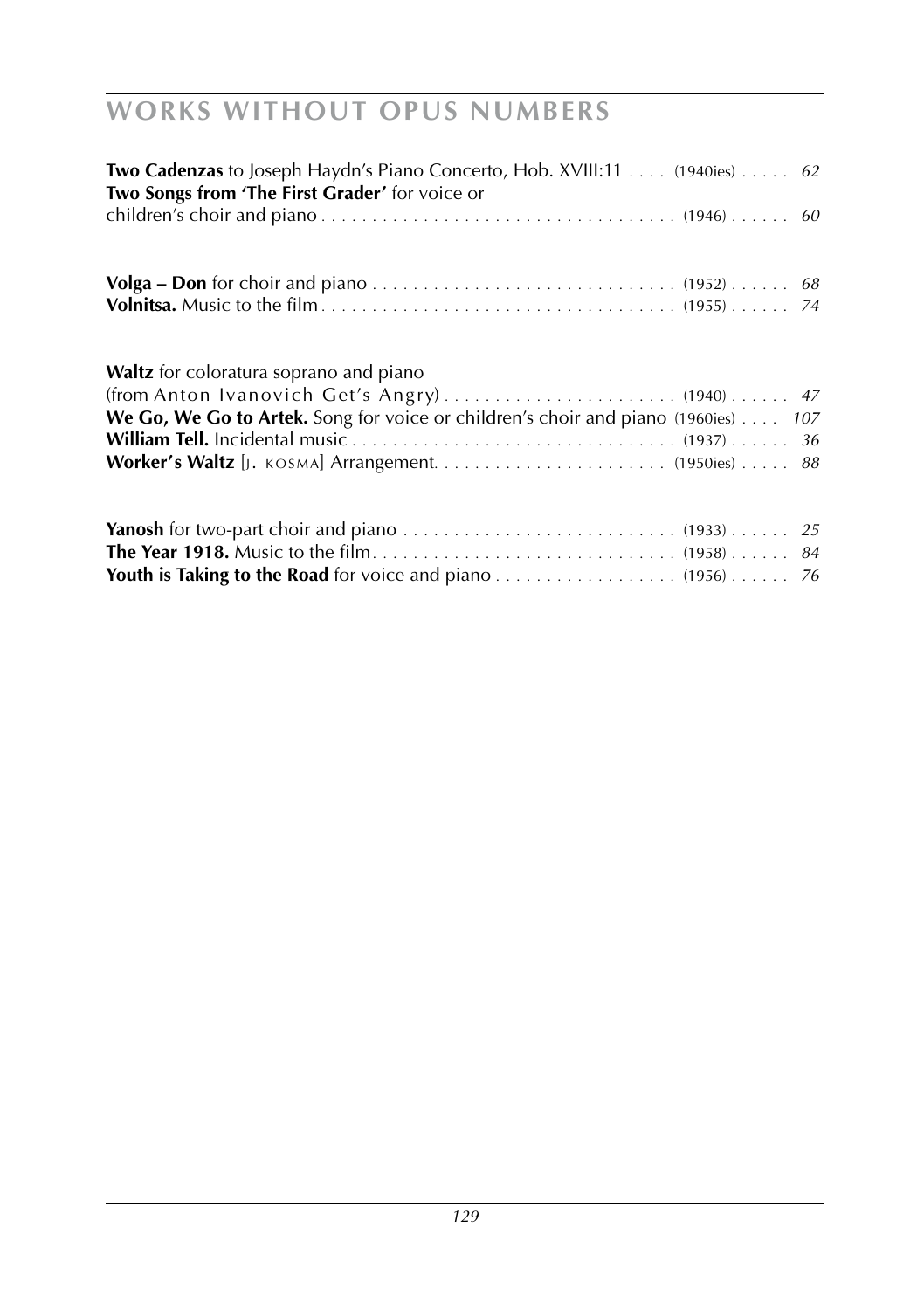# WORKS WITHOUT OPUS NUMBERS

**Two Cadenzas** to Joseph Haydn's Piano Concerto, Hob. XVIII:11 . . . . (1940ies) . . . . . *62*
**Two Songs from 'The First Grader'** for voice or
children's choir and piano . . . . . . . . . . . . . . . . . . . . . . . . . . . . . . . . . . . (1946) . . . . . . *60*

**Volga – Don** for choir and piano . . . . . . . . . . . . . . . . . . . . . . . . . . . . . . (1952) . . . . . . *68*
**Volnitsa.** Music to the film . . . . . . . . . . . . . . . . . . . . . . . . . . . . . . . . . . . (1955) . . . . . . *74*

**Waltz** for coloratura soprano and piano
(from Anton Ivanovich Get's Angry) . . . . . . . . . . . . . . . . . . . . . . . (1940) . . . . . . *47*
**We Go, We Go to Artek.** Song for voice or children's choir and piano (1960ies) . . . . *107*
**William Tell.** Incidental music . . . . . . . . . . . . . . . . . . . . . . . . . . . . . . . . (1937) . . . . . . *36*
**Worker's Waltz** [J. KOSMA] Arrangement. . . . . . . . . . . . . . . . . . . . . . . (1950ies) . . . . . *88*

**Yanosh** for two-part choir and piano . . . . . . . . . . . . . . . . . . . . . . . . . . . (1933) . . . . . . *25*
**The Year 1918.** Music to the film . . . . . . . . . . . . . . . . . . . . . . . . . . . . . (1958) . . . . . . *84*
**Youth is Taking to the Road** for voice and piano . . . . . . . . . . . . . . . . . . (1956) . . . . . . *76*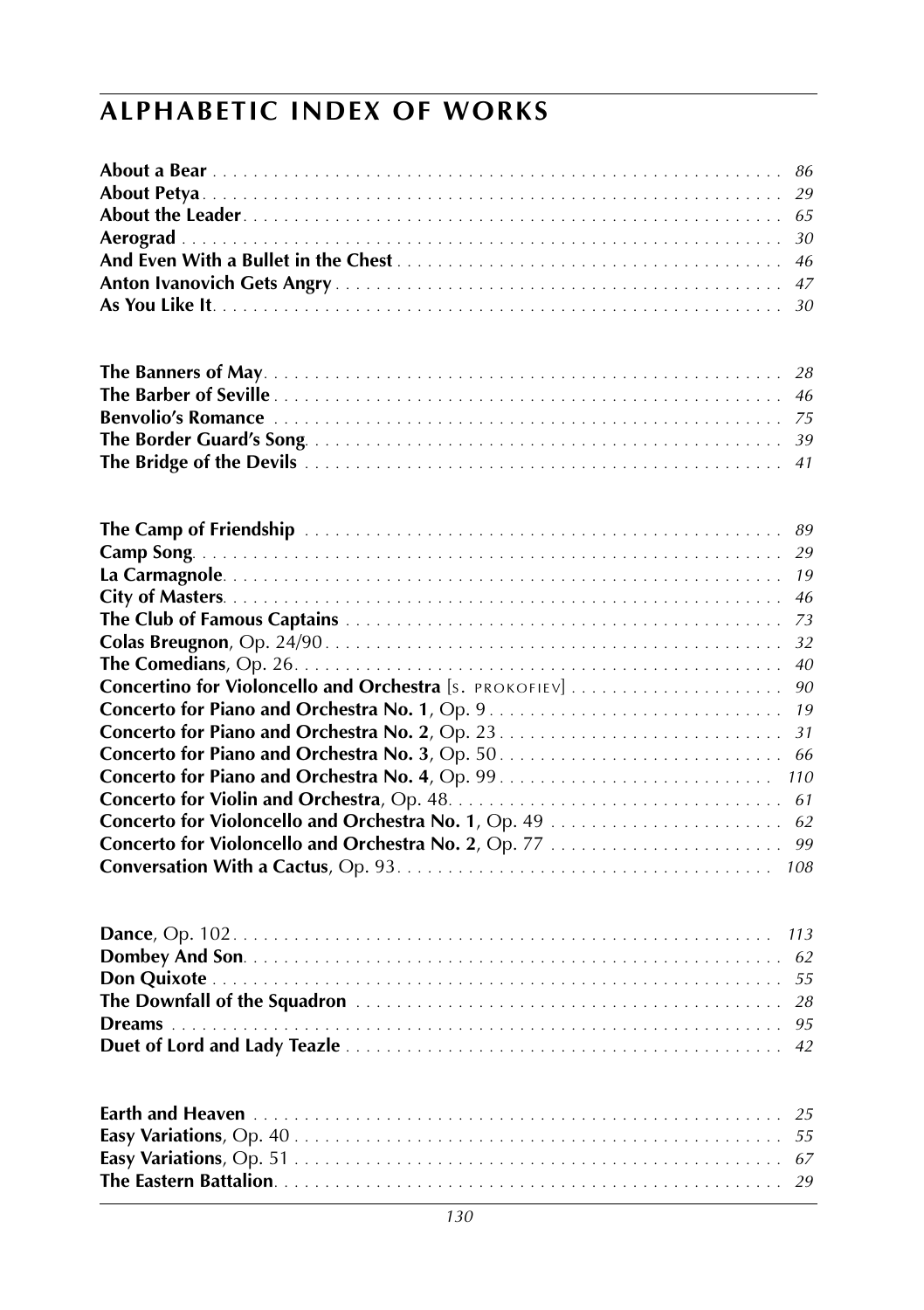## ALPHABETIC INDEX OF WORKS

**About a Bear** . . . . . . . . . . . . . . . . . . . . . . . . . . . . . . . . . . . . . . . . . . . . . . . . . . . . . . *86*
**About Petya** . . . . . . . . . . . . . . . . . . . . . . . . . . . . . . . . . . . . . . . . . . . . . . . . . . . . . . *29*
**About the Leader** . . . . . . . . . . . . . . . . . . . . . . . . . . . . . . . . . . . . . . . . . . . . . . . . . . . *65*
**Aerograd** . . . . . . . . . . . . . . . . . . . . . . . . . . . . . . . . . . . . . . . . . . . . . . . . . . . . . . . . *30*
**And Even With a Bullet in the Chest** . . . . . . . . . . . . . . . . . . . . . . . . . . . . . . . . . . . . . *46*
**Anton Ivanovich Gets Angry** . . . . . . . . . . . . . . . . . . . . . . . . . . . . . . . . . . . . . . . . . . . *47*
**As You Like It** . . . . . . . . . . . . . . . . . . . . . . . . . . . . . . . . . . . . . . . . . . . . . . . . . . . . . *30*

**The Banners of May** . . . . . . . . . . . . . . . . . . . . . . . . . . . . . . . . . . . . . . . . . . . . . . . . . *28*
**The Barber of Seville** . . . . . . . . . . . . . . . . . . . . . . . . . . . . . . . . . . . . . . . . . . . . . . . . *46*
**Benvolio's Romance** . . . . . . . . . . . . . . . . . . . . . . . . . . . . . . . . . . . . . . . . . . . . . . . . *75*
**The Border Guard's Song** . . . . . . . . . . . . . . . . . . . . . . . . . . . . . . . . . . . . . . . . . . . . . *39*
**The Bridge of the Devils** . . . . . . . . . . . . . . . . . . . . . . . . . . . . . . . . . . . . . . . . . . . . . . *41*

**The Camp of Friendship** . . . . . . . . . . . . . . . . . . . . . . . . . . . . . . . . . . . . . . . . . . . . . . *89*
**Camp Song** . . . . . . . . . . . . . . . . . . . . . . . . . . . . . . . . . . . . . . . . . . . . . . . . . . . . . . . *29*
**La Carmagnole** . . . . . . . . . . . . . . . . . . . . . . . . . . . . . . . . . . . . . . . . . . . . . . . . . . . . . *19*
**City of Masters** . . . . . . . . . . . . . . . . . . . . . . . . . . . . . . . . . . . . . . . . . . . . . . . . . . . . . *46*
**The Club of Famous Captains** . . . . . . . . . . . . . . . . . . . . . . . . . . . . . . . . . . . . . . . . . . . *73*
**Colas Breugnon**, Op. 24/90 . . . . . . . . . . . . . . . . . . . . . . . . . . . . . . . . . . . . . . . . . . . . *32*
**The Comedians**, Op. 26 . . . . . . . . . . . . . . . . . . . . . . . . . . . . . . . . . . . . . . . . . . . . . . . *40*
**Concertino for Violoncello and Orchestra** [S. PROKOFIEV] . . . . . . . . . . . . . . . . . . . . . *90*
**Concerto for Piano and Orchestra No. 1**, Op. 9 . . . . . . . . . . . . . . . . . . . . . . . . . . . . . *19*
**Concerto for Piano and Orchestra No. 2**, Op. 23 . . . . . . . . . . . . . . . . . . . . . . . . . . . . *31*
**Concerto for Piano and Orchestra No. 3**, Op. 50 . . . . . . . . . . . . . . . . . . . . . . . . . . . . *66*
**Concerto for Piano and Orchestra No. 4**, Op. 99 . . . . . . . . . . . . . . . . . . . . . . . . . . . . *110*
**Concerto for Violin and Orchestra**, Op. 48 . . . . . . . . . . . . . . . . . . . . . . . . . . . . . . . . *61*
**Concerto for Violoncello and Orchestra No. 1**, Op. 49 . . . . . . . . . . . . . . . . . . . . . . . *62*
**Concerto for Violoncello and Orchestra No. 2**, Op. 77 . . . . . . . . . . . . . . . . . . . . . . . *99*
**Conversation With a Cactus**, Op. 93 . . . . . . . . . . . . . . . . . . . . . . . . . . . . . . . . . . . . *108*

**Dance**, Op. 102 . . . . . . . . . . . . . . . . . . . . . . . . . . . . . . . . . . . . . . . . . . . . . . . . . . . . *113*
**Dombey And Son** . . . . . . . . . . . . . . . . . . . . . . . . . . . . . . . . . . . . . . . . . . . . . . . . . . . *62*
**Don Quixote** . . . . . . . . . . . . . . . . . . . . . . . . . . . . . . . . . . . . . . . . . . . . . . . . . . . . . . . *55*
**The Downfall of the Squadron** . . . . . . . . . . . . . . . . . . . . . . . . . . . . . . . . . . . . . . . . . . *28*
**Dreams** . . . . . . . . . . . . . . . . . . . . . . . . . . . . . . . . . . . . . . . . . . . . . . . . . . . . . . . . . . . *95*
**Duet of Lord and Lady Teazle** . . . . . . . . . . . . . . . . . . . . . . . . . . . . . . . . . . . . . . . . . . *42*

**Earth and Heaven** . . . . . . . . . . . . . . . . . . . . . . . . . . . . . . . . . . . . . . . . . . . . . . . . . . . *25*
**Easy Variations**, Op. 40 . . . . . . . . . . . . . . . . . . . . . . . . . . . . . . . . . . . . . . . . . . . . . . . *55*
**Easy Variations**, Op. 51 . . . . . . . . . . . . . . . . . . . . . . . . . . . . . . . . . . . . . . . . . . . . . . . *67*
**The Eastern Battalion** . . . . . . . . . . . . . . . . . . . . . . . . . . . . . . . . . . . . . . . . . . . . . . . . . *29*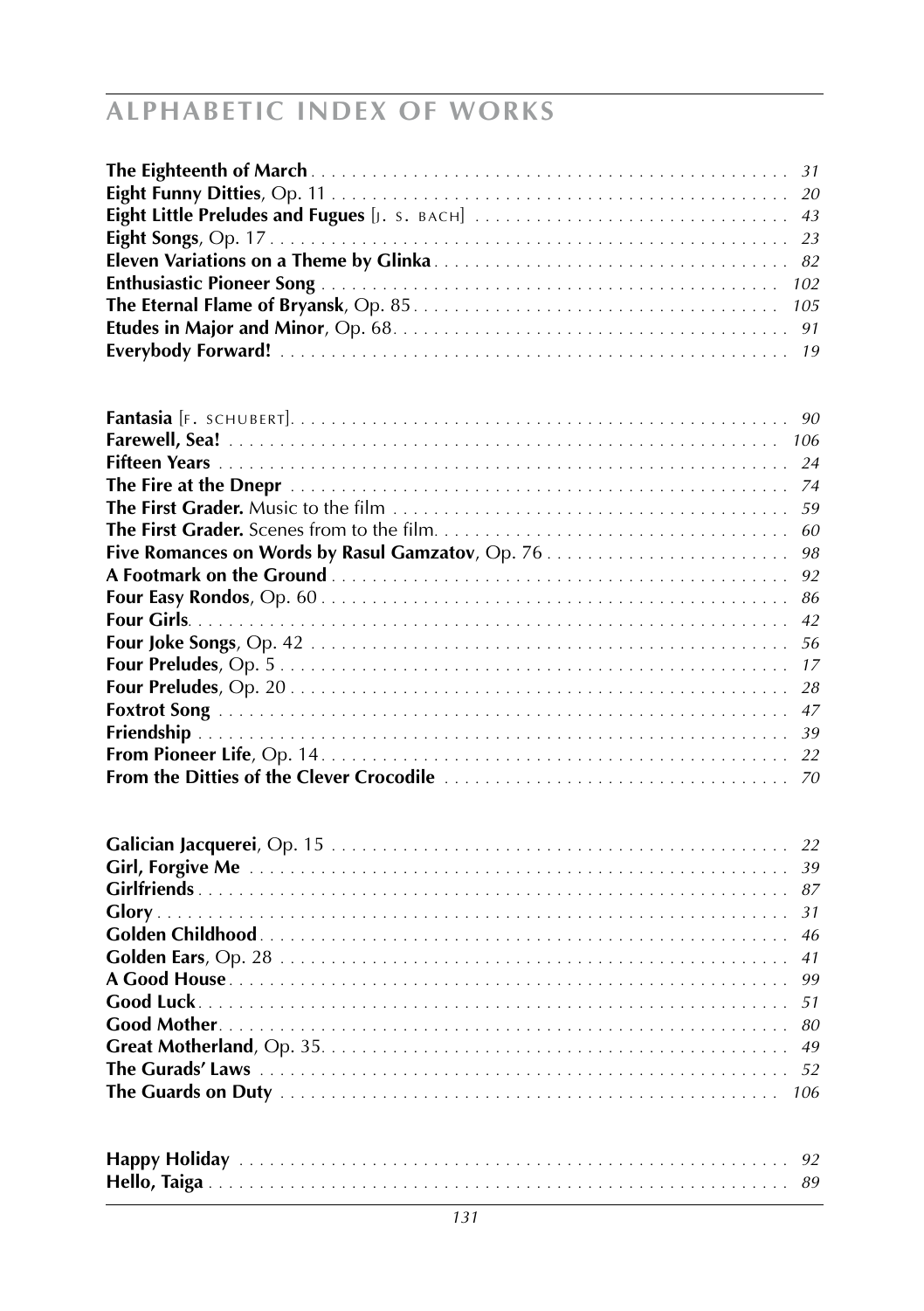# ALPHABETIC INDEX OF WORKS

**The Eighteenth of March** . . . . . . . . . . 31
**Eight Funny Ditties**, Op. 11 . . . . . . . . . . 20
**Eight Little Preludes and Fugues** [J. S. BACH] . . . . . . . . . . 43
**Eight Songs**, Op. 17 . . . . . . . . . . 23
**Eleven Variations on a Theme by Glinka** . . . . . . . . . . 82
**Enthusiastic Pioneer Song** . . . . . . . . . . 102
**The Eternal Flame of Bryansk**, Op. 85 . . . . . . . . . . 105
**Etudes in Major and Minor**, Op. 68 . . . . . . . . . . 91
**Everybody Forward!** . . . . . . . . . . 19

**Fantasia** [F. SCHUBERT] . . . . . . . . . . 90
**Farewell, Sea!** . . . . . . . . . . 106
**Fifteen Years** . . . . . . . . . . 24
**The Fire at the Dnepr** . . . . . . . . . . 74
**The First Grader.** Music to the film . . . . . . . . . . 59
**The First Grader.** Scenes from to the film . . . . . . . . . . 60
**Five Romances on Words by Rasul Gamzatov**, Op. 76 . . . . . . . . . . 98
**A Footmark on the Ground** . . . . . . . . . . 92
**Four Easy Rondos**, Op. 60 . . . . . . . . . . 86
**Four Girls** . . . . . . . . . . 42
**Four Joke Songs**, Op. 42 . . . . . . . . . . 56
**Four Preludes**, Op. 5 . . . . . . . . . . 17
**Four Preludes**, Op. 20 . . . . . . . . . . 28
**Foxtrot Song** . . . . . . . . . . 47
**Friendship** . . . . . . . . . . 39
**From Pioneer Life**, Op. 14 . . . . . . . . . . 22
**From the Ditties of the Clever Crocodile** . . . . . . . . . . 70

**Galician Jacquerei**, Op. 15 . . . . . . . . . . 22
**Girl, Forgive Me** . . . . . . . . . . 39
**Girlfriends** . . . . . . . . . . 87
**Glory** . . . . . . . . . . 31
**Golden Childhood** . . . . . . . . . . 46
**Golden Ears**, Op. 28 . . . . . . . . . . 41
**A Good House** . . . . . . . . . . 99
**Good Luck** . . . . . . . . . . 51
**Good Mother** . . . . . . . . . . 80
**Great Motherland**, Op. 35 . . . . . . . . . . 49
**The Gurads' Laws** . . . . . . . . . . 52
**The Guards on Duty** . . . . . . . . . . 106

**Happy Holiday** . . . . . . . . . . 92
**Hello, Taiga** . . . . . . . . . . 89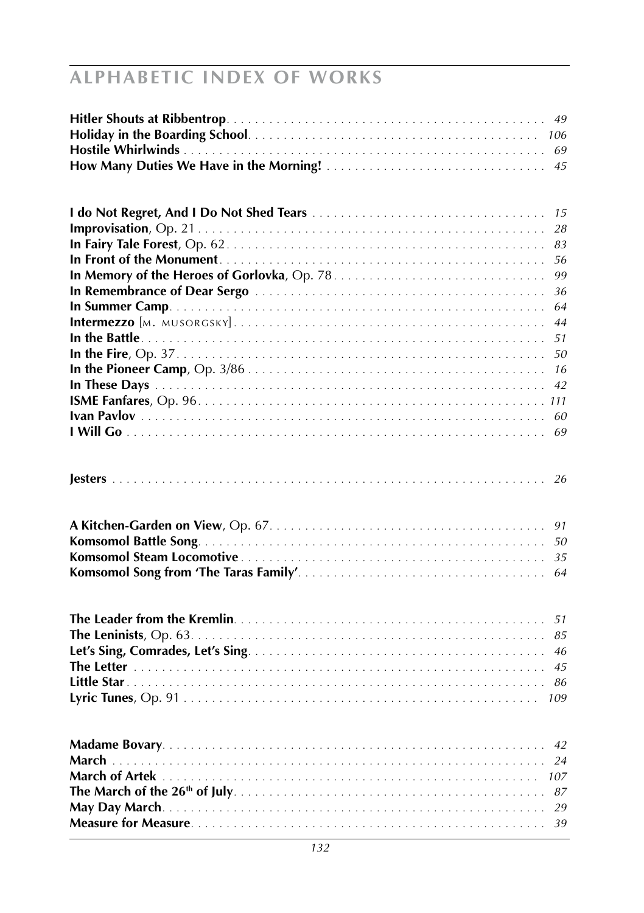# ALPHABETIC INDEX OF WORKS

**Hitler Shouts at Ribbentrop** . . . . . . . . . . *49*
**Holiday in the Boarding School** . . . . . . . . . . *106*
**Hostile Whirlwinds** . . . . . . . . . . *69*
**How Many Duties We Have in the Morning!** . . . . . . . . . . *45*

**I do Not Regret, And I Do Not Shed Tears** . . . . . . . . . . *15*
**Improvisation**, Op. 21 . . . . . . . . . . *28*
**In Fairy Tale Forest**, Op. 62 . . . . . . . . . . *83*
**In Front of the Monument** . . . . . . . . . . *56*
**In Memory of the Heroes of Gorlovka**, Op. 78 . . . . . . . . . . *99*
**In Remembrance of Dear Sergo** . . . . . . . . . . *36*
**In Summer Camp** . . . . . . . . . . *64*
**Intermezzo** [M. MUSORGSKY] . . . . . . . . . . *44*
**In the Battle** . . . . . . . . . . *51*
**In the Fire**, Op. 37 . . . . . . . . . . *50*
**In the Pioneer Camp**, Op. 3/86 . . . . . . . . . . *16*
**In These Days** . . . . . . . . . . *42*
**ISME Fanfares**, Op. 96 . . . . . . . . . . *111*
**Ivan Pavlov** . . . . . . . . . . *60*
**I Will Go** . . . . . . . . . . *69*

**Jesters** . . . . . . . . . . *26*

**A Kitchen-Garden on View**, Op. 67 . . . . . . . . . . *91*
**Komsomol Battle Song** . . . . . . . . . . *50*
**Komsomol Steam Locomotive** . . . . . . . . . . *35*
**Komsomol Song from 'The Taras Family'** . . . . . . . . . . *64*

**The Leader from the Kremlin** . . . . . . . . . . *51*
**The Leninists**, Op. 63 . . . . . . . . . . *85*
**Let's Sing, Comrades, Let's Sing** . . . . . . . . . . *46*
**The Letter** . . . . . . . . . . *45*
**Little Star** . . . . . . . . . . *86*
**Lyric Tunes**, Op. 91 . . . . . . . . . . *109*

**Madame Bovary** . . . . . . . . . . *42*
**March** . . . . . . . . . . *24*
**March of Artek** . . . . . . . . . . *107*
**The March of the 26th of July** . . . . . . . . . . *87*
**May Day March** . . . . . . . . . . *29*
**Measure for Measure** . . . . . . . . . . *39*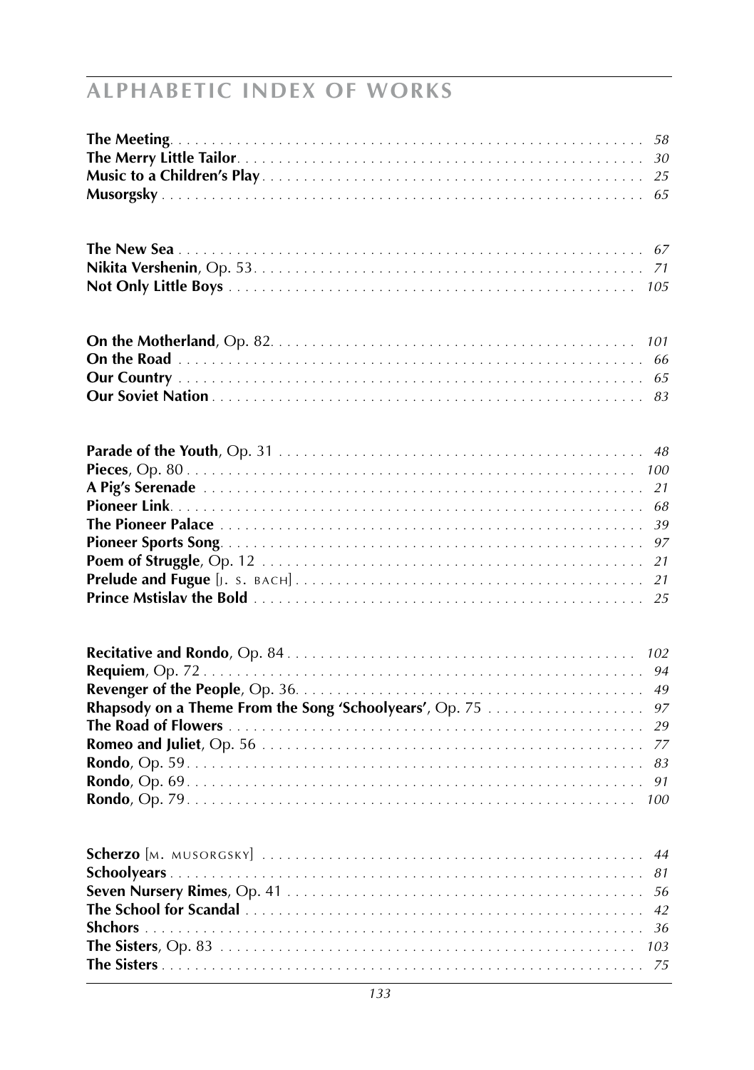## ALPHABETIC INDEX OF WORKS

**The Meeting** . . . . . . . . . . 58
**The Merry Little Tailor** . . . . . . . . . . 30
**Music to a Children's Play** . . . . . . . . . . 25
**Musorgsky** . . . . . . . . . . 65

**The New Sea** . . . . . . . . . . 67
**Nikita Vershenin**, Op. 53 . . . . . . . . . . 71
**Not Only Little Boys** . . . . . . . . . . 105

**On the Motherland**, Op. 82 . . . . . . . . . . 101
**On the Road** . . . . . . . . . . 66
**Our Country** . . . . . . . . . . 65
**Our Soviet Nation** . . . . . . . . . . 83

**Parade of the Youth**, Op. 31 . . . . . . . . . . 48
**Pieces**, Op. 80 . . . . . . . . . . 100
**A Pig's Serenade** . . . . . . . . . . 21
**Pioneer Link** . . . . . . . . . . 68
**The Pioneer Palace** . . . . . . . . . . 39
**Pioneer Sports Song** . . . . . . . . . . 97
**Poem of Struggle**, Op. 12 . . . . . . . . . . 21
**Prelude and Fugue** [J. S. BACH] . . . . . . . . . . 21
**Prince Mstislav the Bold** . . . . . . . . . . 25

**Recitative and Rondo**, Op. 84 . . . . . . . . . . 102
**Requiem**, Op. 72 . . . . . . . . . . 94
**Revenger of the People**, Op. 36 . . . . . . . . . . 49
**Rhapsody on a Theme From the Song 'Schoolyears'**, Op. 75 . . . . . . . . . . 97
**The Road of Flowers** . . . . . . . . . . 29
**Romeo and Juliet**, Op. 56 . . . . . . . . . . 77
**Rondo**, Op. 59 . . . . . . . . . . 83
**Rondo**, Op. 69 . . . . . . . . . . 91
**Rondo**, Op. 79 . . . . . . . . . . 100

**Scherzo** [M. MUSORGSKY] . . . . . . . . . . 44
**Schoolyears** . . . . . . . . . . 81
**Seven Nursery Rimes**, Op. 41 . . . . . . . . . . 56
**The School for Scandal** . . . . . . . . . . 42
**Shchors** . . . . . . . . . . 36
**The Sisters**, Op. 83 . . . . . . . . . . 103
**The Sisters** . . . . . . . . . . 75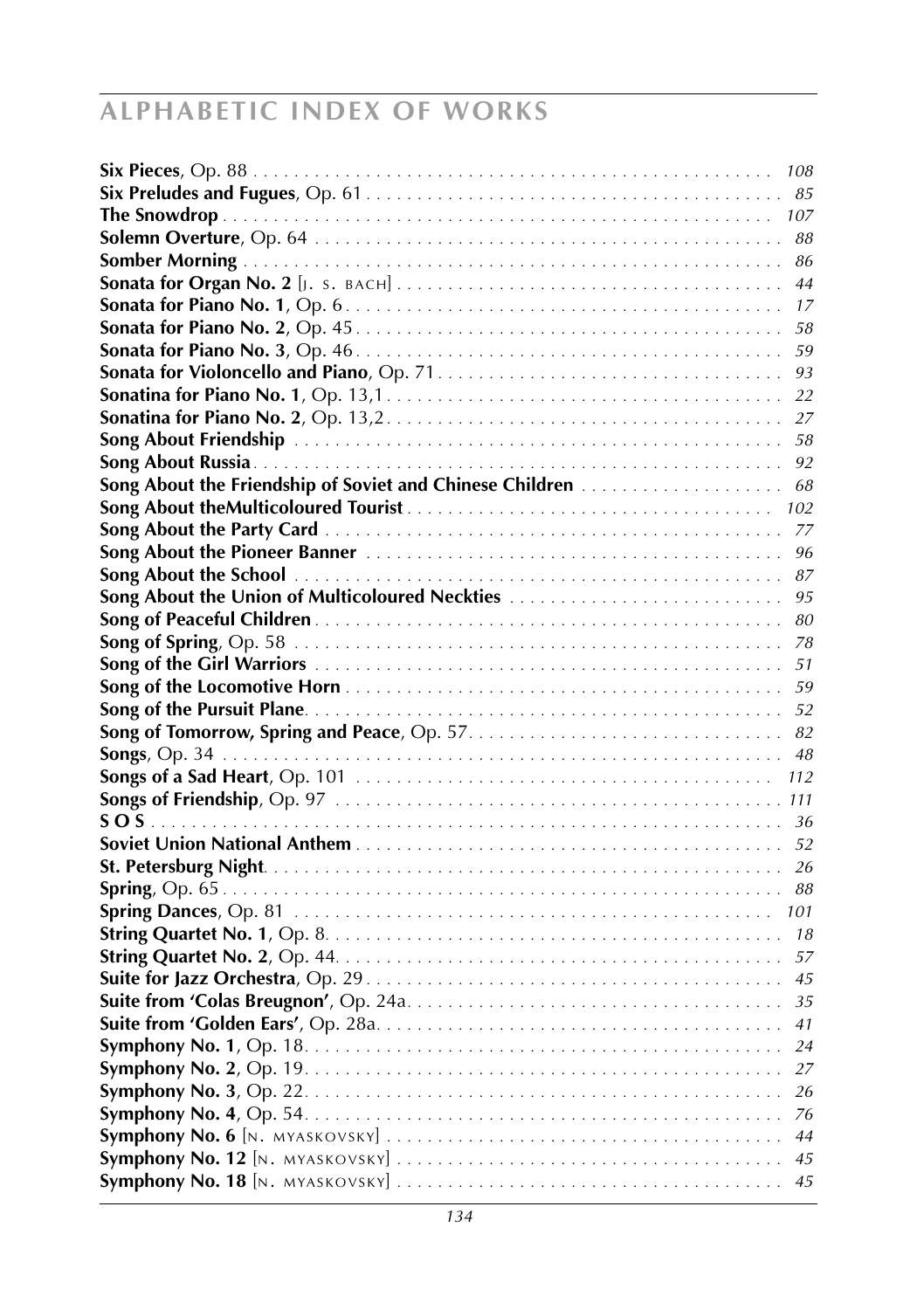## ALPHABETIC INDEX OF WORKS

**Six Pieces**, Op. 88 . . . . . . . . . . . . . . . . . . . . . . . . . . . . . . . . . . . . . . . . . . . . . . . . . . . . *108*
**Six Preludes and Fugues**, Op. 61 . . . . . . . . . . . . . . . . . . . . . . . . . . . . . . . . . . . . . . . . . . *85*
**The Snowdrop** . . . . . . . . . . . . . . . . . . . . . . . . . . . . . . . . . . . . . . . . . . . . . . . . . . . . . . . . *107*
**Solemn Overture**, Op. 64 . . . . . . . . . . . . . . . . . . . . . . . . . . . . . . . . . . . . . . . . . . . . . . . *88*
**Somber Morning** . . . . . . . . . . . . . . . . . . . . . . . . . . . . . . . . . . . . . . . . . . . . . . . . . . . . . . *86*
**Sonata for Organ No. 2** [J. S. BACH] . . . . . . . . . . . . . . . . . . . . . . . . . . . . . . . . . . . . . . . *44*
**Sonata for Piano No. 1**, Op. 6 . . . . . . . . . . . . . . . . . . . . . . . . . . . . . . . . . . . . . . . . . . . . *17*
**Sonata for Piano No. 2**, Op. 45 . . . . . . . . . . . . . . . . . . . . . . . . . . . . . . . . . . . . . . . . . . . *58*
**Sonata for Piano No. 3**, Op. 46 . . . . . . . . . . . . . . . . . . . . . . . . . . . . . . . . . . . . . . . . . . . *59*
**Sonata for Violoncello and Piano**, Op. 71 . . . . . . . . . . . . . . . . . . . . . . . . . . . . . . . . . . . *93*
**Sonatina for Piano No. 1**, Op. 13,1 . . . . . . . . . . . . . . . . . . . . . . . . . . . . . . . . . . . . . . . . *22*
**Sonatina for Piano No. 2**, Op. 13,2 . . . . . . . . . . . . . . . . . . . . . . . . . . . . . . . . . . . . . . . . *27*
**Song About Friendship** . . . . . . . . . . . . . . . . . . . . . . . . . . . . . . . . . . . . . . . . . . . . . . . . . *58*
**Song About Russia** . . . . . . . . . . . . . . . . . . . . . . . . . . . . . . . . . . . . . . . . . . . . . . . . . . . . . *92*
**Song About the Friendship of Soviet and Chinese Children** . . . . . . . . . . . . . . . . . . . . *68*
**Song About theMulticoloured Tourist** . . . . . . . . . . . . . . . . . . . . . . . . . . . . . . . . . . . . . *102*
**Song About the Party Card** . . . . . . . . . . . . . . . . . . . . . . . . . . . . . . . . . . . . . . . . . . . . . . *77*
**Song About the Pioneer Banner** . . . . . . . . . . . . . . . . . . . . . . . . . . . . . . . . . . . . . . . . . . *96*
**Song About the School** . . . . . . . . . . . . . . . . . . . . . . . . . . . . . . . . . . . . . . . . . . . . . . . . . *87*
**Song About the Union of Multicoloured Neckties** . . . . . . . . . . . . . . . . . . . . . . . . . . . . *95*
**Song of Peaceful Children** . . . . . . . . . . . . . . . . . . . . . . . . . . . . . . . . . . . . . . . . . . . . . . . *80*
**Song of Spring**, Op. 58 . . . . . . . . . . . . . . . . . . . . . . . . . . . . . . . . . . . . . . . . . . . . . . . . . *78*
**Song of the Girl Warriors** . . . . . . . . . . . . . . . . . . . . . . . . . . . . . . . . . . . . . . . . . . . . . . . *51*
**Song of the Locomotive Horn** . . . . . . . . . . . . . . . . . . . . . . . . . . . . . . . . . . . . . . . . . . . . *59*
**Song of the Pursuit Plane** . . . . . . . . . . . . . . . . . . . . . . . . . . . . . . . . . . . . . . . . . . . . . . . *52*
**Song of Tomorrow, Spring and Peace**, Op. 57 . . . . . . . . . . . . . . . . . . . . . . . . . . . . . . . *82*
**Songs**, Op. 34 . . . . . . . . . . . . . . . . . . . . . . . . . . . . . . . . . . . . . . . . . . . . . . . . . . . . . . . . *48*
**Songs of a Sad Heart**, Op. 101 . . . . . . . . . . . . . . . . . . . . . . . . . . . . . . . . . . . . . . . . . . *112*
**Songs of Friendship**, Op. 97 . . . . . . . . . . . . . . . . . . . . . . . . . . . . . . . . . . . . . . . . . . . . . *111*
**S O S** . . . . . . . . . . . . . . . . . . . . . . . . . . . . . . . . . . . . . . . . . . . . . . . . . . . . . . . . . . . . . . *36*
**Soviet Union National Anthem** . . . . . . . . . . . . . . . . . . . . . . . . . . . . . . . . . . . . . . . . . . . *52*
**St. Petersburg Night** . . . . . . . . . . . . . . . . . . . . . . . . . . . . . . . . . . . . . . . . . . . . . . . . . . . *26*
**Spring**, Op. 65 . . . . . . . . . . . . . . . . . . . . . . . . . . . . . . . . . . . . . . . . . . . . . . . . . . . . . . . . *88*
**Spring Dances**, Op. 81 . . . . . . . . . . . . . . . . . . . . . . . . . . . . . . . . . . . . . . . . . . . . . . . . *101*
**String Quartet No. 1**, Op. 8 . . . . . . . . . . . . . . . . . . . . . . . . . . . . . . . . . . . . . . . . . . . . . *18*
**String Quartet No. 2**, Op. 44 . . . . . . . . . . . . . . . . . . . . . . . . . . . . . . . . . . . . . . . . . . . . *57*
**Suite for Jazz Orchestra**, Op. 29 . . . . . . . . . . . . . . . . . . . . . . . . . . . . . . . . . . . . . . . . . *45*
**Suite from 'Colas Breugnon'**, Op. 24a . . . . . . . . . . . . . . . . . . . . . . . . . . . . . . . . . . . . *35*
**Suite from 'Golden Ears'**, Op. 28a . . . . . . . . . . . . . . . . . . . . . . . . . . . . . . . . . . . . . . . *41*
**Symphony No. 1**, Op. 18 . . . . . . . . . . . . . . . . . . . . . . . . . . . . . . . . . . . . . . . . . . . . . . . . *24*
**Symphony No. 2**, Op. 19 . . . . . . . . . . . . . . . . . . . . . . . . . . . . . . . . . . . . . . . . . . . . . . . . *27*
**Symphony No. 3**, Op. 22 . . . . . . . . . . . . . . . . . . . . . . . . . . . . . . . . . . . . . . . . . . . . . . . . *26*
**Symphony No. 4**, Op. 54 . . . . . . . . . . . . . . . . . . . . . . . . . . . . . . . . . . . . . . . . . . . . . . . . *76*
**Symphony No. 6** [N. MYASKOVSKY] . . . . . . . . . . . . . . . . . . . . . . . . . . . . . . . . . . . . . . . *44*
**Symphony No. 12** [N. MYASKOVSKY] . . . . . . . . . . . . . . . . . . . . . . . . . . . . . . . . . . . . . . *45*
**Symphony No. 18** [N. MYASKOVSKY] . . . . . . . . . . . . . . . . . . . . . . . . . . . . . . . . . . . . . . *45*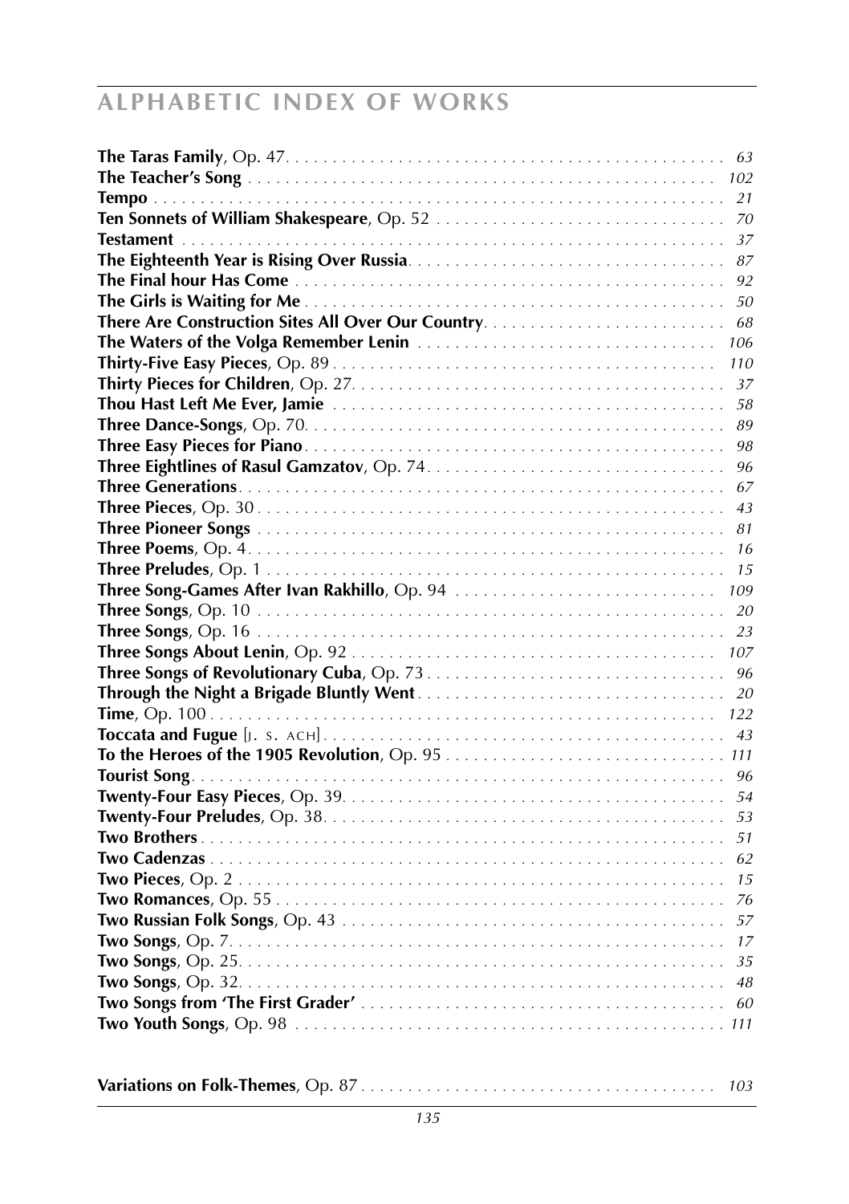## ALPHABETIC INDEX OF WORKS

**The Taras Family**, Op. 47. . . . . . . . . . . . . . . . . . . . . . . . . . . . . . . . . . . . . . . . . . . . . . . . 63
**The Teacher's Song** . . . . . . . . . . . . . . . . . . . . . . . . . . . . . . . . . . . . . . . . . . . . . . . . . . . 102
**Tempo** . . . . . . . . . . . . . . . . . . . . . . . . . . . . . . . . . . . . . . . . . . . . . . . . . . . . . . . . . . . . 21
**Ten Sonnets of William Shakespeare**, Op. 52 . . . . . . . . . . . . . . . . . . . . . . . . . . . . . . . 70
**Testament** . . . . . . . . . . . . . . . . . . . . . . . . . . . . . . . . . . . . . . . . . . . . . . . . . . . . . . . . . 37
**The Eighteenth Year is Rising Over Russia**. . . . . . . . . . . . . . . . . . . . . . . . . . . . . . . . . . 87
**The Final hour Has Come** . . . . . . . . . . . . . . . . . . . . . . . . . . . . . . . . . . . . . . . . . . . . . . 92
**The Girls is Waiting for Me** . . . . . . . . . . . . . . . . . . . . . . . . . . . . . . . . . . . . . . . . . . . . . 50
**There Are Construction Sites All Over Our Country**. . . . . . . . . . . . . . . . . . . . . . . . . . 68
**The Waters of the Volga Remember Lenin** . . . . . . . . . . . . . . . . . . . . . . . . . . . . . . . . 106
**Thirty-Five Easy Pieces**, Op. 89 . . . . . . . . . . . . . . . . . . . . . . . . . . . . . . . . . . . . . . . . . 110
**Thirty Pieces for Children**, Op. 27. . . . . . . . . . . . . . . . . . . . . . . . . . . . . . . . . . . . . . . . 37
**Thou Hast Left Me Ever, Jamie** . . . . . . . . . . . . . . . . . . . . . . . . . . . . . . . . . . . . . . . . . . 58
**Three Dance-Songs**, Op. 70. . . . . . . . . . . . . . . . . . . . . . . . . . . . . . . . . . . . . . . . . . . . . . 89
**Three Easy Pieces for Piano**. . . . . . . . . . . . . . . . . . . . . . . . . . . . . . . . . . . . . . . . . . . . . . 98
**Three Eightlines of Rasul Gamzatov**, Op. 74. . . . . . . . . . . . . . . . . . . . . . . . . . . . . . . . . 96
**Three Generations**. . . . . . . . . . . . . . . . . . . . . . . . . . . . . . . . . . . . . . . . . . . . . . . . . . . . . 67
**Three Pieces**, Op. 30 . . . . . . . . . . . . . . . . . . . . . . . . . . . . . . . . . . . . . . . . . . . . . . . . . . . 43
**Three Pioneer Songs** . . . . . . . . . . . . . . . . . . . . . . . . . . . . . . . . . . . . . . . . . . . . . . . . . . . 81
**Three Poems**, Op. 4. . . . . . . . . . . . . . . . . . . . . . . . . . . . . . . . . . . . . . . . . . . . . . . . . . . . 16
**Three Preludes**, Op. 1 . . . . . . . . . . . . . . . . . . . . . . . . . . . . . . . . . . . . . . . . . . . . . . . . . . 15
**Three Song-Games After Ivan Rakhillo**, Op. 94 . . . . . . . . . . . . . . . . . . . . . . . . . . . . . 109
**Three Songs**, Op. 10 . . . . . . . . . . . . . . . . . . . . . . . . . . . . . . . . . . . . . . . . . . . . . . . . . . . 20
**Three Songs**, Op. 16 . . . . . . . . . . . . . . . . . . . . . . . . . . . . . . . . . . . . . . . . . . . . . . . . . . . 23
**Three Songs About Lenin**, Op. 92 . . . . . . . . . . . . . . . . . . . . . . . . . . . . . . . . . . . . . . . . . 107
**Three Songs of Revolutionary Cuba**, Op. 73 . . . . . . . . . . . . . . . . . . . . . . . . . . . . . . . . . 96
**Through the Night a Brigade Bluntly Went**. . . . . . . . . . . . . . . . . . . . . . . . . . . . . . . . . . 20
**Time**, Op. 100 . . . . . . . . . . . . . . . . . . . . . . . . . . . . . . . . . . . . . . . . . . . . . . . . . . . . . . . 122
**Toccata and Fugue** [J. S. ACH]. . . . . . . . . . . . . . . . . . . . . . . . . . . . . . . . . . . . . . . . . . . . 43
**To the Heroes of the 1905 Revolution**, Op. 95 . . . . . . . . . . . . . . . . . . . . . . . . . . . . . . 111
**Tourist Song**. . . . . . . . . . . . . . . . . . . . . . . . . . . . . . . . . . . . . . . . . . . . . . . . . . . . . . . . . 96
**Twenty-Four Easy Pieces**, Op. 39. . . . . . . . . . . . . . . . . . . . . . . . . . . . . . . . . . . . . . . . . . 54
**Twenty-Four Preludes**, Op. 38. . . . . . . . . . . . . . . . . . . . . . . . . . . . . . . . . . . . . . . . . . . . 53
**Two Brothers** . . . . . . . . . . . . . . . . . . . . . . . . . . . . . . . . . . . . . . . . . . . . . . . . . . . . . . . . 51
**Two Cadenzas** . . . . . . . . . . . . . . . . . . . . . . . . . . . . . . . . . . . . . . . . . . . . . . . . . . . . . . . . 62
**Two Pieces**, Op. 2 . . . . . . . . . . . . . . . . . . . . . . . . . . . . . . . . . . . . . . . . . . . . . . . . . . . . . 15
**Two Romances**, Op. 55 . . . . . . . . . . . . . . . . . . . . . . . . . . . . . . . . . . . . . . . . . . . . . . . . . 76
**Two Russian Folk Songs**, Op. 43 . . . . . . . . . . . . . . . . . . . . . . . . . . . . . . . . . . . . . . . . . . 57
**Two Songs**, Op. 7. . . . . . . . . . . . . . . . . . . . . . . . . . . . . . . . . . . . . . . . . . . . . . . . . . . . . . 17
**Two Songs**, Op. 25. . . . . . . . . . . . . . . . . . . . . . . . . . . . . . . . . . . . . . . . . . . . . . . . . . . . . 35
**Two Songs**, Op. 32. . . . . . . . . . . . . . . . . . . . . . . . . . . . . . . . . . . . . . . . . . . . . . . . . . . . . 48
**Two Songs from 'The First Grader'** . . . . . . . . . . . . . . . . . . . . . . . . . . . . . . . . . . . . . . . . 60
**Two Youth Songs**, Op. 98 . . . . . . . . . . . . . . . . . . . . . . . . . . . . . . . . . . . . . . . . . . . . . . 111

**Variations on Folk-Themes**, Op. 87 . . . . . . . . . . . . . . . . . . . . . . . . . . . . . . . . . . . . . . . 103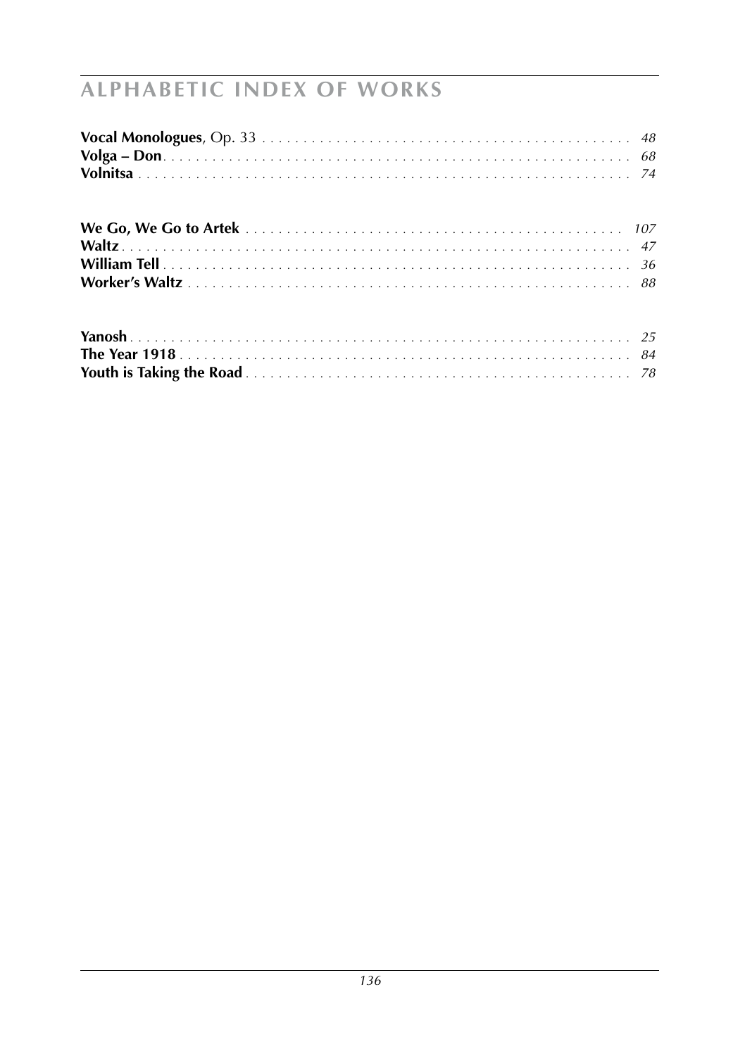# ALPHABETIC INDEX OF WORKS

**Vocal Monologues**, Op. 33 . . . . . . . . . . . . . . . . . . . . . . . . . . . . . . . . . . . . . . . . . . . . *48*
**Volga – Don**. . . . . . . . . . . . . . . . . . . . . . . . . . . . . . . . . . . . . . . . . . . . . . . . . . . . . . *68*
**Volnitsa** . . . . . . . . . . . . . . . . . . . . . . . . . . . . . . . . . . . . . . . . . . . . . . . . . . . . . . . . *74*

**We Go, We Go to Artek** . . . . . . . . . . . . . . . . . . . . . . . . . . . . . . . . . . . . . . . . . . . . *107*
**Waltz**. . . . . . . . . . . . . . . . . . . . . . . . . . . . . . . . . . . . . . . . . . . . . . . . . . . . . . . . . . *47*
**William Tell** . . . . . . . . . . . . . . . . . . . . . . . . . . . . . . . . . . . . . . . . . . . . . . . . . . . . . *36*
**Worker's Waltz** . . . . . . . . . . . . . . . . . . . . . . . . . . . . . . . . . . . . . . . . . . . . . . . . . . . *88*

**Yanosh**. . . . . . . . . . . . . . . . . . . . . . . . . . . . . . . . . . . . . . . . . . . . . . . . . . . . . . . . . *25*
**The Year 1918** . . . . . . . . . . . . . . . . . . . . . . . . . . . . . . . . . . . . . . . . . . . . . . . . . . . *84*
**Youth is Taking the Road** . . . . . . . . . . . . . . . . . . . . . . . . . . . . . . . . . . . . . . . . . . . . *78*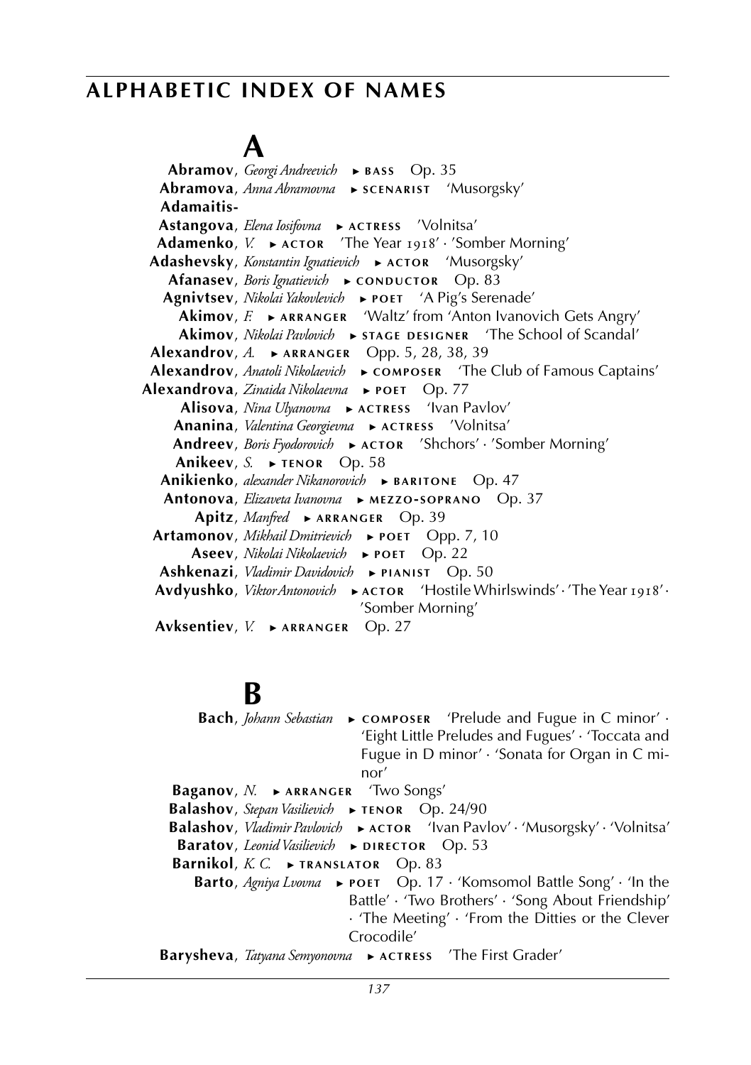## ALPHABETIC INDEX OF NAMES

# A

**Abramov**, *Georgi Andreevich* ► BASS Op. 35
**Abramova**, *Anna Abramovna* ► SCENARIST 'Musorgsky'
**Adamaitis-Astangova**, *Elena Iosifovna* ► ACTRESS 'Volnitsa'
**Adamenko**, *V.* ► ACTOR 'The Year 1918' · 'Somber Morning'
**Adashevsky**, *Konstantin Ignatievich* ► ACTOR 'Musorgsky'
**Afanasev**, *Boris Ignatievich* ► CONDUCTOR Op. 83
**Agnivtsev**, *Nikolai Yakovlevich* ► POET 'A Pig's Serenade'
**Akimov**, *F.* ► ARRANGER 'Waltz' from 'Anton Ivanovich Gets Angry'
**Akimov**, *Nikolai Pavlovich* ► STAGE DESIGNER 'The School of Scandal'
**Alexandrov**, *A.* ► ARRANGER Opp. 5, 28, 38, 39
**Alexandrov**, *Anatoli Nikolaevich* ► COMPOSER 'The Club of Famous Captains'
**Alexandrova**, *Zinaida Nikolaevna* ► POET Op. 77
**Alisova**, *Nina Ulyanovna* ► ACTRESS 'Ivan Pavlov'
**Ananina**, *Valentina Georgievna* ► ACTRESS 'Volnitsa'
**Andreev**, *Boris Fyodorovich* ► ACTOR 'Shchors' · 'Somber Morning'
**Anikeev**, *S.* ► TENOR Op. 58
**Anikienko**, *alexander Nikanorovich* ► BARITONE Op. 47
**Antonova**, *Elizaveta Ivanovna* ► MEZZO-SOPRANO Op. 37
**Apitz**, *Manfred* ► ARRANGER Op. 39
**Artamonov**, *Mikhail Dmitrievich* ► POET Opp. 7, 10
**Aseev**, *Nikolai Nikolaevich* ► POET Op. 22
**Ashkenazi**, *Vladimir Davidovich* ► PIANIST Op. 50
**Avdyushko**, *Viktor Antonovich* ► ACTOR 'Hostile Whirlswinds' · 'The Year 1918' · 'Somber Morning'
**Avksentiev**, *V.* ► ARRANGER Op. 27

# B

**Bach**, *Johann Sebastian* ► COMPOSER 'Prelude and Fugue in C minor' · 'Eight Little Preludes and Fugues' · 'Toccata and Fugue in D minor' · 'Sonata for Organ in C minor'
**Baganov**, *N.* ► ARRANGER 'Two Songs'
**Balashov**, *Stepan Vasilievich* ► TENOR Op. 24/90
**Balashov**, *Vladimir Pavlovich* ► ACTOR 'Ivan Pavlov' · 'Musorgsky' · 'Volnitsa'
**Baratov**, *Leonid Vasilievich* ► DIRECTOR Op. 53
**Barnikol**, *K. C.* ► TRANSLATOR Op. 83
**Barto**, *Agniya Lvovna* ► POET Op. 17 · 'Komsomol Battle Song' · 'In the Battle' · 'Two Brothers' · 'Song About Friendship' · 'The Meeting' · 'From the Ditties or the Clever Crocodile'
**Barysheva**, *Tatyana Semyonovna* ► ACTRESS 'The First Grader'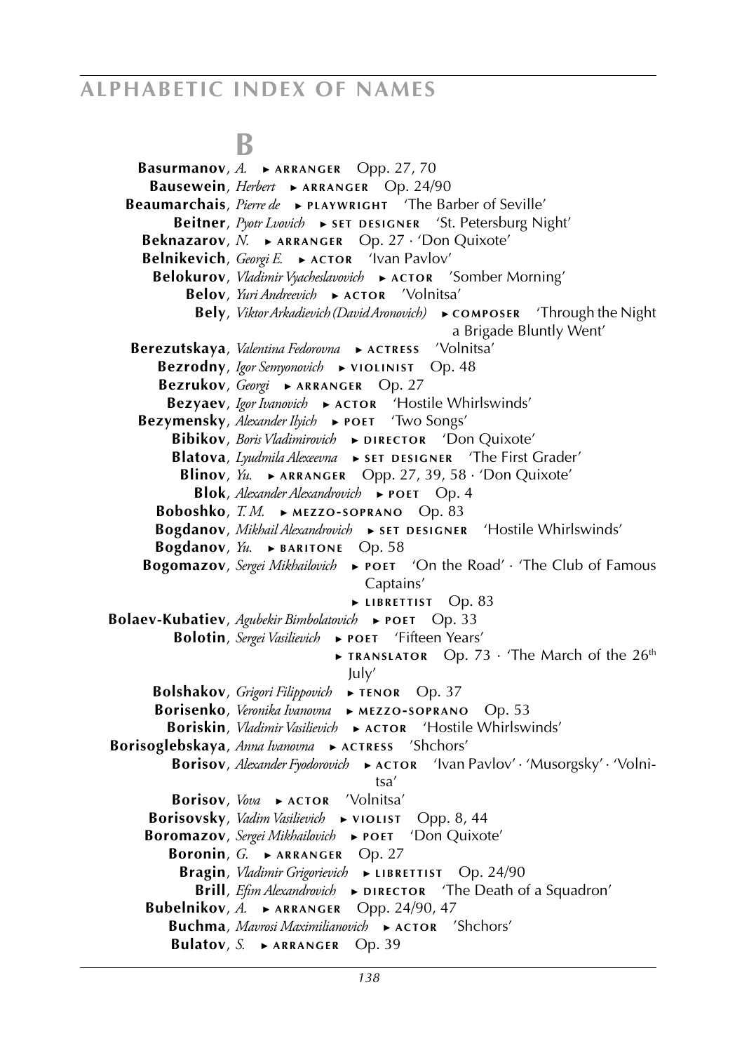## B

**Basurmanov**, *A.* ► ARRANGER Opp. 27, 70

**Bausewein**, *Herbert* ► ARRANGER Op. 24/90

**Beaumarchais**, *Pierre de* ► PLAYWRIGHT 'The Barber of Seville'

**Beitner**, *Pyotr Lvovich* ► SET DESIGNER 'St. Petersburg Night'

**Beknazarov**, *N.* ► ARRANGER Op. 27 · 'Don Quixote'

**Belnikevich**, *Georgi E.* ► ACTOR 'Ivan Pavlov'

**Belokurov**, *Vladimir Vyacheslavovich* ► ACTOR 'Somber Morning'

**Belov**, *Yuri Andreevich* ► ACTOR 'Volnitsa'

**Bely**, *Viktor Arkadievich (David Aronovich)* ► COMPOSER 'Through the Night a Brigade Bluntly Went'

**Berezutskaya**, *Valentina Fedorovna* ► ACTRESS 'Volnitsa'

**Bezrodny**, *Igor Semyonovich* ► VIOLINIST Op. 48

**Bezrukov**, *Georgi* ► ARRANGER Op. 27

**Bezyaev**, *Igor Ivanovich* ► ACTOR 'Hostile Whirlswinds'

**Bezymensky**, *Alexander Ilyich* ► POET 'Two Songs'

**Bibikov**, *Boris Vladimirovich* ► DIRECTOR 'Don Quixote'

**Blatova**, *Lyudmila Alexeevna* ► SET DESIGNER 'The First Grader'

**Blinov**, *Yu.* ► ARRANGER Opp. 27, 39, 58 · 'Don Quixote'

**Blok**, *Alexander Alexandrovich* ► POET Op. 4

**Boboshko**, *T. M.* ► MEZZO-SOPRANO Op. 83

**Bogdanov**, *Mikhail Alexandrovich* ► SET DESIGNER 'Hostile Whirlswinds'

**Bogdanov**, *Yu.* ► BARITONE Op. 58

**Bogomazov**, *Sergei Mikhailovich* ► POET 'On the Road' · 'The Club of Famous Captains'
► LIBRETTIST Op. 83

**Bolaev-Kubatiev**, *Agubekir Bimbolatovich* ► POET Op. 33

**Bolotin**, *Sergei Vasilievich* ► POET 'Fifteen Years'
► TRANSLATOR Op. 73 · 'The March of the 26th July'

**Bolshakov**, *Grigori Filippovich* ► TENOR Op. 37

**Borisenko**, *Veronika Ivanovna* ► MEZZO-SOPRANO Op. 53

**Boriskin**, *Vladimir Vasilievich* ► ACTOR 'Hostile Whirlswinds'

**Borisoglebskaya**, *Anna Ivanovna* ► ACTRESS 'Shchors'

**Borisov**, *Alexander Fyodorovich* ► ACTOR 'Ivan Pavlov' · 'Musorgsky' · 'Volnitsa'

**Borisov**, *Vova* ► ACTOR 'Volnitsa'

**Borisovsky**, *Vadim Vasilievich* ► VIOLIST Opp. 8, 44

**Boromazov**, *Sergei Mikhailovich* ► POET 'Don Quixote'

**Boronin**, *G.* ► ARRANGER Op. 27

**Bragin**, *Vladimir Grigorievich* ► LIBRETTIST Op. 24/90

**Brill**, *Efim Alexandrovich* ► DIRECTOR 'The Death of a Squadron'

**Bubelnikov**, *A.* ► ARRANGER Opp. 24/90, 47

**Buchma**, *Mavrosi Maximilianovich* ► ACTOR 'Shchors'

**Bulatov**, *S.* ► ARRANGER Op. 39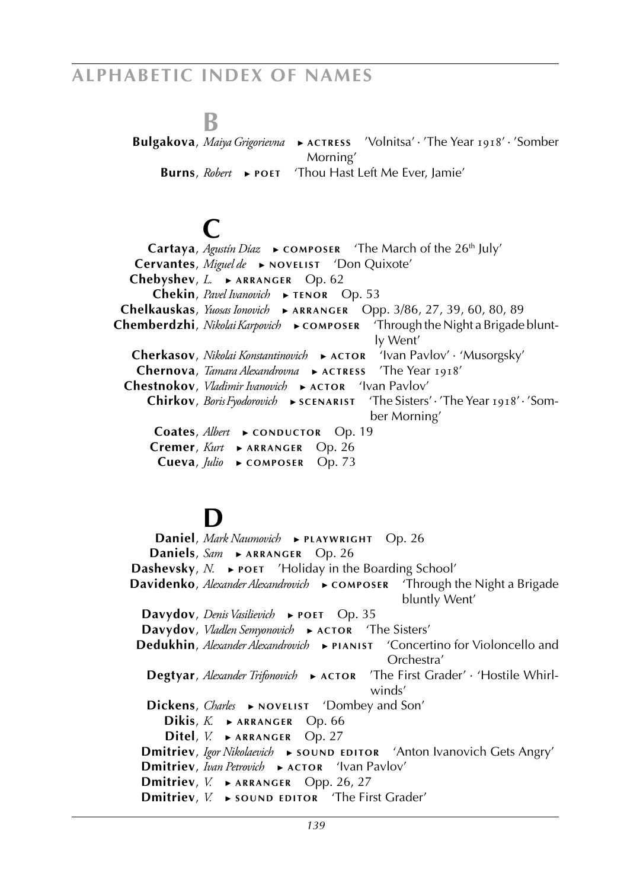## B

**Bulgakova**, *Maiya Grigorievna* ► ACTRESS 'Volnitsa' · 'The Year 1918' · 'Somber Morning'

**Burns**, *Robert* ► POET 'Thou Hast Left Me Ever, Jamie'

## C

**Cartaya**, *Agustín Díaz* ► COMPOSER 'The March of the 26th July'

**Cervantes**, *Miguel de* ► NOVELIST 'Don Quixote'

**Chebyshev**, *L.* ► ARRANGER Op. 62

**Chekin**, *Pavel Ivanovich* ► TENOR Op. 53

**Chelkauskas**, *Yuosas Ionovich* ► ARRANGER Opp. 3/86, 27, 39, 60, 80, 89

**Chemberdzhi**, *Nikolai Karpovich* ► COMPOSER 'Through the Night a Brigade bluntly Went'

**Cherkasov**, *Nikolai Konstantinovich* ► ACTOR 'Ivan Pavlov' · 'Musorgsky'

**Chernova**, *Tamara Alexandrovna* ► ACTRESS 'The Year 1918'

**Chestnokov**, *Vladimir Ivanovich* ► ACTOR 'Ivan Pavlov'

**Chirkov**, *Boris Fyodorovich* ► SCENARIST 'The Sisters' · 'The Year 1918' · 'Somber Morning'

**Coates**, *Albert* ► CONDUCTOR Op. 19

**Cremer**, *Kurt* ► ARRANGER Op. 26

**Cueva**, *Julio* ► COMPOSER Op. 73

## D

**Daniel**, *Mark Naumovich* ► PLAYWRIGHT Op. 26

**Daniels**, *Sam* ► ARRANGER Op. 26

**Dashevsky**, *N.* ► POET 'Holiday in the Boarding School'

**Davidenko**, *Alexander Alexandrovich* ► COMPOSER 'Through the Night a Brigade bluntly Went'

**Davydov**, *Denis Vasilievich* ► POET Op. 35

**Davydov**, *Vladlen Semyonovich* ► ACTOR 'The Sisters'

**Dedukhin**, *Alexander Alexandrovich* ► PIANIST 'Concertino for Violoncello and Orchestra'

**Degtyar**, *Alexander Trifonovich* ► ACTOR 'The First Grader' · 'Hostile Whirlwinds'

**Dickens**, *Charles* ► NOVELIST 'Dombey and Son'

**Dikis**, *K.* ► ARRANGER Op. 66

**Ditel**, *V.* ► ARRANGER Op. 27

**Dmitriev**, *Igor Nikolaevich* ► SOUND EDITOR 'Anton Ivanovich Gets Angry'

**Dmitriev**, *Ivan Petrovich* ► ACTOR 'Ivan Pavlov'

**Dmitriev**, *V.* ► ARRANGER Opp. 26, 27

**Dmitriev**, *V.* ► SOUND EDITOR 'The First Grader'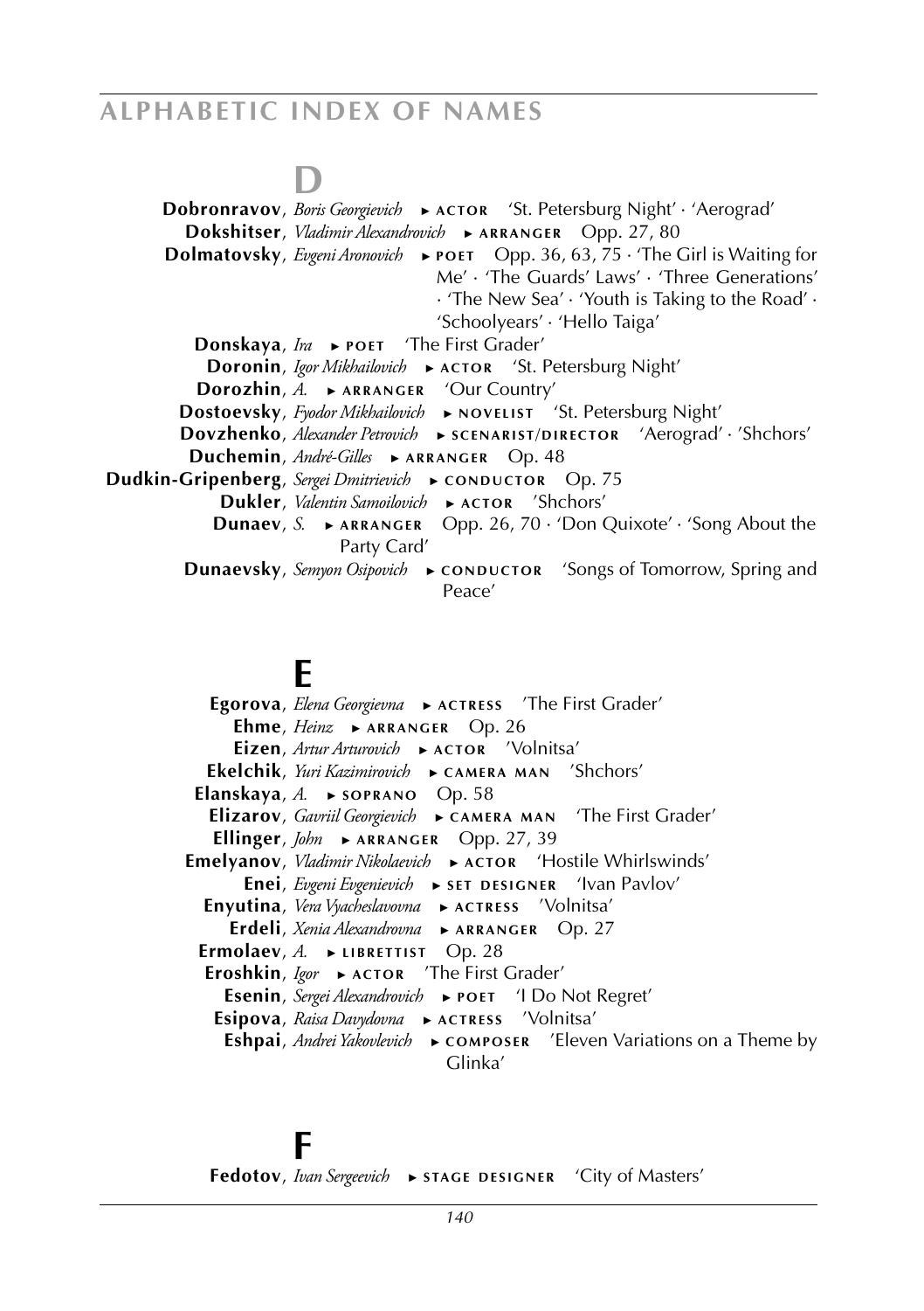## D

**Dobronravov**, *Boris Georgievich* ▸ actor 'St. Petersburg Night' · 'Aerograd'

**Dokshitser**, *Vladimir Alexandrovich* ▸ arranger Opp. 27, 80

**Dolmatovsky**, *Evgeni Aronovich* ▸ poet Opp. 36, 63, 75 · 'The Girl is Waiting for Me' · 'The Guards' Laws' · 'Three Generations' · 'The New Sea' · 'Youth is Taking to the Road' · 'Schoolyears' · 'Hello Taiga'

**Donskaya**, *Ira* ▸ poet 'The First Grader'

**Doronin**, *Igor Mikhailovich* ▸ actor 'St. Petersburg Night'

**Dorozhin**, *A.* ▸ arranger 'Our Country'

**Dostoevsky**, *Fyodor Mikhailovich* ▸ novelist 'St. Petersburg Night'

**Dovzhenko**, *Alexander Petrovich* ▸ scenarist/director 'Aerograd' · 'Shchors'

**Duchemin**, *André-Gilles* ▸ arranger Op. 48

**Dudkin-Gripenberg**, *Sergei Dmitrievich* ▸ conductor Op. 75

**Dukler**, *Valentin Samoilovich* ▸ actor 'Shchors'

**Dunaev**, *S.* ▸ arranger Opp. 26, 70 · 'Don Quixote' · 'Song About the Party Card'

**Dunaevsky**, *Semyon Osipovich* ▸ conductor 'Songs of Tomorrow, Spring and Peace'

## E

**Egorova**, *Elena Georgievna* ▸ actress 'The First Grader'

**Ehme**, *Heinz* ▸ arranger Op. 26

**Eizen**, *Artur Arturovich* ▸ actor 'Volnitsa'

**Ekelchik**, *Yuri Kazimirovich* ▸ camera man 'Shchors'

**Elanskaya**, *A.* ▸ soprano Op. 58

**Elizarov**, *Gavriil Georgievich* ▸ camera man 'The First Grader'

**Ellinger**, *John* ▸ arranger Opp. 27, 39

**Emelyanov**, *Vladimir Nikolaevich* ▸ actor 'Hostile Whirlswinds'

**Enei**, *Evgeni Evgenievich* ▸ set designer 'Ivan Pavlov'

**Enyutina**, *Vera Vyacheslavovna* ▸ actress 'Volnitsa'

**Erdeli**, *Xenia Alexandrovna* ▸ arranger Op. 27

**Ermolaev**, *A.* ▸ librettist Op. 28

**Eroshkin**, *Igor* ▸ actor 'The First Grader'

**Esenin**, *Sergei Alexandrovich* ▸ poet 'I Do Not Regret'

**Esipova**, *Raisa Davydovna* ▸ actress 'Volnitsa'

**Eshpai**, *Andrei Yakovlevich* ▸ composer 'Eleven Variations on a Theme by Glinka'

## F

**Fedotov**, *Ivan Sergeevich* ▸ stage designer 'City of Masters'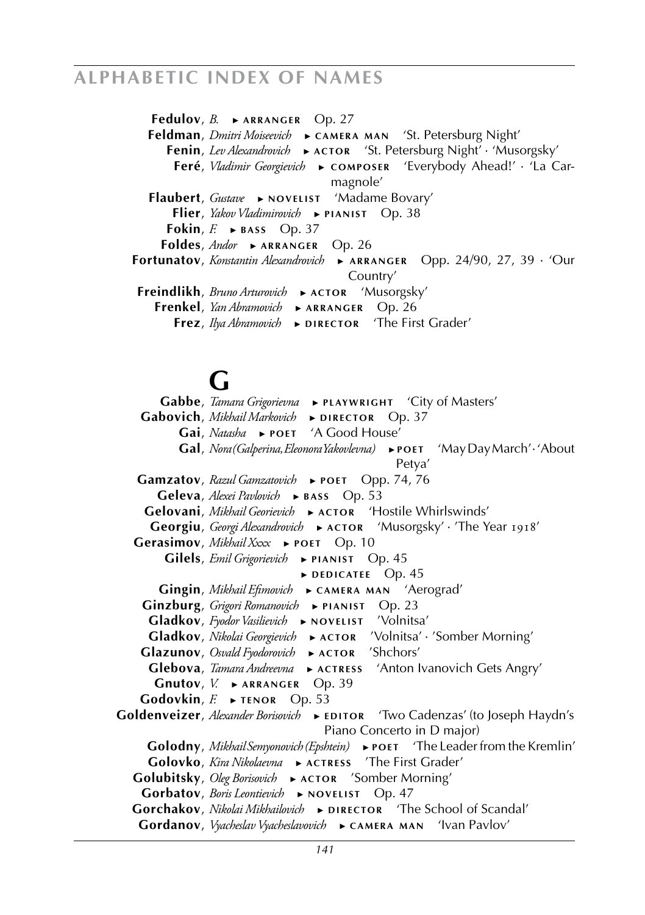**Fedulov**, *B.* ► ARRANGER Op. 27
**Feldman**, *Dmitri Moiseevich* ► CAMERA MAN 'St. Petersburg Night'
**Fenin**, *Lev Alexandrovich* ► ACTOR 'St. Petersburg Night' · 'Musorgsky'
**Feré**, *Vladimir Georgievich* ► COMPOSER 'Everybody Ahead!' · 'La Carmagnole'
**Flaubert**, *Gustave* ► NOVELIST 'Madame Bovary'
**Flier**, *Yakov Vladimirovich* ► PIANIST Op. 38
**Fokin**, *F.* ► BASS Op. 37
**Foldes**, *Andor* ► ARRANGER Op. 26
**Fortunatov**, *Konstantin Alexandrovich* ► ARRANGER Opp. 24/90, 27, 39 · 'Our Country'
**Freindlikh**, *Bruno Arturovich* ► ACTOR 'Musorgsky'
**Frenkel**, *Yan Abramovich* ► ARRANGER Op. 26
**Frez**, *Ilya Abramovich* ► DIRECTOR 'The First Grader'

# G

**Gabbe**, *Tamara Grigorievna* ► PLAYWRIGHT 'City of Masters'
**Gabovich**, *Mikhail Markovich* ► DIRECTOR Op. 37
**Gai**, *Natasha* ► POET 'A Good House'
**Gal**, *Nora (Galperina, Eleonora Yakovlevna)* ► POET 'May Day March' · 'About Petya'
**Gamzatov**, *Razul Gamzatovich* ► POET Opp. 74, 76
**Geleva**, *Alexei Pavlovich* ► BASS Op. 53
**Gelovani**, *Mikhail Georievich* ► ACTOR 'Hostile Whirlswinds'
**Georgiu**, *Georgi Alexandrovich* ► ACTOR 'Musorgsky' · 'The Year 1918'
**Gerasimov**, *Mikhail Xxxx* ► POET Op. 10
**Gilels**, *Emil Grigorievich* ► PIANIST Op. 45
► DEDICATEE Op. 45
**Gingin**, *Mikhail Efimovich* ► CAMERA MAN 'Aerograd'
**Ginzburg**, *Grigori Romanovich* ► PIANIST Op. 23
**Gladkov**, *Fyodor Vasilievich* ► NOVELIST 'Volnitsa'
**Gladkov**, *Nikolai Georgievich* ► ACTOR 'Volnitsa' · 'Somber Morning'
**Glazunov**, *Osvald Fyodorovich* ► ACTOR 'Shchors'
**Glebova**, *Tamara Andreevna* ► ACTRESS 'Anton Ivanovich Gets Angry'
**Gnutov**, *V.* ► ARRANGER Op. 39
**Godovkin**, *F.* ► TENOR Op. 53
**Goldenveizer**, *Alexander Borisovich* ► EDITOR 'Two Cadenzas' (to Joseph Haydn's Piano Concerto in D major)
**Golodny**, *Mikhail Semyonovich (Epshtein)* ► POET 'The Leader from the Kremlin'
**Golovko**, *Kira Nikolaevna* ► ACTRESS 'The First Grader'
**Golubitsky**, *Oleg Borisovich* ► ACTOR 'Somber Morning'
**Gorbatov**, *Boris Leontievich* ► NOVELIST Op. 47
**Gorchakov**, *Nikolai Mikhailovich* ► DIRECTOR 'The School of Scandal'
**Gordanov**, *Vyacheslav Vyacheslavovich* ► CAMERA MAN 'Ivan Pavlov'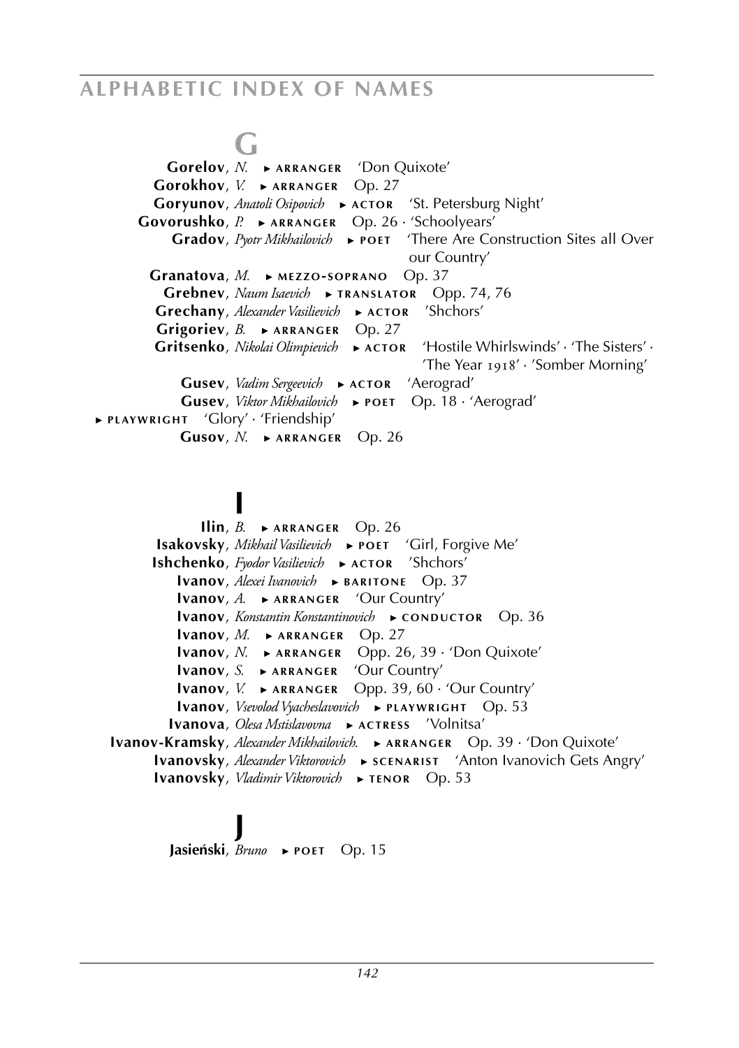## G

**Gorelov**, *N.* ► ARRANGER 'Don Quixote'
**Gorokhov**, *V.* ► ARRANGER Op. 27
**Goryunov**, *Anatoli Osipovich* ► ACTOR 'St. Petersburg Night'
**Govorushko**, *P.* ► ARRANGER Op. 26 · 'Schoolyears'
**Gradov**, *Pyotr Mikhailovich* ► POET 'There Are Construction Sites all Over our Country'
**Granatova**, *M.* ► MEZZO-SOPRANO Op. 37
**Grebnev**, *Naum Isaevich* ► TRANSLATOR Opp. 74, 76
**Grechany**, *Alexander Vasilievich* ► ACTOR 'Shchors'
**Grigoriev**, *B.* ► ARRANGER Op. 27
**Gritsenko**, *Nikolai Olimpievich* ► ACTOR 'Hostile Whirlswinds' · 'The Sisters' · 'The Year 1918' · 'Somber Morning'
**Gusev**, *Vadim Sergeevich* ► ACTOR 'Aerograd'
**Gusev**, *Viktor Mikhailovich* ► POET Op. 18 · 'Aerograd' ► PLAYWRIGHT 'Glory' · 'Friendship'
**Gusov**, *N.* ► ARRANGER Op. 26

## I

**Ilin**, *B.* ► ARRANGER Op. 26
**Isakovsky**, *Mikhail Vasilievich* ► POET 'Girl, Forgive Me'
**Ishchenko**, *Fyodor Vasilievich* ► ACTOR 'Shchors'
**Ivanov**, *Alexei Ivanovich* ► BARITONE Op. 37
**Ivanov**, *A.* ► ARRANGER 'Our Country'
**Ivanov**, *Konstantin Konstantinovich* ► CONDUCTOR Op. 36
**Ivanov**, *M.* ► ARRANGER Op. 27
**Ivanov**, *N.* ► ARRANGER Opp. 26, 39 · 'Don Quixote'
**Ivanov**, *S.* ► ARRANGER 'Our Country'
**Ivanov**, *V.* ► ARRANGER Opp. 39, 60 · 'Our Country'
**Ivanov**, *Vsevolod Vyacheslavovich* ► PLAYWRIGHT Op. 53
**Ivanova**, *Olesa Mstislavovna* ► ACTRESS 'Volnitsa'
**Ivanov-Kramsky**, *Alexander Mikhailovich.* ► ARRANGER Op. 39 · 'Don Quixote'
**Ivanovsky**, *Alexander Viktorovich* ► SCENARIST 'Anton Ivanovich Gets Angry'
**Ivanovsky**, *Vladimir Viktorovich* ► TENOR Op. 53

## J

**Jasieński**, *Bruno* ► POET Op. 15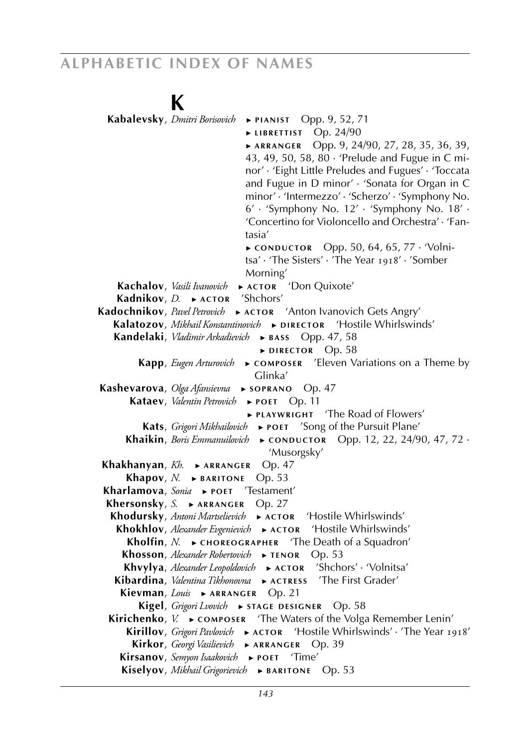# K

**Kabalevsky**, *Dmitri Borisovich* ▸ PIANIST Opp. 9, 52, 71
▸ LIBRETTIST Op. 24/90
▸ ARRANGER Opp. 9, 24/90, 27, 28, 35, 36, 39, 43, 49, 50, 58, 80 · 'Prelude and Fugue in C minor' · 'Eight Little Preludes and Fugues' · 'Toccata and Fugue in D minor' · 'Sonata for Organ in C minor' · 'Intermezzo' · 'Scherzo' · 'Symphony No. 6' · 'Symphony No. 12' · 'Symphony No. 18' · 'Concertino for Violoncello and Orchestra' · 'Fantasia'
▸ CONDUCTOR Opp. 50, 64, 65, 77 · 'Volnitsa' · 'The Sisters' · 'The Year 1918' · 'Somber Morning'

**Kachalov**, *Vasili Ivanovich* ▸ ACTOR 'Don Quixote'

**Kadnikov**, *D.* ▸ ACTOR 'Shchors'

**Kadochnikov**, *Pavel Petrovich* ▸ ACTOR 'Anton Ivanovich Gets Angry'

**Kalatozov**, *Mikhail Konstantinovich* ▸ DIRECTOR 'Hostile Whirlswinds'

**Kandelaki**, *Vladimir Arkadievich* ▸ BASS Opp. 47, 58
▸ DIRECTOR Op. 58

**Kapp**, *Eugen Arturovich* ▸ COMPOSER 'Eleven Variations on a Theme by Glinka'

**Kashevarova**, *Olga Afansievna* ▸ SOPRANO Op. 47

**Kataev**, *Valentin Petrovich* ▸ POET Op. 11
▸ PLAYWRIGHT 'The Road of Flowers'

**Kats**, *Grigori Mikhailovich* ▸ POET 'Song of the Pursuit Plane'

**Khaikin**, *Boris Emmanuilovich* ▸ CONDUCTOR Opp. 12, 22, 24/90, 47, 72 · 'Musorgsky'

**Khakhanyan**, *Kh.* ▸ ARRANGER Op. 47

**Khapov**, *N.* ▸ BARITONE Op. 53

**Kharlamova**, *Sonia* ▸ POET 'Testament'

**Khersonsky**, *S.* ▸ ARRANGER Op. 27

**Khodursky**, *Antoni Martselievich* ▸ ACTOR 'Hostile Whirlswinds'

**Khokhlov**, *Alexander Evgenievich* ▸ ACTOR 'Hostile Whirlswinds'

**Kholfin**, *N.* ▸ CHOREOGRAPHER 'The Death of a Squadron'

**Khosson**, *Alexander Robertovich* ▸ TENOR Op. 53

**Khvylya**, *Alexander Leopoldovich* ▸ ACTOR 'Shchors' · 'Volnitsa'

**Kibardina**, *Valentina Tikhonovna* ▸ ACTRESS 'The First Grader'

**Kievman**, *Louis* ▸ ARRANGER Op. 21

**Kigel**, *Grigori Lvovich* ▸ STAGE DESIGNER Op. 58

**Kirichenko**, *V.* ▸ COMPOSER 'The Waters of the Volga Remember Lenin'

**Kirillov**, *Grigori Pavlovich* ▸ ACTOR 'Hostile Whirlswinds' · 'The Year 1918'

**Kirkor**, *Georgi Vasilievich* ▸ ARRANGER Op. 39

**Kirsanov**, *Semyon Isaakovich* ▸ POET 'Time'

**Kiselyov**, *Mikhail Grigorievich* ▸ BARITONE Op. 53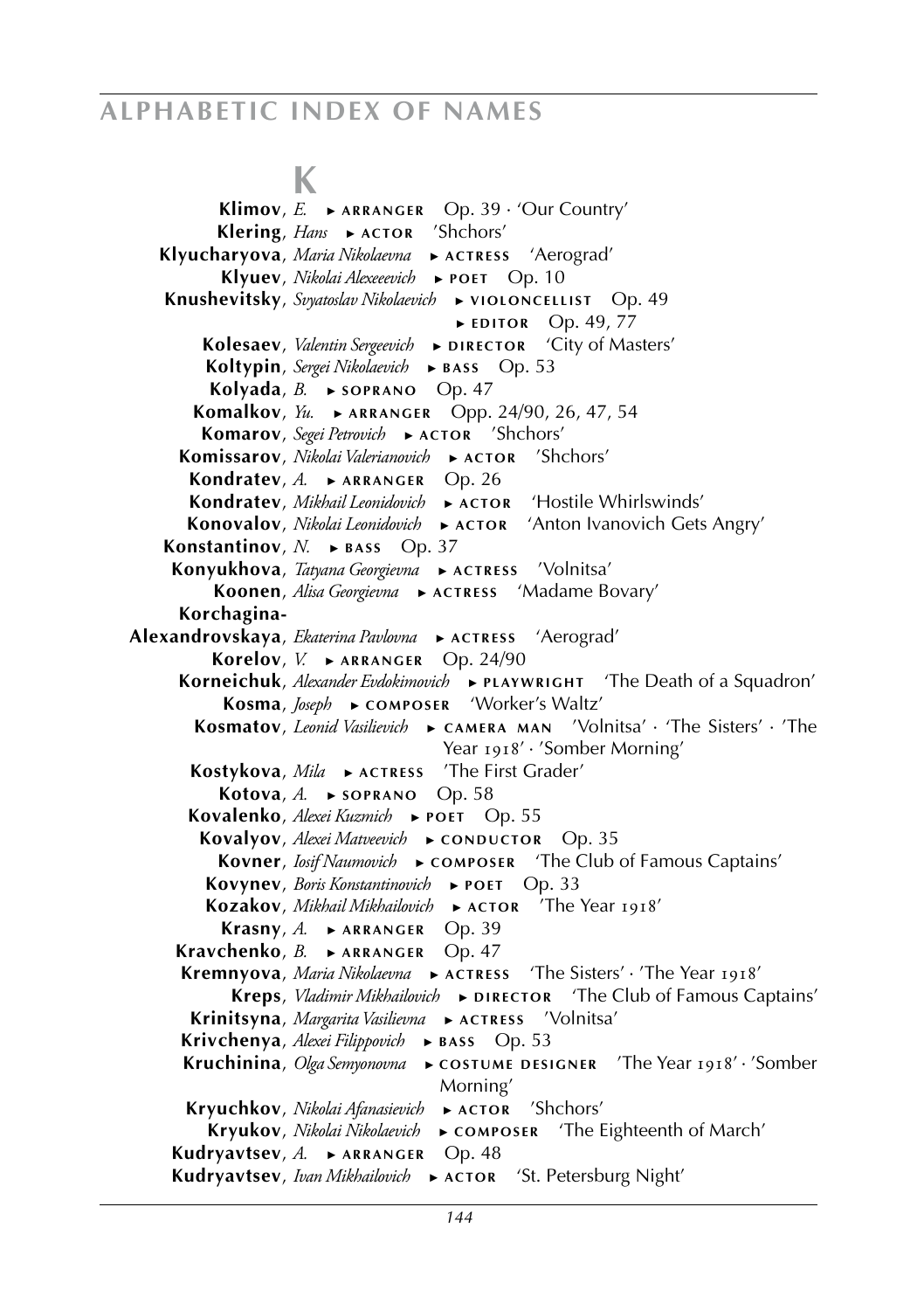# K

**Klimov**, *E.* ► ARRANGER Op. 39 · 'Our Country'
**Klering**, *Hans* ► ACTOR 'Shchors'
**Klyucharyova**, *Maria Nikolaevna* ► ACTRESS 'Aerograd'
**Klyuev**, *Nikolai Alexeeevich* ► POET Op. 10
**Knushevitsky**, *Svyatoslav Nikolaevich* ► VIOLONCELLIST Op. 49
► EDITOR Op. 49, 77
**Kolesaev**, *Valentin Sergeevich* ► DIRECTOR 'City of Masters'
**Koltypin**, *Sergei Nikolaevich* ► BASS Op. 53
**Kolyada**, *B.* ► SOPRANO Op. 47
**Komalkov**, *Yu.* ► ARRANGER Opp. 24/90, 26, 47, 54
**Komarov**, *Segei Petrovich* ► ACTOR 'Shchors'
**Komissarov**, *Nikolai Valerianovich* ► ACTOR 'Shchors'
**Kondratev**, *A.* ► ARRANGER Op. 26
**Kondratev**, *Mikhail Leonidovich* ► ACTOR 'Hostile Whirlswinds'
**Konovalov**, *Nikolai Leonidovich* ► ACTOR 'Anton Ivanovich Gets Angry'
**Konstantinov**, *N.* ► BASS Op. 37
**Konyukhova**, *Tatyana Georgievna* ► ACTRESS 'Volnitsa'
**Koonen**, *Alisa Georgievna* ► ACTRESS 'Madame Bovary'
**Korchagina-Alexandrovskaya**, *Ekaterina Pavlovna* ► ACTRESS 'Aerograd'
**Korelov**, *V.* ► ARRANGER Op. 24/90
**Korneichuk**, *Alexander Evdokimovich* ► PLAYWRIGHT 'The Death of a Squadron'
**Kosma**, *Joseph* ► COMPOSER 'Worker's Waltz'
**Kosmatov**, *Leonid Vasilievich* ► CAMERA MAN 'Volnitsa' · 'The Sisters' · 'The Year 1918' · 'Somber Morning'
**Kostykova**, *Mila* ► ACTRESS 'The First Grader'
**Kotova**, *A.* ► SOPRANO Op. 58
**Kovalenko**, *Alexei Kuzmich* ► POET Op. 55
**Kovalyov**, *Alexei Matveevich* ► CONDUCTOR Op. 35
**Kovner**, *Iosif Naumovich* ► COMPOSER 'The Club of Famous Captains'
**Kovynev**, *Boris Konstantinovich* ► POET Op. 33
**Kozakov**, *Mikhail Mikhailovich* ► ACTOR 'The Year 1918'
**Krasny**, *A.* ► ARRANGER Op. 39
**Kravchenko**, *B.* ► ARRANGER Op. 47
**Kremnyova**, *Maria Nikolaevna* ► ACTRESS 'The Sisters' · 'The Year 1918'
**Kreps**, *Vladimir Mikhailovich* ► DIRECTOR 'The Club of Famous Captains'
**Krinitsyna**, *Margarita Vasilievna* ► ACTRESS 'Volnitsa'
**Krivchenya**, *Alexei Filippovich* ► BASS Op. 53
**Kruchinina**, *Olga Semyonovna* ► COSTUME DESIGNER 'The Year 1918' · 'Somber Morning'
**Kryuchkov**, *Nikolai Afanasievich* ► ACTOR 'Shchors'
**Kryukov**, *Nikolai Nikolaevich* ► COMPOSER 'The Eighteenth of March'
**Kudryavtsev**, *A.* ► ARRANGER Op. 48
**Kudryavtsev**, *Ivan Mikhailovich* ► ACTOR 'St. Petersburg Night'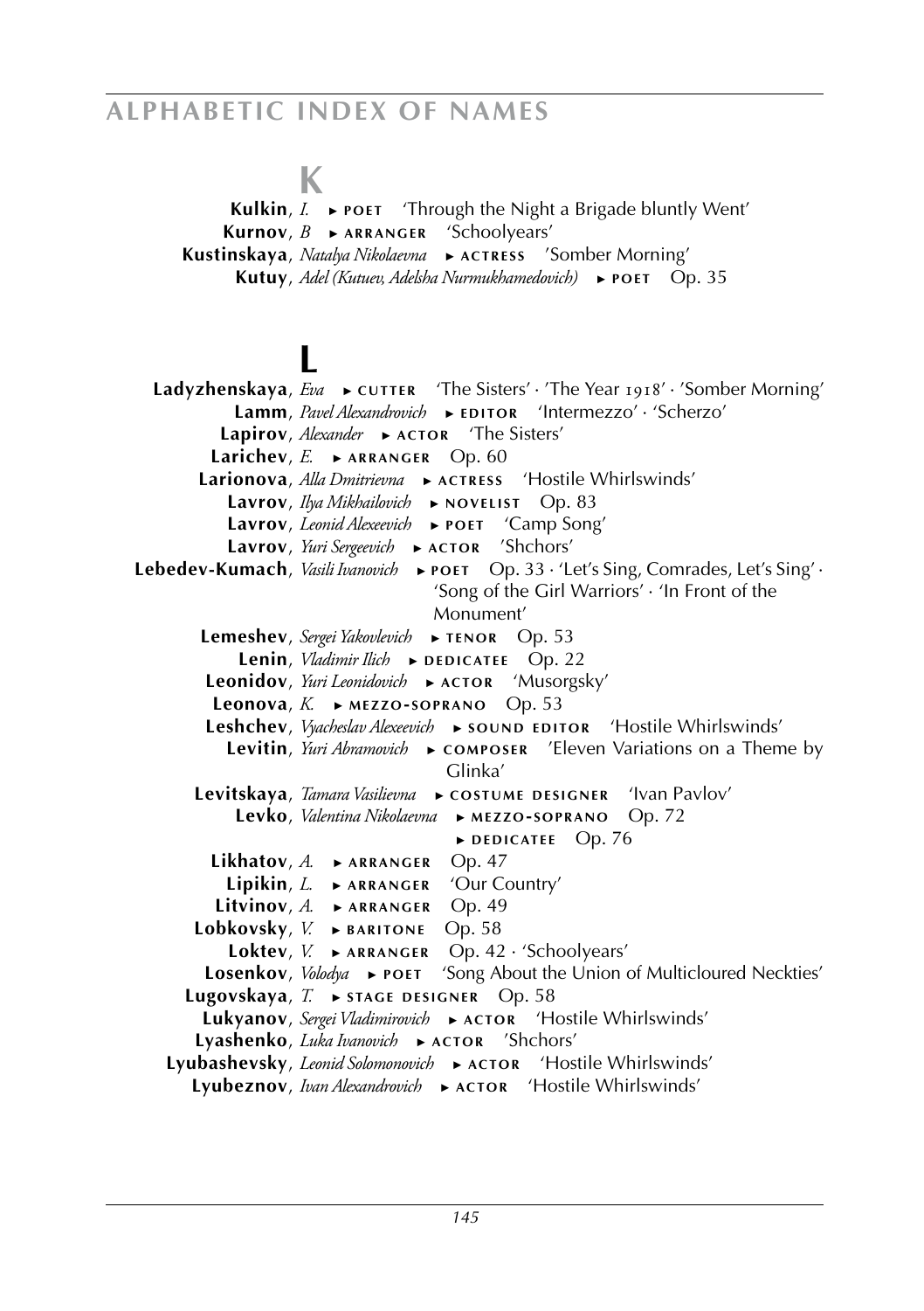## K

**Kulkin**, *I.* ► POET 'Through the Night a Brigade bluntly Went'
**Kurnov**, *B* ► ARRANGER 'Schoolyears'
**Kustinskaya**, *Natalya Nikolaevna* ► ACTRESS 'Somber Morning'
**Kutuy**, *Adel (Kutuev, Adelsha Nurmukhamedovich)* ► POET Op. 35

## L

**Ladyzhenskaya**, *Eva* ► CUTTER 'The Sisters' · 'The Year 1918' · 'Somber Morning'
**Lamm**, *Pavel Alexandrovich* ► EDITOR 'Intermezzo' · 'Scherzo'
**Lapirov**, *Alexander* ► ACTOR 'The Sisters'
**Larichev**, *E.* ► ARRANGER Op. 60
**Larionova**, *Alla Dmitrievna* ► ACTRESS 'Hostile Whirlswinds'
**Lavrov**, *Ilya Mikhailovich* ► NOVELIST Op. 83
**Lavrov**, *Leonid Alexeevich* ► POET 'Camp Song'
**Lavrov**, *Yuri Sergeevich* ► ACTOR 'Shchors'
**Lebedev-Kumach**, *Vasili Ivanovich* ► POET Op. 33 · 'Let's Sing, Comrades, Let's Sing' · 'Song of the Girl Warriors' · 'In Front of the Monument'
**Lemeshev**, *Sergei Yakovlevich* ► TENOR Op. 53
**Lenin**, *Vladimir Ilich* ► DEDICATEE Op. 22
**Leonidov**, *Yuri Leonidovich* ► ACTOR 'Musorgsky'
**Leonova**, *K.* ► MEZZO-SOPRANO Op. 53
**Leshchev**, *Vyacheslav Alexeevich* ► SOUND EDITOR 'Hostile Whirlswinds'
**Levitin**, *Yuri Abramovich* ► COMPOSER 'Eleven Variations on a Theme by Glinka'
**Levitskaya**, *Tamara Vasilievna* ► COSTUME DESIGNER 'Ivan Pavlov'
**Levko**, *Valentina Nikolaevna* ► MEZZO-SOPRANO Op. 72
► DEDICATEE Op. 76
**Likhatov**, *A.* ► ARRANGER Op. 47
**Lipikin**, *L.* ► ARRANGER 'Our Country'
**Litvinov**, *A.* ► ARRANGER Op. 49
**Lobkovsky**, *V.* ► BARITONE Op. 58
**Loktev**, *V.* ► ARRANGER Op. 42 · 'Schoolyears'
**Losenkov**, *Volodya* ► POET 'Song About the Union of Multicloured Neckties'
**Lugovskaya**, *T.* ► STAGE DESIGNER Op. 58
**Lukyanov**, *Sergei Vladimirovich* ► ACTOR 'Hostile Whirlswinds'
**Lyashenko**, *Luka Ivanovich* ► ACTOR 'Shchors'
**Lyubashevsky**, *Leonid Solomonovich* ► ACTOR 'Hostile Whirlswinds'
**Lyubeznov**, *Ivan Alexandrovich* ► ACTOR 'Hostile Whirlswinds'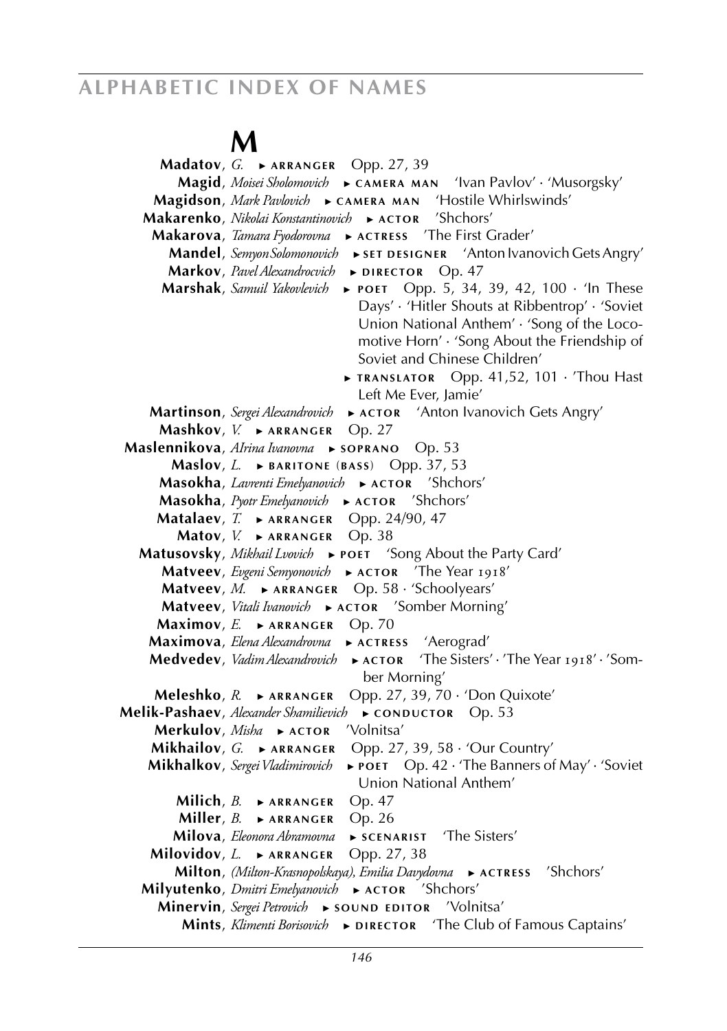# M

**Madatov**, *G.* ► ARRANGER Opp. 27, 39

**Magid**, *Moisei Sholomovich* ► CAMERA MAN 'Ivan Pavlov' · 'Musorgsky'

**Magidson**, *Mark Pavlovich* ► CAMERA MAN 'Hostile Whirlswinds'

**Makarenko**, *Nikolai Konstantinovich* ► ACTOR 'Shchors'

**Makarova**, *Tamara Fyodorovna* ► ACTRESS 'The First Grader'

**Mandel**, *Semyon Solomonovich* ► SET DESIGNER 'Anton Ivanovich Gets Angry'

**Markov**, *Pavel Alexandrocvich* ► DIRECTOR Op. 47

**Marshak**, *Samuil Yakovlevich* ► POET Opp. 5, 34, 39, 42, 100 · 'In These Days' · 'Hitler Shouts at Ribbentrop' · 'Soviet Union National Anthem' · 'Song of the Locomotive Horn' · 'Song About the Friendship of Soviet and Chinese Children'
► TRANSLATOR Opp. 41,52, 101 · 'Thou Hast Left Me Ever, Jamie'

**Martinson**, *Sergei Alexandrovich* ► ACTOR 'Anton Ivanovich Gets Angry'

**Mashkov**, *V.* ► ARRANGER Op. 27

**Maslennikova**, *AIrina Ivanovna* ► SOPRANO Op. 53

**Maslov**, *L.* ► BARITONE (BASS) Opp. 37, 53

**Masokha**, *Lavrenti Emelyanovich* ► ACTOR 'Shchors'

**Masokha**, *Pyotr Emelyanovich* ► ACTOR 'Shchors'

**Matalaev**, *T.* ► ARRANGER Opp. 24/90, 47

**Matov**, *V.* ► ARRANGER Op. 38

**Matusovsky**, *Mikhail Lvovich* ► POET 'Song About the Party Card'

**Matveev**, *Evgeni Semyonovich* ► ACTOR 'The Year 1918'

**Matveev**, *M.* ► ARRANGER Op. 58 · 'Schoolyears'

**Matveev**, *Vitali Ivanovich* ► ACTOR 'Somber Morning'

**Maximov**, *E.* ► ARRANGER Op. 70

**Maximova**, *Elena Alexandrovna* ► ACTRESS 'Aerograd'

**Medvedev**, *Vadim Alexandrovich* ► ACTOR 'The Sisters' · 'The Year 1918' · 'Somber Morning'

**Meleshko**, *R.* ► ARRANGER Opp. 27, 39, 70 · 'Don Quixote'

**Melik-Pashaev**, *Alexander Shamilievich* ► CONDUCTOR Op. 53

**Merkulov**, *Misha* ► ACTOR 'Volnitsa'

**Mikhailov**, *G.* ► ARRANGER Opp. 27, 39, 58 · 'Our Country'

**Mikhalkov**, *Sergei Vladimirovich* ► POET Op. 42 · 'The Banners of May' · 'Soviet Union National Anthem'

**Milich**, *B.* ► ARRANGER Op. 47

**Miller**, *B.* ► ARRANGER Op. 26

**Milova**, *Eleonora Abramovna* ► SCENARIST 'The Sisters'

**Milovidov**, *L.* ► ARRANGER Opp. 27, 38

**Milton**, *(Milton-Krasnopolskaya), Emilia Davydovna* ► ACTRESS 'Shchors'

**Milyutenko**, *Dmitri Emelyanovich* ► ACTOR 'Shchors'

**Minervin**, *Sergei Petrovich* ► SOUND EDITOR 'Volnitsa'

**Mints**, *Klimenti Borisovich* ► DIRECTOR 'The Club of Famous Captains'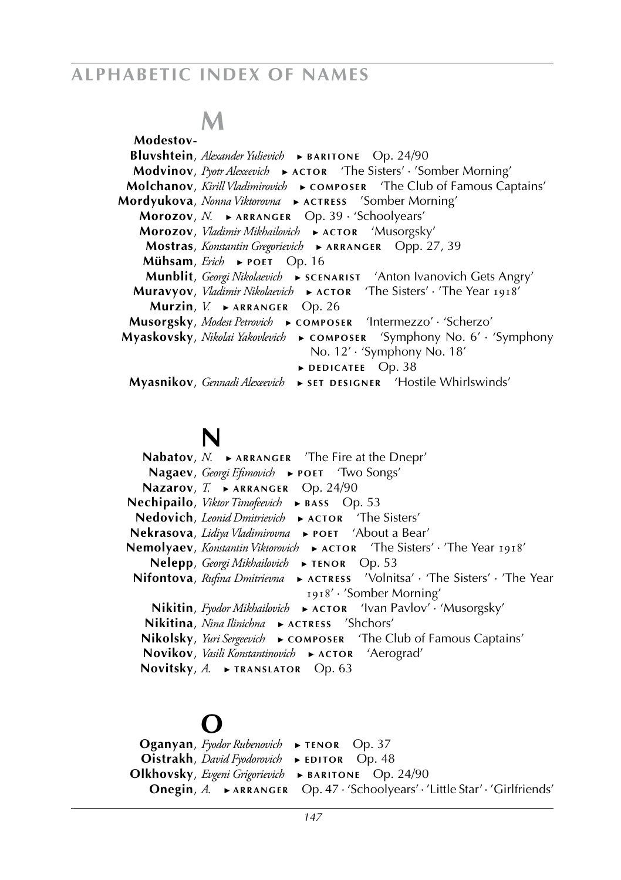## M

**Modestov-Bluvshtein**, *Alexander Yulievich* ► BARITONE Op. 24/90
**Modvinov**, *Pyotr Alexeevich* ► ACTOR 'The Sisters' · 'Somber Morning'
**Molchanov**, *Kirill Vladimirovich* ► COMPOSER 'The Club of Famous Captains'
**Mordyukova**, *Nonna Viktorovna* ► ACTRESS 'Somber Morning'
**Morozov**, *N.* ► ARRANGER Op. 39 · 'Schoolyears'
**Morozov**, *Vladimir Mikhailovich* ► ACTOR 'Musorgsky'
**Mostras**, *Konstantin Gregorievich* ► ARRANGER Opp. 27, 39
**Mühsam**, *Erich* ► POET Op. 16
**Munblit**, *Georgi Nikolaevich* ► SCENARIST 'Anton Ivanovich Gets Angry'
**Muravyov**, *Vladimir Nikolaevich* ► ACTOR 'The Sisters' · 'The Year 1918'
**Murzin**, *V.* ► ARRANGER Op. 26
**Musorgsky**, *Modest Petrovich* ► COMPOSER 'Intermezzo' · 'Scherzo'
**Myaskovsky**, *Nikolai Yakovlevich* ► COMPOSER 'Symphony No. 6' · 'Symphony No. 12' · 'Symphony No. 18'
► DEDICATEE Op. 38
**Myasnikov**, *Gennadi Alexeevich* ► SET DESIGNER 'Hostile Whirlswinds'

## N

**Nabatov**, *N.* ► ARRANGER 'The Fire at the Dnepr'
**Nagaev**, *Georgi Efimovich* ► POET 'Two Songs'
**Nazarov**, *T.* ► ARRANGER Op. 24/90
**Nechipailo**, *Viktor Timofeevich* ► BASS Op. 53
**Nedovich**, *Leonid Dmitrievich* ► ACTOR 'The Sisters'
**Nekrasova**, *Lidiya Vladimirovna* ► POET 'About a Bear'
**Nemolyaev**, *Konstantin Viktorovich* ► ACTOR 'The Sisters' · 'The Year 1918'
**Nelepp**, *Georgi Mikhailovich* ► TENOR Op. 53
**Nifontova**, *Rufina Dmitrievna* ► ACTRESS 'Volnitsa' · 'The Sisters' · 'The Year 1918' · 'Somber Morning'
**Nikitin**, *Fyodor Mikhailovich* ► ACTOR 'Ivan Pavlov' · 'Musorgsky'
**Nikitina**, *Nina Ilinichna* ► ACTRESS 'Shchors'
**Nikolsky**, *Yuri Sergeevich* ► COMPOSER 'The Club of Famous Captains'
**Novikov**, *Vasili Konstantinovich* ► ACTOR 'Aerograd'
**Novitsky**, *A.* ► TRANSLATOR Op. 63

## O

**Oganyan**, *Fyodor Rubenovich* ► TENOR Op. 37
**Oistrakh**, *David Fyodorovich* ► EDITOR Op. 48
**Olkhovsky**, *Evgeni Grigorievich* ► BARITONE Op. 24/90
**Onegin**, *A.* ► ARRANGER Op. 47 · 'Schoolyears' · 'Little Star' · 'Girlfriends'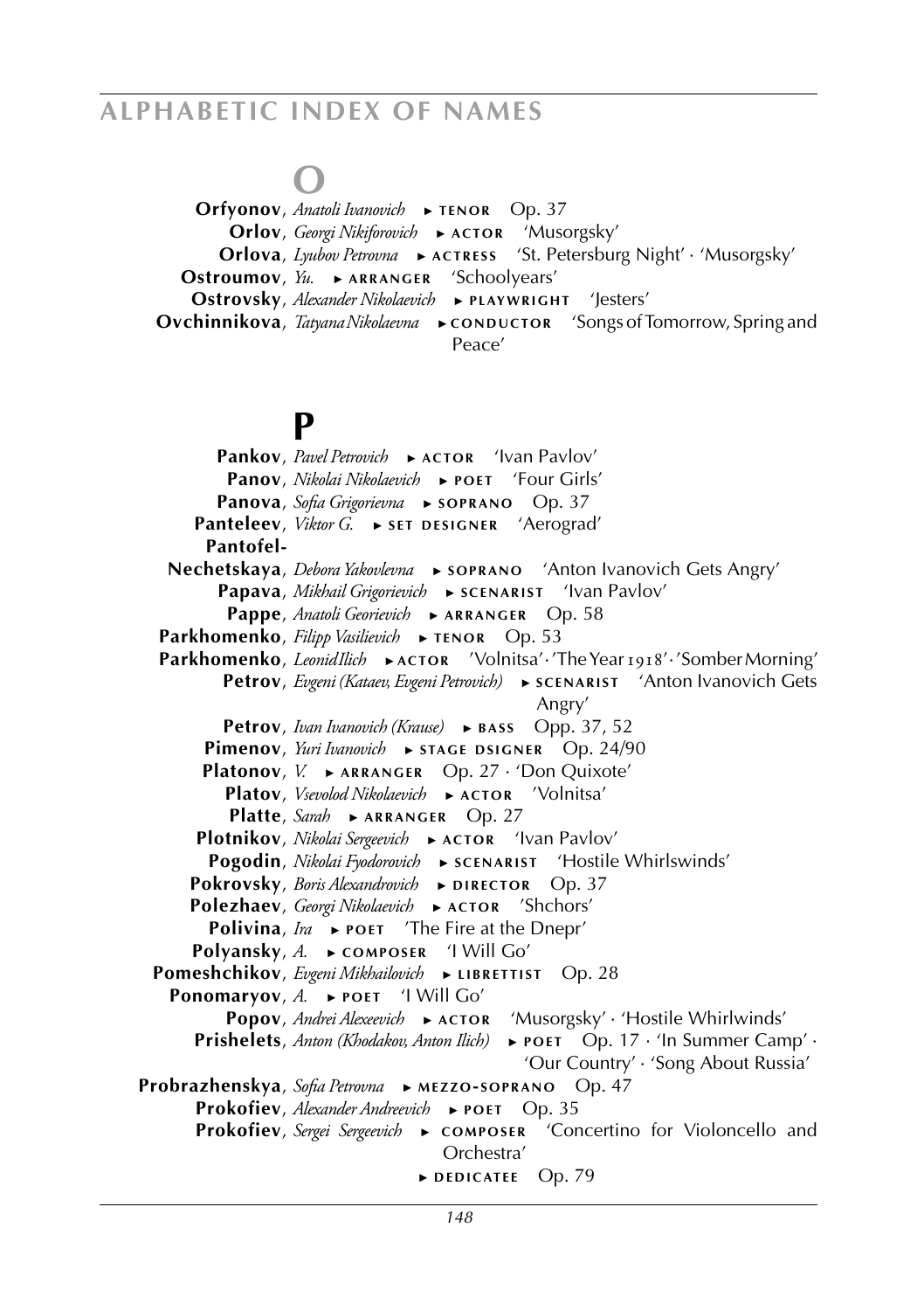# O

**Orfyonov**, *Anatoli Ivanovich* ► TENOR Op. 37
**Orlov**, *Georgi Nikiforovich* ► ACTOR 'Musorgsky'
**Orlova**, *Lyubov Petrovna* ► ACTRESS 'St. Petersburg Night' · 'Musorgsky'
**Ostroumov**, *Yu.* ► ARRANGER 'Schoolyears'
**Ostrovsky**, *Alexander Nikolaevich* ► PLAYWRIGHT 'Jesters'
**Ovchinnikova**, *Tatyana Nikolaevna* ► CONDUCTOR 'Songs of Tomorrow, Spring and Peace'

# P

**Pankov**, *Pavel Petrovich* ► ACTOR 'Ivan Pavlov'
**Panov**, *Nikolai Nikolaevich* ► POET 'Four Girls'
**Panova**, *Sofia Grigorievna* ► SOPRANO Op. 37
**Panteleev**, *Viktor G.* ► SET DESIGNER 'Aerograd'
**Pantofel-Nechetskaya**, *Debora Yakovlevna* ► SOPRANO 'Anton Ivanovich Gets Angry'
**Papava**, *Mikhail Grigorievich* ► SCENARIST 'Ivan Pavlov'
**Pappe**, *Anatoli Georievich* ► ARRANGER Op. 58
**Parkhomenko**, *Filipp Vasilievich* ► TENOR Op. 53
**Parkhomenko**, *Leonid Ilich* ► ACTOR 'Volnitsa' · 'The Year 1918' · 'Somber Morning'
**Petrov**, *Evgeni (Kataev, Evgeni Petrovich)* ► SCENARIST 'Anton Ivanovich Gets Angry'
**Petrov**, *Ivan Ivanovich (Krause)* ► BASS Opp. 37, 52
**Pimenov**, *Yuri Ivanovich* ► STAGE DSIGNER Op. 24/90
**Platonov**, *V.* ► ARRANGER Op. 27 · 'Don Quixote'
**Platov**, *Vsevolod Nikolaevich* ► ACTOR 'Volnitsa'
**Platte**, *Sarah* ► ARRANGER Op. 27
**Plotnikov**, *Nikolai Sergeevich* ► ACTOR 'Ivan Pavlov'
**Pogodin**, *Nikolai Fyodorovich* ► SCENARIST 'Hostile Whirlswinds'
**Pokrovsky**, *Boris Alexandrovich* ► DIRECTOR Op. 37
**Polezhaev**, *Georgi Nikolaevich* ► ACTOR 'Shchors'
**Polivina**, *Ira* ► POET 'The Fire at the Dnepr'
**Polyansky**, *A.* ► COMPOSER 'I Will Go'
**Pomeshchikov**, *Evgeni Mikhailovich* ► LIBRETTIST Op. 28
**Ponomaryov**, *A.* ► POET 'I Will Go'
**Popov**, *Andrei Alexeevich* ► ACTOR 'Musorgsky' · 'Hostile Whirlwinds'
**Prishelets**, *Anton (Khodakov, Anton Ilich)* ► POET Op. 17 · 'In Summer Camp' · 'Our Country' · 'Song About Russia'
**Probrazhenskya**, *Sofia Petrovna* ► MEZZO-SOPRANO Op. 47
**Prokofiev**, *Alexander Andreevich* ► POET Op. 35
**Prokofiev**, *Sergei Sergeevich* ► COMPOSER 'Concertino for Violoncello and Orchestra'
► DEDICATEE Op. 79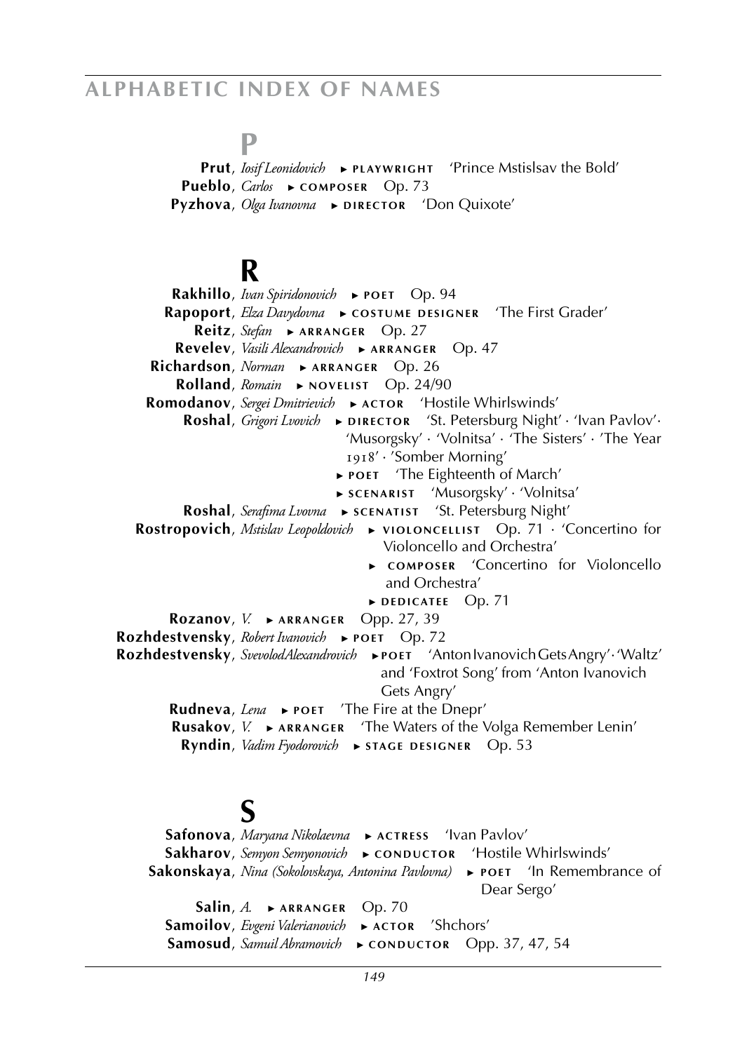## P

**Prut**, *Iosif Leonidovich* ► PLAYWRIGHT 'Prince Mstislsav the Bold'
**Pueblo**, *Carlos* ► COMPOSER Op. 73
**Pyzhova**, *Olga Ivanovna* ► DIRECTOR 'Don Quixote'

## R

**Rakhillo**, *Ivan Spiridonovich* ► POET Op. 94
**Rapoport**, *Elza Davydovna* ► COSTUME DESIGNER 'The First Grader'
**Reitz**, *Stefan* ► ARRANGER Op. 27
**Revelev**, *Vasili Alexandrovich* ► ARRANGER Op. 47
**Richardson**, *Norman* ► ARRANGER Op. 26
**Rolland**, *Romain* ► NOVELIST Op. 24/90
**Romodanov**, *Sergei Dmitrievich* ► ACTOR 'Hostile Whirlswinds'
**Roshal**, *Grigori Lvovich* ► DIRECTOR 'St. Petersburg Night' · 'Ivan Pavlov'· 'Musorgsky' · 'Volnitsa' · 'The Sisters' · 'The Year 1918' · 'Somber Morning'
► POET 'The Eighteenth of March'
► SCENARIST 'Musorgsky' · 'Volnitsa'
**Roshal**, *Serafima Lvovna* ► SCENATIST 'St. Petersburg Night'
**Rostropovich**, *Mstislav Leopoldovich* ► VIOLONCELLIST Op. 71 · 'Concertino for Violoncello and Orchestra'
► COMPOSER 'Concertino for Violoncello and Orchestra'
► DEDICATEE Op. 71
**Rozanov**, *V.* ► ARRANGER Opp. 27, 39
**Rozhdestvensky**, *Robert Ivanovich* ► POET Op. 72
**Rozhdestvensky**, *SvevolodAlexandrovich* ► POET 'AntonIvanovichGetsAngry'·'Waltz' and 'Foxtrot Song' from 'Anton Ivanovich Gets Angry'
**Rudneva**, *Lena* ► POET 'The Fire at the Dnepr'
**Rusakov**, *V.* ► ARRANGER 'The Waters of the Volga Remember Lenin'
**Ryndin**, *Vadim Fyodorovich* ► STAGE DESIGNER Op. 53

## S

**Safonova**, *Maryana Nikolaevna* ► ACTRESS 'Ivan Pavlov'
**Sakharov**, *Semyon Semyonovich* ► CONDUCTOR 'Hostile Whirlswinds'
**Sakonskaya**, *Nina (Sokolovskaya, Antonina Pavlovna)* ► POET 'In Remembrance of Dear Sergo'
**Salin**, *A.* ► ARRANGER Op. 70
**Samoilov**, *Evgeni Valerianovich* ► ACTOR 'Shchors'
**Samosud**, *Samuil Abramovich* ► CONDUCTOR Opp. 37, 47, 54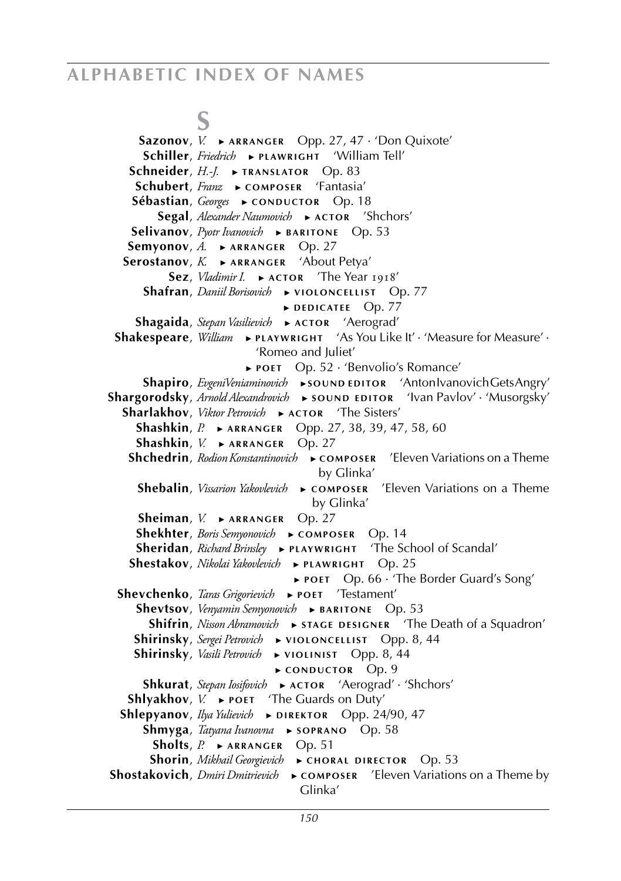## S

**Sazonov**, *V.* ► ARRANGER Opp. 27, 47 · 'Don Quixote'
**Schiller**, *Friedrich* ► PLAWRIGHT 'William Tell'
**Schneider**, *H.-J.* ► TRANSLATOR Op. 83
**Schubert**, *Franz* ► COMPOSER 'Fantasia'
**Sébastian**, *Georges* ► CONDUCTOR Op. 18
**Segal**, *Alexander Naumovich* ► ACTOR 'Shchors'
**Selivanov**, *Pyotr Ivanovich* ► BARITONE Op. 53
**Semyonov**, *A.* ► ARRANGER Op. 27
**Serostanov**, *K.* ► ARRANGER 'About Petya'
**Sez**, *Vladimir I.* ► ACTOR 'The Year 1918'
**Shafran**, *Daniil Borisovich* ► VIOLONCELLIST Op. 77
► DEDICATEE Op. 77
**Shagaida**, *Stepan Vasilievich* ► ACTOR 'Aerograd'
**Shakespeare**, *William* ► PLAYWRIGHT 'As You Like It' · 'Measure for Measure' · 'Romeo and Juliet'
► POET Op. 52 · 'Benvolio's Romance'
**Shapiro**, *EvgeniVeniaminovich* ► SOUND EDITOR 'AntonIvanovichGetsAngry'
**Shargorodsky**, *Arnold Alexandrovich* ► SOUND EDITOR 'Ivan Pavlov' · 'Musorgsky'
**Sharlakhov**, *Viktor Petrovich* ► ACTOR 'The Sisters'
**Shashkin**, *P.* ► ARRANGER Opp. 27, 38, 39, 47, 58, 60
**Shashkin**, *V.* ► ARRANGER Op. 27
**Shchedrin**, *Rodion Konstantinovich* ► COMPOSER 'Eleven Variations on a Theme by Glinka'
**Shebalin**, *Vissarion Yakovlevich* ► COMPOSER 'Eleven Variations on a Theme by Glinka'
**Sheiman**, *V.* ► ARRANGER Op. 27
**Shekhter**, *Boris Semyonovich* ► COMPOSER Op. 14
**Sheridan**, *Richard Brinsley* ► PLAYWRIGHT 'The School of Scandal'
**Shestakov**, *Nikolai Yakovlevich* ► PLAWRIGHT Op. 25
► POET Op. 66 · 'The Border Guard's Song'
**Shevchenko**, *Taras Grigorievich* ► POET 'Testament'
**Shevtsov**, *Venyamin Semyonovich* ► BARITONE Op. 53
**Shifrin**, *Nisson Abramovich* ► STAGE DESIGNER 'The Death of a Squadron'
**Shirinsky**, *Sergei Petrovich* ► VIOLONCELLIST Opp. 8, 44
**Shirinsky**, *Vasili Petrovich* ► VIOLINIST Opp. 8, 44
► CONDUCTOR Op. 9
**Shkurat**, *Stepan Iosifovich* ► ACTOR 'Aerograd' · 'Shchors'
**Shlyakhov**, *V.* ► POET 'The Guards on Duty'
**Shlepyanov**, *Ilya Yulievich* ► DIREKTOR Opp. 24/90, 47
**Shmyga**, *Tatyana Ivanovna* ► SOPRANO Op. 58
**Sholts**, *P.* ► ARRANGER Op. 51
**Shorin**, *Mikhail Georgievich* ► CHORAL DIRECTOR Op. 53
**Shostakovich**, *Dmiri Dmitrievich* ► COMPOSER 'Eleven Variations on a Theme by Glinka'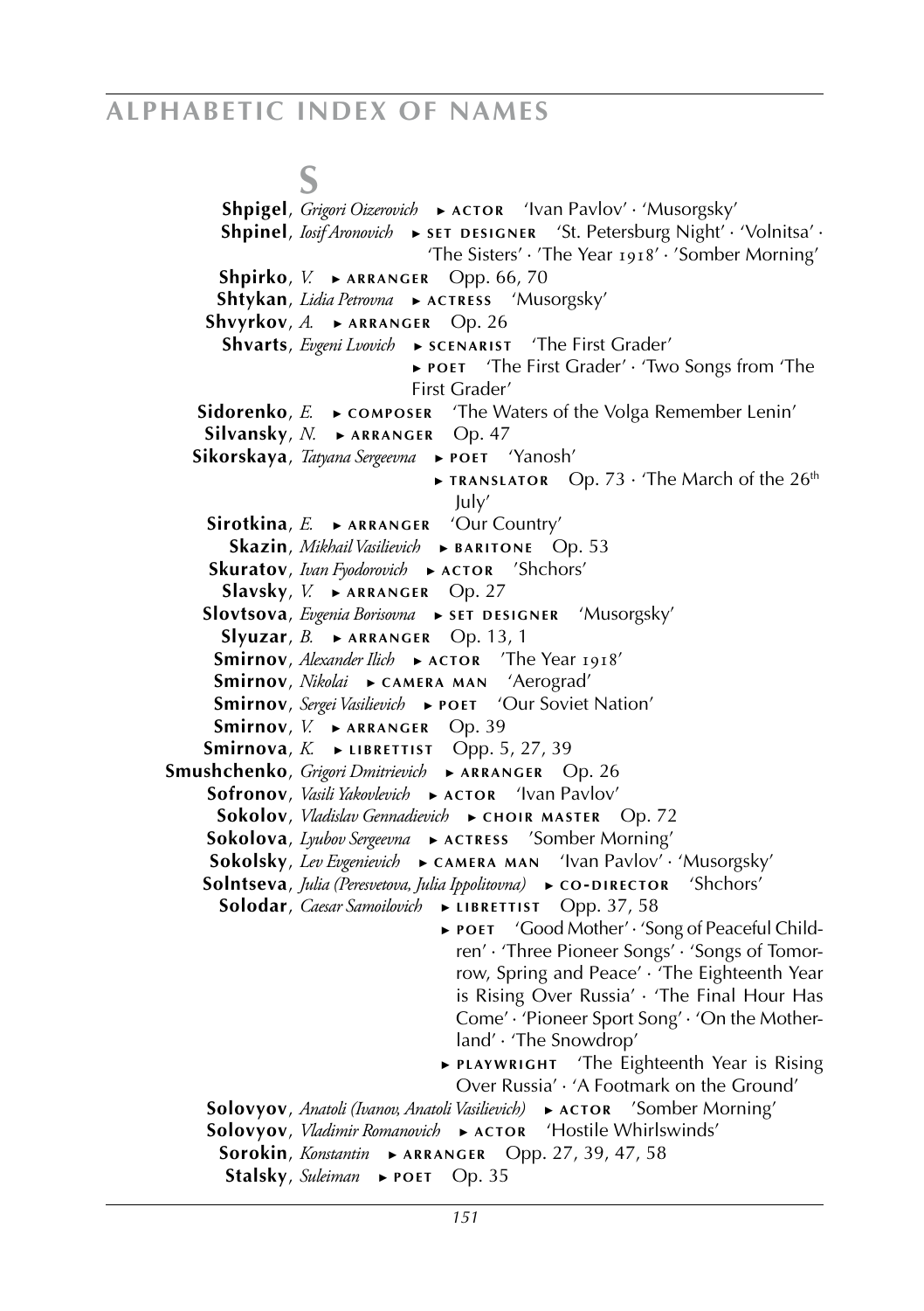# S

**Shpigel**, *Grigori Oizerovich* ► ACTOR 'Ivan Pavlov' · 'Musorgsky'

**Shpinel**, *Iosif Aronovich* ► SET DESIGNER 'St. Petersburg Night' · 'Volnitsa' · 'The Sisters' · 'The Year 1918' · 'Somber Morning'

**Shpirko**, *V.* ► ARRANGER Opp. 66, 70

**Shtykan**, *Lidia Petrovna* ► ACTRESS 'Musorgsky'

**Shvyrkov**, *A.* ► ARRANGER Op. 26

**Shvarts**, *Evgeni Lvovich* ► SCENARIST 'The First Grader'
► POET 'The First Grader' · 'Two Songs from 'The First Grader'

**Sidorenko**, *E.* ► COMPOSER 'The Waters of the Volga Remember Lenin'

**Silvansky**, *N.* ► ARRANGER Op. 47

**Sikorskaya**, *Tatyana Sergeevna* ► POET 'Yanosh'
► TRANSLATOR Op. 73 · 'The March of the 26th July'

**Sirotkina**, *E.* ► ARRANGER 'Our Country'

**Skazin**, *Mikhail Vasilievich* ► BARITONE Op. 53

**Skuratov**, *Ivan Fyodorovich* ► ACTOR 'Shchors'

**Slavsky**, *V.* ► ARRANGER Op. 27

**Slovtsova**, *Evgenia Borisovna* ► SET DESIGNER 'Musorgsky'

**Slyuzar**, *B.* ► ARRANGER Op. 13, 1

**Smirnov**, *Alexander Ilich* ► ACTOR 'The Year 1918'

**Smirnov**, *Nikolai* ► CAMERA MAN 'Aerograd'

**Smirnov**, *Sergei Vasilievich* ► POET 'Our Soviet Nation'

**Smirnov**, *V.* ► ARRANGER Op. 39

**Smirnova**, *K.* ► LIBRETTIST Opp. 5, 27, 39

**Smushchenko**, *Grigori Dmitrievich* ► ARRANGER Op. 26

**Sofronov**, *Vasili Yakovlevich* ► ACTOR 'Ivan Pavlov'

**Sokolov**, *Vladislav Gennadievich* ► CHOIR MASTER Op. 72

**Sokolova**, *Lyubov Sergeevna* ► ACTRESS 'Somber Morning'

**Sokolsky**, *Lev Evgenievich* ► CAMERA MAN 'Ivan Pavlov' · 'Musorgsky'

**Solntseva**, *Julia (Peresvetova, Julia Ippolitovna)* ► CO-DIRECTOR 'Shchors'

**Solodar**, *Caesar Samoilovich* ► LIBRETTIST Opp. 37, 58
► POET 'Good Mother' · 'Song of Peaceful Children' · 'Three Pioneer Songs' · 'Songs of Tomorrow, Spring and Peace' · 'The Eighteenth Year is Rising Over Russia' · 'The Final Hour Has Come' · 'Pioneer Sport Song' · 'On the Motherland' · 'The Snowdrop'
► PLAYWRIGHT 'The Eighteenth Year is Rising Over Russia' · 'A Footmark on the Ground'

**Solovyov**, *Anatoli (Ivanov, Anatoli Vasilievich)* ► ACTOR 'Somber Morning'

**Solovyov**, *Vladimir Romanovich* ► ACTOR 'Hostile Whirlswinds'

**Sorokin**, *Konstantin* ► ARRANGER Opp. 27, 39, 47, 58

**Stalsky**, *Suleiman* ► POET Op. 35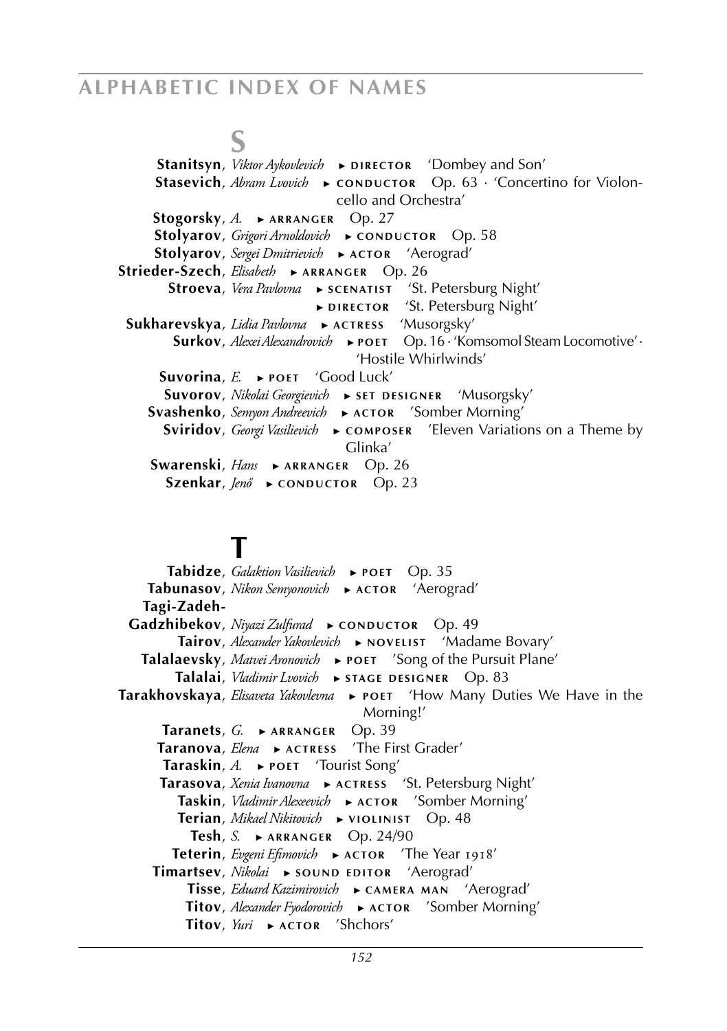## S

**Stanitsyn**, *Viktor Aykovlevich* ► DIRECTOR 'Dombey and Son'
**Stasevich**, *Abram Lvovich* ► CONDUCTOR Op. 63 · 'Concertino for Violoncello and Orchestra'
**Stogorsky**, *A.* ► ARRANGER Op. 27
**Stolyarov**, *Grigori Arnoldovich* ► CONDUCTOR Op. 58
**Stolyarov**, *Sergei Dmitrievich* ► ACTOR 'Aerograd'
**Strieder-Szech**, *Elisabeth* ► ARRANGER Op. 26
**Stroeva**, *Vera Pavlovna* ► SCENATIST 'St. Petersburg Night' ► DIRECTOR 'St. Petersburg Night'
**Sukharevskya**, *Lidia Pavlovna* ► ACTRESS 'Musorgsky'
**Surkov**, *Alexei Alexandrovich* ► POET Op. 16 · 'Komsomol Steam Locomotive' · 'Hostile Whirlwinds'
**Suvorina**, *E.* ► POET 'Good Luck'
**Suvorov**, *Nikolai Georgievich* ► SET DESIGNER 'Musorgsky'
**Svashenko**, *Semyon Andreevich* ► ACTOR 'Somber Morning'
**Sviridov**, *Georgi Vasilievich* ► COMPOSER 'Eleven Variations on a Theme by Glinka'
**Swarenski**, *Hans* ► ARRANGER Op. 26
**Szenkar**, *Jenő* ► CONDUCTOR Op. 23

## T

**Tabidze**, *Galaktion Vasilievich* ► POET Op. 35
**Tabunasov**, *Nikon Semyonovich* ► ACTOR 'Aerograd'
**Tagi-Zadeh-Gadzhibekov**, *Niyazi Zulfurad* ► CONDUCTOR Op. 49
**Tairov**, *Alexander Yakovlevich* ► NOVELIST 'Madame Bovary'
**Talalaevsky**, *Matvei Aronovich* ► POET 'Song of the Pursuit Plane'
**Talalai**, *Vladimir Lvovich* ► STAGE DESIGNER Op. 83
**Tarakhovskaya**, *Elisaveta Yakovlevna* ► POET 'How Many Duties We Have in the Morning!'
**Taranets**, *G.* ► ARRANGER Op. 39
**Taranova**, *Elena* ► ACTRESS 'The First Grader'
**Taraskin**, *A.* ► POET 'Tourist Song'
**Tarasova**, *Xenia Ivanovna* ► ACTRESS 'St. Petersburg Night'
**Taskin**, *Vladimir Alexeevich* ► ACTOR 'Somber Morning'
**Terian**, *Mikael Nikitovich* ► VIOLINIST Op. 48
**Tesh**, *S.* ► ARRANGER Op. 24/90
**Teterin**, *Evgeni Efimovich* ► ACTOR 'The Year 1918'
**Timartsev**, *Nikolai* ► SOUND EDITOR 'Aerograd'
**Tisse**, *Eduard Kazimirovich* ► CAMERA MAN 'Aerograd'
**Titov**, *Alexander Fyodorovich* ► ACTOR 'Somber Morning'
**Titov**, *Yuri* ► ACTOR 'Shchors'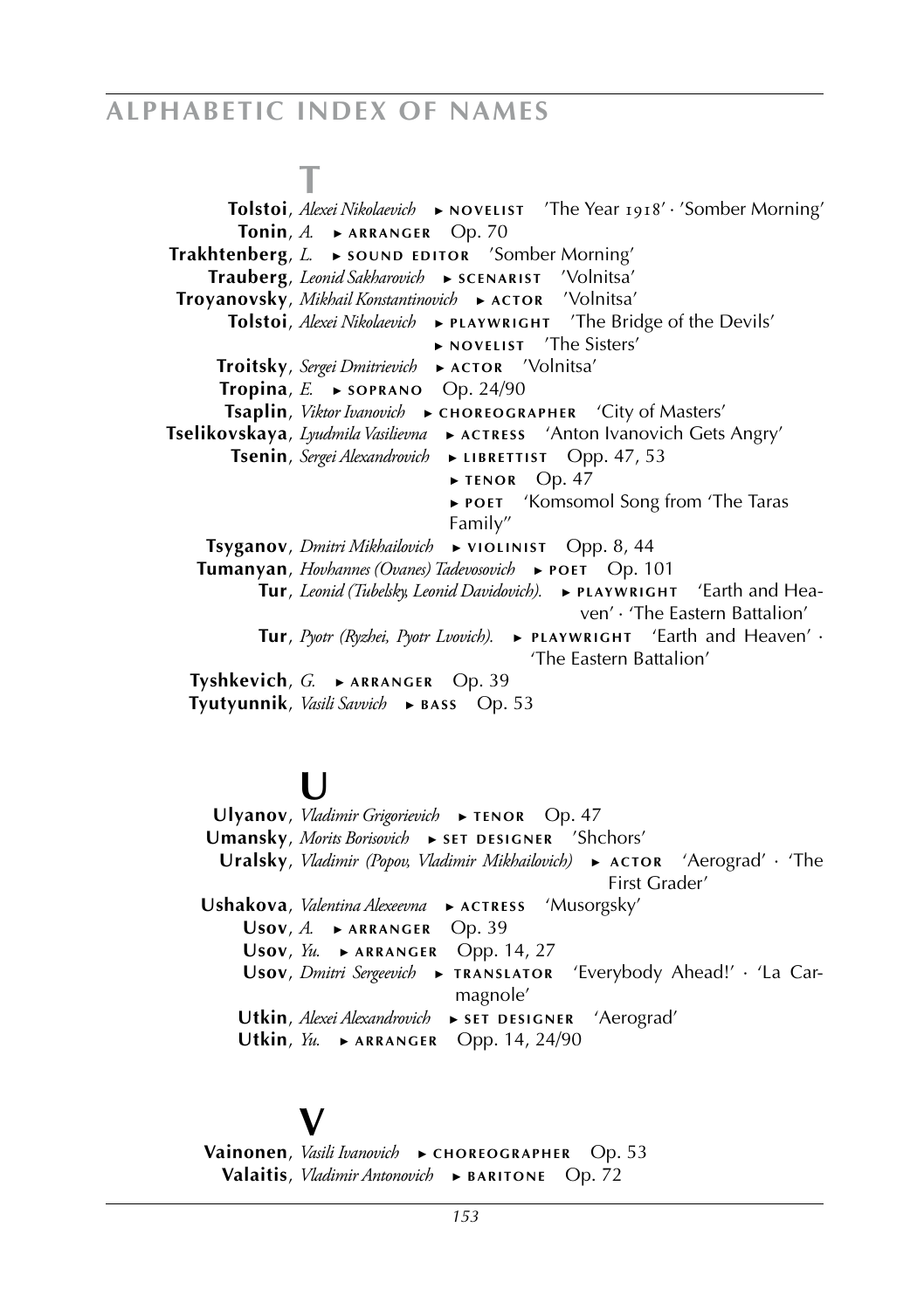## T

**Tolstoi**, *Alexei Nikolaevich* ► NOVELIST 'The Year 1918' · 'Somber Morning'
**Tonin**, *A.* ► ARRANGER Op. 70
**Trakhtenberg**, *L.* ► SOUND EDITOR 'Somber Morning'
**Trauberg**, *Leonid Sakharovich* ► SCENARIST 'Volnitsa'
**Troyanovsky**, *Mikhail Konstantinovich* ► ACTOR 'Volnitsa'
**Tolstoi**, *Alexei Nikolaevich* ► PLAYWRIGHT 'The Bridge of the Devils'
► NOVELIST 'The Sisters'
**Troitsky**, *Sergei Dmitrievich* ► ACTOR 'Volnitsa'
**Tropina**, *E.* ► SOPRANO Op. 24/90
**Tsaplin**, *Viktor Ivanovich* ► CHOREOGRAPHER 'City of Masters'
**Tselikovskaya**, *Lyudmila Vasilievna* ► ACTRESS 'Anton Ivanovich Gets Angry'
**Tsenin**, *Sergei Alexandrovich* ► LIBRETTIST Opp. 47, 53
► TENOR Op. 47
► POET 'Komsomol Song from 'The Taras Family''
**Tsyganov**, *Dmitri Mikhailovich* ► VIOLINIST Opp. 8, 44
**Tumanyan**, *Hovhannes (Ovanes) Tadevosovich* ► POET Op. 101
**Tur**, *Leonid (Tubelsky, Leonid Davidovich).* ► PLAYWRIGHT 'Earth and Heaven' · 'The Eastern Battalion'
**Tur**, *Pyotr (Ryzhei, Pyotr Lvovich).* ► PLAYWRIGHT 'Earth and Heaven' · 'The Eastern Battalion'
**Tyshkevich**, *G.* ► ARRANGER Op. 39
**Tyutyunnik**, *Vasili Savvich* ► BASS Op. 53

## U

**Ulyanov**, *Vladimir Grigorievich* ► TENOR Op. 47
**Umansky**, *Morits Borisovich* ► SET DESIGNER 'Shchors'
**Uralsky**, *Vladimir (Popov, Vladimir Mikhailovich)* ► ACTOR 'Aerograd' · 'The First Grader'
**Ushakova**, *Valentina Alexeevna* ► ACTRESS 'Musorgsky'
**Usov**, *A.* ► ARRANGER Op. 39
**Usov**, *Yu.* ► ARRANGER Opp. 14, 27
**Usov**, *Dmitri Sergeevich* ► TRANSLATOR 'Everybody Ahead!' · 'La Carmagnole'
**Utkin**, *Alexei Alexandrovich* ► SET DESIGNER 'Aerograd'
**Utkin**, *Yu.* ► ARRANGER Opp. 14, 24/90

## V

**Vainonen**, *Vasili Ivanovich* ► CHOREOGRAPHER Op. 53
**Valaitis**, *Vladimir Antonovich* ► BARITONE Op. 72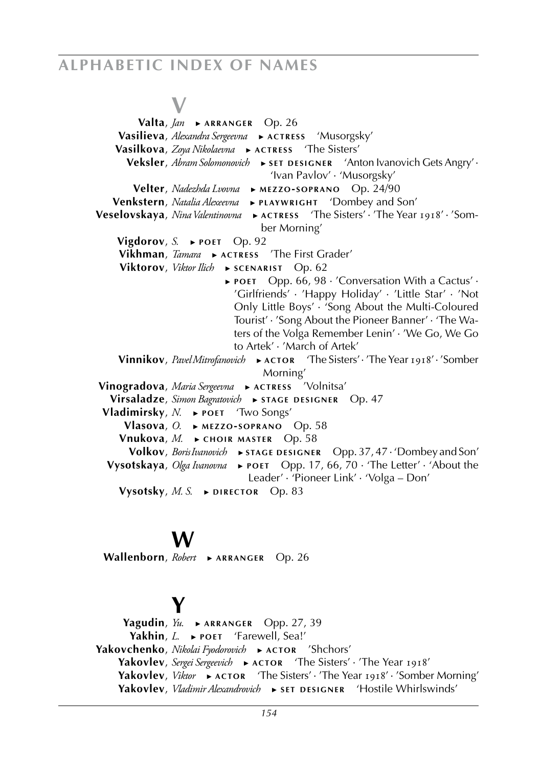## V

**Valta**, *Jan* ▸ ARRANGER Op. 26
**Vasilieva**, *Alexandra Sergeevna* ▸ ACTRESS 'Musorgsky'
**Vasilkova**, *Zoya Nikolaevna* ▸ ACTRESS 'The Sisters'
**Veksler**, *Abram Solomonovich* ▸ SET DESIGNER 'Anton Ivanovich Gets Angry' · 'Ivan Pavlov' · 'Musorgsky'
**Velter**, *Nadezhda Lvovna* ▸ MEZZO-SOPRANO Op. 24/90
**Venkstern**, *Natalia Alexeevna* ▸ PLAYWRIGHT 'Dombey and Son'
**Veselovskaya**, *Nina Valentinovna* ▸ ACTRESS 'The Sisters' · 'The Year 1918' · 'Somber Morning'
**Vigdorov**, *S.* ▸ POET Op. 92
**Vikhman**, *Tamara* ▸ ACTRESS 'The First Grader'
**Viktorov**, *Viktor Ilich* ▸ SCENARIST Op. 62
▸ POET Opp. 66, 98 · 'Conversation With a Cactus' · 'Girlfriends' · 'Happy Holiday' · 'Little Star' · 'Not Only Little Boys' · 'Song About the Multi-Coloured Tourist' · 'Song About the Pioneer Banner' · 'The Waters of the Volga Remember Lenin' · 'We Go, We Go to Artek' · 'March of Artek'
**Vinnikov**, *Pavel Mitrofanovich* ▸ ACTOR 'The Sisters' · 'The Year 1918' · 'Somber Morning'
**Vinogradova**, *Maria Sergeevna* ▸ ACTRESS 'Volnitsa'
**Virsaladze**, *Simon Bagratovich* ▸ STAGE DESIGNER Op. 47
**Vladimirsky**, *N.* ▸ POET 'Two Songs'
**Vlasova**, *O.* ▸ MEZZO-SOPRANO Op. 58
**Vnukova**, *M.* ▸ CHOIR MASTER Op. 58
**Volkov**, *Boris Ivanovich* ▸ STAGE DESIGNER Opp. 37, 47 · 'Dombey and Son'
**Vysotskaya**, *Olga Ivanovna* ▸ POET Opp. 17, 66, 70 · 'The Letter' · 'About the Leader' · 'Pioneer Link' · 'Volga – Don'
**Vysotsky**, *M. S.* ▸ DIRECTOR Op. 83

## W

**Wallenborn**, *Robert* ▸ ARRANGER Op. 26

## Y

**Yagudin**, *Yu.* ▸ ARRANGER Opp. 27, 39
**Yakhin**, *L.* ▸ POET 'Farewell, Sea!'
**Yakovchenko**, *Nikolai Fyodorovich* ▸ ACTOR 'Shchors'
**Yakovlev**, *Sergei Sergeevich* ▸ ACTOR 'The Sisters' · 'The Year 1918'
**Yakovlev**, *Viktor* ▸ ACTOR 'The Sisters' · 'The Year 1918' · 'Somber Morning'
**Yakovlev**, *Vladimir Alexandrovich* ▸ SET DESIGNER 'Hostile Whirlswinds'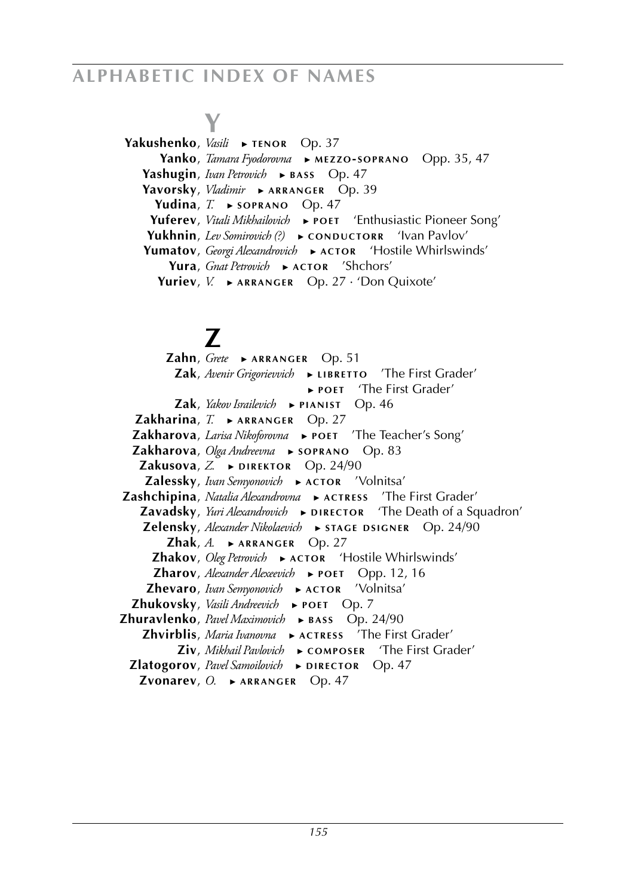## Y

**Yakushenko**, *Vasili* ► TENOR Op. 37
**Yanko**, *Tamara Fyodorovna* ► MEZZO-SOPRANO Opp. 35, 47
**Yashugin**, *Ivan Petrovich* ► BASS Op. 47
**Yavorsky**, *Vladimir* ► ARRANGER Op. 39
**Yudina**, *T.* ► SOPRANO Op. 47
**Yuferev**, *Vitali Mikhailovich* ► POET 'Enthusiastic Pioneer Song'
**Yukhnin**, *Lev Somirovich (?)* ► CONDUCTORR 'Ivan Pavlov'
**Yumatov**, *Georgi Alexandrovich* ► ACTOR 'Hostile Whirlswinds'
**Yura**, *Gnat Petrovich* ► ACTOR 'Shchors'
**Yuriev**, *V.* ► ARRANGER Op. 27 · 'Don Quixote'

## Z

**Zahn**, *Grete* ► ARRANGER Op. 51
**Zak**, *Avenir Grigorievvich* ► LIBRETTO 'The First Grader'
► POET 'The First Grader'
**Zak**, *Yakov Israilevich* ► PIANIST Op. 46
**Zakharina**, *T.* ► ARRANGER Op. 27
**Zakharova**, *Larisa Nikoforovna* ► POET 'The Teacher's Song'
**Zakharova**, *Olga Andreevna* ► SOPRANO Op. 83
**Zakusova**, *Z.* ► DIREKTOR Op. 24/90
**Zalessky**, *Ivan Semyonovich* ► ACTOR 'Volnitsa'
**Zashchipina**, *Natalia Alexandrovna* ► ACTRESS 'The First Grader'
**Zavadsky**, *Yuri Alexandrovich* ► DIRECTOR 'The Death of a Squadron'
**Zelensky**, *Alexander Nikolaevich* ► STAGE DSIGNER Op. 24/90
**Zhak**, *A.* ► ARRANGER Op. 27
**Zhakov**, *Oleg Petrovich* ► ACTOR 'Hostile Whirlswinds'
**Zharov**, *Alexander Alexeevich* ► POET Opp. 12, 16
**Zhevaro**, *Ivan Semyonovich* ► ACTOR 'Volnitsa'
**Zhukovsky**, *Vasili Andreevich* ► POET Op. 7
**Zhuravlenko**, *Pavel Maximovich* ► BASS Op. 24/90
**Zhvirblis**, *Maria Ivanovna* ► ACTRESS 'The First Grader'
**Ziv**, *Mikhail Pavlovich* ► COMPOSER 'The First Grader'
**Zlatogorov**, *Pavel Samoilovich* ► DIRECTOR Op. 47
**Zvonarev**, *O.* ► ARRANGER Op. 47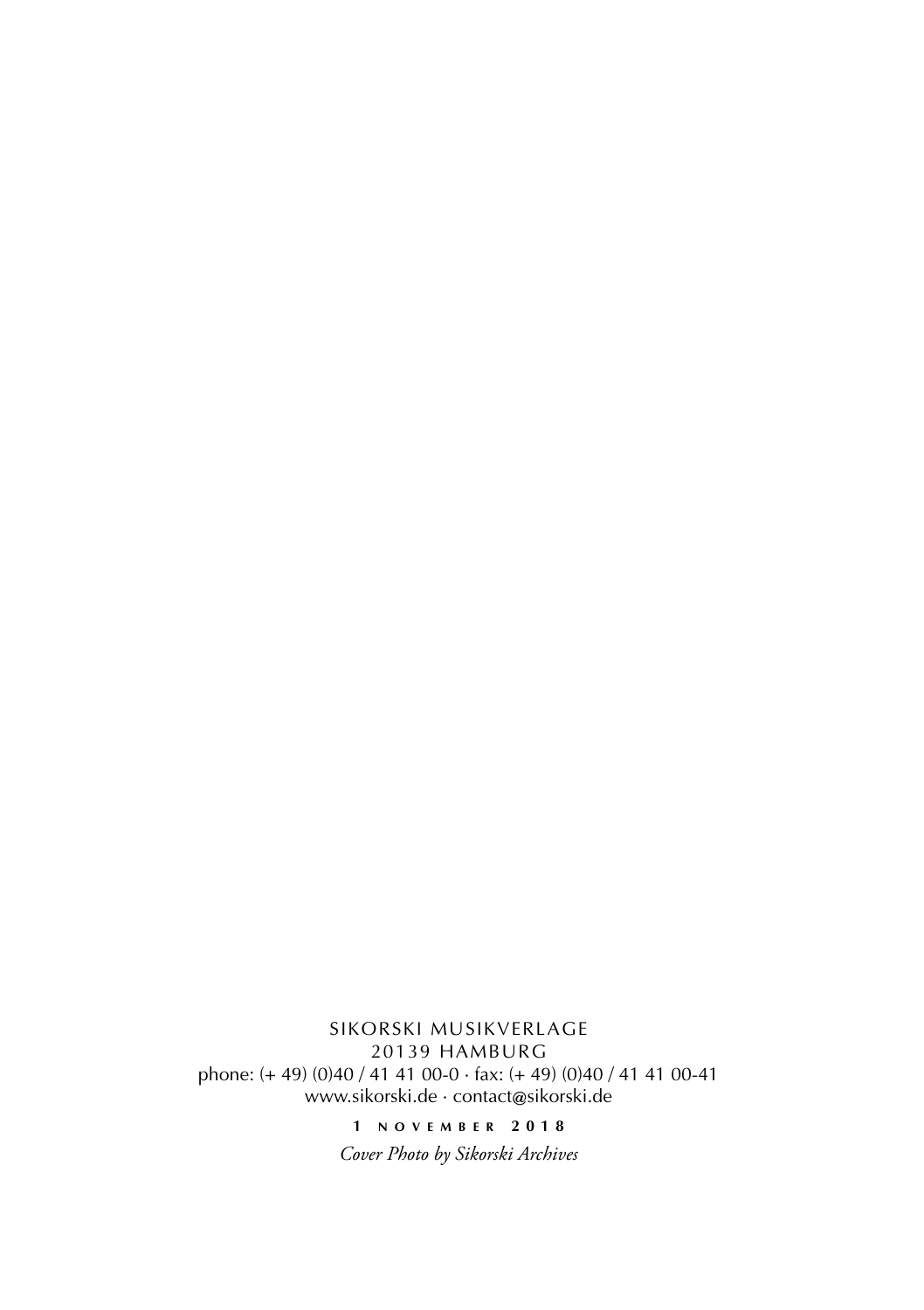SIKORSKI MUSIKVERLAGE
20139 HAMBURG
phone: (+ 49) (0)40 / 41 41 00-0 · fax: (+ 49) (0)40 / 41 41 00-41
www.sikorski.de · contact@sikorski.de

**1 NOVEMBER 2018**

*Cover Photo by Sikorski Archives*